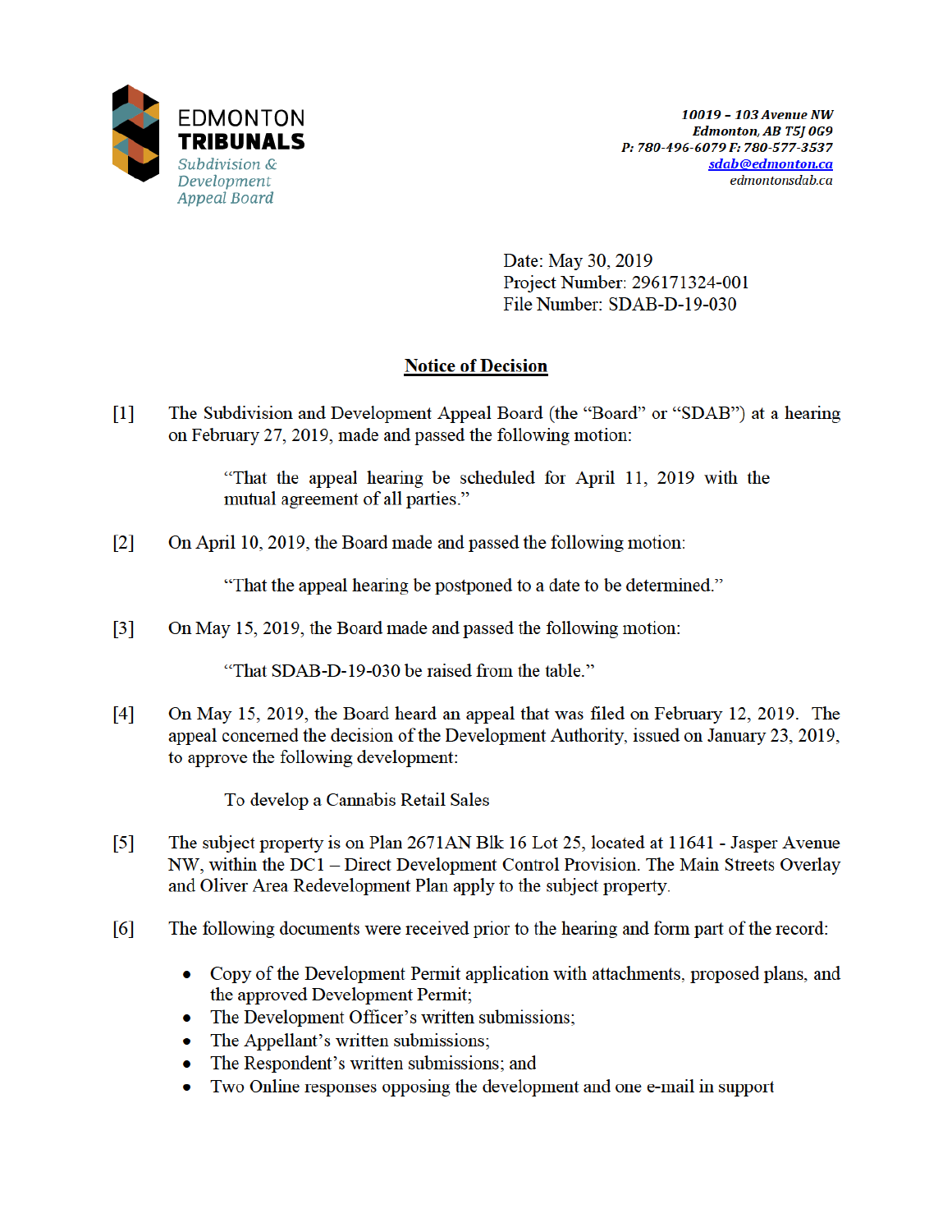EDMONTON
**TRIBUNALS**
*Subdivision & Development Appeal Board*

***10019 – 103 Avenue NW***
***Edmonton, AB T5J 0G9***
***P: 780-496-6079 F: 780-577-3537***
***sdab@edmonton.ca***
*edmontonsdab.ca*

Date: May 30, 2019
Project Number: 296171324-001
File Number: SDAB-D-19-030

# Notice of Decision

[1] The Subdivision and Development Appeal Board (the "Board" or "SDAB") at a hearing on February 27, 2019, made and passed the following motion:

> "That the appeal hearing be scheduled for April 11, 2019 with the mutual agreement of all parties."

[2] On April 10, 2019, the Board made and passed the following motion:

> "That the appeal hearing be postponed to a date to be determined."

[3] On May 15, 2019, the Board made and passed the following motion:

> "That SDAB-D-19-030 be raised from the table."

[4] On May 15, 2019, the Board heard an appeal that was filed on February 12, 2019. The appeal concerned the decision of the Development Authority, issued on January 23, 2019, to approve the following development:

> To develop a Cannabis Retail Sales

[5] The subject property is on Plan 2671AN Blk 16 Lot 25, located at 11641 - Jasper Avenue NW, within the DC1 – Direct Development Control Provision. The Main Streets Overlay and Oliver Area Redevelopment Plan apply to the subject property.

[6] The following documents were received prior to the hearing and form part of the record:

- Copy of the Development Permit application with attachments, proposed plans, and the approved Development Permit;
- The Development Officer's written submissions;
- The Appellant's written submissions;
- The Respondent's written submissions; and
- Two Online responses opposing the development and one e-mail in support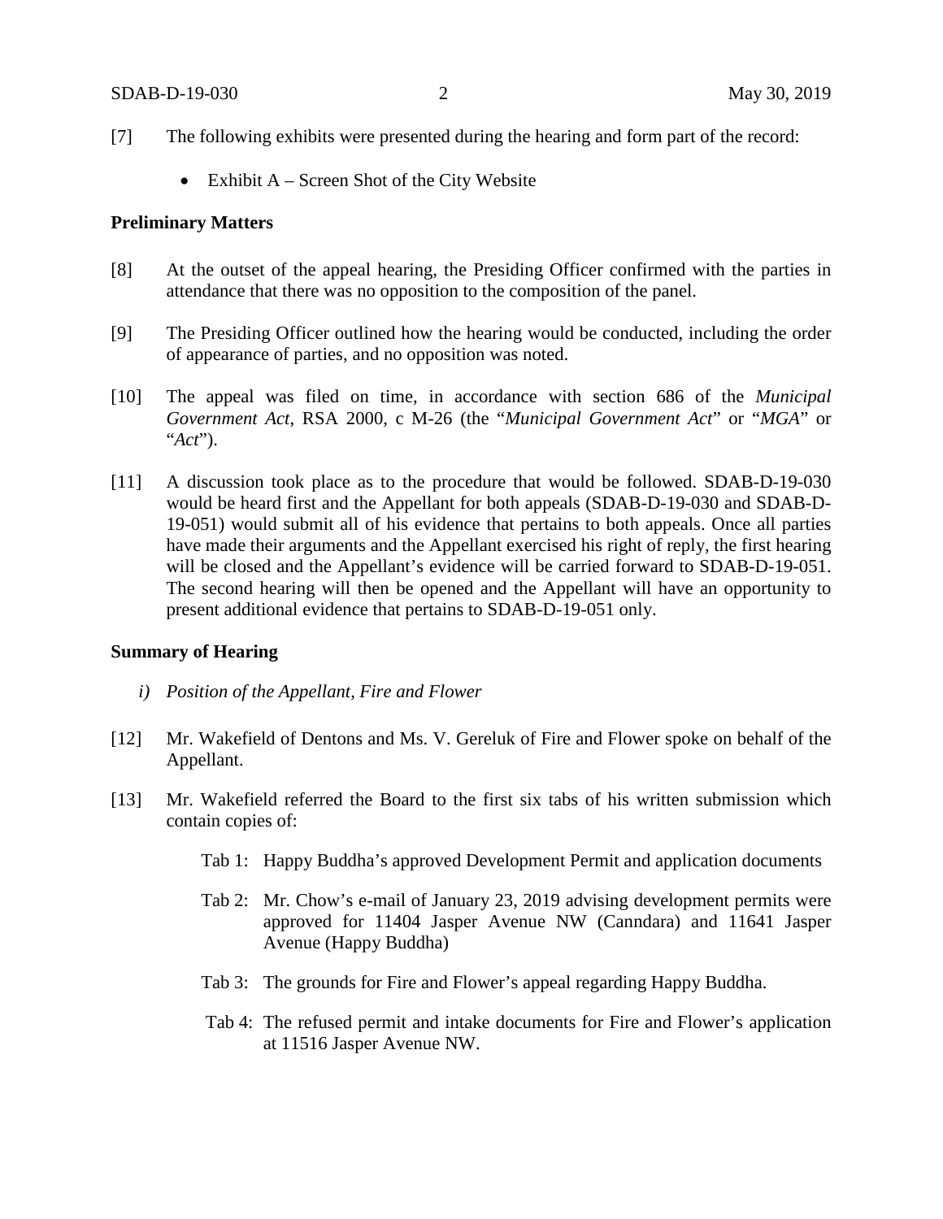[7] The following exhibits were presented during the hearing and form part of the record:

- Exhibit A – Screen Shot of the City Website

**Preliminary Matters**

[8] At the outset of the appeal hearing, the Presiding Officer confirmed with the parties in attendance that there was no opposition to the composition of the panel.

[9] The Presiding Officer outlined how the hearing would be conducted, including the order of appearance of parties, and no opposition was noted.

[10] The appeal was filed on time, in accordance with section 686 of the *Municipal Government Act*, RSA 2000, c M-26 (the "*Municipal Government Act*" or "*MGA*" or "*Act*").

[11] A discussion took place as to the procedure that would be followed. SDAB-D-19-030 would be heard first and the Appellant for both appeals (SDAB-D-19-030 and SDAB-D-19-051) would submit all of his evidence that pertains to both appeals. Once all parties have made their arguments and the Appellant exercised his right of reply, the first hearing will be closed and the Appellant's evidence will be carried forward to SDAB-D-19-051. The second hearing will then be opened and the Appellant will have an opportunity to present additional evidence that pertains to SDAB-D-19-051 only.

**Summary of Hearing**

*i) Position of the Appellant, Fire and Flower*

[12] Mr. Wakefield of Dentons and Ms. V. Gereluk of Fire and Flower spoke on behalf of the Appellant.

[13] Mr. Wakefield referred the Board to the first six tabs of his written submission which contain copies of:

Tab 1: Happy Buddha's approved Development Permit and application documents

Tab 2: Mr. Chow's e-mail of January 23, 2019 advising development permits were approved for 11404 Jasper Avenue NW (Canndara) and 11641 Jasper Avenue (Happy Buddha)

Tab 3: The grounds for Fire and Flower's appeal regarding Happy Buddha.

Tab 4: The refused permit and intake documents for Fire and Flower's application at 11516 Jasper Avenue NW.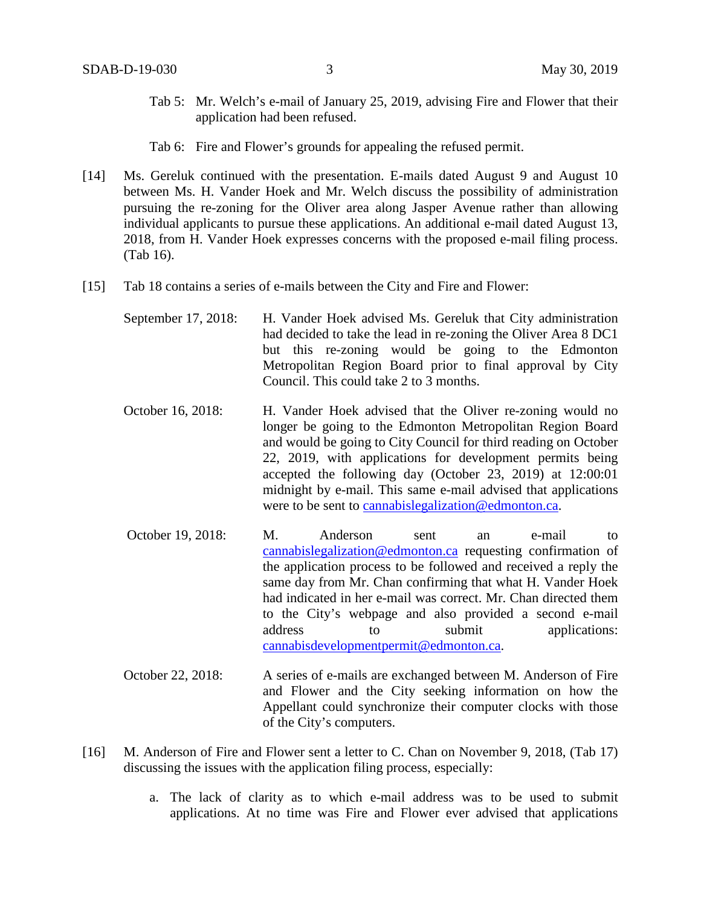Tab 5: Mr. Welch's e-mail of January 25, 2019, advising Fire and Flower that their application had been refused.

Tab 6: Fire and Flower's grounds for appealing the refused permit.

[14] Ms. Gereluk continued with the presentation. E-mails dated August 9 and August 10 between Ms. H. Vander Hoek and Mr. Welch discuss the possibility of administration pursuing the re-zoning for the Oliver area along Jasper Avenue rather than allowing individual applicants to pursue these applications. An additional e-mail dated August 13, 2018, from H. Vander Hoek expresses concerns with the proposed e-mail filing process. (Tab 16).

[15] Tab 18 contains a series of e-mails between the City and Fire and Flower:

September 17, 2018: H. Vander Hoek advised Ms. Gereluk that City administration had decided to take the lead in re-zoning the Oliver Area 8 DC1 but this re-zoning would be going to the Edmonton Metropolitan Region Board prior to final approval by City Council. This could take 2 to 3 months.

October 16, 2018: H. Vander Hoek advised that the Oliver re-zoning would no longer be going to the Edmonton Metropolitan Region Board and would be going to City Council for third reading on October 22, 2019, with applications for development permits being accepted the following day (October 23, 2019) at 12:00:01 midnight by e-mail. This same e-mail advised that applications were to be sent to cannabislegalization@edmonton.ca.

October 19, 2018: M. Anderson sent an e-mail to cannabislegalization@edmonton.ca requesting confirmation of the application process to be followed and received a reply the same day from Mr. Chan confirming that what H. Vander Hoek had indicated in her e-mail was correct. Mr. Chan directed them to the City's webpage and also provided a second e-mail address to submit applications: cannabisdevelopmentpermit@edmonton.ca.

October 22, 2018: A series of e-mails are exchanged between M. Anderson of Fire and Flower and the City seeking information on how the Appellant could synchronize their computer clocks with those of the City's computers.

[16] M. Anderson of Fire and Flower sent a letter to C. Chan on November 9, 2018, (Tab 17) discussing the issues with the application filing process, especially:

a. The lack of clarity as to which e-mail address was to be used to submit applications. At no time was Fire and Flower ever advised that applications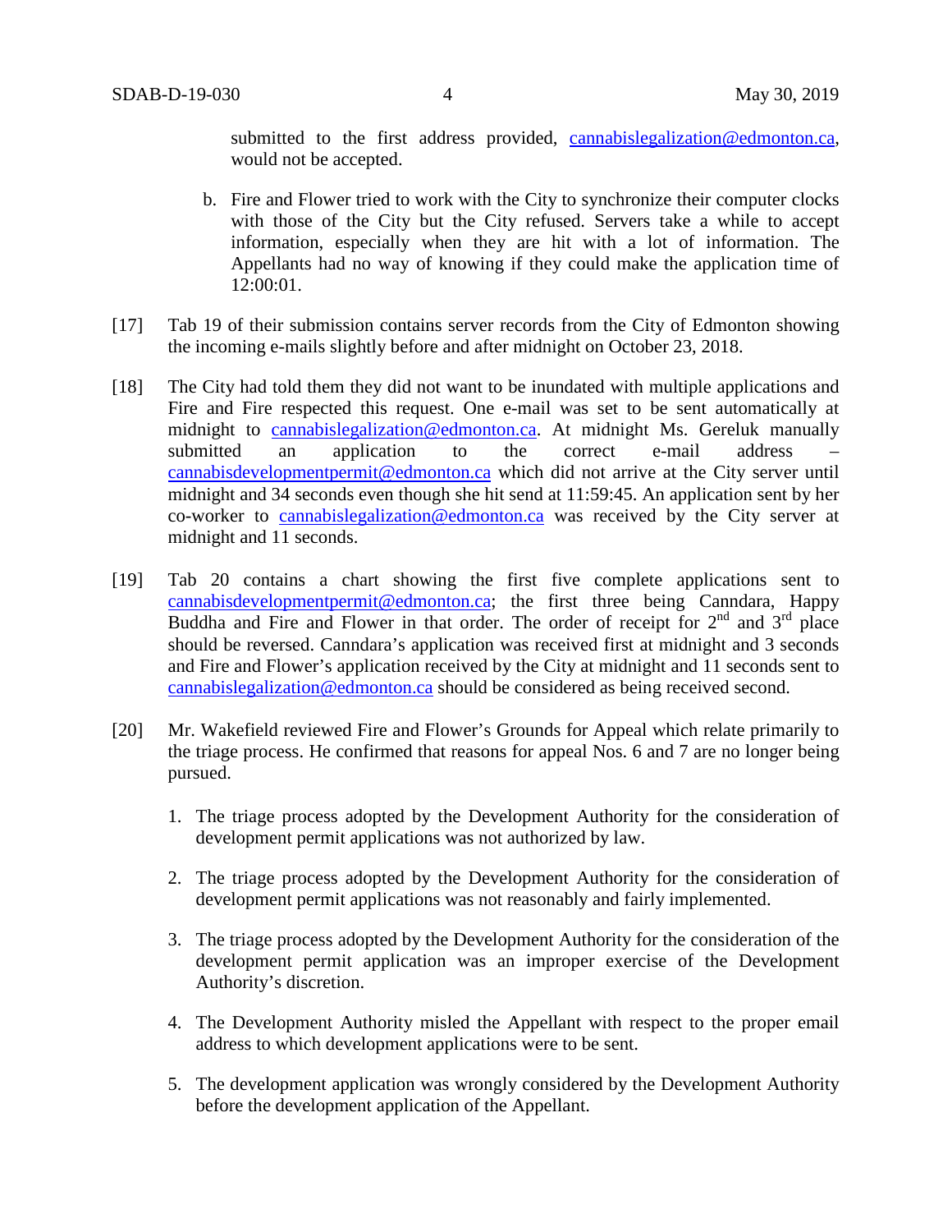submitted to the first address provided, cannabislegalization@edmonton.ca, would not be accepted.

b. Fire and Flower tried to work with the City to synchronize their computer clocks with those of the City but the City refused. Servers take a while to accept information, especially when they are hit with a lot of information. The Appellants had no way of knowing if they could make the application time of 12:00:01.

[17] Tab 19 of their submission contains server records from the City of Edmonton showing the incoming e-mails slightly before and after midnight on October 23, 2018.

[18] The City had told them they did not want to be inundated with multiple applications and Fire and Fire respected this request. One e-mail was set to be sent automatically at midnight to cannabislegalization@edmonton.ca. At midnight Ms. Gereluk manually submitted an application to the correct e-mail address – cannabisdevelopmentpermit@edmonton.ca which did not arrive at the City server until midnight and 34 seconds even though she hit send at 11:59:45. An application sent by her co-worker to cannabislegalization@edmonton.ca was received by the City server at midnight and 11 seconds.

[19] Tab 20 contains a chart showing the first five complete applications sent to cannabisdevelopmentpermit@edmonton.ca; the first three being Canndara, Happy Buddha and Fire and Flower in that order. The order of receipt for 2nd and 3rd place should be reversed. Canndara's application was received first at midnight and 3 seconds and Fire and Flower's application received by the City at midnight and 11 seconds sent to cannabislegalization@edmonton.ca should be considered as being received second.

[20] Mr. Wakefield reviewed Fire and Flower's Grounds for Appeal which relate primarily to the triage process. He confirmed that reasons for appeal Nos. 6 and 7 are no longer being pursued.

1. The triage process adopted by the Development Authority for the consideration of development permit applications was not authorized by law.

2. The triage process adopted by the Development Authority for the consideration of development permit applications was not reasonably and fairly implemented.

3. The triage process adopted by the Development Authority for the consideration of the development permit application was an improper exercise of the Development Authority's discretion.

4. The Development Authority misled the Appellant with respect to the proper email address to which development applications were to be sent.

5. The development application was wrongly considered by the Development Authority before the development application of the Appellant.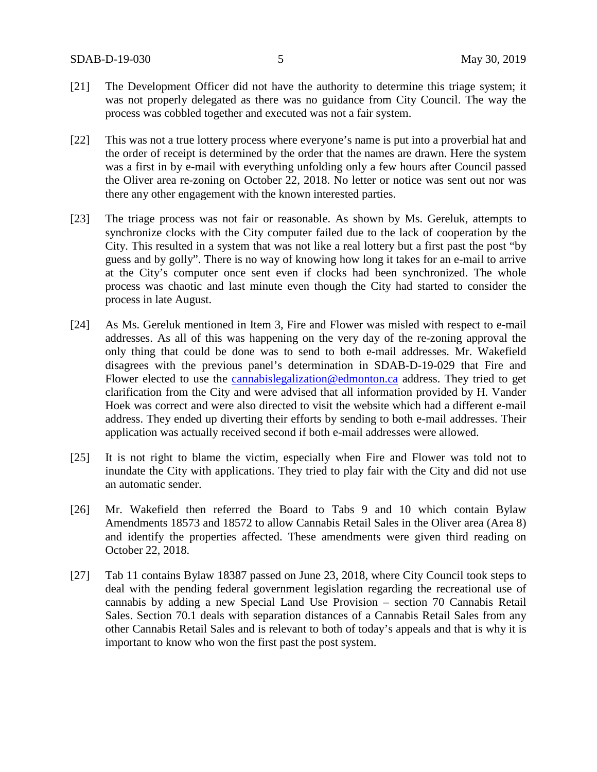[21] The Development Officer did not have the authority to determine this triage system; it was not properly delegated as there was no guidance from City Council. The way the process was cobbled together and executed was not a fair system.

[22] This was not a true lottery process where everyone's name is put into a proverbial hat and the order of receipt is determined by the order that the names are drawn. Here the system was a first in by e-mail with everything unfolding only a few hours after Council passed the Oliver area re-zoning on October 22, 2018. No letter or notice was sent out nor was there any other engagement with the known interested parties.

[23] The triage process was not fair or reasonable. As shown by Ms. Gereluk, attempts to synchronize clocks with the City computer failed due to the lack of cooperation by the City. This resulted in a system that was not like a real lottery but a first past the post "by guess and by golly". There is no way of knowing how long it takes for an e-mail to arrive at the City's computer once sent even if clocks had been synchronized. The whole process was chaotic and last minute even though the City had started to consider the process in late August.

[24] As Ms. Gereluk mentioned in Item 3, Fire and Flower was misled with respect to e-mail addresses. As all of this was happening on the very day of the re-zoning approval the only thing that could be done was to send to both e-mail addresses. Mr. Wakefield disagrees with the previous panel's determination in SDAB-D-19-029 that Fire and Flower elected to use the cannabislegalization@edmonton.ca address. They tried to get clarification from the City and were advised that all information provided by H. Vander Hoek was correct and were also directed to visit the website which had a different e-mail address. They ended up diverting their efforts by sending to both e-mail addresses. Their application was actually received second if both e-mail addresses were allowed.

[25] It is not right to blame the victim, especially when Fire and Flower was told not to inundate the City with applications. They tried to play fair with the City and did not use an automatic sender.

[26] Mr. Wakefield then referred the Board to Tabs 9 and 10 which contain Bylaw Amendments 18573 and 18572 to allow Cannabis Retail Sales in the Oliver area (Area 8) and identify the properties affected. These amendments were given third reading on October 22, 2018.

[27] Tab 11 contains Bylaw 18387 passed on June 23, 2018, where City Council took steps to deal with the pending federal government legislation regarding the recreational use of cannabis by adding a new Special Land Use Provision – section 70 Cannabis Retail Sales. Section 70.1 deals with separation distances of a Cannabis Retail Sales from any other Cannabis Retail Sales and is relevant to both of today's appeals and that is why it is important to know who won the first past the post system.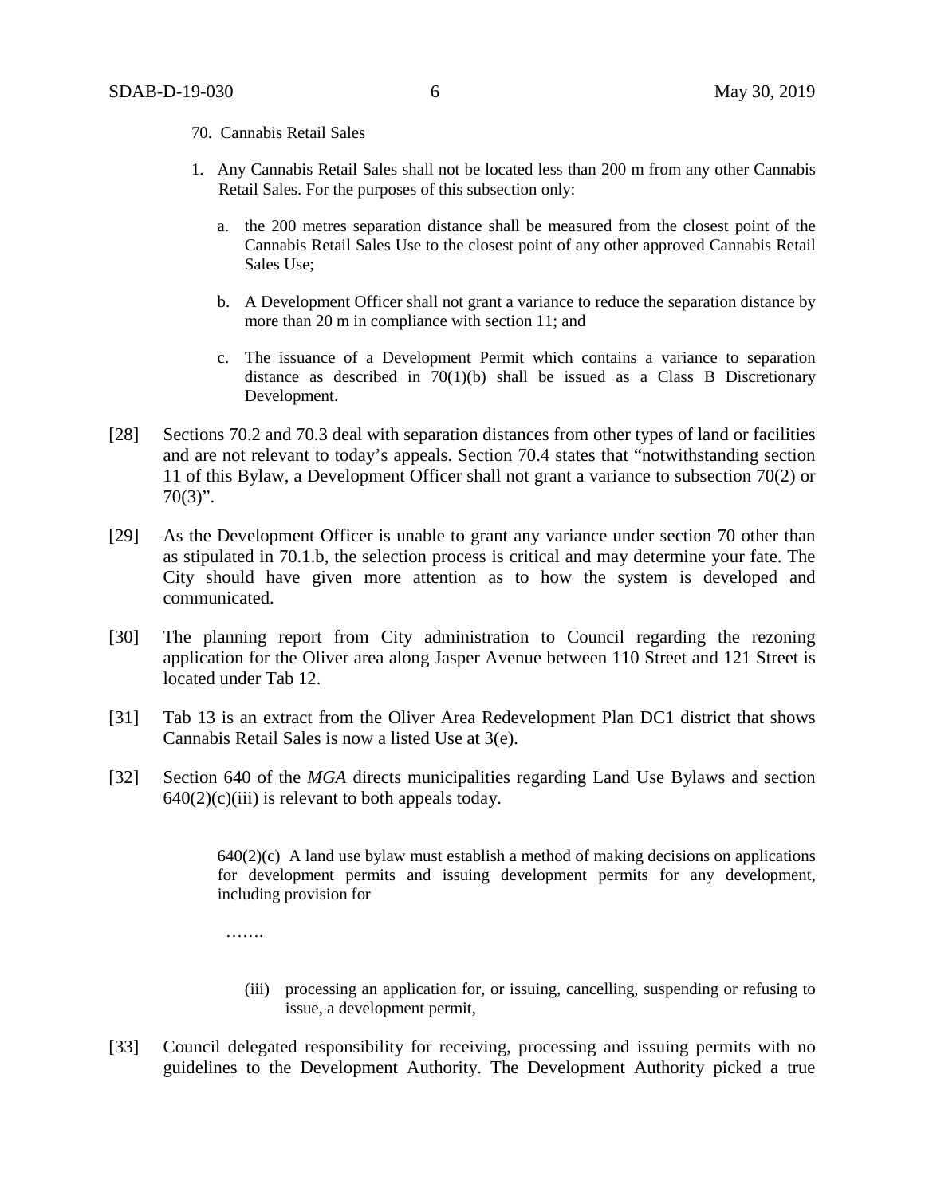70. Cannabis Retail Sales

1. Any Cannabis Retail Sales shall not be located less than 200 m from any other Cannabis Retail Sales. For the purposes of this subsection only:

   a. the 200 metres separation distance shall be measured from the closest point of the Cannabis Retail Sales Use to the closest point of any other approved Cannabis Retail Sales Use;

   b. A Development Officer shall not grant a variance to reduce the separation distance by more than 20 m in compliance with section 11; and

   c. The issuance of a Development Permit which contains a variance to separation distance as described in 70(1)(b) shall be issued as a Class B Discretionary Development.

[28] Sections 70.2 and 70.3 deal with separation distances from other types of land or facilities and are not relevant to today's appeals. Section 70.4 states that "notwithstanding section 11 of this Bylaw, a Development Officer shall not grant a variance to subsection 70(2) or 70(3)".

[29] As the Development Officer is unable to grant any variance under section 70 other than as stipulated in 70.1.b, the selection process is critical and may determine your fate. The City should have given more attention as to how the system is developed and communicated.

[30] The planning report from City administration to Council regarding the rezoning application for the Oliver area along Jasper Avenue between 110 Street and 121 Street is located under Tab 12.

[31] Tab 13 is an extract from the Oliver Area Redevelopment Plan DC1 district that shows Cannabis Retail Sales is now a listed Use at 3(e).

[32] Section 640 of the *MGA* directs municipalities regarding Land Use Bylaws and section 640(2)(c)(iii) is relevant to both appeals today.

> 640(2)(c) A land use bylaw must establish a method of making decisions on applications for development permits and issuing development permits for any development, including provision for
>
> …….
>
> (iii) processing an application for, or issuing, cancelling, suspending or refusing to issue, a development permit,

[33] Council delegated responsibility for receiving, processing and issuing permits with no guidelines to the Development Authority. The Development Authority picked a true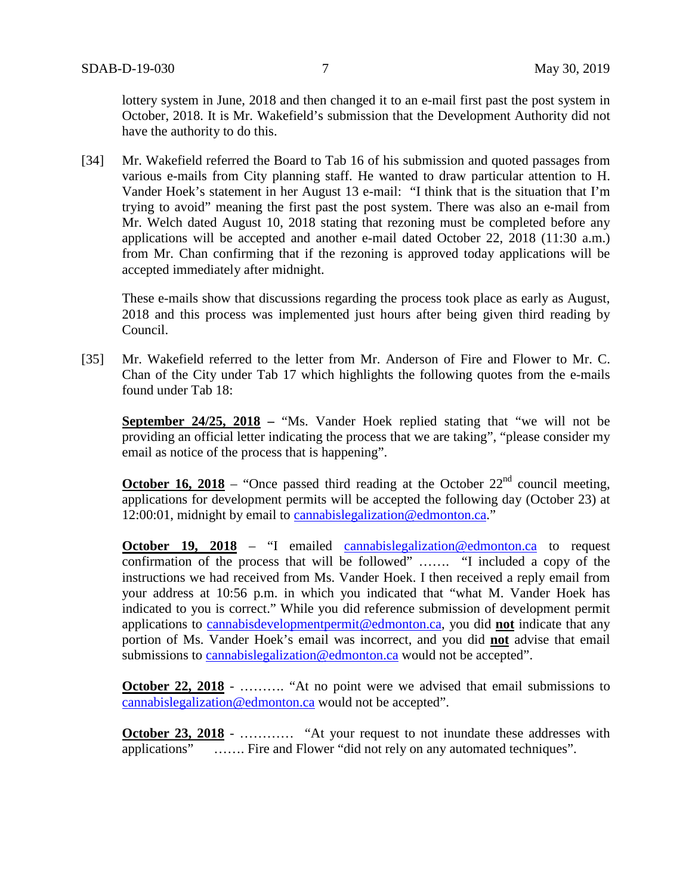lottery system in June, 2018 and then changed it to an e-mail first past the post system in October, 2018. It is Mr. Wakefield's submission that the Development Authority did not have the authority to do this.

[34] Mr. Wakefield referred the Board to Tab 16 of his submission and quoted passages from various e-mails from City planning staff. He wanted to draw particular attention to H. Vander Hoek's statement in her August 13 e-mail: "I think that is the situation that I'm trying to avoid" meaning the first past the post system. There was also an e-mail from Mr. Welch dated August 10, 2018 stating that rezoning must be completed before any applications will be accepted and another e-mail dated October 22, 2018 (11:30 a.m.) from Mr. Chan confirming that if the rezoning is approved today applications will be accepted immediately after midnight.

These e-mails show that discussions regarding the process took place as early as August, 2018 and this process was implemented just hours after being given third reading by Council.

[35] Mr. Wakefield referred to the letter from Mr. Anderson of Fire and Flower to Mr. C. Chan of the City under Tab 17 which highlights the following quotes from the e-mails found under Tab 18:

**September 24/25, 2018** – "Ms. Vander Hoek replied stating that "we will not be providing an official letter indicating the process that we are taking", "please consider my email as notice of the process that is happening".

**October 16, 2018** – "Once passed third reading at the October 22nd council meeting, applications for development permits will be accepted the following day (October 23) at 12:00:01, midnight by email to cannabislegalization@edmonton.ca."

**October 19, 2018** – "I emailed cannabislegalization@edmonton.ca to request confirmation of the process that will be followed" ……. "I included a copy of the instructions we had received from Ms. Vander Hoek. I then received a reply email from your address at 10:56 p.m. in which you indicated that "what M. Vander Hoek has indicated to you is correct." While you did reference submission of development permit applications to cannabisdevelopmentpermit@edmonton.ca, you did **not** indicate that any portion of Ms. Vander Hoek's email was incorrect, and you did **not** advise that email submissions to cannabislegalization@edmonton.ca would not be accepted".

**October 22, 2018** - ………. "At no point were we advised that email submissions to cannabislegalization@edmonton.ca would not be accepted".

**October 23, 2018** - ………… "At your request to not inundate these addresses with applications" ……. Fire and Flower "did not rely on any automated techniques".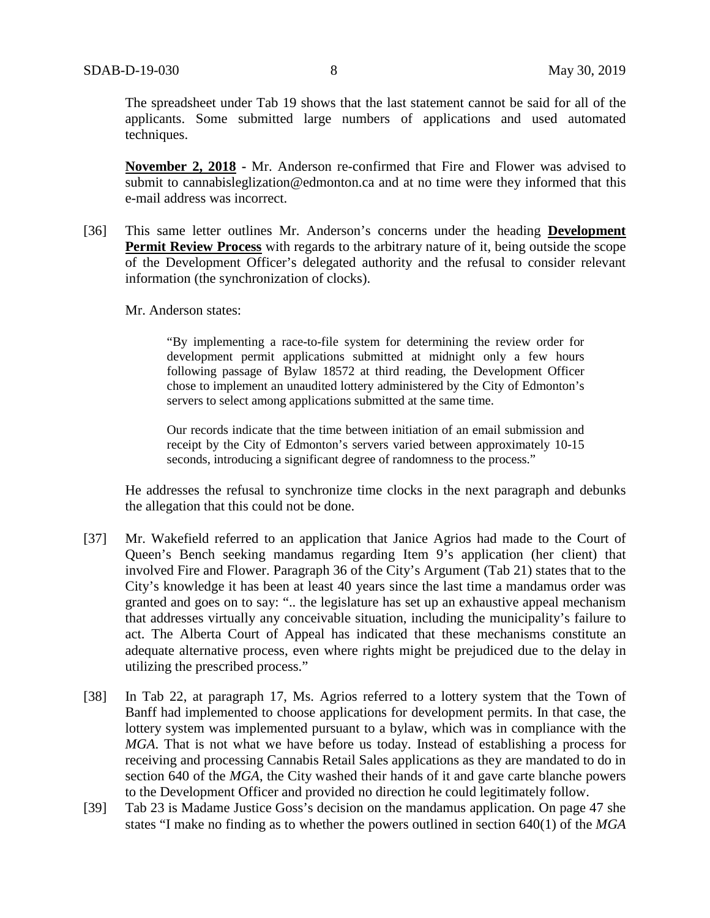The spreadsheet under Tab 19 shows that the last statement cannot be said for all of the applicants. Some submitted large numbers of applications and used automated techniques.

**November 2, 2018 -** Mr. Anderson re-confirmed that Fire and Flower was advised to submit to cannabisleglization@edmonton.ca and at no time were they informed that this e-mail address was incorrect.

[36] This same letter outlines Mr. Anderson's concerns under the heading **Development Permit Review Process** with regards to the arbitrary nature of it, being outside the scope of the Development Officer's delegated authority and the refusal to consider relevant information (the synchronization of clocks).

Mr. Anderson states:

> "By implementing a race-to-file system for determining the review order for development permit applications submitted at midnight only a few hours following passage of Bylaw 18572 at third reading, the Development Officer chose to implement an unaudited lottery administered by the City of Edmonton's servers to select among applications submitted at the same time.
>
> Our records indicate that the time between initiation of an email submission and receipt by the City of Edmonton's servers varied between approximately 10-15 seconds, introducing a significant degree of randomness to the process."

He addresses the refusal to synchronize time clocks in the next paragraph and debunks the allegation that this could not be done.

[37] Mr. Wakefield referred to an application that Janice Agrios had made to the Court of Queen's Bench seeking mandamus regarding Item 9's application (her client) that involved Fire and Flower. Paragraph 36 of the City's Argument (Tab 21) states that to the City's knowledge it has been at least 40 years since the last time a mandamus order was granted and goes on to say: ".. the legislature has set up an exhaustive appeal mechanism that addresses virtually any conceivable situation, including the municipality's failure to act. The Alberta Court of Appeal has indicated that these mechanisms constitute an adequate alternative process, even where rights might be prejudiced due to the delay in utilizing the prescribed process."

[38] In Tab 22, at paragraph 17, Ms. Agrios referred to a lottery system that the Town of Banff had implemented to choose applications for development permits. In that case, the lottery system was implemented pursuant to a bylaw, which was in compliance with the *MGA*. That is not what we have before us today. Instead of establishing a process for receiving and processing Cannabis Retail Sales applications as they are mandated to do in section 640 of the *MGA*, the City washed their hands of it and gave carte blanche powers to the Development Officer and provided no direction he could legitimately follow.

[39] Tab 23 is Madame Justice Goss's decision on the mandamus application. On page 47 she states "I make no finding as to whether the powers outlined in section 640(1) of the *MGA*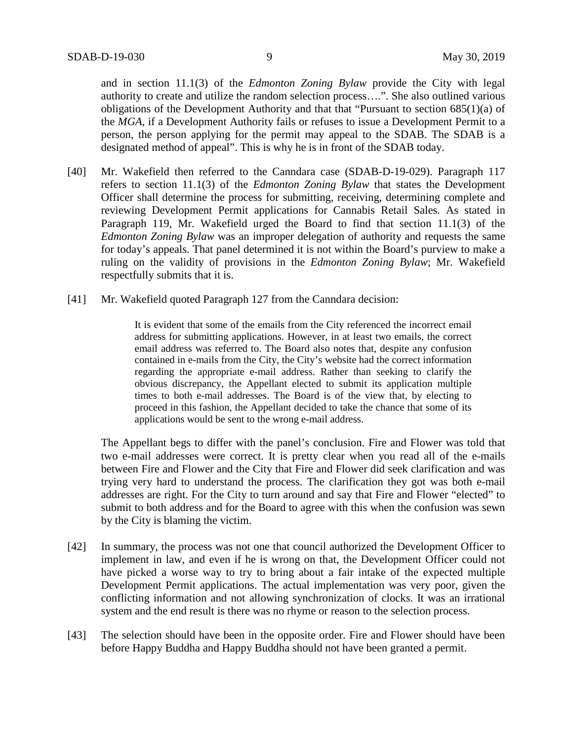and in section 11.1(3) of the *Edmonton Zoning Bylaw* provide the City with legal authority to create and utilize the random selection process….". She also outlined various obligations of the Development Authority and that that "Pursuant to section 685(1)(a) of the *MGA*, if a Development Authority fails or refuses to issue a Development Permit to a person, the person applying for the permit may appeal to the SDAB. The SDAB is a designated method of appeal". This is why he is in front of the SDAB today.

[40] Mr. Wakefield then referred to the Canndara case (SDAB-D-19-029). Paragraph 117 refers to section 11.1(3) of the *Edmonton Zoning Bylaw* that states the Development Officer shall determine the process for submitting, receiving, determining complete and reviewing Development Permit applications for Cannabis Retail Sales. As stated in Paragraph 119, Mr. Wakefield urged the Board to find that section 11.1(3) of the *Edmonton Zoning Bylaw* was an improper delegation of authority and requests the same for today's appeals. That panel determined it is not within the Board's purview to make a ruling on the validity of provisions in the *Edmonton Zoning Bylaw*; Mr. Wakefield respectfully submits that it is.

[41] Mr. Wakefield quoted Paragraph 127 from the Canndara decision:

> It is evident that some of the emails from the City referenced the incorrect email address for submitting applications. However, in at least two emails, the correct email address was referred to. The Board also notes that, despite any confusion contained in e-mails from the City, the City's website had the correct information regarding the appropriate e-mail address. Rather than seeking to clarify the obvious discrepancy, the Appellant elected to submit its application multiple times to both e-mail addresses. The Board is of the view that, by electing to proceed in this fashion, the Appellant decided to take the chance that some of its applications would be sent to the wrong e-mail address.

The Appellant begs to differ with the panel's conclusion. Fire and Flower was told that two e-mail addresses were correct. It is pretty clear when you read all of the e-mails between Fire and Flower and the City that Fire and Flower did seek clarification and was trying very hard to understand the process. The clarification they got was both e-mail addresses are right. For the City to turn around and say that Fire and Flower "elected" to submit to both address and for the Board to agree with this when the confusion was sewn by the City is blaming the victim.

[42] In summary, the process was not one that council authorized the Development Officer to implement in law, and even if he is wrong on that, the Development Officer could not have picked a worse way to try to bring about a fair intake of the expected multiple Development Permit applications. The actual implementation was very poor, given the conflicting information and not allowing synchronization of clocks. It was an irrational system and the end result is there was no rhyme or reason to the selection process.

[43] The selection should have been in the opposite order. Fire and Flower should have been before Happy Buddha and Happy Buddha should not have been granted a permit.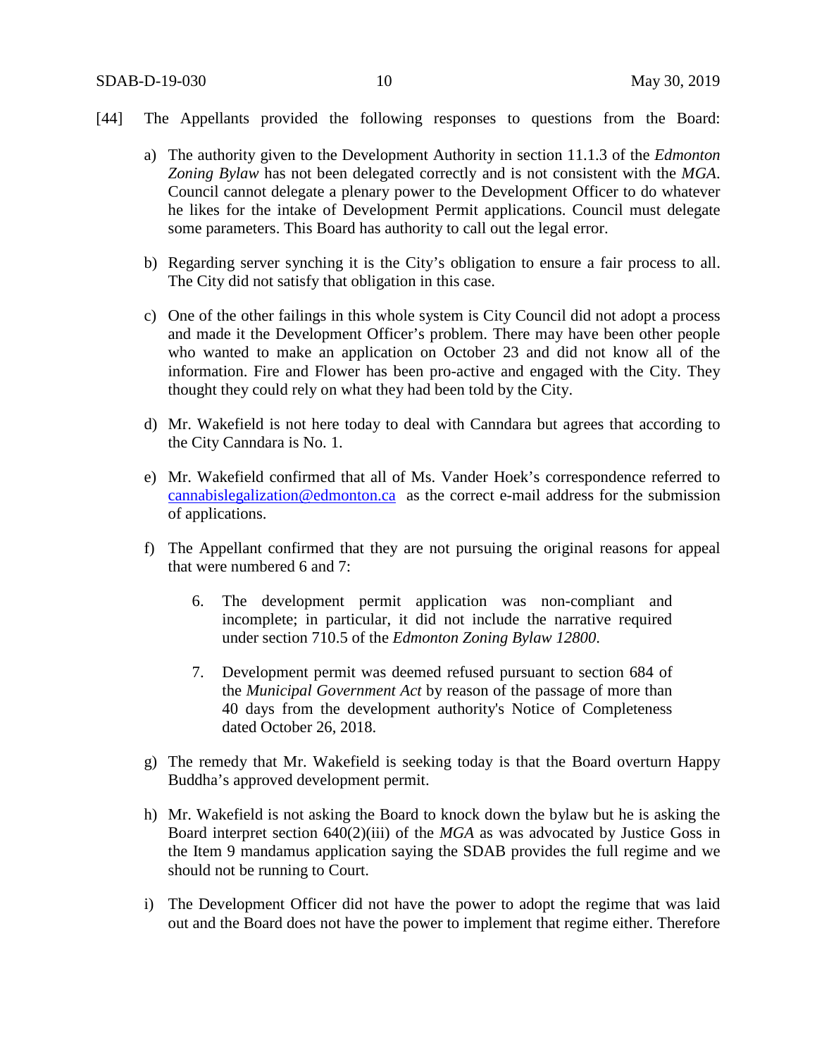[44] The Appellants provided the following responses to questions from the Board:

a) The authority given to the Development Authority in section 11.1.3 of the *Edmonton Zoning Bylaw* has not been delegated correctly and is not consistent with the *MGA*. Council cannot delegate a plenary power to the Development Officer to do whatever he likes for the intake of Development Permit applications. Council must delegate some parameters. This Board has authority to call out the legal error.

b) Regarding server synching it is the City's obligation to ensure a fair process to all. The City did not satisfy that obligation in this case.

c) One of the other failings in this whole system is City Council did not adopt a process and made it the Development Officer's problem. There may have been other people who wanted to make an application on October 23 and did not know all of the information. Fire and Flower has been pro-active and engaged with the City. They thought they could rely on what they had been told by the City.

d) Mr. Wakefield is not here today to deal with Canndara but agrees that according to the City Canndara is No. 1.

e) Mr. Wakefield confirmed that all of Ms. Vander Hoek's correspondence referred to cannabislegalization@edmonton.ca as the correct e-mail address for the submission of applications.

f) The Appellant confirmed that they are not pursuing the original reasons for appeal that were numbered 6 and 7:

   6. The development permit application was non-compliant and incomplete; in particular, it did not include the narrative required under section 710.5 of the *Edmonton Zoning Bylaw 12800*.

   7. Development permit was deemed refused pursuant to section 684 of the *Municipal Government Act* by reason of the passage of more than 40 days from the development authority's Notice of Completeness dated October 26, 2018.

g) The remedy that Mr. Wakefield is seeking today is that the Board overturn Happy Buddha's approved development permit.

h) Mr. Wakefield is not asking the Board to knock down the bylaw but he is asking the Board interpret section 640(2)(iii) of the *MGA* as was advocated by Justice Goss in the Item 9 mandamus application saying the SDAB provides the full regime and we should not be running to Court.

i) The Development Officer did not have the power to adopt the regime that was laid out and the Board does not have the power to implement that regime either. Therefore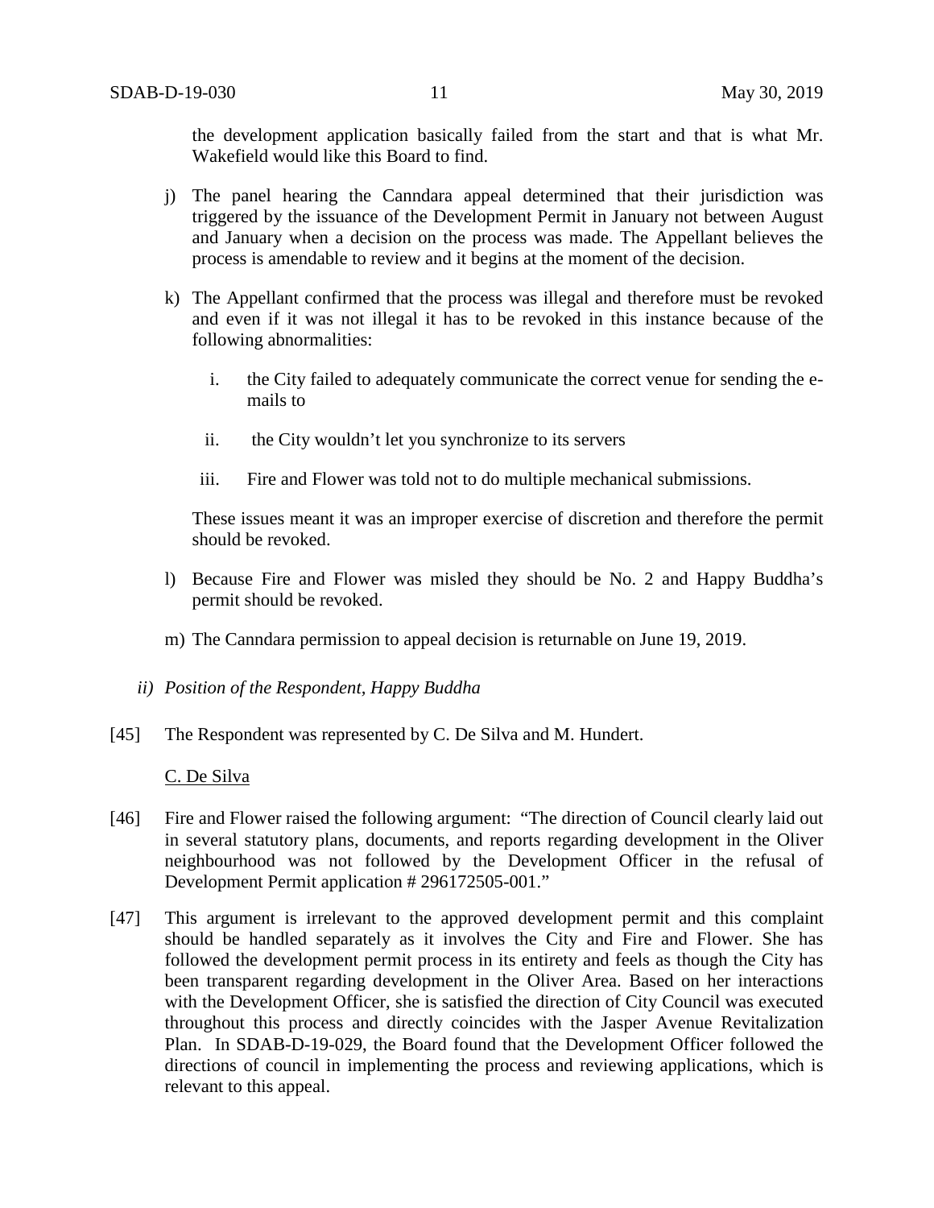the development application basically failed from the start and that is what Mr. Wakefield would like this Board to find.

j) The panel hearing the Canndara appeal determined that their jurisdiction was triggered by the issuance of the Development Permit in January not between August and January when a decision on the process was made. The Appellant believes the process is amendable to review and it begins at the moment of the decision.

k) The Appellant confirmed that the process was illegal and therefore must be revoked and even if it was not illegal it has to be revoked in this instance because of the following abnormalities:

   i. the City failed to adequately communicate the correct venue for sending the e-mails to

   ii. the City wouldn't let you synchronize to its servers

   iii. Fire and Flower was told not to do multiple mechanical submissions.

   These issues meant it was an improper exercise of discretion and therefore the permit should be revoked.

l) Because Fire and Flower was misled they should be No. 2 and Happy Buddha's permit should be revoked.

m) The Canndara permission to appeal decision is returnable on June 19, 2019.

*ii) Position of the Respondent, Happy Buddha*

[45] The Respondent was represented by C. De Silva and M. Hundert.

C. De Silva

[46] Fire and Flower raised the following argument: "The direction of Council clearly laid out in several statutory plans, documents, and reports regarding development in the Oliver neighbourhood was not followed by the Development Officer in the refusal of Development Permit application # 296172505-001."

[47] This argument is irrelevant to the approved development permit and this complaint should be handled separately as it involves the City and Fire and Flower. She has followed the development permit process in its entirety and feels as though the City has been transparent regarding development in the Oliver Area. Based on her interactions with the Development Officer, she is satisfied the direction of City Council was executed throughout this process and directly coincides with the Jasper Avenue Revitalization Plan. In SDAB-D-19-029, the Board found that the Development Officer followed the directions of council in implementing the process and reviewing applications, which is relevant to this appeal.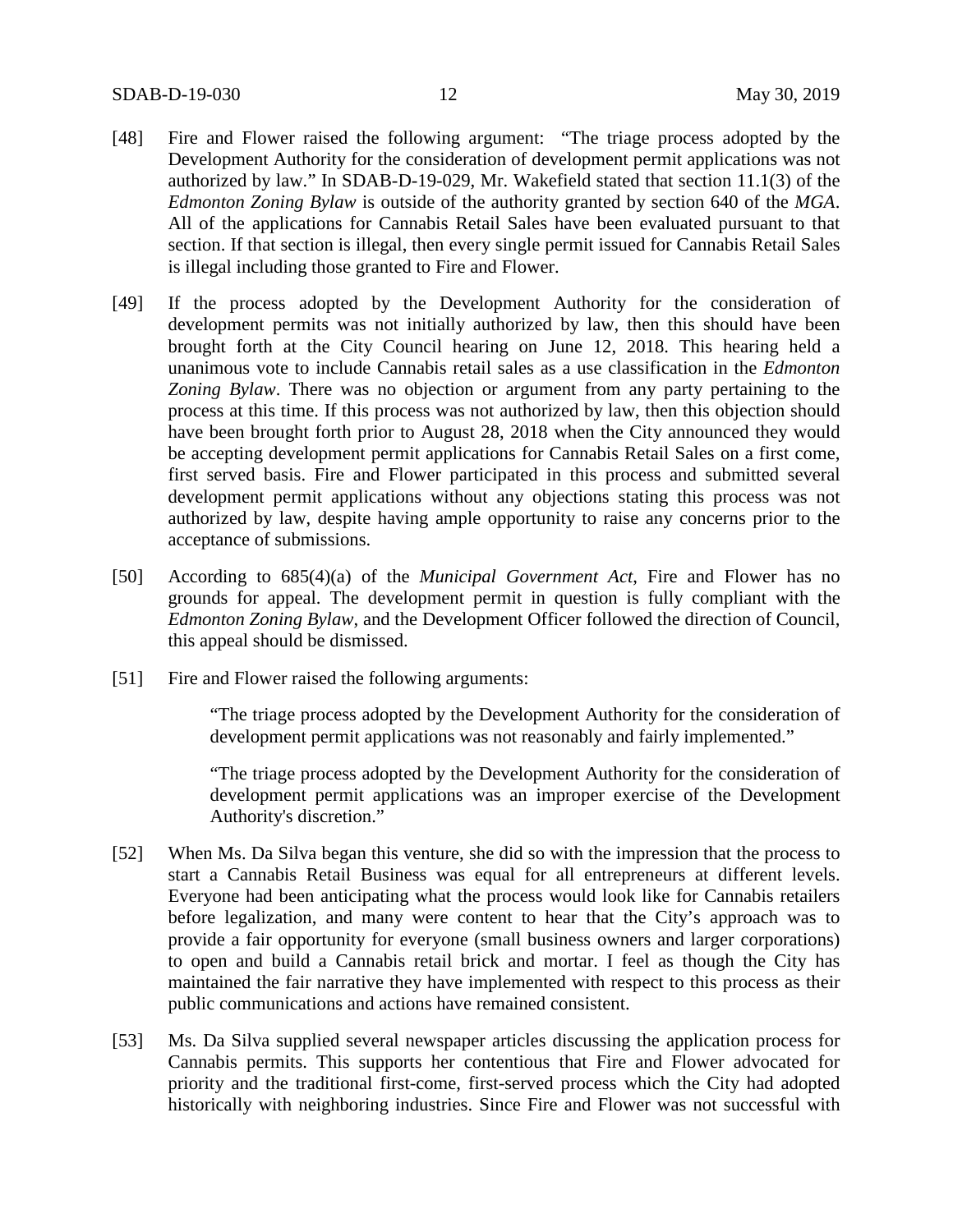[48] Fire and Flower raised the following argument: "The triage process adopted by the Development Authority for the consideration of development permit applications was not authorized by law." In SDAB-D-19-029, Mr. Wakefield stated that section 11.1(3) of the *Edmonton Zoning Bylaw* is outside of the authority granted by section 640 of the *MGA*. All of the applications for Cannabis Retail Sales have been evaluated pursuant to that section. If that section is illegal, then every single permit issued for Cannabis Retail Sales is illegal including those granted to Fire and Flower.

[49] If the process adopted by the Development Authority for the consideration of development permits was not initially authorized by law, then this should have been brought forth at the City Council hearing on June 12, 2018. This hearing held a unanimous vote to include Cannabis retail sales as a use classification in the *Edmonton Zoning Bylaw*. There was no objection or argument from any party pertaining to the process at this time. If this process was not authorized by law, then this objection should have been brought forth prior to August 28, 2018 when the City announced they would be accepting development permit applications for Cannabis Retail Sales on a first come, first served basis. Fire and Flower participated in this process and submitted several development permit applications without any objections stating this process was not authorized by law, despite having ample opportunity to raise any concerns prior to the acceptance of submissions.

[50] According to 685(4)(a) of the *Municipal Government Act*, Fire and Flower has no grounds for appeal. The development permit in question is fully compliant with the *Edmonton Zoning Bylaw*, and the Development Officer followed the direction of Council, this appeal should be dismissed.

[51] Fire and Flower raised the following arguments:

> "The triage process adopted by the Development Authority for the consideration of development permit applications was not reasonably and fairly implemented."
>
> "The triage process adopted by the Development Authority for the consideration of development permit applications was an improper exercise of the Development Authority's discretion."

[52] When Ms. Da Silva began this venture, she did so with the impression that the process to start a Cannabis Retail Business was equal for all entrepreneurs at different levels. Everyone had been anticipating what the process would look like for Cannabis retailers before legalization, and many were content to hear that the City's approach was to provide a fair opportunity for everyone (small business owners and larger corporations) to open and build a Cannabis retail brick and mortar. I feel as though the City has maintained the fair narrative they have implemented with respect to this process as their public communications and actions have remained consistent.

[53] Ms. Da Silva supplied several newspaper articles discussing the application process for Cannabis permits. This supports her contentious that Fire and Flower advocated for priority and the traditional first-come, first-served process which the City had adopted historically with neighboring industries. Since Fire and Flower was not successful with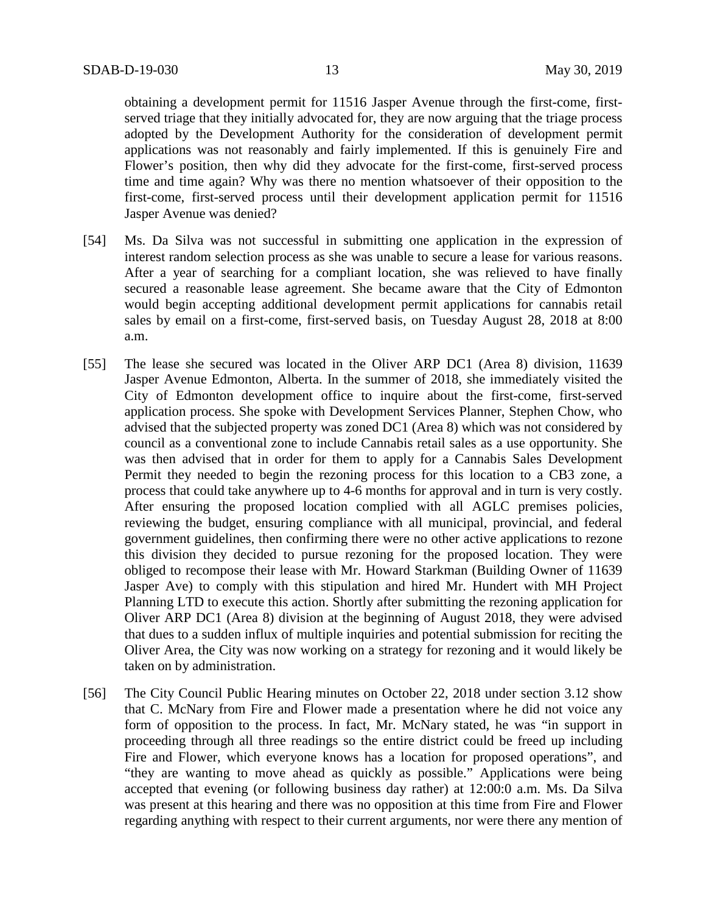obtaining a development permit for 11516 Jasper Avenue through the first-come, first-served triage that they initially advocated for, they are now arguing that the triage process adopted by the Development Authority for the consideration of development permit applications was not reasonably and fairly implemented. If this is genuinely Fire and Flower's position, then why did they advocate for the first-come, first-served process time and time again? Why was there no mention whatsoever of their opposition to the first-come, first-served process until their development application permit for 11516 Jasper Avenue was denied?

[54] Ms. Da Silva was not successful in submitting one application in the expression of interest random selection process as she was unable to secure a lease for various reasons. After a year of searching for a compliant location, she was relieved to have finally secured a reasonable lease agreement. She became aware that the City of Edmonton would begin accepting additional development permit applications for cannabis retail sales by email on a first-come, first-served basis, on Tuesday August 28, 2018 at 8:00 a.m.

[55] The lease she secured was located in the Oliver ARP DC1 (Area 8) division, 11639 Jasper Avenue Edmonton, Alberta. In the summer of 2018, she immediately visited the City of Edmonton development office to inquire about the first-come, first-served application process. She spoke with Development Services Planner, Stephen Chow, who advised that the subjected property was zoned DC1 (Area 8) which was not considered by council as a conventional zone to include Cannabis retail sales as a use opportunity. She was then advised that in order for them to apply for a Cannabis Sales Development Permit they needed to begin the rezoning process for this location to a CB3 zone, a process that could take anywhere up to 4-6 months for approval and in turn is very costly. After ensuring the proposed location complied with all AGLC premises policies, reviewing the budget, ensuring compliance with all municipal, provincial, and federal government guidelines, then confirming there were no other active applications to rezone this division they decided to pursue rezoning for the proposed location. They were obliged to recompose their lease with Mr. Howard Starkman (Building Owner of 11639 Jasper Ave) to comply with this stipulation and hired Mr. Hundert with MH Project Planning LTD to execute this action. Shortly after submitting the rezoning application for Oliver ARP DC1 (Area 8) division at the beginning of August 2018, they were advised that dues to a sudden influx of multiple inquiries and potential submission for reciting the Oliver Area, the City was now working on a strategy for rezoning and it would likely be taken on by administration.

[56] The City Council Public Hearing minutes on October 22, 2018 under section 3.12 show that C. McNary from Fire and Flower made a presentation where he did not voice any form of opposition to the process. In fact, Mr. McNary stated, he was "in support in proceeding through all three readings so the entire district could be freed up including Fire and Flower, which everyone knows has a location for proposed operations", and "they are wanting to move ahead as quickly as possible." Applications were being accepted that evening (or following business day rather) at 12:00:0 a.m. Ms. Da Silva was present at this hearing and there was no opposition at this time from Fire and Flower regarding anything with respect to their current arguments, nor were there any mention of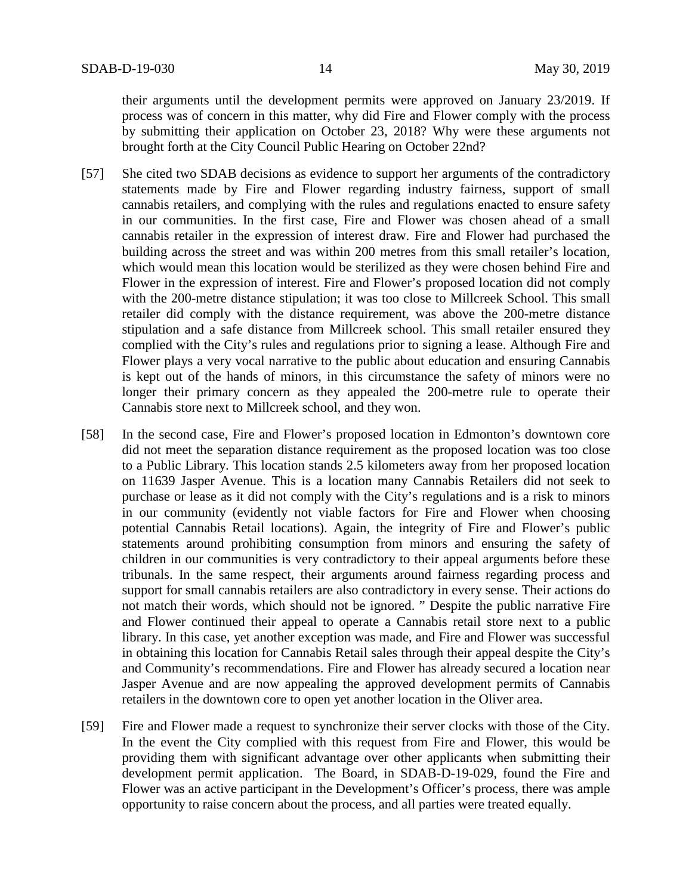their arguments until the development permits were approved on January 23/2019. If process was of concern in this matter, why did Fire and Flower comply with the process by submitting their application on October 23, 2018? Why were these arguments not brought forth at the City Council Public Hearing on October 22nd?

[57] She cited two SDAB decisions as evidence to support her arguments of the contradictory statements made by Fire and Flower regarding industry fairness, support of small cannabis retailers, and complying with the rules and regulations enacted to ensure safety in our communities. In the first case, Fire and Flower was chosen ahead of a small cannabis retailer in the expression of interest draw. Fire and Flower had purchased the building across the street and was within 200 metres from this small retailer's location, which would mean this location would be sterilized as they were chosen behind Fire and Flower in the expression of interest. Fire and Flower's proposed location did not comply with the 200-metre distance stipulation; it was too close to Millcreek School. This small retailer did comply with the distance requirement, was above the 200-metre distance stipulation and a safe distance from Millcreek school. This small retailer ensured they complied with the City's rules and regulations prior to signing a lease. Although Fire and Flower plays a very vocal narrative to the public about education and ensuring Cannabis is kept out of the hands of minors, in this circumstance the safety of minors were no longer their primary concern as they appealed the 200-metre rule to operate their Cannabis store next to Millcreek school, and they won.

[58] In the second case, Fire and Flower's proposed location in Edmonton's downtown core did not meet the separation distance requirement as the proposed location was too close to a Public Library. This location stands 2.5 kilometers away from her proposed location on 11639 Jasper Avenue. This is a location many Cannabis Retailers did not seek to purchase or lease as it did not comply with the City's regulations and is a risk to minors in our community (evidently not viable factors for Fire and Flower when choosing potential Cannabis Retail locations). Again, the integrity of Fire and Flower's public statements around prohibiting consumption from minors and ensuring the safety of children in our communities is very contradictory to their appeal arguments before these tribunals. In the same respect, their arguments around fairness regarding process and support for small cannabis retailers are also contradictory in every sense. Their actions do not match their words, which should not be ignored. " Despite the public narrative Fire and Flower continued their appeal to operate a Cannabis retail store next to a public library. In this case, yet another exception was made, and Fire and Flower was successful in obtaining this location for Cannabis Retail sales through their appeal despite the City's and Community's recommendations. Fire and Flower has already secured a location near Jasper Avenue and are now appealing the approved development permits of Cannabis retailers in the downtown core to open yet another location in the Oliver area.

[59] Fire and Flower made a request to synchronize their server clocks with those of the City. In the event the City complied with this request from Fire and Flower, this would be providing them with significant advantage over other applicants when submitting their development permit application. The Board, in SDAB-D-19-029, found the Fire and Flower was an active participant in the Development's Officer's process, there was ample opportunity to raise concern about the process, and all parties were treated equally.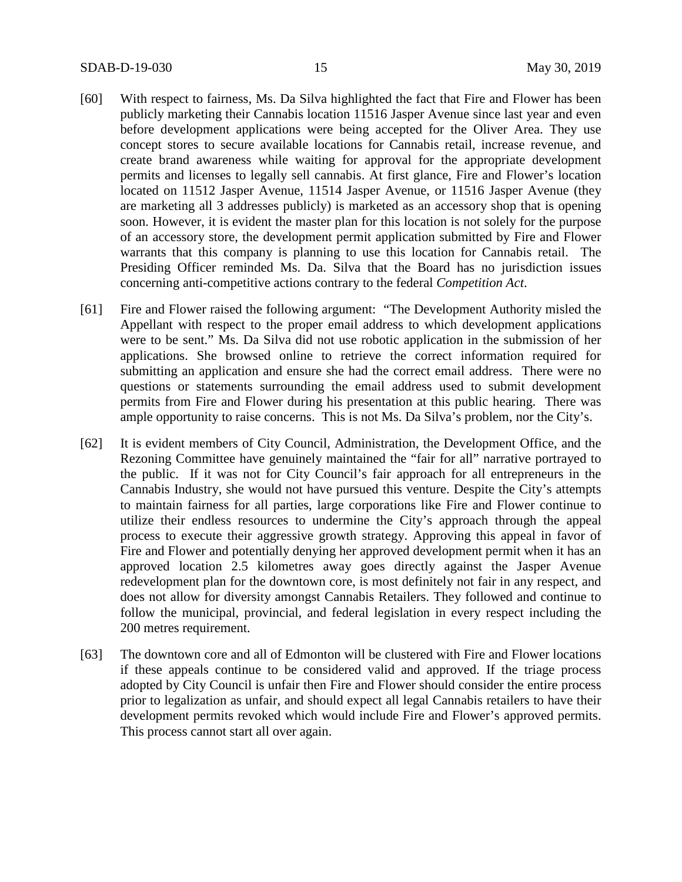[60] With respect to fairness, Ms. Da Silva highlighted the fact that Fire and Flower has been publicly marketing their Cannabis location 11516 Jasper Avenue since last year and even before development applications were being accepted for the Oliver Area. They use concept stores to secure available locations for Cannabis retail, increase revenue, and create brand awareness while waiting for approval for the appropriate development permits and licenses to legally sell cannabis. At first glance, Fire and Flower's location located on 11512 Jasper Avenue, 11514 Jasper Avenue, or 11516 Jasper Avenue (they are marketing all 3 addresses publicly) is marketed as an accessory shop that is opening soon. However, it is evident the master plan for this location is not solely for the purpose of an accessory store, the development permit application submitted by Fire and Flower warrants that this company is planning to use this location for Cannabis retail. The Presiding Officer reminded Ms. Da. Silva that the Board has no jurisdiction issues concerning anti-competitive actions contrary to the federal *Competition Act*.

[61] Fire and Flower raised the following argument: "The Development Authority misled the Appellant with respect to the proper email address to which development applications were to be sent." Ms. Da Silva did not use robotic application in the submission of her applications. She browsed online to retrieve the correct information required for submitting an application and ensure she had the correct email address. There were no questions or statements surrounding the email address used to submit development permits from Fire and Flower during his presentation at this public hearing. There was ample opportunity to raise concerns. This is not Ms. Da Silva's problem, nor the City's.

[62] It is evident members of City Council, Administration, the Development Office, and the Rezoning Committee have genuinely maintained the "fair for all" narrative portrayed to the public. If it was not for City Council's fair approach for all entrepreneurs in the Cannabis Industry, she would not have pursued this venture. Despite the City's attempts to maintain fairness for all parties, large corporations like Fire and Flower continue to utilize their endless resources to undermine the City's approach through the appeal process to execute their aggressive growth strategy. Approving this appeal in favor of Fire and Flower and potentially denying her approved development permit when it has an approved location 2.5 kilometres away goes directly against the Jasper Avenue redevelopment plan for the downtown core, is most definitely not fair in any respect, and does not allow for diversity amongst Cannabis Retailers. They followed and continue to follow the municipal, provincial, and federal legislation in every respect including the 200 metres requirement.

[63] The downtown core and all of Edmonton will be clustered with Fire and Flower locations if these appeals continue to be considered valid and approved. If the triage process adopted by City Council is unfair then Fire and Flower should consider the entire process prior to legalization as unfair, and should expect all legal Cannabis retailers to have their development permits revoked which would include Fire and Flower's approved permits. This process cannot start all over again.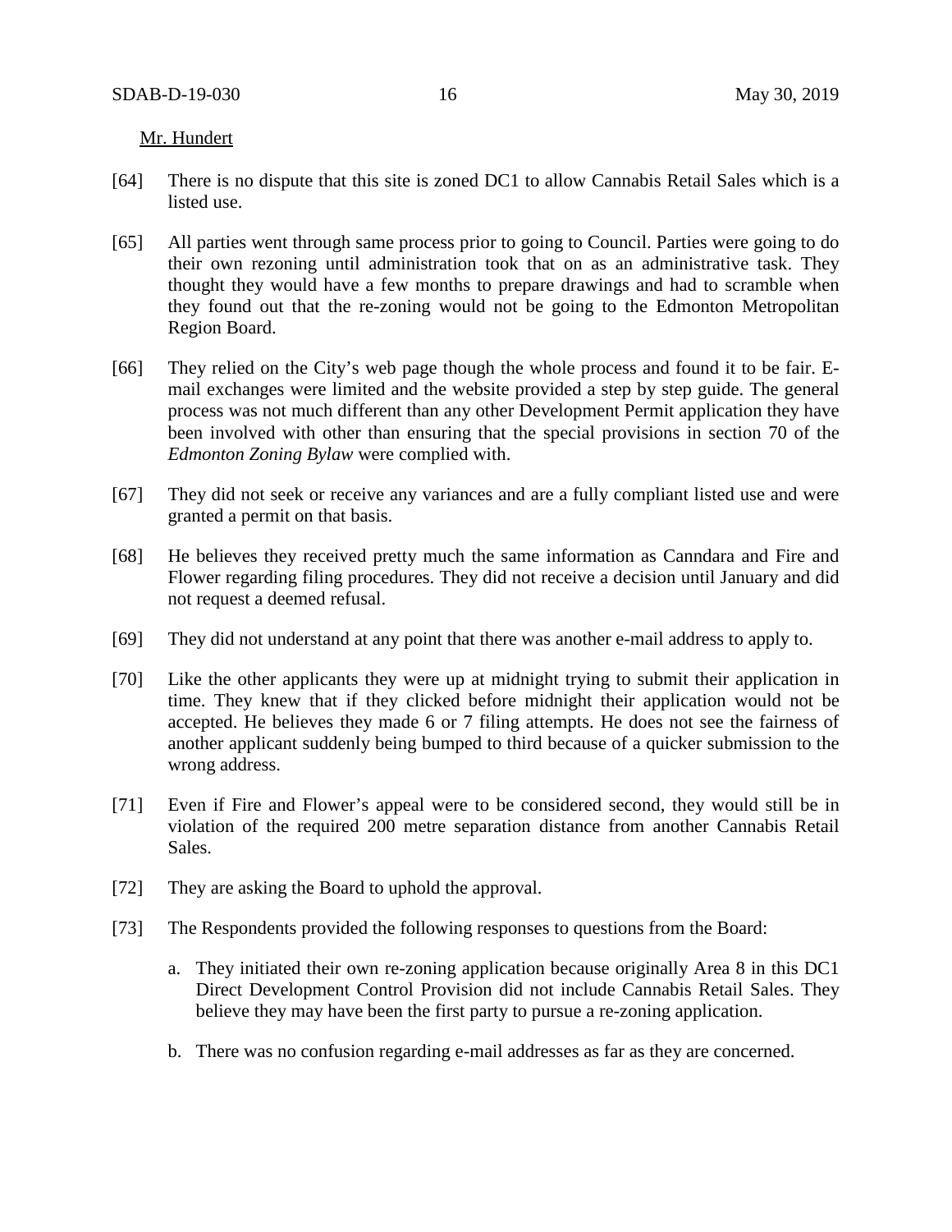Mr. Hundert

[64] There is no dispute that this site is zoned DC1 to allow Cannabis Retail Sales which is a listed use.

[65] All parties went through same process prior to going to Council. Parties were going to do their own rezoning until administration took that on as an administrative task. They thought they would have a few months to prepare drawings and had to scramble when they found out that the re-zoning would not be going to the Edmonton Metropolitan Region Board.

[66] They relied on the City's web page though the whole process and found it to be fair. E-mail exchanges were limited and the website provided a step by step guide. The general process was not much different than any other Development Permit application they have been involved with other than ensuring that the special provisions in section 70 of the *Edmonton Zoning Bylaw* were complied with.

[67] They did not seek or receive any variances and are a fully compliant listed use and were granted a permit on that basis.

[68] He believes they received pretty much the same information as Canndara and Fire and Flower regarding filing procedures. They did not receive a decision until January and did not request a deemed refusal.

[69] They did not understand at any point that there was another e-mail address to apply to.

[70] Like the other applicants they were up at midnight trying to submit their application in time. They knew that if they clicked before midnight their application would not be accepted. He believes they made 6 or 7 filing attempts. He does not see the fairness of another applicant suddenly being bumped to third because of a quicker submission to the wrong address.

[71] Even if Fire and Flower's appeal were to be considered second, they would still be in violation of the required 200 metre separation distance from another Cannabis Retail Sales.

[72] They are asking the Board to uphold the approval.

[73] The Respondents provided the following responses to questions from the Board:

a. They initiated their own re-zoning application because originally Area 8 in this DC1 Direct Development Control Provision did not include Cannabis Retail Sales. They believe they may have been the first party to pursue a re-zoning application.

b. There was no confusion regarding e-mail addresses as far as they are concerned.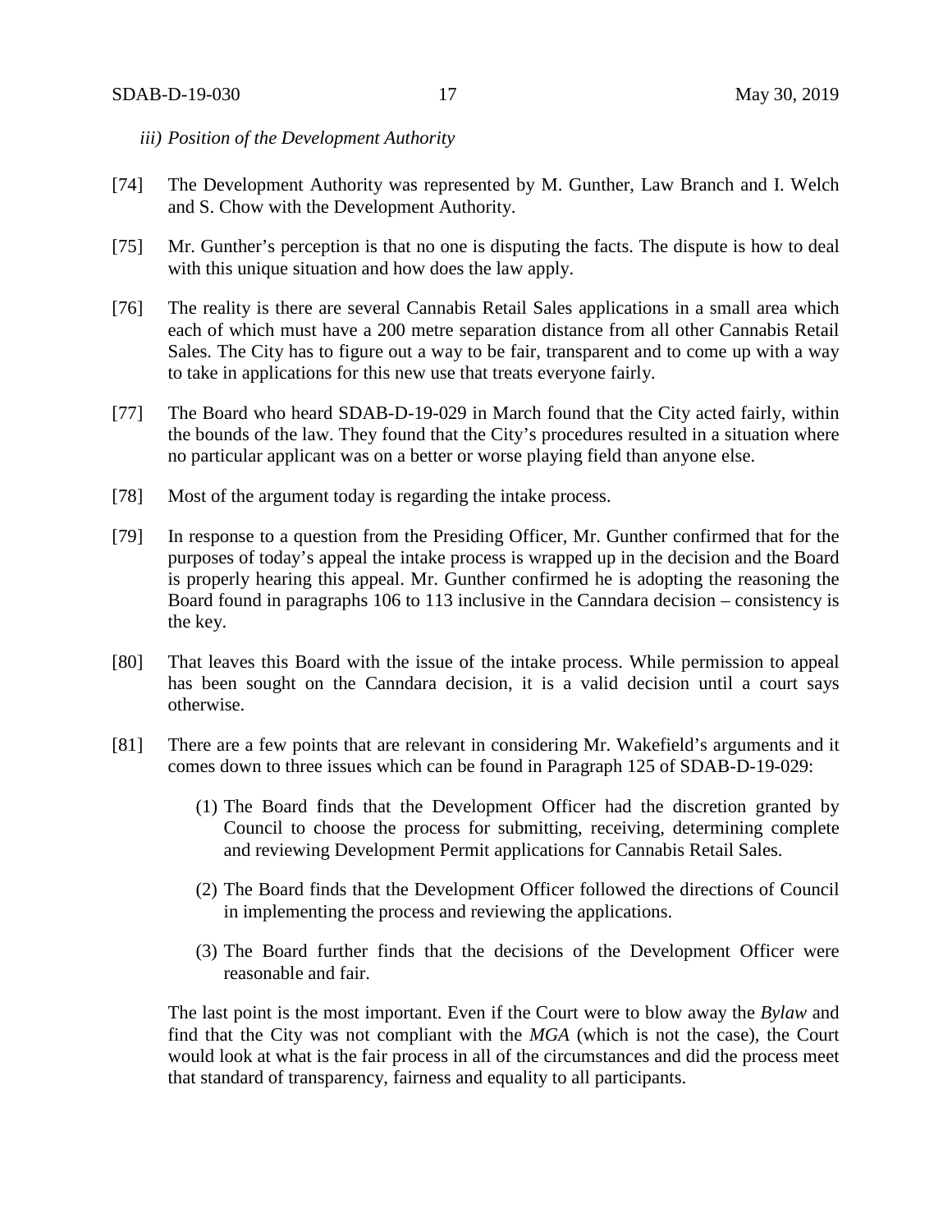*iii) Position of the Development Authority*

[74] The Development Authority was represented by M. Gunther, Law Branch and I. Welch and S. Chow with the Development Authority.

[75] Mr. Gunther's perception is that no one is disputing the facts. The dispute is how to deal with this unique situation and how does the law apply.

[76] The reality is there are several Cannabis Retail Sales applications in a small area which each of which must have a 200 metre separation distance from all other Cannabis Retail Sales. The City has to figure out a way to be fair, transparent and to come up with a way to take in applications for this new use that treats everyone fairly.

[77] The Board who heard SDAB-D-19-029 in March found that the City acted fairly, within the bounds of the law. They found that the City's procedures resulted in a situation where no particular applicant was on a better or worse playing field than anyone else.

[78] Most of the argument today is regarding the intake process.

[79] In response to a question from the Presiding Officer, Mr. Gunther confirmed that for the purposes of today's appeal the intake process is wrapped up in the decision and the Board is properly hearing this appeal. Mr. Gunther confirmed he is adopting the reasoning the Board found in paragraphs 106 to 113 inclusive in the Canndara decision – consistency is the key.

[80] That leaves this Board with the issue of the intake process. While permission to appeal has been sought on the Canndara decision, it is a valid decision until a court says otherwise.

[81] There are a few points that are relevant in considering Mr. Wakefield's arguments and it comes down to three issues which can be found in Paragraph 125 of SDAB-D-19-029:

(1) The Board finds that the Development Officer had the discretion granted by Council to choose the process for submitting, receiving, determining complete and reviewing Development Permit applications for Cannabis Retail Sales.

(2) The Board finds that the Development Officer followed the directions of Council in implementing the process and reviewing the applications.

(3) The Board further finds that the decisions of the Development Officer were reasonable and fair.

The last point is the most important. Even if the Court were to blow away the *Bylaw* and find that the City was not compliant with the *MGA* (which is not the case), the Court would look at what is the fair process in all of the circumstances and did the process meet that standard of transparency, fairness and equality to all participants.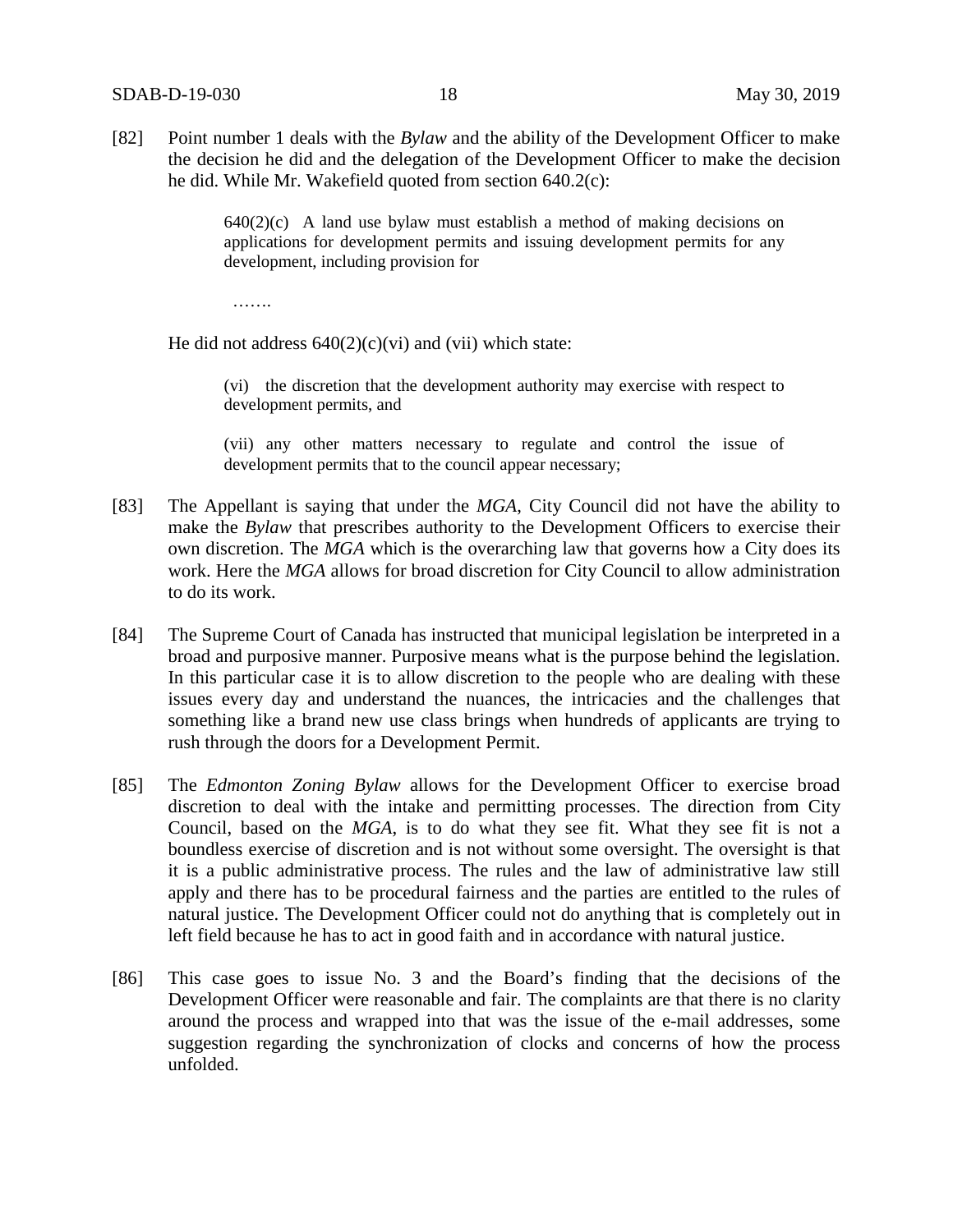[82] Point number 1 deals with the *Bylaw* and the ability of the Development Officer to make the decision he did and the delegation of the Development Officer to make the decision he did. While Mr. Wakefield quoted from section 640.2(c):

> 640(2)(c) A land use bylaw must establish a method of making decisions on applications for development permits and issuing development permits for any development, including provision for
>
> …….

He did not address 640(2)(c)(vi) and (vii) which state:

> (vi) the discretion that the development authority may exercise with respect to development permits, and
>
> (vii) any other matters necessary to regulate and control the issue of development permits that to the council appear necessary;

[83] The Appellant is saying that under the *MGA*, City Council did not have the ability to make the *Bylaw* that prescribes authority to the Development Officers to exercise their own discretion. The *MGA* which is the overarching law that governs how a City does its work. Here the *MGA* allows for broad discretion for City Council to allow administration to do its work.

[84] The Supreme Court of Canada has instructed that municipal legislation be interpreted in a broad and purposive manner. Purposive means what is the purpose behind the legislation. In this particular case it is to allow discretion to the people who are dealing with these issues every day and understand the nuances, the intricacies and the challenges that something like a brand new use class brings when hundreds of applicants are trying to rush through the doors for a Development Permit.

[85] The *Edmonton Zoning Bylaw* allows for the Development Officer to exercise broad discretion to deal with the intake and permitting processes. The direction from City Council, based on the *MGA*, is to do what they see fit. What they see fit is not a boundless exercise of discretion and is not without some oversight. The oversight is that it is a public administrative process. The rules and the law of administrative law still apply and there has to be procedural fairness and the parties are entitled to the rules of natural justice. The Development Officer could not do anything that is completely out in left field because he has to act in good faith and in accordance with natural justice.

[86] This case goes to issue No. 3 and the Board's finding that the decisions of the Development Officer were reasonable and fair. The complaints are that there is no clarity around the process and wrapped into that was the issue of the e-mail addresses, some suggestion regarding the synchronization of clocks and concerns of how the process unfolded.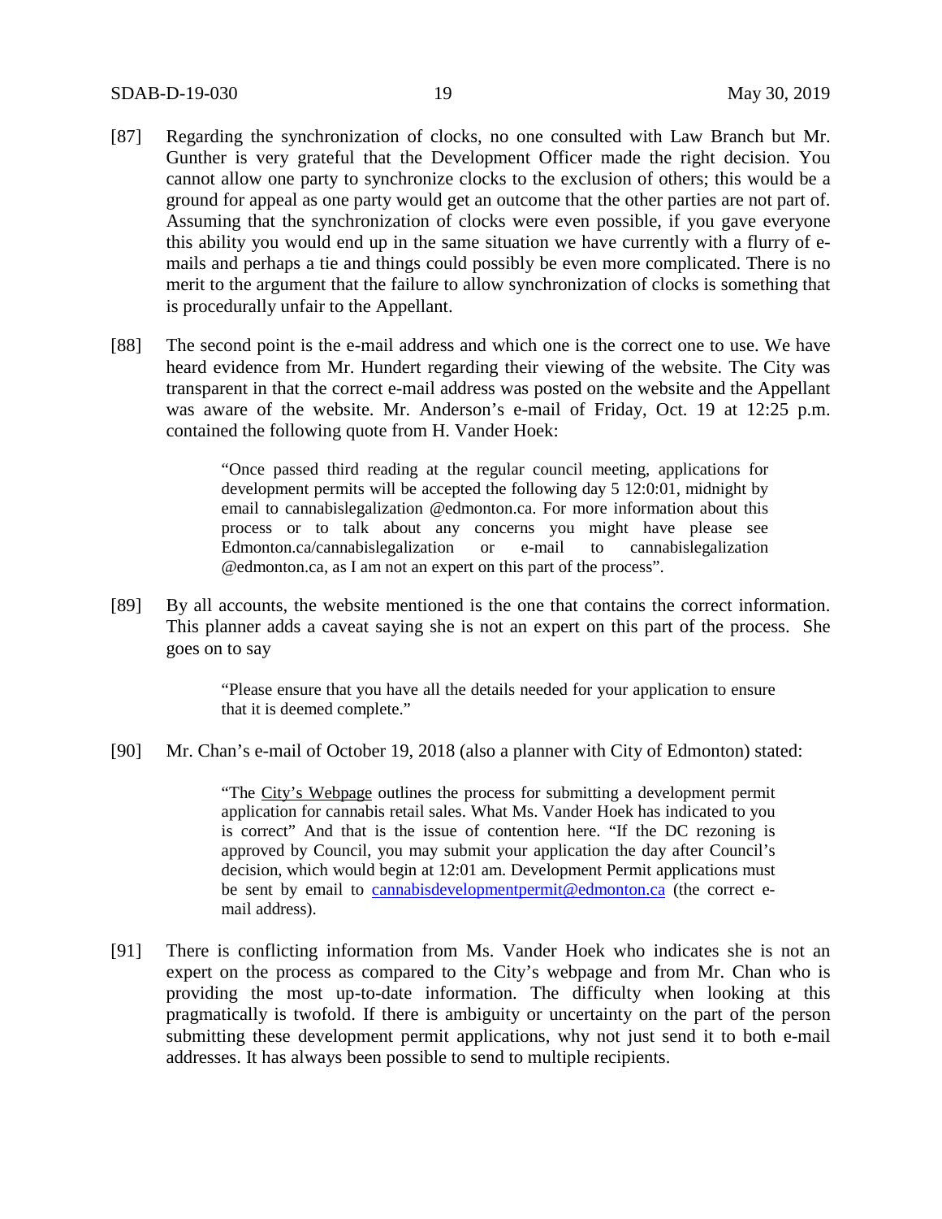[87] Regarding the synchronization of clocks, no one consulted with Law Branch but Mr. Gunther is very grateful that the Development Officer made the right decision. You cannot allow one party to synchronize clocks to the exclusion of others; this would be a ground for appeal as one party would get an outcome that the other parties are not part of. Assuming that the synchronization of clocks were even possible, if you gave everyone this ability you would end up in the same situation we have currently with a flurry of e-mails and perhaps a tie and things could possibly be even more complicated. There is no merit to the argument that the failure to allow synchronization of clocks is something that is procedurally unfair to the Appellant.

[88] The second point is the e-mail address and which one is the correct one to use. We have heard evidence from Mr. Hundert regarding their viewing of the website. The City was transparent in that the correct e-mail address was posted on the website and the Appellant was aware of the website. Mr. Anderson's e-mail of Friday, Oct. 19 at 12:25 p.m. contained the following quote from H. Vander Hoek:

> "Once passed third reading at the regular council meeting, applications for development permits will be accepted the following day 5 12:0:01, midnight by email to cannabislegalization @edmonton.ca. For more information about this process or to talk about any concerns you might have please see Edmonton.ca/cannabislegalization or e-mail to cannabislegalization @edmonton.ca, as I am not an expert on this part of the process".

[89] By all accounts, the website mentioned is the one that contains the correct information. This planner adds a caveat saying she is not an expert on this part of the process. She goes on to say

> "Please ensure that you have all the details needed for your application to ensure that it is deemed complete."

[90] Mr. Chan's e-mail of October 19, 2018 (also a planner with City of Edmonton) stated:

> "The City's Webpage outlines the process for submitting a development permit application for cannabis retail sales. What Ms. Vander Hoek has indicated to you is correct" And that is the issue of contention here. "If the DC rezoning is approved by Council, you may submit your application the day after Council's decision, which would begin at 12:01 am. Development Permit applications must be sent by email to cannabisdevelopmentpermit@edmonton.ca (the correct e-mail address).

[91] There is conflicting information from Ms. Vander Hoek who indicates she is not an expert on the process as compared to the City's webpage and from Mr. Chan who is providing the most up-to-date information. The difficulty when looking at this pragmatically is twofold. If there is ambiguity or uncertainty on the part of the person submitting these development permit applications, why not just send it to both e-mail addresses. It has always been possible to send to multiple recipients.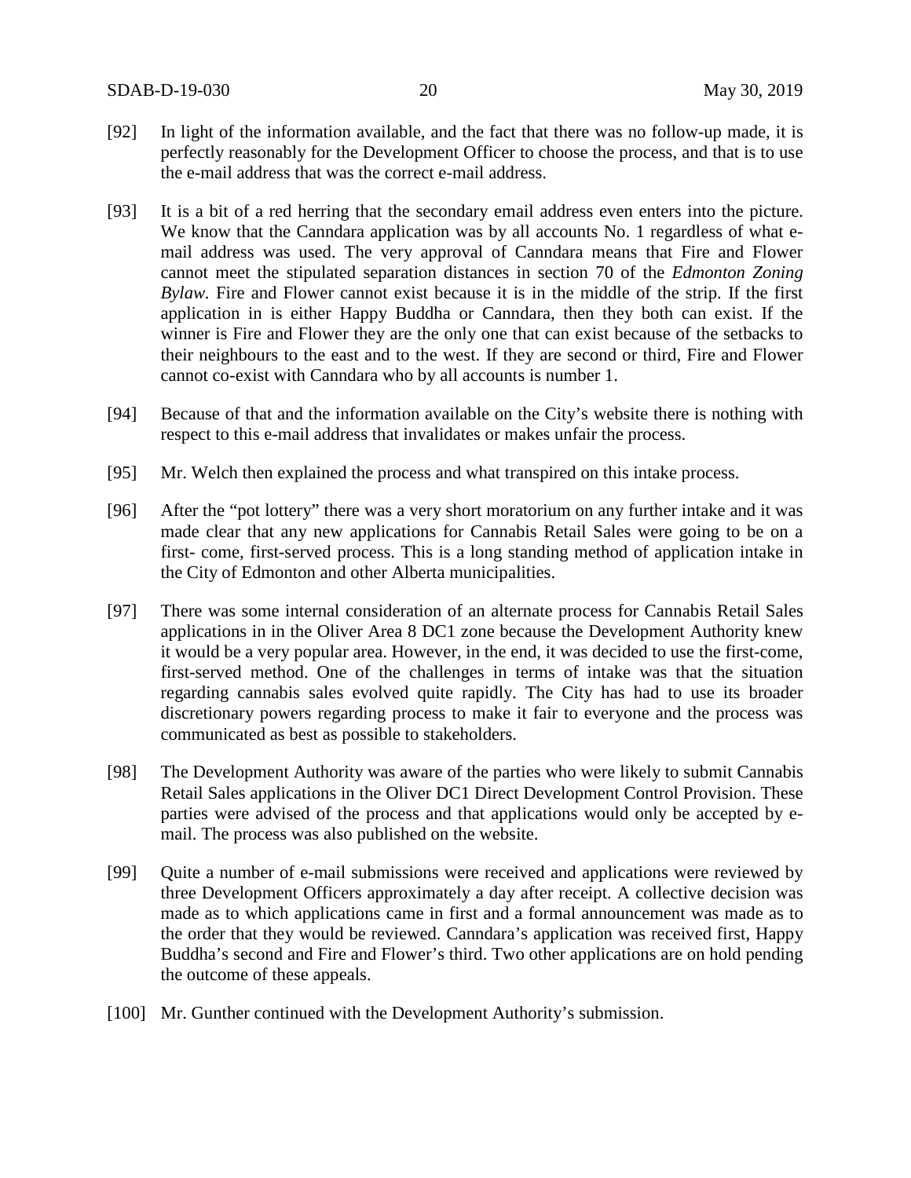[92] In light of the information available, and the fact that there was no follow-up made, it is perfectly reasonably for the Development Officer to choose the process, and that is to use the e-mail address that was the correct e-mail address.

[93] It is a bit of a red herring that the secondary email address even enters into the picture. We know that the Canndara application was by all accounts No. 1 regardless of what e-mail address was used. The very approval of Canndara means that Fire and Flower cannot meet the stipulated separation distances in section 70 of the *Edmonton Zoning Bylaw.* Fire and Flower cannot exist because it is in the middle of the strip. If the first application in is either Happy Buddha or Canndara, then they both can exist. If the winner is Fire and Flower they are the only one that can exist because of the setbacks to their neighbours to the east and to the west. If they are second or third, Fire and Flower cannot co-exist with Canndara who by all accounts is number 1.

[94] Because of that and the information available on the City's website there is nothing with respect to this e-mail address that invalidates or makes unfair the process.

[95] Mr. Welch then explained the process and what transpired on this intake process.

[96] After the "pot lottery" there was a very short moratorium on any further intake and it was made clear that any new applications for Cannabis Retail Sales were going to be on a first- come, first-served process. This is a long standing method of application intake in the City of Edmonton and other Alberta municipalities.

[97] There was some internal consideration of an alternate process for Cannabis Retail Sales applications in in the Oliver Area 8 DC1 zone because the Development Authority knew it would be a very popular area. However, in the end, it was decided to use the first-come, first-served method. One of the challenges in terms of intake was that the situation regarding cannabis sales evolved quite rapidly. The City has had to use its broader discretionary powers regarding process to make it fair to everyone and the process was communicated as best as possible to stakeholders.

[98] The Development Authority was aware of the parties who were likely to submit Cannabis Retail Sales applications in the Oliver DC1 Direct Development Control Provision. These parties were advised of the process and that applications would only be accepted by e-mail. The process was also published on the website.

[99] Quite a number of e-mail submissions were received and applications were reviewed by three Development Officers approximately a day after receipt. A collective decision was made as to which applications came in first and a formal announcement was made as to the order that they would be reviewed. Canndara's application was received first, Happy Buddha's second and Fire and Flower's third. Two other applications are on hold pending the outcome of these appeals.

[100] Mr. Gunther continued with the Development Authority's submission.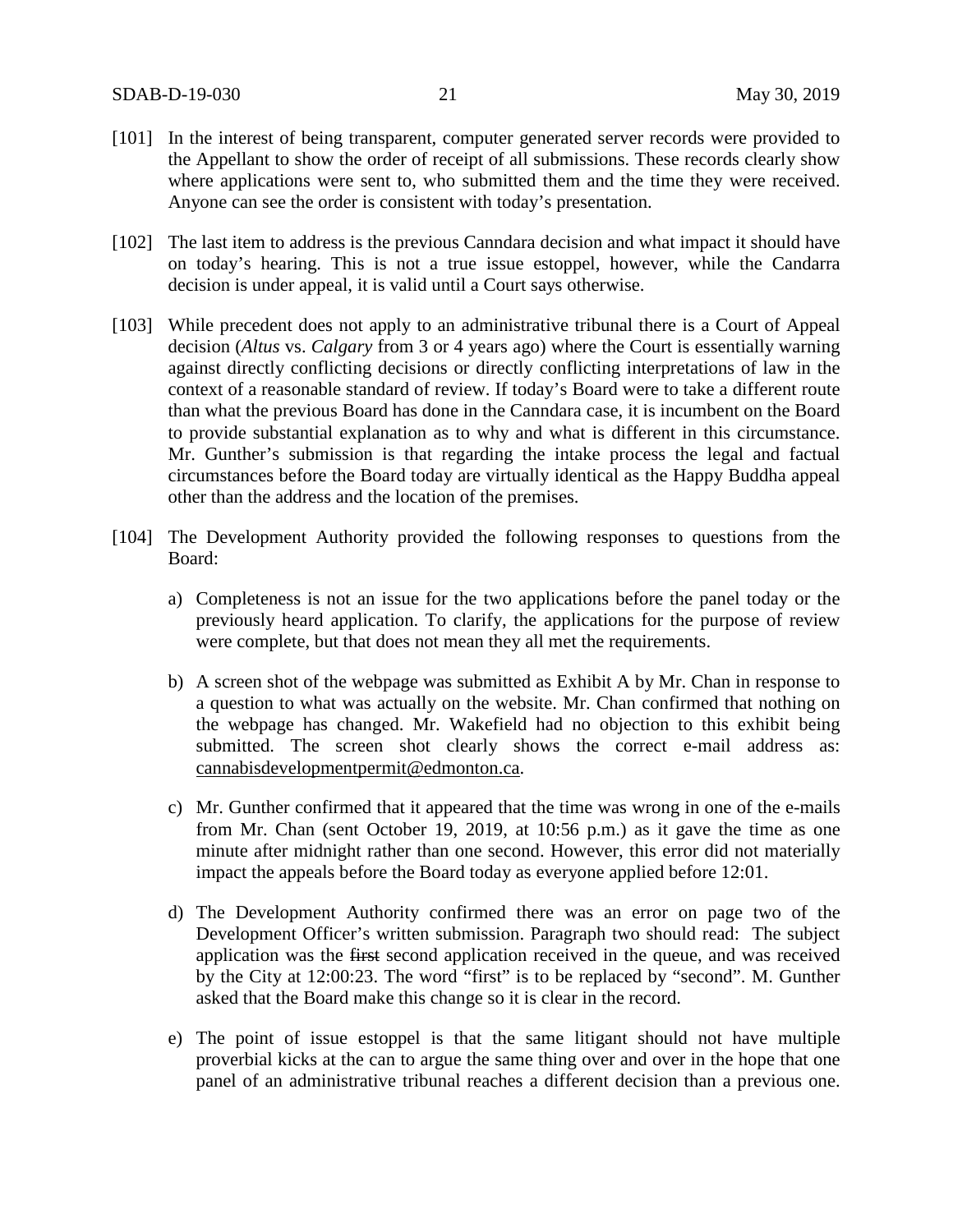[101] In the interest of being transparent, computer generated server records were provided to the Appellant to show the order of receipt of all submissions. These records clearly show where applications were sent to, who submitted them and the time they were received. Anyone can see the order is consistent with today's presentation.

[102] The last item to address is the previous Canndara decision and what impact it should have on today's hearing. This is not a true issue estoppel, however, while the Candarra decision is under appeal, it is valid until a Court says otherwise.

[103] While precedent does not apply to an administrative tribunal there is a Court of Appeal decision (*Altus* vs. *Calgary* from 3 or 4 years ago) where the Court is essentially warning against directly conflicting decisions or directly conflicting interpretations of law in the context of a reasonable standard of review. If today's Board were to take a different route than what the previous Board has done in the Canndara case, it is incumbent on the Board to provide substantial explanation as to why and what is different in this circumstance. Mr. Gunther's submission is that regarding the intake process the legal and factual circumstances before the Board today are virtually identical as the Happy Buddha appeal other than the address and the location of the premises.

[104] The Development Authority provided the following responses to questions from the Board:

a) Completeness is not an issue for the two applications before the panel today or the previously heard application. To clarify, the applications for the purpose of review were complete, but that does not mean they all met the requirements.

b) A screen shot of the webpage was submitted as Exhibit A by Mr. Chan in response to a question to what was actually on the website. Mr. Chan confirmed that nothing on the webpage has changed. Mr. Wakefield had no objection to this exhibit being submitted. The screen shot clearly shows the correct e-mail address as: cannabisdevelopmentpermit@edmonton.ca.

c) Mr. Gunther confirmed that it appeared that the time was wrong in one of the e-mails from Mr. Chan (sent October 19, 2019, at 10:56 p.m.) as it gave the time as one minute after midnight rather than one second. However, this error did not materially impact the appeals before the Board today as everyone applied before 12:01.

d) The Development Authority confirmed there was an error on page two of the Development Officer's written submission. Paragraph two should read: The subject application was the ~~first~~ second application received in the queue, and was received by the City at 12:00:23. The word "first" is to be replaced by "second". M. Gunther asked that the Board make this change so it is clear in the record.

e) The point of issue estoppel is that the same litigant should not have multiple proverbial kicks at the can to argue the same thing over and over in the hope that one panel of an administrative tribunal reaches a different decision than a previous one.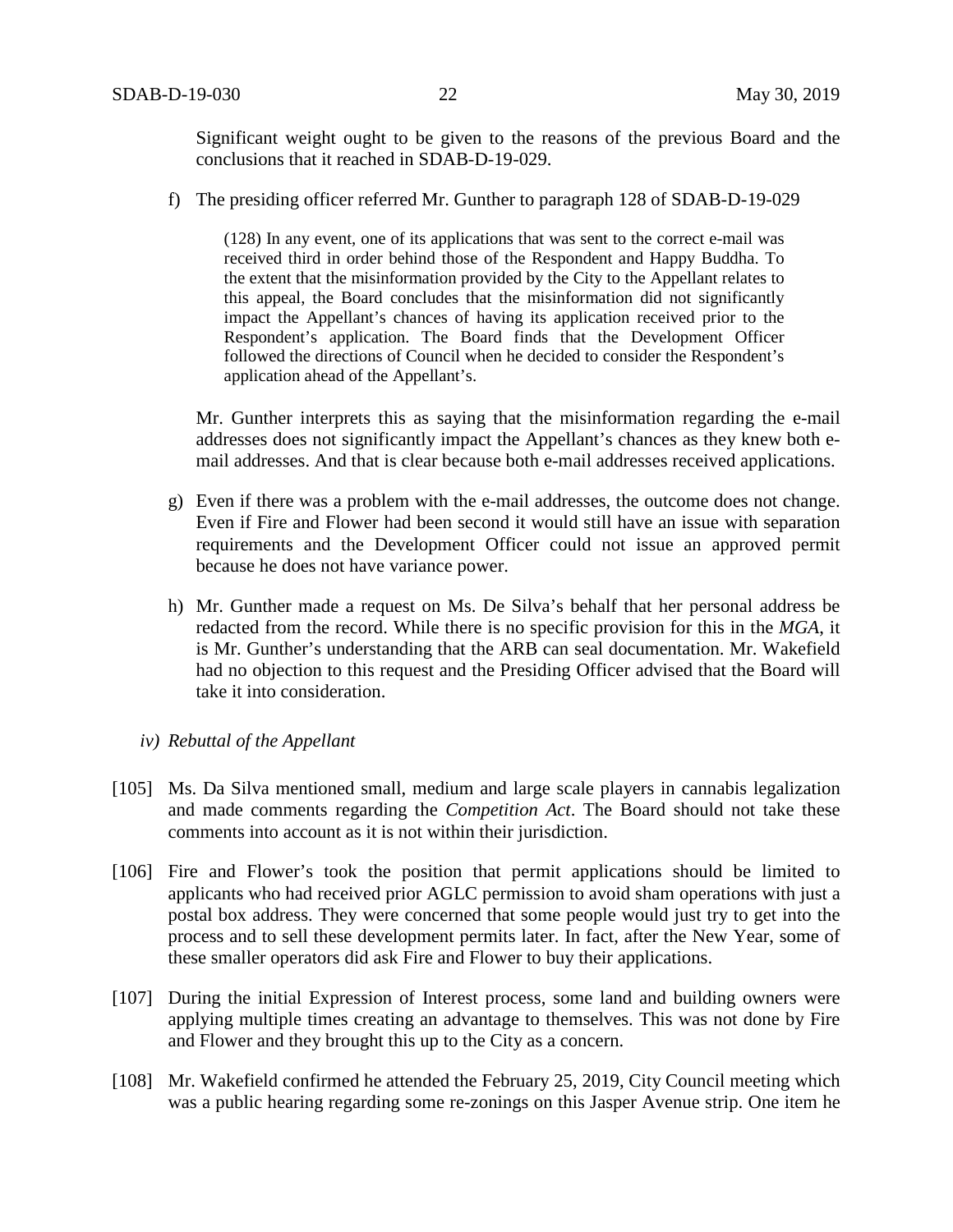Significant weight ought to be given to the reasons of the previous Board and the conclusions that it reached in SDAB-D-19-029.

f) The presiding officer referred Mr. Gunther to paragraph 128 of SDAB-D-19-029

> (128) In any event, one of its applications that was sent to the correct e-mail was received third in order behind those of the Respondent and Happy Buddha. To the extent that the misinformation provided by the City to the Appellant relates to this appeal, the Board concludes that the misinformation did not significantly impact the Appellant's chances of having its application received prior to the Respondent's application. The Board finds that the Development Officer followed the directions of Council when he decided to consider the Respondent's application ahead of the Appellant's.

Mr. Gunther interprets this as saying that the misinformation regarding the e-mail addresses does not significantly impact the Appellant's chances as they knew both e-mail addresses. And that is clear because both e-mail addresses received applications.

g) Even if there was a problem with the e-mail addresses, the outcome does not change. Even if Fire and Flower had been second it would still have an issue with separation requirements and the Development Officer could not issue an approved permit because he does not have variance power.

h) Mr. Gunther made a request on Ms. De Silva's behalf that her personal address be redacted from the record. While there is no specific provision for this in the *MGA*, it is Mr. Gunther's understanding that the ARB can seal documentation. Mr. Wakefield had no objection to this request and the Presiding Officer advised that the Board will take it into consideration.

*iv) Rebuttal of the Appellant*

[105] Ms. Da Silva mentioned small, medium and large scale players in cannabis legalization and made comments regarding the *Competition Act*. The Board should not take these comments into account as it is not within their jurisdiction.

[106] Fire and Flower's took the position that permit applications should be limited to applicants who had received prior AGLC permission to avoid sham operations with just a postal box address. They were concerned that some people would just try to get into the process and to sell these development permits later. In fact, after the New Year, some of these smaller operators did ask Fire and Flower to buy their applications.

[107] During the initial Expression of Interest process, some land and building owners were applying multiple times creating an advantage to themselves. This was not done by Fire and Flower and they brought this up to the City as a concern.

[108] Mr. Wakefield confirmed he attended the February 25, 2019, City Council meeting which was a public hearing regarding some re-zonings on this Jasper Avenue strip. One item he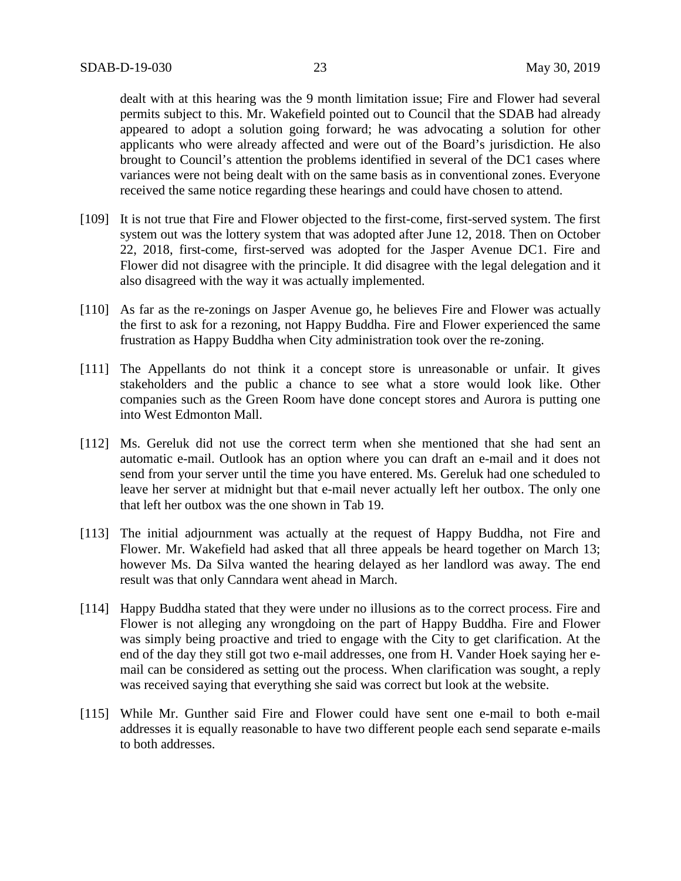dealt with at this hearing was the 9 month limitation issue; Fire and Flower had several permits subject to this. Mr. Wakefield pointed out to Council that the SDAB had already appeared to adopt a solution going forward; he was advocating a solution for other applicants who were already affected and were out of the Board's jurisdiction. He also brought to Council's attention the problems identified in several of the DC1 cases where variances were not being dealt with on the same basis as in conventional zones. Everyone received the same notice regarding these hearings and could have chosen to attend.

[109] It is not true that Fire and Flower objected to the first-come, first-served system. The first system out was the lottery system that was adopted after June 12, 2018. Then on October 22, 2018, first-come, first-served was adopted for the Jasper Avenue DC1. Fire and Flower did not disagree with the principle. It did disagree with the legal delegation and it also disagreed with the way it was actually implemented.

[110] As far as the re-zonings on Jasper Avenue go, he believes Fire and Flower was actually the first to ask for a rezoning, not Happy Buddha. Fire and Flower experienced the same frustration as Happy Buddha when City administration took over the re-zoning.

[111] The Appellants do not think it a concept store is unreasonable or unfair. It gives stakeholders and the public a chance to see what a store would look like. Other companies such as the Green Room have done concept stores and Aurora is putting one into West Edmonton Mall.

[112] Ms. Gereluk did not use the correct term when she mentioned that she had sent an automatic e-mail. Outlook has an option where you can draft an e-mail and it does not send from your server until the time you have entered. Ms. Gereluk had one scheduled to leave her server at midnight but that e-mail never actually left her outbox. The only one that left her outbox was the one shown in Tab 19.

[113] The initial adjournment was actually at the request of Happy Buddha, not Fire and Flower. Mr. Wakefield had asked that all three appeals be heard together on March 13; however Ms. Da Silva wanted the hearing delayed as her landlord was away. The end result was that only Canndara went ahead in March.

[114] Happy Buddha stated that they were under no illusions as to the correct process. Fire and Flower is not alleging any wrongdoing on the part of Happy Buddha. Fire and Flower was simply being proactive and tried to engage with the City to get clarification. At the end of the day they still got two e-mail addresses, one from H. Vander Hoek saying her e-mail can be considered as setting out the process. When clarification was sought, a reply was received saying that everything she said was correct but look at the website.

[115] While Mr. Gunther said Fire and Flower could have sent one e-mail to both e-mail addresses it is equally reasonable to have two different people each send separate e-mails to both addresses.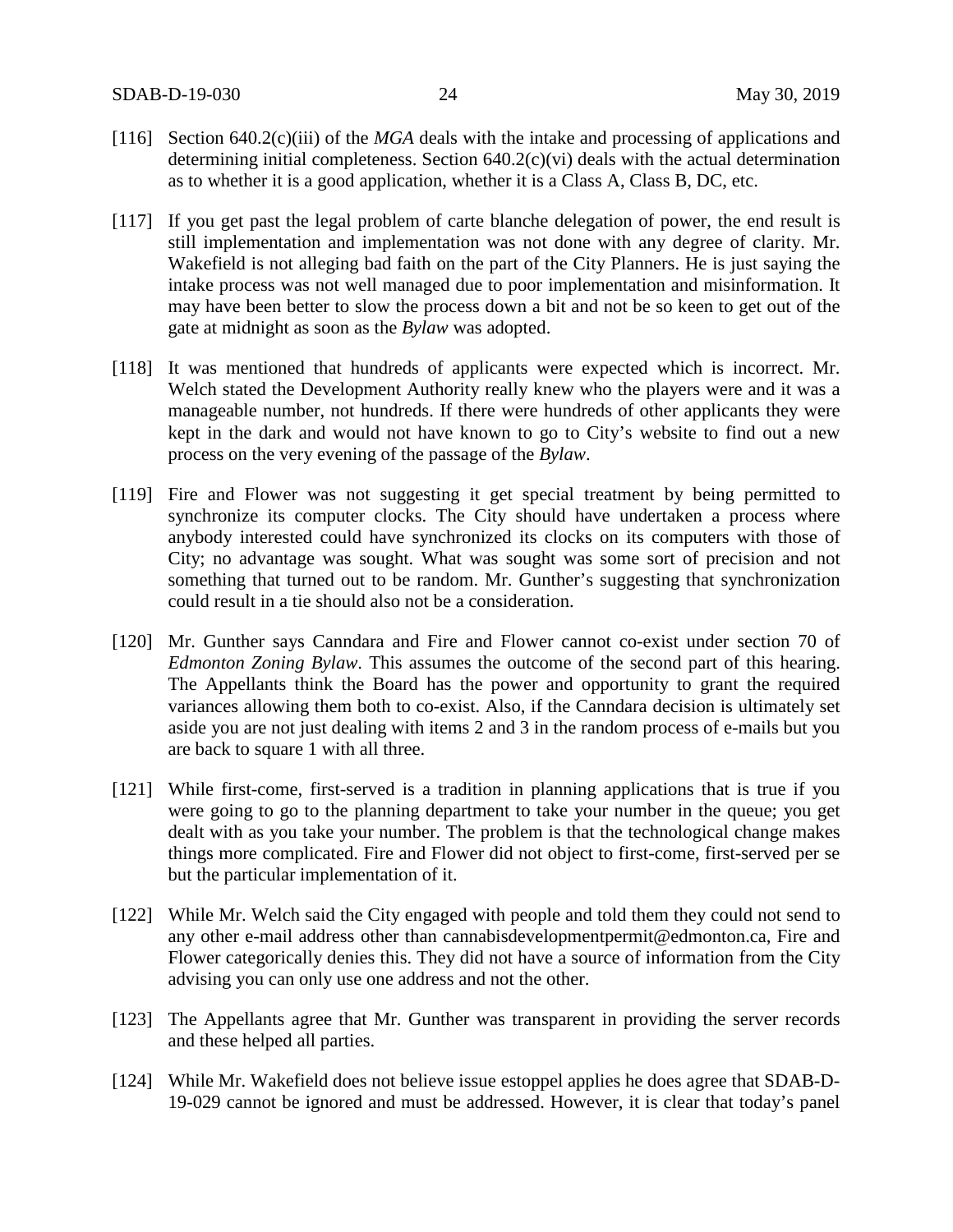[116] Section 640.2(c)(iii) of the *MGA* deals with the intake and processing of applications and determining initial completeness. Section 640.2(c)(vi) deals with the actual determination as to whether it is a good application, whether it is a Class A, Class B, DC, etc.

[117] If you get past the legal problem of carte blanche delegation of power, the end result is still implementation and implementation was not done with any degree of clarity. Mr. Wakefield is not alleging bad faith on the part of the City Planners. He is just saying the intake process was not well managed due to poor implementation and misinformation. It may have been better to slow the process down a bit and not be so keen to get out of the gate at midnight as soon as the *Bylaw* was adopted.

[118] It was mentioned that hundreds of applicants were expected which is incorrect. Mr. Welch stated the Development Authority really knew who the players were and it was a manageable number, not hundreds. If there were hundreds of other applicants they were kept in the dark and would not have known to go to City's website to find out a new process on the very evening of the passage of the *Bylaw*.

[119] Fire and Flower was not suggesting it get special treatment by being permitted to synchronize its computer clocks. The City should have undertaken a process where anybody interested could have synchronized its clocks on its computers with those of City; no advantage was sought. What was sought was some sort of precision and not something that turned out to be random. Mr. Gunther's suggesting that synchronization could result in a tie should also not be a consideration.

[120] Mr. Gunther says Canndara and Fire and Flower cannot co-exist under section 70 of *Edmonton Zoning Bylaw*. This assumes the outcome of the second part of this hearing. The Appellants think the Board has the power and opportunity to grant the required variances allowing them both to co-exist. Also, if the Canndara decision is ultimately set aside you are not just dealing with items 2 and 3 in the random process of e-mails but you are back to square 1 with all three.

[121] While first-come, first-served is a tradition in planning applications that is true if you were going to go to the planning department to take your number in the queue; you get dealt with as you take your number. The problem is that the technological change makes things more complicated. Fire and Flower did not object to first-come, first-served per se but the particular implementation of it.

[122] While Mr. Welch said the City engaged with people and told them they could not send to any other e-mail address other than cannabisdevelopmentpermit@edmonton.ca, Fire and Flower categorically denies this. They did not have a source of information from the City advising you can only use one address and not the other.

[123] The Appellants agree that Mr. Gunther was transparent in providing the server records and these helped all parties.

[124] While Mr. Wakefield does not believe issue estoppel applies he does agree that SDAB-D-19-029 cannot be ignored and must be addressed. However, it is clear that today's panel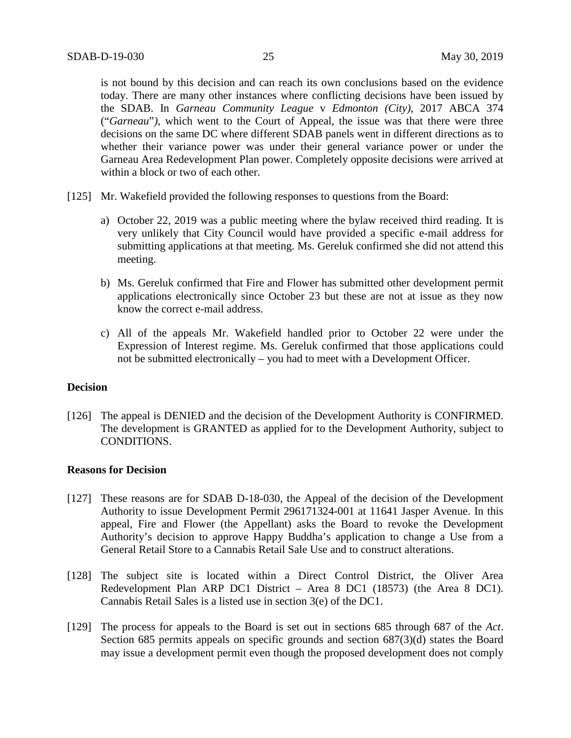is not bound by this decision and can reach its own conclusions based on the evidence today. There are many other instances where conflicting decisions have been issued by the SDAB. In *Garneau Community League* v *Edmonton (City)*, 2017 ABCA 374 ("*Garneau*"), which went to the Court of Appeal, the issue was that there were three decisions on the same DC where different SDAB panels went in different directions as to whether their variance power was under their general variance power or under the Garneau Area Redevelopment Plan power. Completely opposite decisions were arrived at within a block or two of each other.

[125] Mr. Wakefield provided the following responses to questions from the Board:

a) October 22, 2019 was a public meeting where the bylaw received third reading. It is very unlikely that City Council would have provided a specific e-mail address for submitting applications at that meeting. Ms. Gereluk confirmed she did not attend this meeting.

b) Ms. Gereluk confirmed that Fire and Flower has submitted other development permit applications electronically since October 23 but these are not at issue as they now know the correct e-mail address.

c) All of the appeals Mr. Wakefield handled prior to October 22 were under the Expression of Interest regime. Ms. Gereluk confirmed that those applications could not be submitted electronically – you had to meet with a Development Officer.

## Decision

[126] The appeal is DENIED and the decision of the Development Authority is CONFIRMED. The development is GRANTED as applied for to the Development Authority, subject to CONDITIONS.

## Reasons for Decision

[127] These reasons are for SDAB D-18-030, the Appeal of the decision of the Development Authority to issue Development Permit 296171324-001 at 11641 Jasper Avenue. In this appeal, Fire and Flower (the Appellant) asks the Board to revoke the Development Authority's decision to approve Happy Buddha's application to change a Use from a General Retail Store to a Cannabis Retail Sale Use and to construct alterations.

[128] The subject site is located within a Direct Control District, the Oliver Area Redevelopment Plan ARP DC1 District – Area 8 DC1 (18573) (the Area 8 DC1). Cannabis Retail Sales is a listed use in section 3(e) of the DC1.

[129] The process for appeals to the Board is set out in sections 685 through 687 of the *Act*. Section 685 permits appeals on specific grounds and section 687(3)(d) states the Board may issue a development permit even though the proposed development does not comply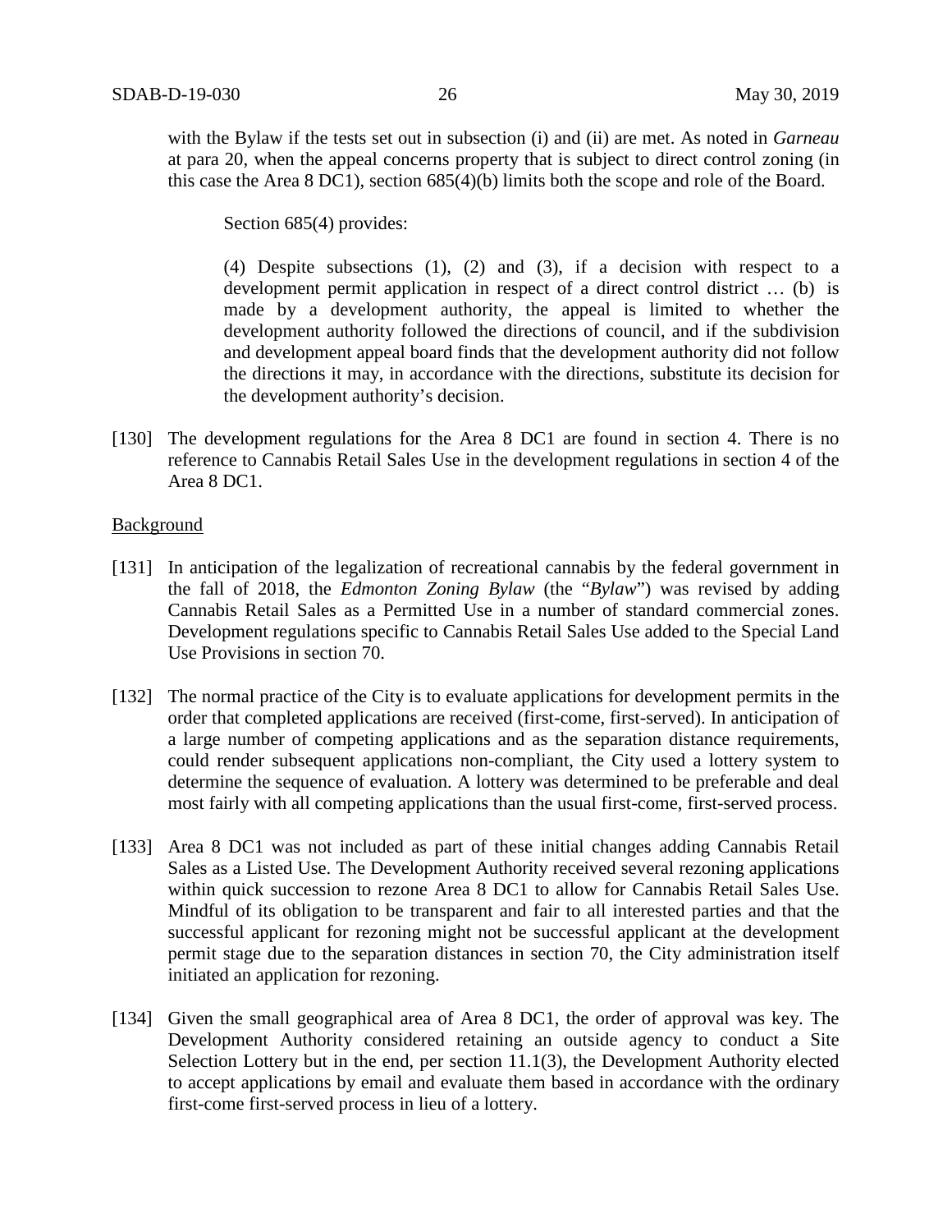with the Bylaw if the tests set out in subsection (i) and (ii) are met. As noted in *Garneau* at para 20, when the appeal concerns property that is subject to direct control zoning (in this case the Area 8 DC1), section 685(4)(b) limits both the scope and role of the Board.

> Section 685(4) provides:
>
> (4) Despite subsections (1), (2) and (3), if a decision with respect to a development permit application in respect of a direct control district … (b) is made by a development authority, the appeal is limited to whether the development authority followed the directions of council, and if the subdivision and development appeal board finds that the development authority did not follow the directions it may, in accordance with the directions, substitute its decision for the development authority's decision.

[130] The development regulations for the Area 8 DC1 are found in section 4. There is no reference to Cannabis Retail Sales Use in the development regulations in section 4 of the Area 8 DC1.

<u>Background</u>

[131] In anticipation of the legalization of recreational cannabis by the federal government in the fall of 2018, the *Edmonton Zoning Bylaw* (the "*Bylaw*") was revised by adding Cannabis Retail Sales as a Permitted Use in a number of standard commercial zones. Development regulations specific to Cannabis Retail Sales Use added to the Special Land Use Provisions in section 70.

[132] The normal practice of the City is to evaluate applications for development permits in the order that completed applications are received (first-come, first-served). In anticipation of a large number of competing applications and as the separation distance requirements, could render subsequent applications non-compliant, the City used a lottery system to determine the sequence of evaluation. A lottery was determined to be preferable and deal most fairly with all competing applications than the usual first-come, first-served process.

[133] Area 8 DC1 was not included as part of these initial changes adding Cannabis Retail Sales as a Listed Use. The Development Authority received several rezoning applications within quick succession to rezone Area 8 DC1 to allow for Cannabis Retail Sales Use. Mindful of its obligation to be transparent and fair to all interested parties and that the successful applicant for rezoning might not be successful applicant at the development permit stage due to the separation distances in section 70, the City administration itself initiated an application for rezoning.

[134] Given the small geographical area of Area 8 DC1, the order of approval was key. The Development Authority considered retaining an outside agency to conduct a Site Selection Lottery but in the end, per section 11.1(3), the Development Authority elected to accept applications by email and evaluate them based in accordance with the ordinary first-come first-served process in lieu of a lottery.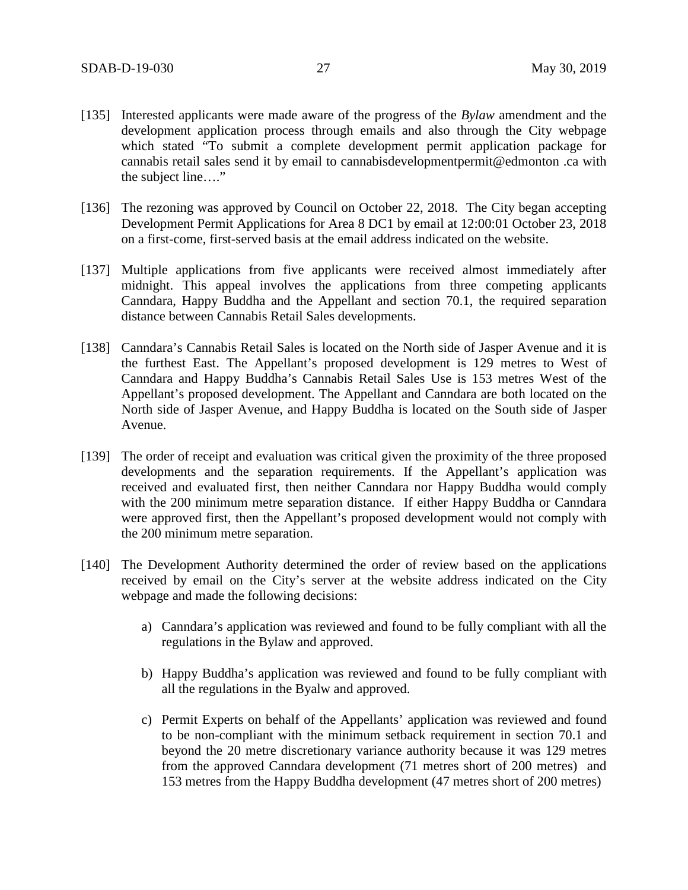[135] Interested applicants were made aware of the progress of the *Bylaw* amendment and the development application process through emails and also through the City webpage which stated "To submit a complete development permit application package for cannabis retail sales send it by email to cannabisdevelopmentpermit@edmonton .ca with the subject line…."

[136] The rezoning was approved by Council on October 22, 2018. The City began accepting Development Permit Applications for Area 8 DC1 by email at 12:00:01 October 23, 2018 on a first-come, first-served basis at the email address indicated on the website.

[137] Multiple applications from five applicants were received almost immediately after midnight. This appeal involves the applications from three competing applicants Canndara, Happy Buddha and the Appellant and section 70.1, the required separation distance between Cannabis Retail Sales developments.

[138] Canndara's Cannabis Retail Sales is located on the North side of Jasper Avenue and it is the furthest East. The Appellant's proposed development is 129 metres to West of Canndara and Happy Buddha's Cannabis Retail Sales Use is 153 metres West of the Appellant's proposed development. The Appellant and Canndara are both located on the North side of Jasper Avenue, and Happy Buddha is located on the South side of Jasper Avenue.

[139] The order of receipt and evaluation was critical given the proximity of the three proposed developments and the separation requirements. If the Appellant's application was received and evaluated first, then neither Canndara nor Happy Buddha would comply with the 200 minimum metre separation distance. If either Happy Buddha or Canndara were approved first, then the Appellant's proposed development would not comply with the 200 minimum metre separation.

[140] The Development Authority determined the order of review based on the applications received by email on the City's server at the website address indicated on the City webpage and made the following decisions:

a) Canndara's application was reviewed and found to be fully compliant with all the regulations in the Bylaw and approved.

b) Happy Buddha's application was reviewed and found to be fully compliant with all the regulations in the Byalw and approved.

c) Permit Experts on behalf of the Appellants' application was reviewed and found to be non-compliant with the minimum setback requirement in section 70.1 and beyond the 20 metre discretionary variance authority because it was 129 metres from the approved Canndara development (71 metres short of 200 metres) and 153 metres from the Happy Buddha development (47 metres short of 200 metres)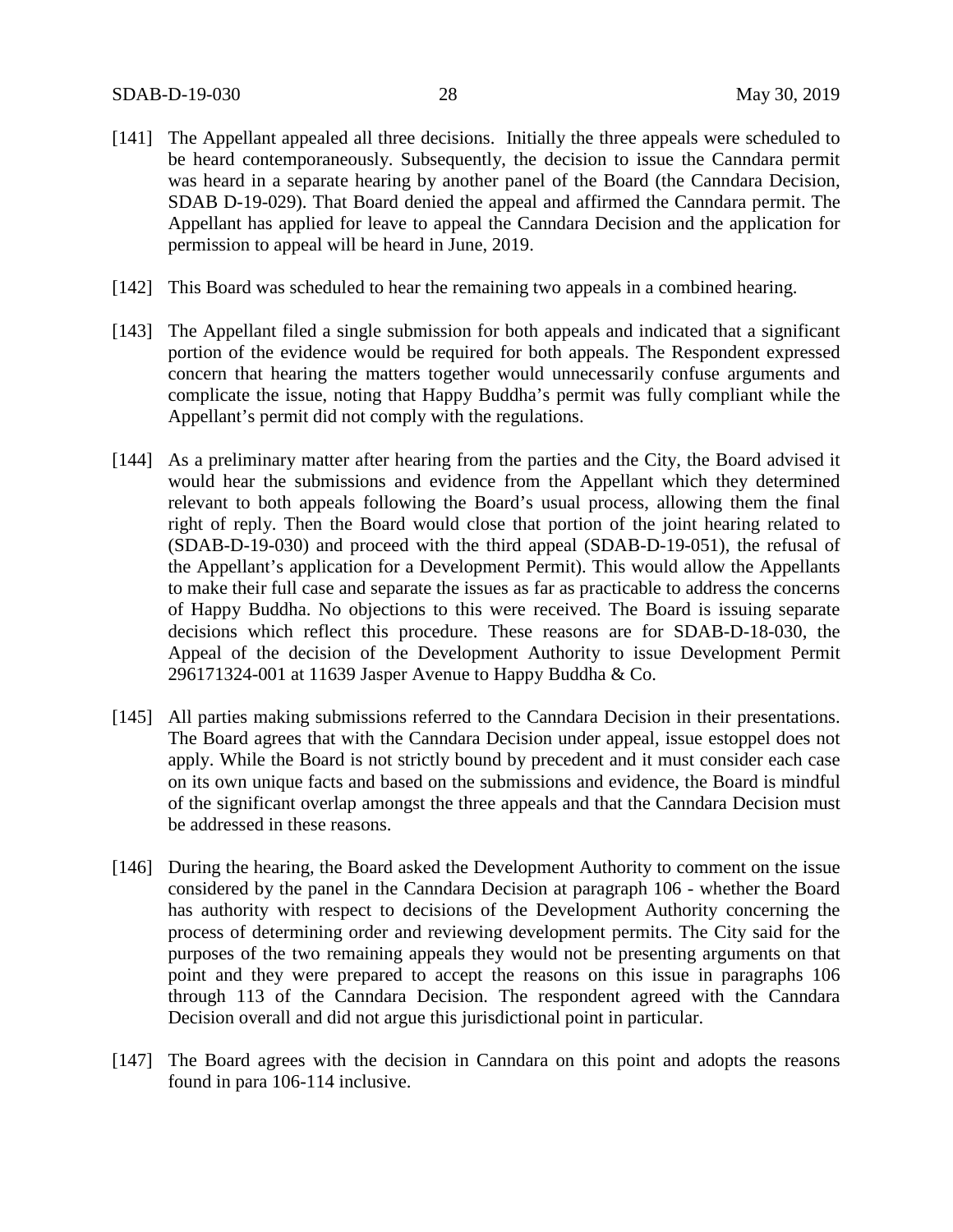[141] The Appellant appealed all three decisions. Initially the three appeals were scheduled to be heard contemporaneously. Subsequently, the decision to issue the Canndara permit was heard in a separate hearing by another panel of the Board (the Canndara Decision, SDAB D-19-029). That Board denied the appeal and affirmed the Canndara permit. The Appellant has applied for leave to appeal the Canndara Decision and the application for permission to appeal will be heard in June, 2019.

[142] This Board was scheduled to hear the remaining two appeals in a combined hearing.

[143] The Appellant filed a single submission for both appeals and indicated that a significant portion of the evidence would be required for both appeals. The Respondent expressed concern that hearing the matters together would unnecessarily confuse arguments and complicate the issue, noting that Happy Buddha's permit was fully compliant while the Appellant's permit did not comply with the regulations.

[144] As a preliminary matter after hearing from the parties and the City, the Board advised it would hear the submissions and evidence from the Appellant which they determined relevant to both appeals following the Board's usual process, allowing them the final right of reply. Then the Board would close that portion of the joint hearing related to (SDAB-D-19-030) and proceed with the third appeal (SDAB-D-19-051), the refusal of the Appellant's application for a Development Permit). This would allow the Appellants to make their full case and separate the issues as far as practicable to address the concerns of Happy Buddha. No objections to this were received. The Board is issuing separate decisions which reflect this procedure. These reasons are for SDAB-D-18-030, the Appeal of the decision of the Development Authority to issue Development Permit 296171324-001 at 11639 Jasper Avenue to Happy Buddha & Co.

[145] All parties making submissions referred to the Canndara Decision in their presentations. The Board agrees that with the Canndara Decision under appeal, issue estoppel does not apply. While the Board is not strictly bound by precedent and it must consider each case on its own unique facts and based on the submissions and evidence, the Board is mindful of the significant overlap amongst the three appeals and that the Canndara Decision must be addressed in these reasons.

[146] During the hearing, the Board asked the Development Authority to comment on the issue considered by the panel in the Canndara Decision at paragraph 106 - whether the Board has authority with respect to decisions of the Development Authority concerning the process of determining order and reviewing development permits. The City said for the purposes of the two remaining appeals they would not be presenting arguments on that point and they were prepared to accept the reasons on this issue in paragraphs 106 through 113 of the Canndara Decision. The respondent agreed with the Canndara Decision overall and did not argue this jurisdictional point in particular.

[147] The Board agrees with the decision in Canndara on this point and adopts the reasons found in para 106-114 inclusive.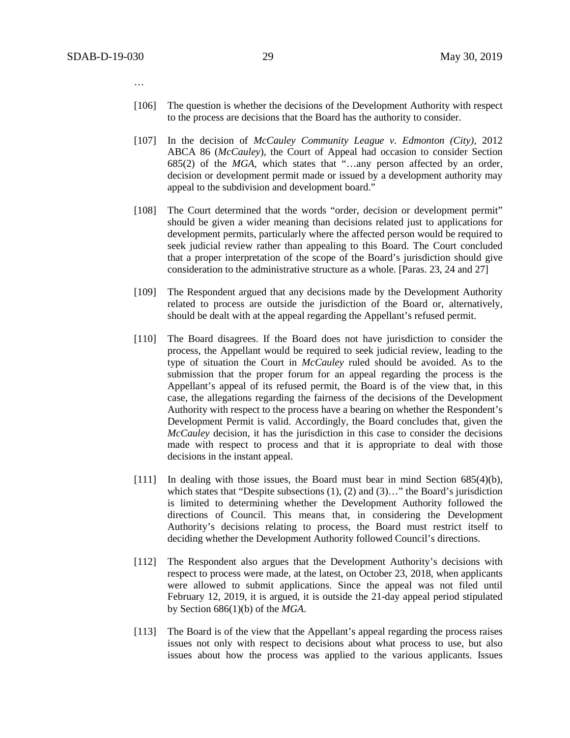…

[106] The question is whether the decisions of the Development Authority with respect to the process are decisions that the Board has the authority to consider.

[107] In the decision of *McCauley Community League v. Edmonton (City)*, 2012 ABCA 86 (*McCauley*), the Court of Appeal had occasion to consider Section 685(2) of the *MGA*, which states that "…any person affected by an order, decision or development permit made or issued by a development authority may appeal to the subdivision and development board."

[108] The Court determined that the words "order, decision or development permit" should be given a wider meaning than decisions related just to applications for development permits, particularly where the affected person would be required to seek judicial review rather than appealing to this Board. The Court concluded that a proper interpretation of the scope of the Board's jurisdiction should give consideration to the administrative structure as a whole. [Paras. 23, 24 and 27]

[109] The Respondent argued that any decisions made by the Development Authority related to process are outside the jurisdiction of the Board or, alternatively, should be dealt with at the appeal regarding the Appellant's refused permit.

[110] The Board disagrees. If the Board does not have jurisdiction to consider the process, the Appellant would be required to seek judicial review, leading to the type of situation the Court in *McCauley* ruled should be avoided. As to the submission that the proper forum for an appeal regarding the process is the Appellant's appeal of its refused permit, the Board is of the view that, in this case, the allegations regarding the fairness of the decisions of the Development Authority with respect to the process have a bearing on whether the Respondent's Development Permit is valid. Accordingly, the Board concludes that, given the *McCauley* decision, it has the jurisdiction in this case to consider the decisions made with respect to process and that it is appropriate to deal with those decisions in the instant appeal.

[111] In dealing with those issues, the Board must bear in mind Section 685(4)(b), which states that "Despite subsections (1), (2) and (3)…" the Board's jurisdiction is limited to determining whether the Development Authority followed the directions of Council. This means that, in considering the Development Authority's decisions relating to process, the Board must restrict itself to deciding whether the Development Authority followed Council's directions.

[112] The Respondent also argues that the Development Authority's decisions with respect to process were made, at the latest, on October 23, 2018, when applicants were allowed to submit applications. Since the appeal was not filed until February 12, 2019, it is argued, it is outside the 21-day appeal period stipulated by Section 686(1)(b) of the *MGA*.

[113] The Board is of the view that the Appellant's appeal regarding the process raises issues not only with respect to decisions about what process to use, but also issues about how the process was applied to the various applicants. Issues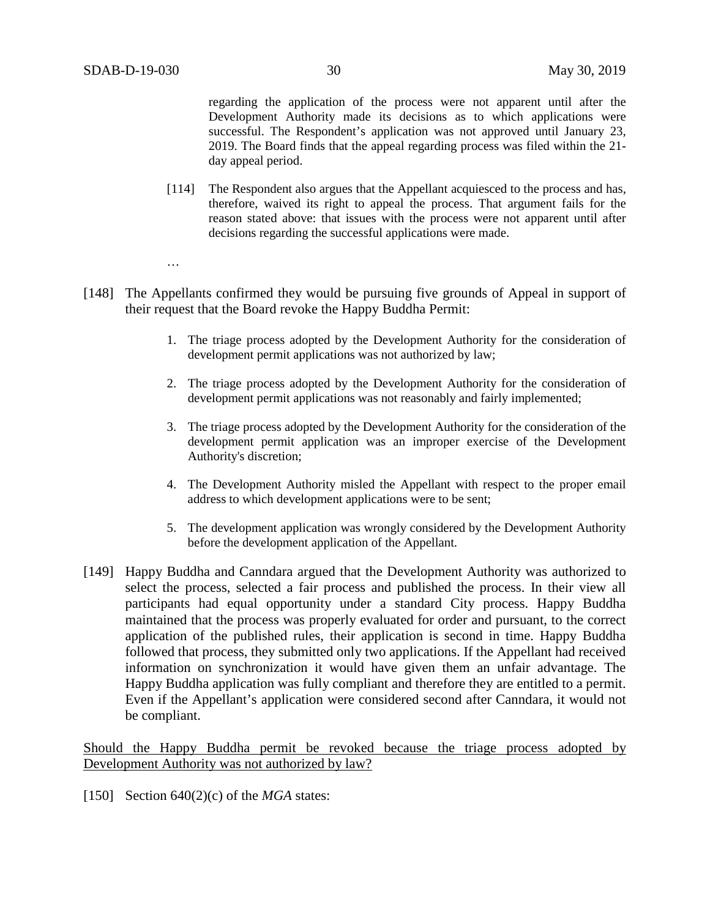> regarding the application of the process were not apparent until after the Development Authority made its decisions as to which applications were successful. The Respondent's application was not approved until January 23, 2019. The Board finds that the appeal regarding process was filed within the 21-day appeal period.
>
> [114] The Respondent also argues that the Appellant acquiesced to the process and has, therefore, waived its right to appeal the process. That argument fails for the reason stated above: that issues with the process were not apparent until after decisions regarding the successful applications were made.
>
> …

[148] The Appellants confirmed they would be pursuing five grounds of Appeal in support of their request that the Board revoke the Happy Buddha Permit:

1. The triage process adopted by the Development Authority for the consideration of development permit applications was not authorized by law;
2. The triage process adopted by the Development Authority for the consideration of development permit applications was not reasonably and fairly implemented;
3. The triage process adopted by the Development Authority for the consideration of the development permit application was an improper exercise of the Development Authority's discretion;
4. The Development Authority misled the Appellant with respect to the proper email address to which development applications were to be sent;
5. The development application was wrongly considered by the Development Authority before the development application of the Appellant.

[149] Happy Buddha and Canndara argued that the Development Authority was authorized to select the process, selected a fair process and published the process. In their view all participants had equal opportunity under a standard City process. Happy Buddha maintained that the process was properly evaluated for order and pursuant, to the correct application of the published rules, their application is second in time. Happy Buddha followed that process, they submitted only two applications. If the Appellant had received information on synchronization it would have given them an unfair advantage. The Happy Buddha application was fully compliant and therefore they are entitled to a permit. Even if the Appellant's application were considered second after Canndara, it would not be compliant.

<u>Should the Happy Buddha permit be revoked because the triage process adopted by Development Authority was not authorized by law?</u>

[150] Section 640(2)(c) of the *MGA* states: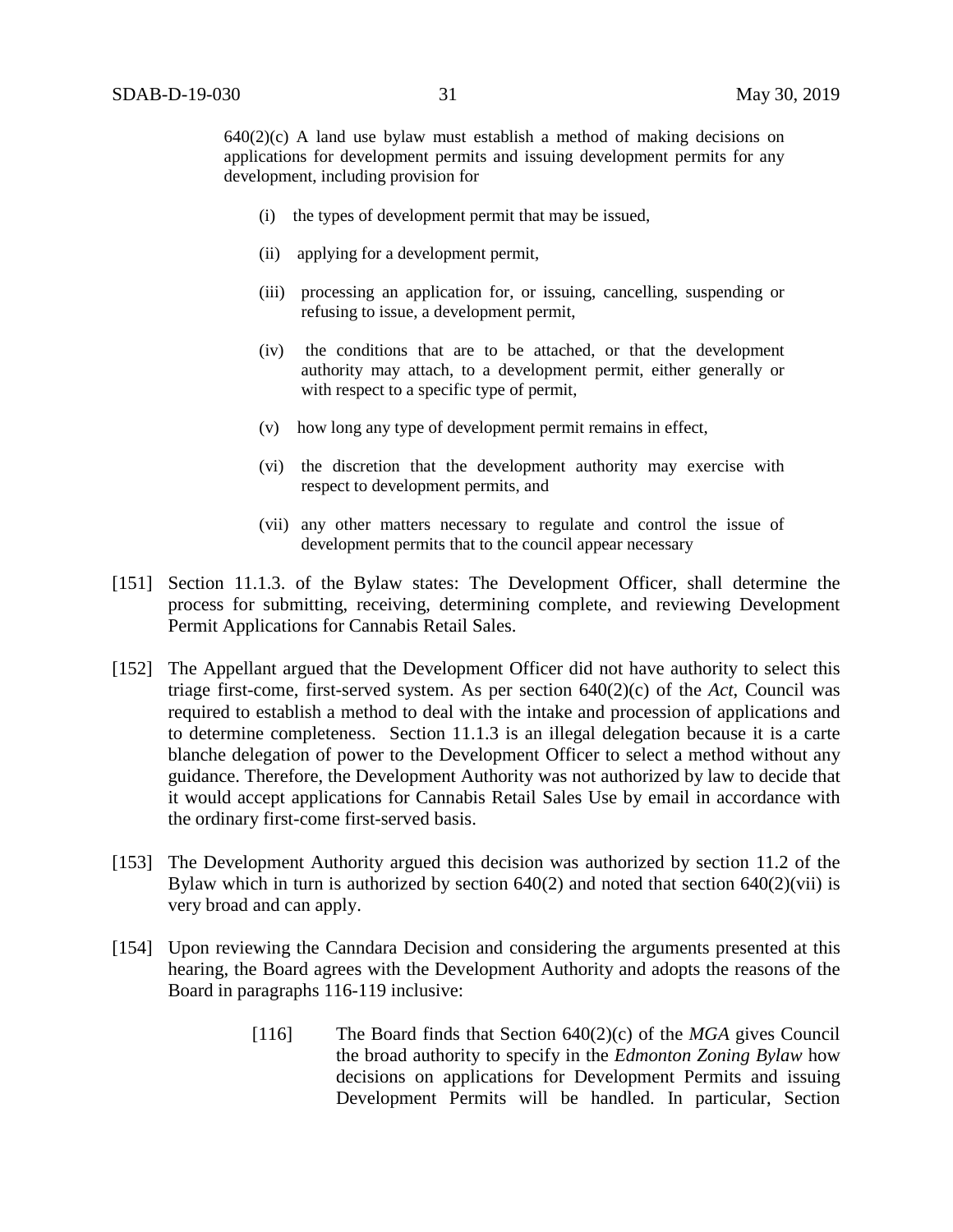> 640(2)(c) A land use bylaw must establish a method of making decisions on applications for development permits and issuing development permits for any development, including provision for
>
> (i) the types of development permit that may be issued,
>
> (ii) applying for a development permit,
>
> (iii) processing an application for, or issuing, cancelling, suspending or refusing to issue, a development permit,
>
> (iv) the conditions that are to be attached, or that the development authority may attach, to a development permit, either generally or with respect to a specific type of permit,
>
> (v) how long any type of development permit remains in effect,
>
> (vi) the discretion that the development authority may exercise with respect to development permits, and
>
> (vii) any other matters necessary to regulate and control the issue of development permits that to the council appear necessary

[151] Section 11.1.3. of the Bylaw states: The Development Officer, shall determine the process for submitting, receiving, determining complete, and reviewing Development Permit Applications for Cannabis Retail Sales.

[152] The Appellant argued that the Development Officer did not have authority to select this triage first-come, first-served system. As per section 640(2)(c) of the *Act*, Council was required to establish a method to deal with the intake and procession of applications and to determine completeness. Section 11.1.3 is an illegal delegation because it is a carte blanche delegation of power to the Development Officer to select a method without any guidance. Therefore, the Development Authority was not authorized by law to decide that it would accept applications for Cannabis Retail Sales Use by email in accordance with the ordinary first-come first-served basis.

[153] The Development Authority argued this decision was authorized by section 11.2 of the Bylaw which in turn is authorized by section 640(2) and noted that section 640(2)(vii) is very broad and can apply.

[154] Upon reviewing the Canndara Decision and considering the arguments presented at this hearing, the Board agrees with the Development Authority and adopts the reasons of the Board in paragraphs 116-119 inclusive:

> [116] The Board finds that Section 640(2)(c) of the *MGA* gives Council the broad authority to specify in the *Edmonton Zoning Bylaw* how decisions on applications for Development Permits and issuing Development Permits will be handled. In particular, Section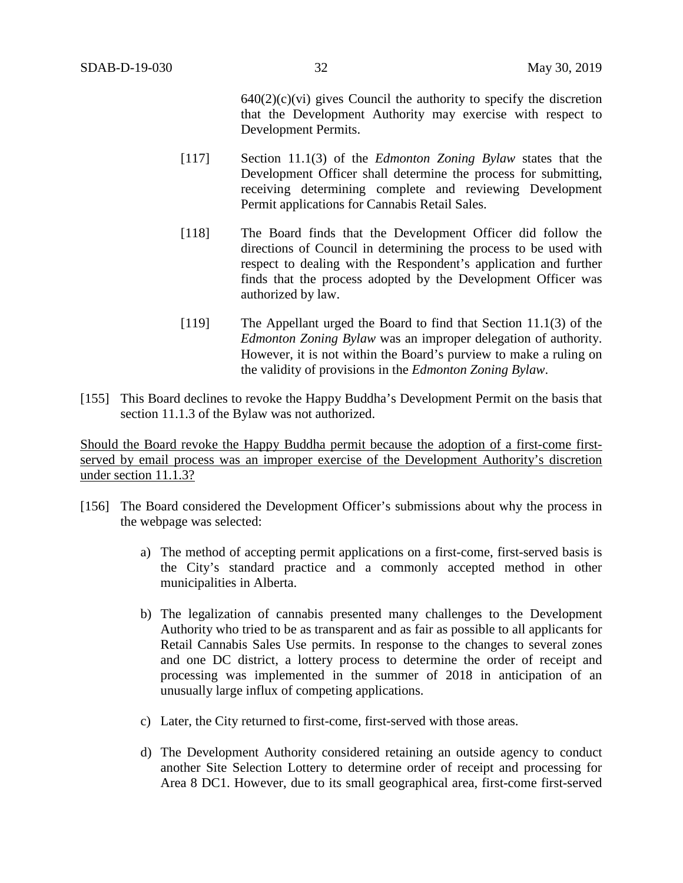640(2)(c)(vi) gives Council the authority to specify the discretion that the Development Authority may exercise with respect to Development Permits.

> [117] Section 11.1(3) of the *Edmonton Zoning Bylaw* states that the Development Officer shall determine the process for submitting, receiving determining complete and reviewing Development Permit applications for Cannabis Retail Sales.
>
> [118] The Board finds that the Development Officer did follow the directions of Council in determining the process to be used with respect to dealing with the Respondent's application and further finds that the process adopted by the Development Officer was authorized by law.
>
> [119] The Appellant urged the Board to find that Section 11.1(3) of the *Edmonton Zoning Bylaw* was an improper delegation of authority. However, it is not within the Board's purview to make a ruling on the validity of provisions in the *Edmonton Zoning Bylaw*.

[155] This Board declines to revoke the Happy Buddha's Development Permit on the basis that section 11.1.3 of the Bylaw was not authorized.

<u>Should the Board revoke the Happy Buddha permit because the adoption of a first-come first-served by email process was an improper exercise of the Development Authority's discretion under section 11.1.3?</u>

[156] The Board considered the Development Officer's submissions about why the process in the webpage was selected:

a) The method of accepting permit applications on a first-come, first-served basis is the City's standard practice and a commonly accepted method in other municipalities in Alberta.

b) The legalization of cannabis presented many challenges to the Development Authority who tried to be as transparent and as fair as possible to all applicants for Retail Cannabis Sales Use permits. In response to the changes to several zones and one DC district, a lottery process to determine the order of receipt and processing was implemented in the summer of 2018 in anticipation of an unusually large influx of competing applications.

c) Later, the City returned to first-come, first-served with those areas.

d) The Development Authority considered retaining an outside agency to conduct another Site Selection Lottery to determine order of receipt and processing for Area 8 DC1. However, due to its small geographical area, first-come first-served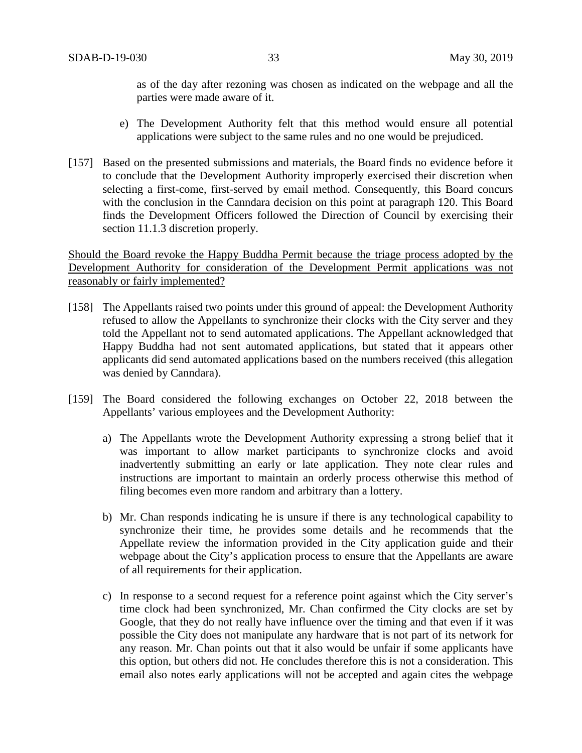as of the day after rezoning was chosen as indicated on the webpage and all the parties were made aware of it.

e) The Development Authority felt that this method would ensure all potential applications were subject to the same rules and no one would be prejudiced.

[157] Based on the presented submissions and materials, the Board finds no evidence before it to conclude that the Development Authority improperly exercised their discretion when selecting a first-come, first-served by email method. Consequently, this Board concurs with the conclusion in the Canndara decision on this point at paragraph 120. This Board finds the Development Officers followed the Direction of Council by exercising their section 11.1.3 discretion properly.

<u>Should the Board revoke the Happy Buddha Permit because the triage process adopted by the Development Authority for consideration of the Development Permit applications was not reasonably or fairly implemented?</u>

[158] The Appellants raised two points under this ground of appeal: the Development Authority refused to allow the Appellants to synchronize their clocks with the City server and they told the Appellant not to send automated applications. The Appellant acknowledged that Happy Buddha had not sent automated applications, but stated that it appears other applicants did send automated applications based on the numbers received (this allegation was denied by Canndara).

[159] The Board considered the following exchanges on October 22, 2018 between the Appellants' various employees and the Development Authority:

a) The Appellants wrote the Development Authority expressing a strong belief that it was important to allow market participants to synchronize clocks and avoid inadvertently submitting an early or late application. They note clear rules and instructions are important to maintain an orderly process otherwise this method of filing becomes even more random and arbitrary than a lottery.

b) Mr. Chan responds indicating he is unsure if there is any technological capability to synchronize their time, he provides some details and he recommends that the Appellate review the information provided in the City application guide and their webpage about the City's application process to ensure that the Appellants are aware of all requirements for their application.

c) In response to a second request for a reference point against which the City server's time clock had been synchronized, Mr. Chan confirmed the City clocks are set by Google, that they do not really have influence over the timing and that even if it was possible the City does not manipulate any hardware that is not part of its network for any reason. Mr. Chan points out that it also would be unfair if some applicants have this option, but others did not. He concludes therefore this is not a consideration. This email also notes early applications will not be accepted and again cites the webpage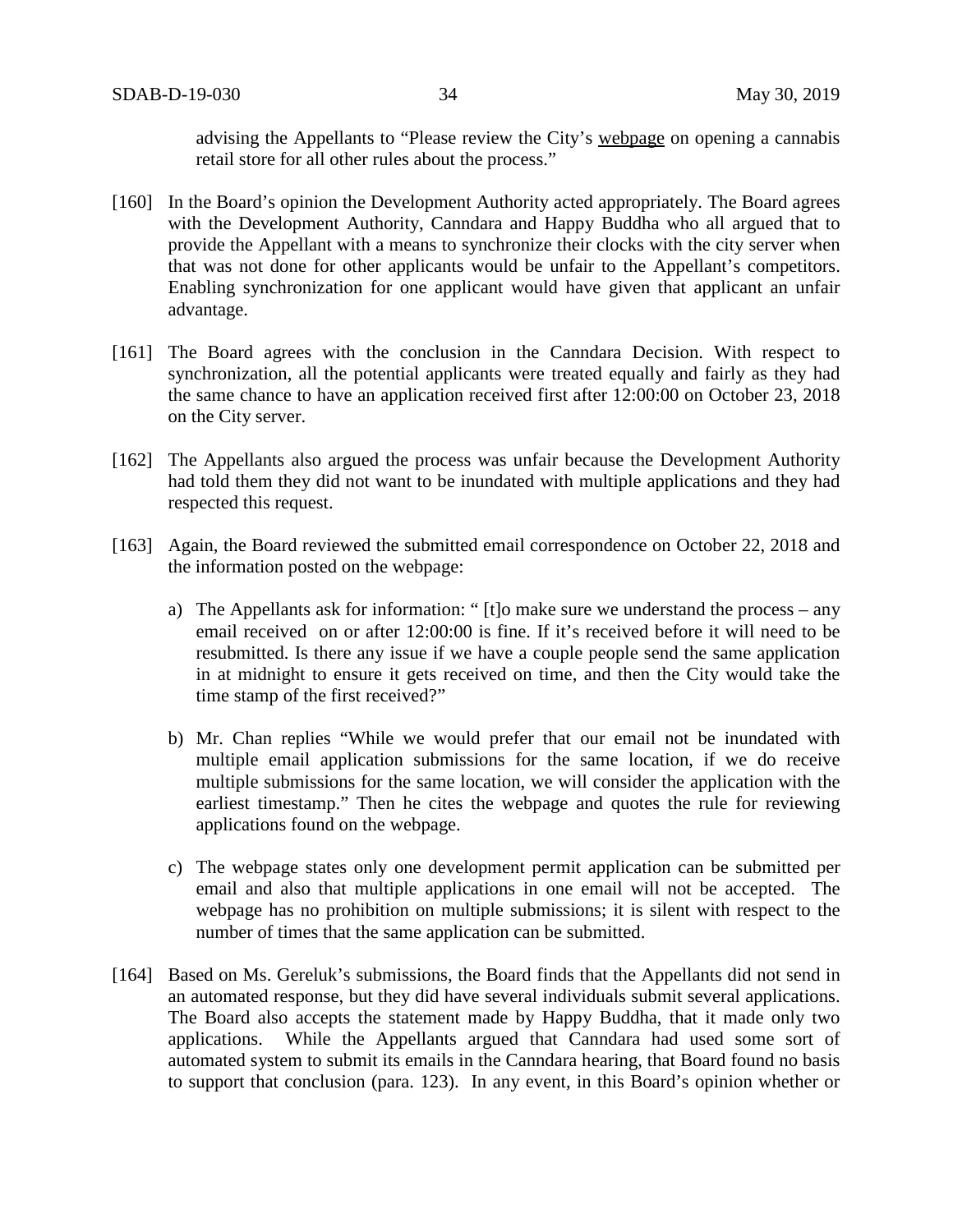advising the Appellants to "Please review the City's webpage on opening a cannabis retail store for all other rules about the process."

[160] In the Board's opinion the Development Authority acted appropriately. The Board agrees with the Development Authority, Canndara and Happy Buddha who all argued that to provide the Appellant with a means to synchronize their clocks with the city server when that was not done for other applicants would be unfair to the Appellant's competitors. Enabling synchronization for one applicant would have given that applicant an unfair advantage.

[161] The Board agrees with the conclusion in the Canndara Decision. With respect to synchronization, all the potential applicants were treated equally and fairly as they had the same chance to have an application received first after 12:00:00 on October 23, 2018 on the City server.

[162] The Appellants also argued the process was unfair because the Development Authority had told them they did not want to be inundated with multiple applications and they had respected this request.

[163] Again, the Board reviewed the submitted email correspondence on October 22, 2018 and the information posted on the webpage:

a) The Appellants ask for information: " [t]o make sure we understand the process – any email received on or after 12:00:00 is fine. If it's received before it will need to be resubmitted. Is there any issue if we have a couple people send the same application in at midnight to ensure it gets received on time, and then the City would take the time stamp of the first received?"

b) Mr. Chan replies "While we would prefer that our email not be inundated with multiple email application submissions for the same location, if we do receive multiple submissions for the same location, we will consider the application with the earliest timestamp." Then he cites the webpage and quotes the rule for reviewing applications found on the webpage.

c) The webpage states only one development permit application can be submitted per email and also that multiple applications in one email will not be accepted. The webpage has no prohibition on multiple submissions; it is silent with respect to the number of times that the same application can be submitted.

[164] Based on Ms. Gereluk's submissions, the Board finds that the Appellants did not send in an automated response, but they did have several individuals submit several applications. The Board also accepts the statement made by Happy Buddha, that it made only two applications. While the Appellants argued that Canndara had used some sort of automated system to submit its emails in the Canndara hearing, that Board found no basis to support that conclusion (para. 123). In any event, in this Board's opinion whether or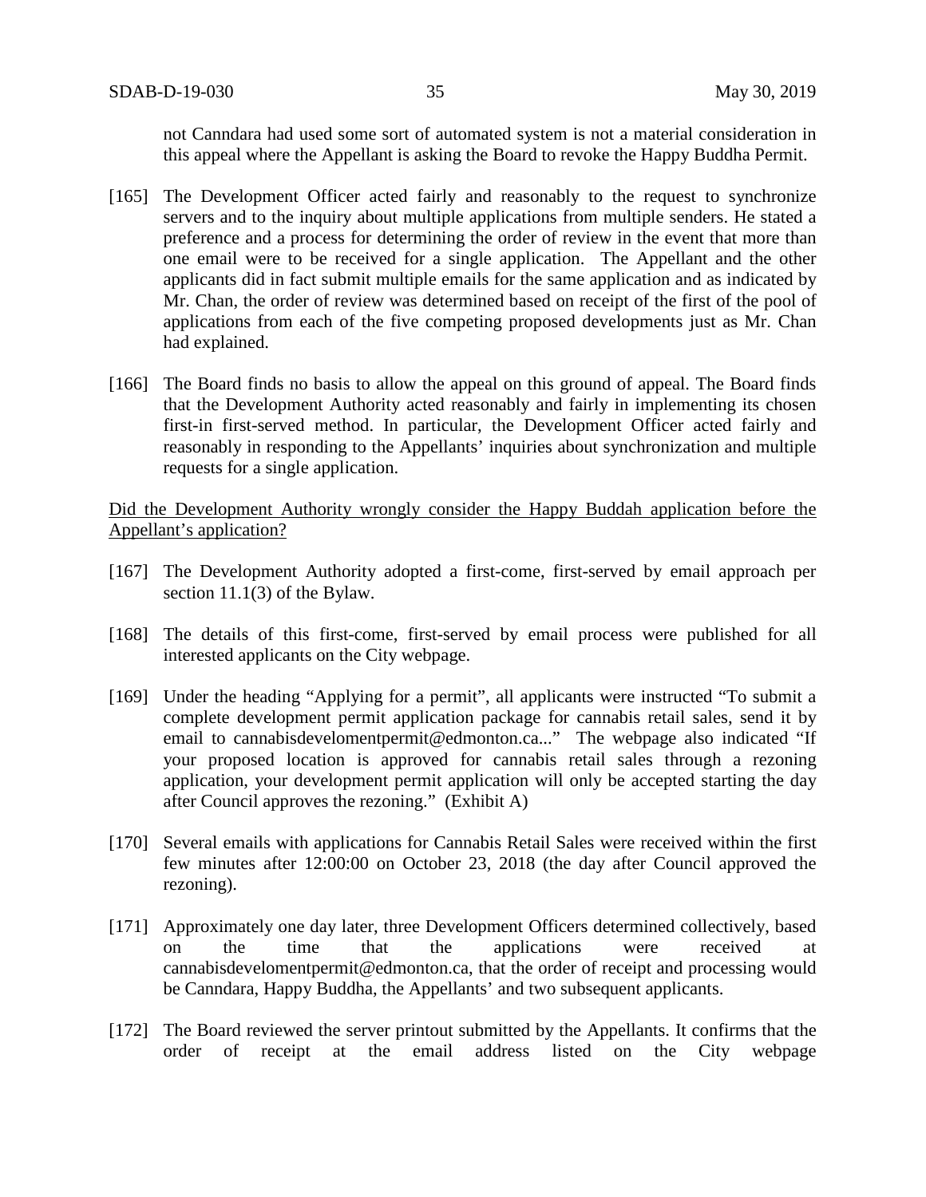not Canndara had used some sort of automated system is not a material consideration in this appeal where the Appellant is asking the Board to revoke the Happy Buddha Permit.

[165] The Development Officer acted fairly and reasonably to the request to synchronize servers and to the inquiry about multiple applications from multiple senders. He stated a preference and a process for determining the order of review in the event that more than one email were to be received for a single application. The Appellant and the other applicants did in fact submit multiple emails for the same application and as indicated by Mr. Chan, the order of review was determined based on receipt of the first of the pool of applications from each of the five competing proposed developments just as Mr. Chan had explained.

[166] The Board finds no basis to allow the appeal on this ground of appeal. The Board finds that the Development Authority acted reasonably and fairly in implementing its chosen first-in first-served method. In particular, the Development Officer acted fairly and reasonably in responding to the Appellants' inquiries about synchronization and multiple requests for a single application.

<u>Did the Development Authority wrongly consider the Happy Buddah application before the Appellant's application?</u>

[167] The Development Authority adopted a first-come, first-served by email approach per section 11.1(3) of the Bylaw.

[168] The details of this first-come, first-served by email process were published for all interested applicants on the City webpage.

[169] Under the heading "Applying for a permit", all applicants were instructed "To submit a complete development permit application package for cannabis retail sales, send it by email to cannabisdevelomentpermit@edmonton.ca..." The webpage also indicated "If your proposed location is approved for cannabis retail sales through a rezoning application, your development permit application will only be accepted starting the day after Council approves the rezoning." (Exhibit A)

[170] Several emails with applications for Cannabis Retail Sales were received within the first few minutes after 12:00:00 on October 23, 2018 (the day after Council approved the rezoning).

[171] Approximately one day later, three Development Officers determined collectively, based on the time that the applications were received at cannabisdevelomentpermit@edmonton.ca, that the order of receipt and processing would be Canndara, Happy Buddha, the Appellants' and two subsequent applicants.

[172] The Board reviewed the server printout submitted by the Appellants. It confirms that the order of receipt at the email address listed on the City webpage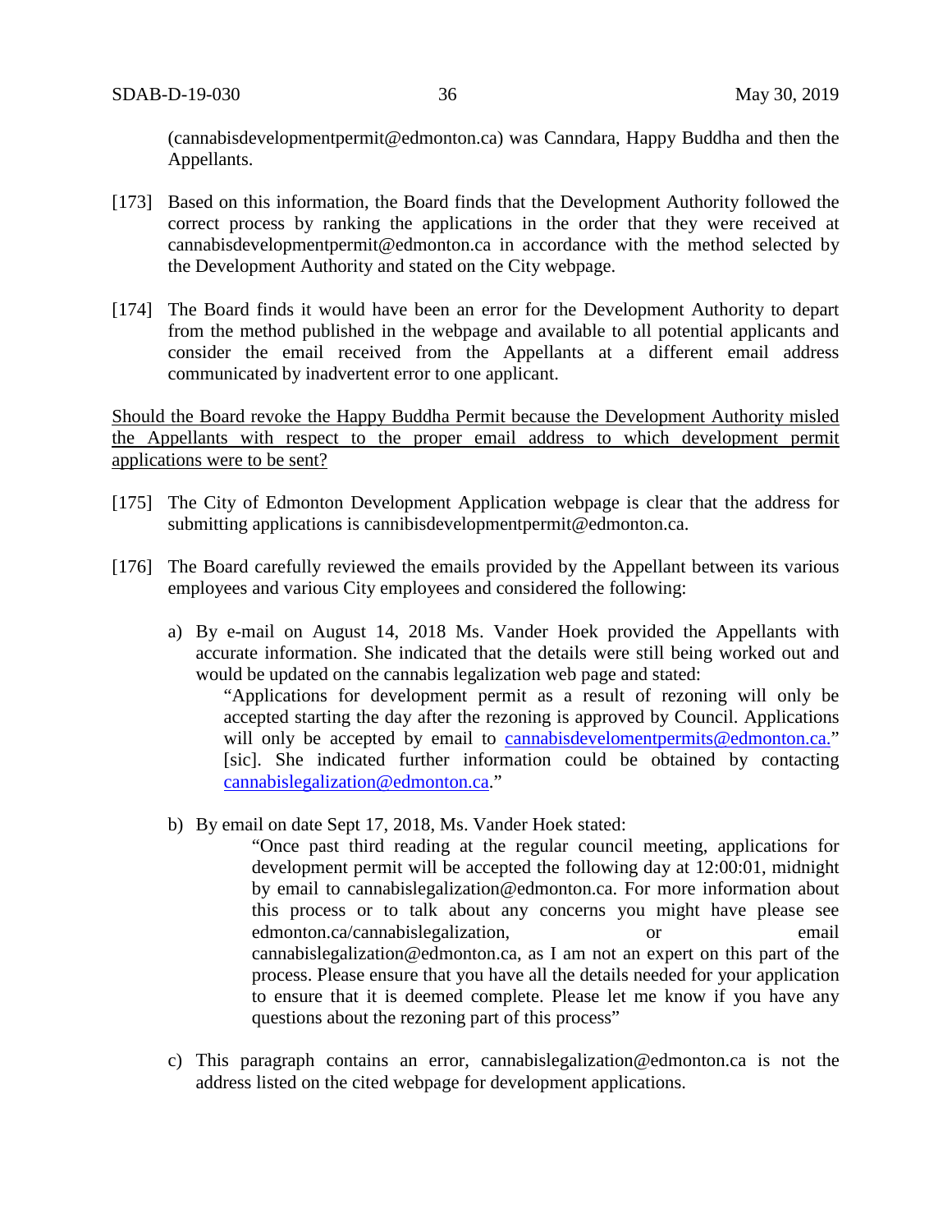(cannabisdevelopmentpermit@edmonton.ca) was Canndara, Happy Buddha and then the Appellants.

[173] Based on this information, the Board finds that the Development Authority followed the correct process by ranking the applications in the order that they were received at cannabisdevelopmentpermit@edmonton.ca in accordance with the method selected by the Development Authority and stated on the City webpage.

[174] The Board finds it would have been an error for the Development Authority to depart from the method published in the webpage and available to all potential applicants and consider the email received from the Appellants at a different email address communicated by inadvertent error to one applicant.

<u>Should the Board revoke the Happy Buddha Permit because the Development Authority misled the Appellants with respect to the proper email address to which development permit applications were to be sent?</u>

[175] The City of Edmonton Development Application webpage is clear that the address for submitting applications is cannibisdevelopmentpermit@edmonton.ca.

[176] The Board carefully reviewed the emails provided by the Appellant between its various employees and various City employees and considered the following:

a) By e-mail on August 14, 2018 Ms. Vander Hoek provided the Appellants with accurate information. She indicated that the details were still being worked out and would be updated on the cannabis legalization web page and stated:
   "Applications for development permit as a result of rezoning will only be accepted starting the day after the rezoning is approved by Council. Applications will only be accepted by email to cannabisdevelomentpermits@edmonton.ca." [sic]. She indicated further information could be obtained by contacting cannabislegalization@edmonton.ca."

b) By email on date Sept 17, 2018, Ms. Vander Hoek stated:
   > "Once past third reading at the regular council meeting, applications for development permit will be accepted the following day at 12:00:01, midnight by email to cannabislegalization@edmonton.ca. For more information about this process or to talk about any concerns you might have please see edmonton.ca/cannabislegalization, or email cannabislegalization@edmonton.ca, as I am not an expert on this part of the process. Please ensure that you have all the details needed for your application to ensure that it is deemed complete. Please let me know if you have any questions about the rezoning part of this process"

c) This paragraph contains an error, cannabislegalization@edmonton.ca is not the address listed on the cited webpage for development applications.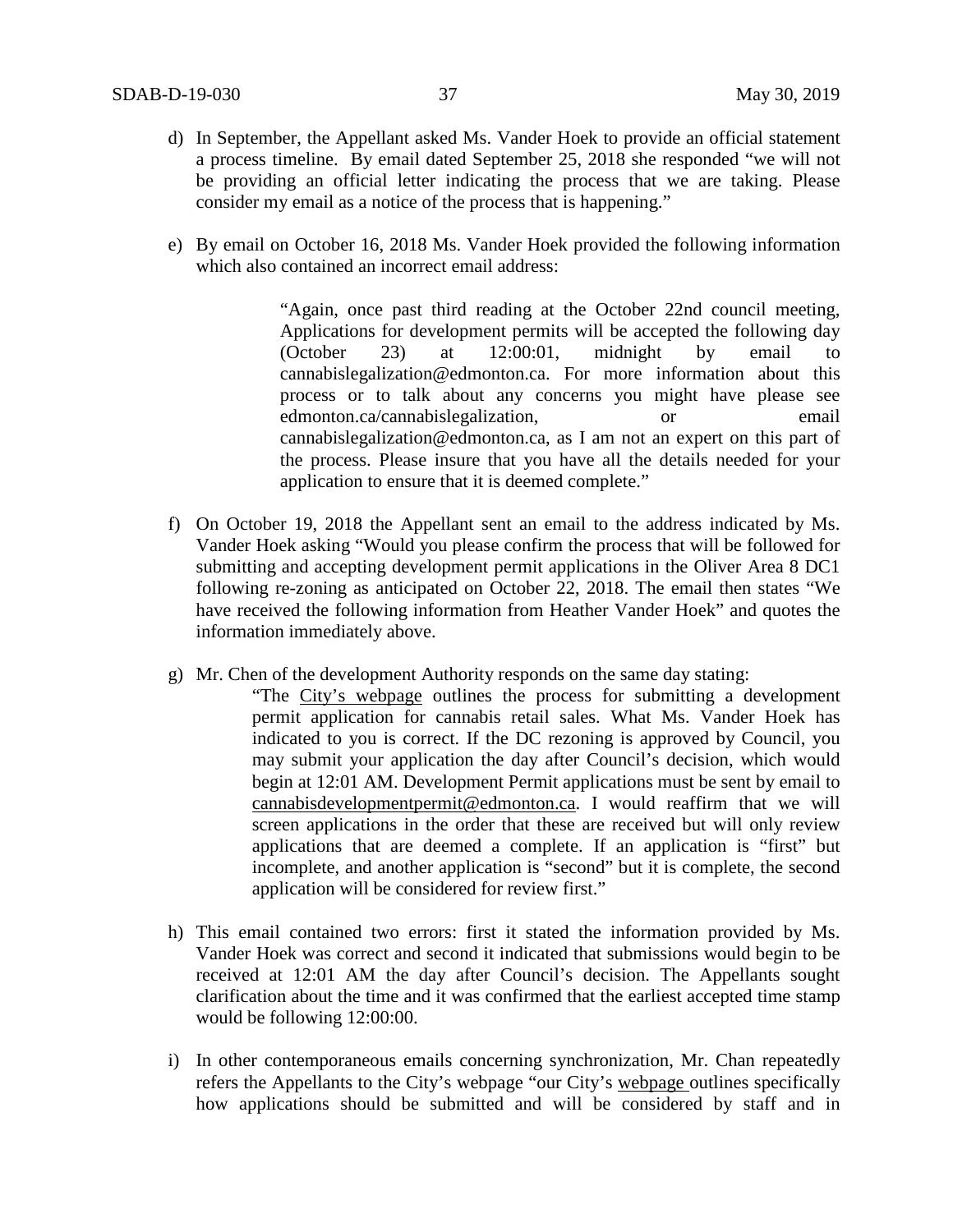d) In September, the Appellant asked Ms. Vander Hoek to provide an official statement a process timeline. By email dated September 25, 2018 she responded "we will not be providing an official letter indicating the process that we are taking. Please consider my email as a notice of the process that is happening."

e) By email on October 16, 2018 Ms. Vander Hoek provided the following information which also contained an incorrect email address:

> "Again, once past third reading at the October 22nd council meeting, Applications for development permits will be accepted the following day (October 23) at 12:00:01, midnight by email to cannabislegalization@edmonton.ca. For more information about this process or to talk about any concerns you might have please see edmonton.ca/cannabislegalization, or email cannabislegalization@edmonton.ca, as I am not an expert on this part of the process. Please insure that you have all the details needed for your application to ensure that it is deemed complete."

f) On October 19, 2018 the Appellant sent an email to the address indicated by Ms. Vander Hoek asking "Would you please confirm the process that will be followed for submitting and accepting development permit applications in the Oliver Area 8 DC1 following re-zoning as anticipated on October 22, 2018. The email then states "We have received the following information from Heather Vander Hoek" and quotes the information immediately above.

g) Mr. Chen of the development Authority responds on the same day stating:

> "The City's webpage outlines the process for submitting a development permit application for cannabis retail sales. What Ms. Vander Hoek has indicated to you is correct. If the DC rezoning is approved by Council, you may submit your application the day after Council's decision, which would begin at 12:01 AM. Development Permit applications must be sent by email to cannabisdevelopmentpermit@edmonton.ca. I would reaffirm that we will screen applications in the order that these are received but will only review applications that are deemed a complete. If an application is "first" but incomplete, and another application is "second" but it is complete, the second application will be considered for review first."

h) This email contained two errors: first it stated the information provided by Ms. Vander Hoek was correct and second it indicated that submissions would begin to be received at 12:01 AM the day after Council's decision. The Appellants sought clarification about the time and it was confirmed that the earliest accepted time stamp would be following 12:00:00.

i) In other contemporaneous emails concerning synchronization, Mr. Chan repeatedly refers the Appellants to the City's webpage "our City's webpage outlines specifically how applications should be submitted and will be considered by staff and in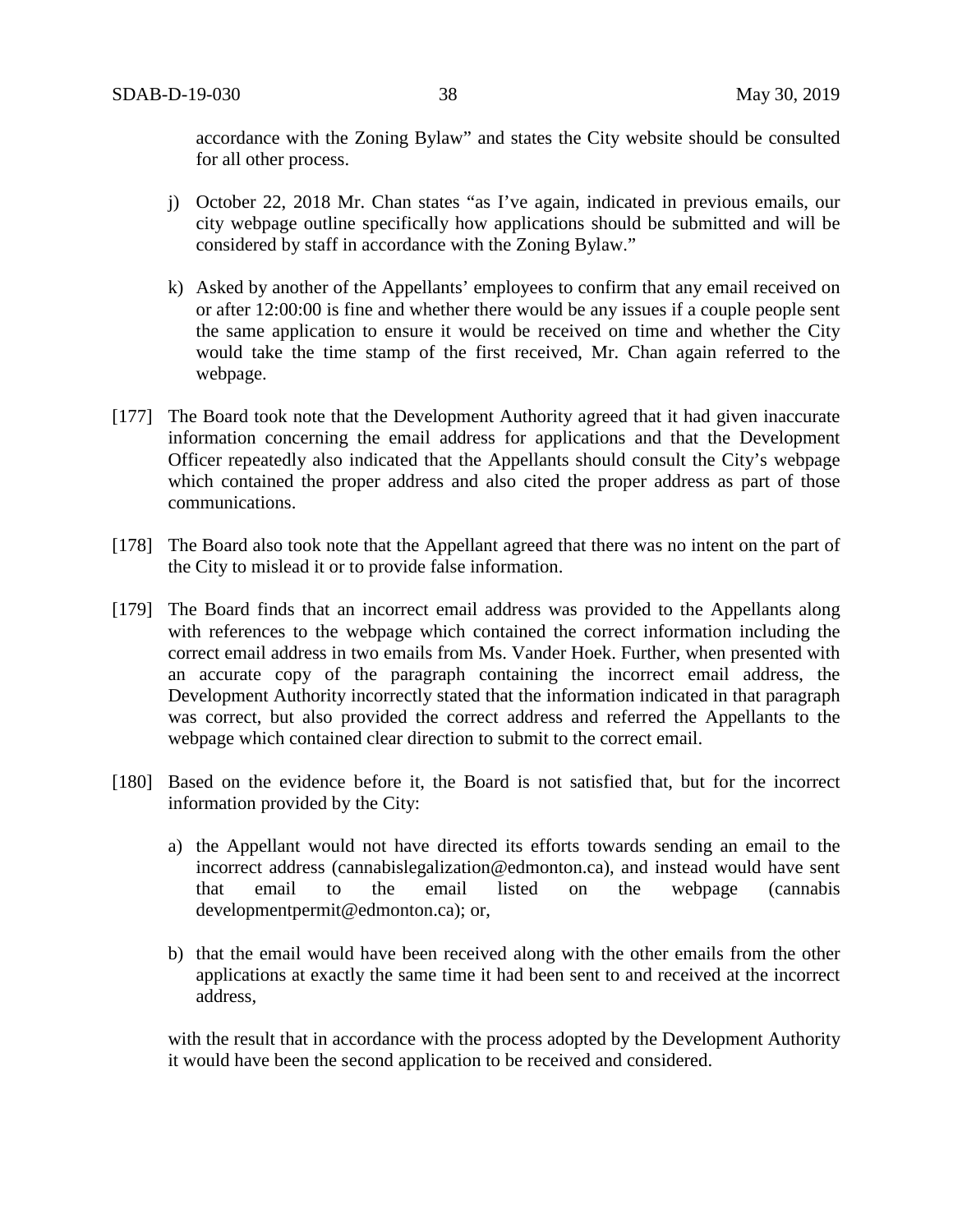accordance with the Zoning Bylaw" and states the City website should be consulted for all other process.

j) October 22, 2018 Mr. Chan states "as I've again, indicated in previous emails, our city webpage outline specifically how applications should be submitted and will be considered by staff in accordance with the Zoning Bylaw."

k) Asked by another of the Appellants' employees to confirm that any email received on or after 12:00:00 is fine and whether there would be any issues if a couple people sent the same application to ensure it would be received on time and whether the City would take the time stamp of the first received, Mr. Chan again referred to the webpage.

[177] The Board took note that the Development Authority agreed that it had given inaccurate information concerning the email address for applications and that the Development Officer repeatedly also indicated that the Appellants should consult the City's webpage which contained the proper address and also cited the proper address as part of those communications.

[178] The Board also took note that the Appellant agreed that there was no intent on the part of the City to mislead it or to provide false information.

[179] The Board finds that an incorrect email address was provided to the Appellants along with references to the webpage which contained the correct information including the correct email address in two emails from Ms. Vander Hoek. Further, when presented with an accurate copy of the paragraph containing the incorrect email address, the Development Authority incorrectly stated that the information indicated in that paragraph was correct, but also provided the correct address and referred the Appellants to the webpage which contained clear direction to submit to the correct email.

[180] Based on the evidence before it, the Board is not satisfied that, but for the incorrect information provided by the City:

a) the Appellant would not have directed its efforts towards sending an email to the incorrect address (cannabislegalization@edmonton.ca), and instead would have sent that email to the email listed on the webpage (cannabis developmentpermit@edmonton.ca); or,

b) that the email would have been received along with the other emails from the other applications at exactly the same time it had been sent to and received at the incorrect address,

with the result that in accordance with the process adopted by the Development Authority it would have been the second application to be received and considered.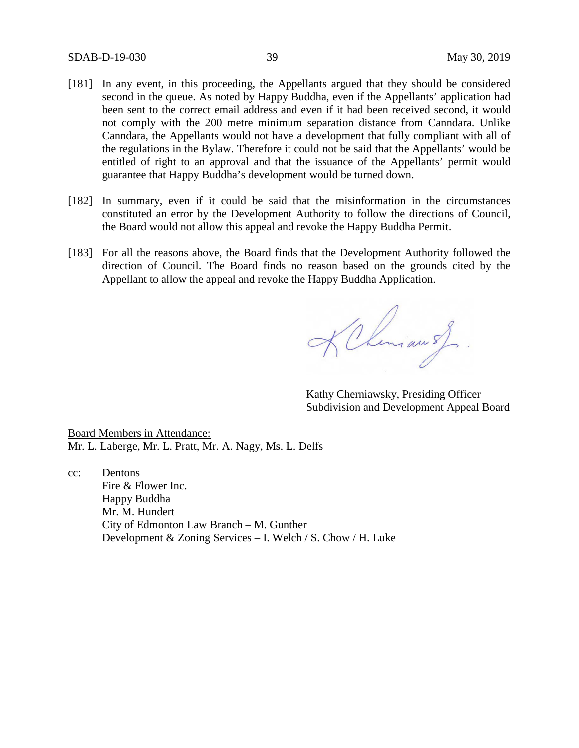[181] In any event, in this proceeding, the Appellants argued that they should be considered second in the queue. As noted by Happy Buddha, even if the Appellants' application had been sent to the correct email address and even if it had been received second, it would not comply with the 200 metre minimum separation distance from Canndara. Unlike Canndara, the Appellants would not have a development that fully compliant with all of the regulations in the Bylaw. Therefore it could not be said that the Appellants' would be entitled of right to an approval and that the issuance of the Appellants' permit would guarantee that Happy Buddha's development would be turned down.

[182] In summary, even if it could be said that the misinformation in the circumstances constituted an error by the Development Authority to follow the directions of Council, the Board would not allow this appeal and revoke the Happy Buddha Permit.

[183] For all the reasons above, the Board finds that the Development Authority followed the direction of Council. The Board finds no reason based on the grounds cited by the Appellant to allow the appeal and revoke the Happy Buddha Application.

Kathy Cherniawsky, Presiding Officer
Subdivision and Development Appeal Board

Board Members in Attendance:
Mr. L. Laberge, Mr. L. Pratt, Mr. A. Nagy, Ms. L. Delfs

cc: Dentons
Fire & Flower Inc.
Happy Buddha
Mr. M. Hundert
City of Edmonton Law Branch – M. Gunther
Development & Zoning Services – I. Welch / S. Chow / H. Luke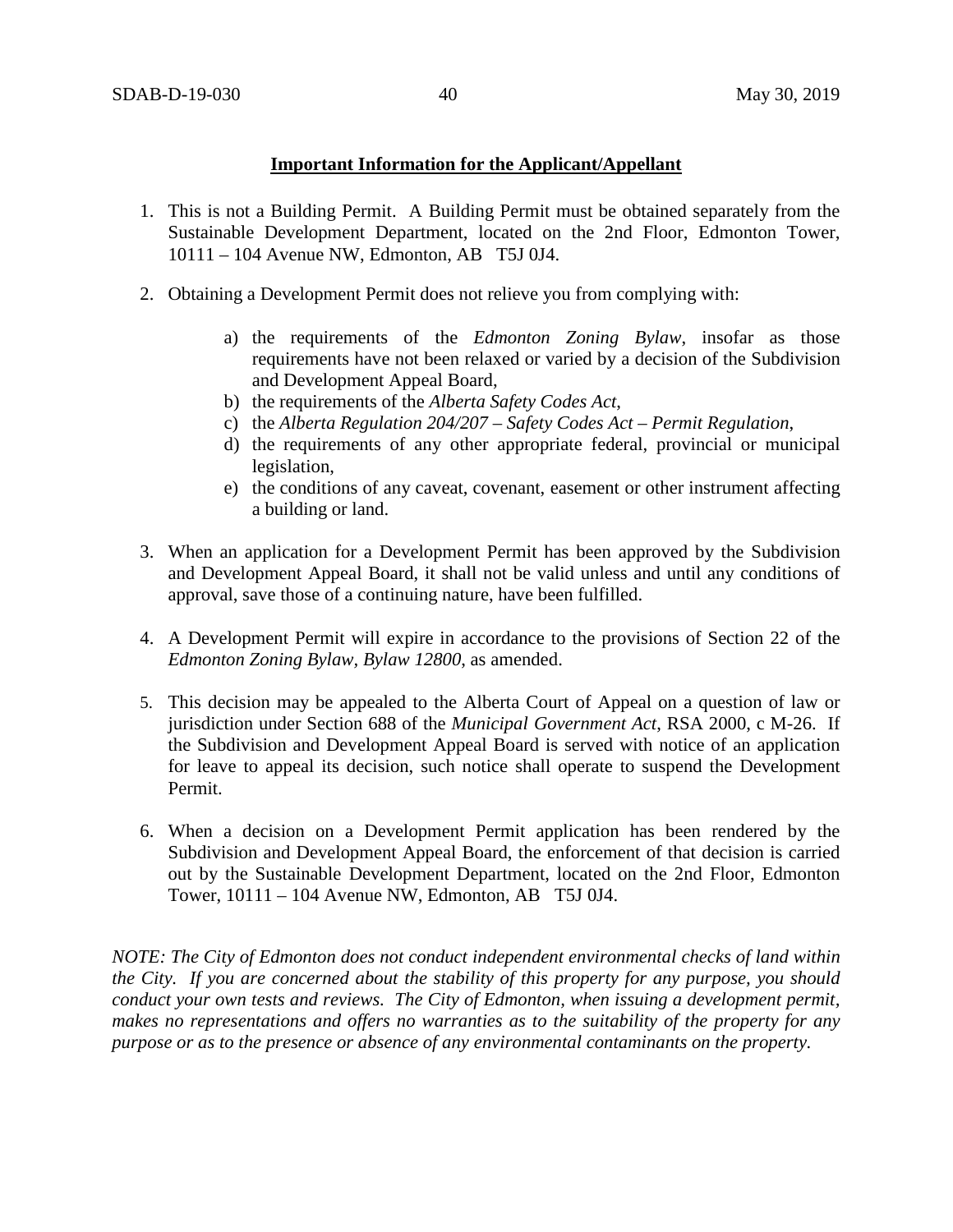**Important Information for the Applicant/Appellant**

1. This is not a Building Permit. A Building Permit must be obtained separately from the Sustainable Development Department, located on the 2nd Floor, Edmonton Tower, 10111 – 104 Avenue NW, Edmonton, AB T5J 0J4.

2. Obtaining a Development Permit does not relieve you from complying with:

   a) the requirements of the *Edmonton Zoning Bylaw*, insofar as those requirements have not been relaxed or varied by a decision of the Subdivision and Development Appeal Board,
   b) the requirements of the *Alberta Safety Codes Act*,
   c) the *Alberta Regulation 204/207 – Safety Codes Act – Permit Regulation*,
   d) the requirements of any other appropriate federal, provincial or municipal legislation,
   e) the conditions of any caveat, covenant, easement or other instrument affecting a building or land.

3. When an application for a Development Permit has been approved by the Subdivision and Development Appeal Board, it shall not be valid unless and until any conditions of approval, save those of a continuing nature, have been fulfilled.

4. A Development Permit will expire in accordance to the provisions of Section 22 of the *Edmonton Zoning Bylaw, Bylaw 12800*, as amended.

5. This decision may be appealed to the Alberta Court of Appeal on a question of law or jurisdiction under Section 688 of the *Municipal Government Act*, RSA 2000, c M-26. If the Subdivision and Development Appeal Board is served with notice of an application for leave to appeal its decision, such notice shall operate to suspend the Development Permit.

6. When a decision on a Development Permit application has been rendered by the Subdivision and Development Appeal Board, the enforcement of that decision is carried out by the Sustainable Development Department, located on the 2nd Floor, Edmonton Tower, 10111 – 104 Avenue NW, Edmonton, AB T5J 0J4.

*NOTE: The City of Edmonton does not conduct independent environmental checks of land within the City. If you are concerned about the stability of this property for any purpose, you should conduct your own tests and reviews. The City of Edmonton, when issuing a development permit, makes no representations and offers no warranties as to the suitability of the property for any purpose or as to the presence or absence of any environmental contaminants on the property.*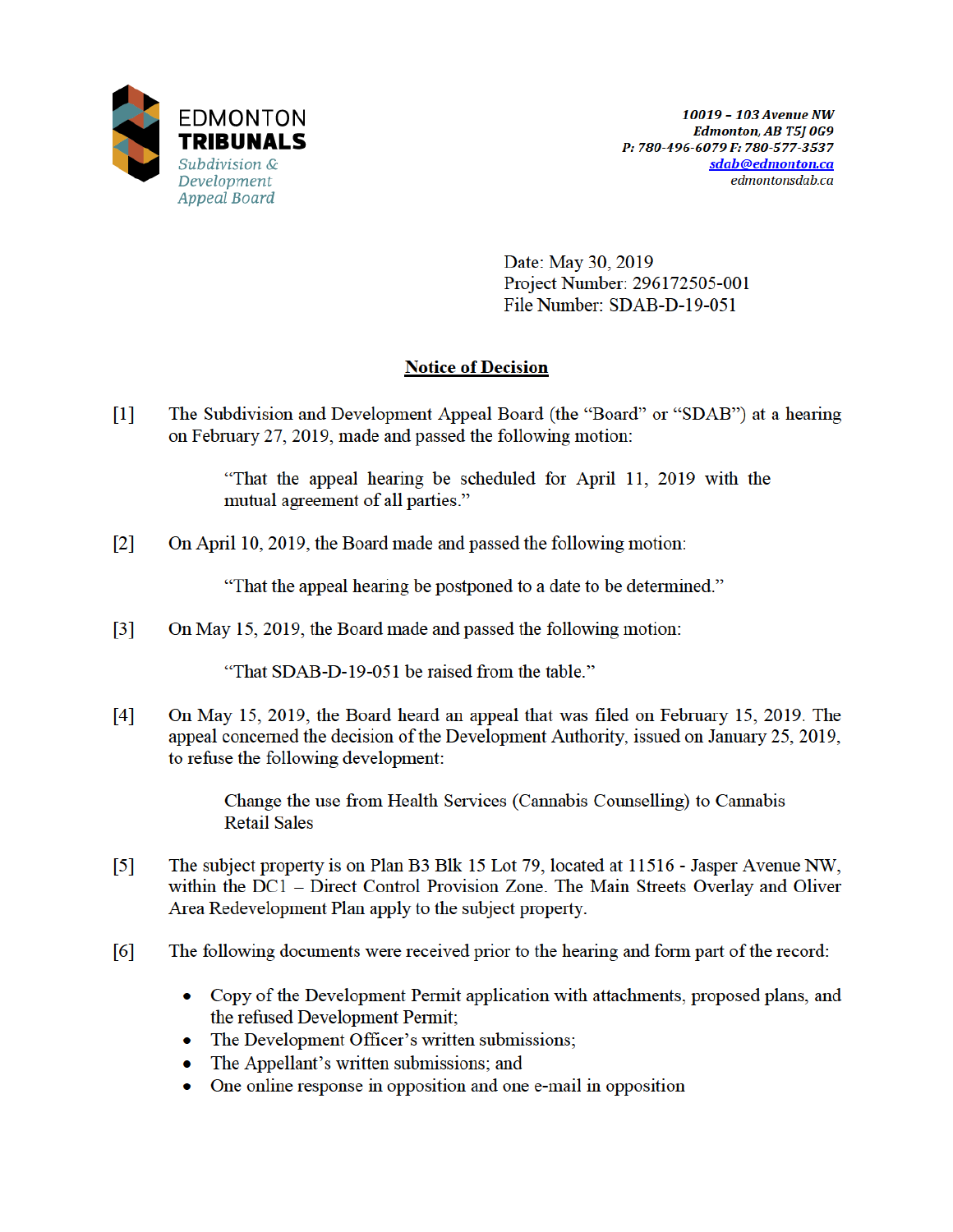EDMONTON
**TRIBUNALS**
*Subdivision & Development Appeal Board*

*10019 – 103 Avenue NW*
*Edmonton, AB T5J 0G9*
*P: 780-496-6079 F: 780-577-3537*
*sdab@edmonton.ca*
edmontonsdab.ca

Date: May 30, 2019
Project Number: 296172505-001
File Number: SDAB-D-19-051

## Notice of Decision

[1] The Subdivision and Development Appeal Board (the "Board" or "SDAB") at a hearing on February 27, 2019, made and passed the following motion:

> "That the appeal hearing be scheduled for April 11, 2019 with the mutual agreement of all parties."

[2] On April 10, 2019, the Board made and passed the following motion:

> "That the appeal hearing be postponed to a date to be determined."

[3] On May 15, 2019, the Board made and passed the following motion:

> "That SDAB-D-19-051 be raised from the table."

[4] On May 15, 2019, the Board heard an appeal that was filed on February 15, 2019. The appeal concerned the decision of the Development Authority, issued on January 25, 2019, to refuse the following development:

> Change the use from Health Services (Cannabis Counselling) to Cannabis Retail Sales

[5] The subject property is on Plan B3 Blk 15 Lot 79, located at 11516 - Jasper Avenue NW, within the DC1 – Direct Control Provision Zone. The Main Streets Overlay and Oliver Area Redevelopment Plan apply to the subject property.

[6] The following documents were received prior to the hearing and form part of the record:

- Copy of the Development Permit application with attachments, proposed plans, and the refused Development Permit;
- The Development Officer's written submissions;
- The Appellant's written submissions; and
- One online response in opposition and one e-mail in opposition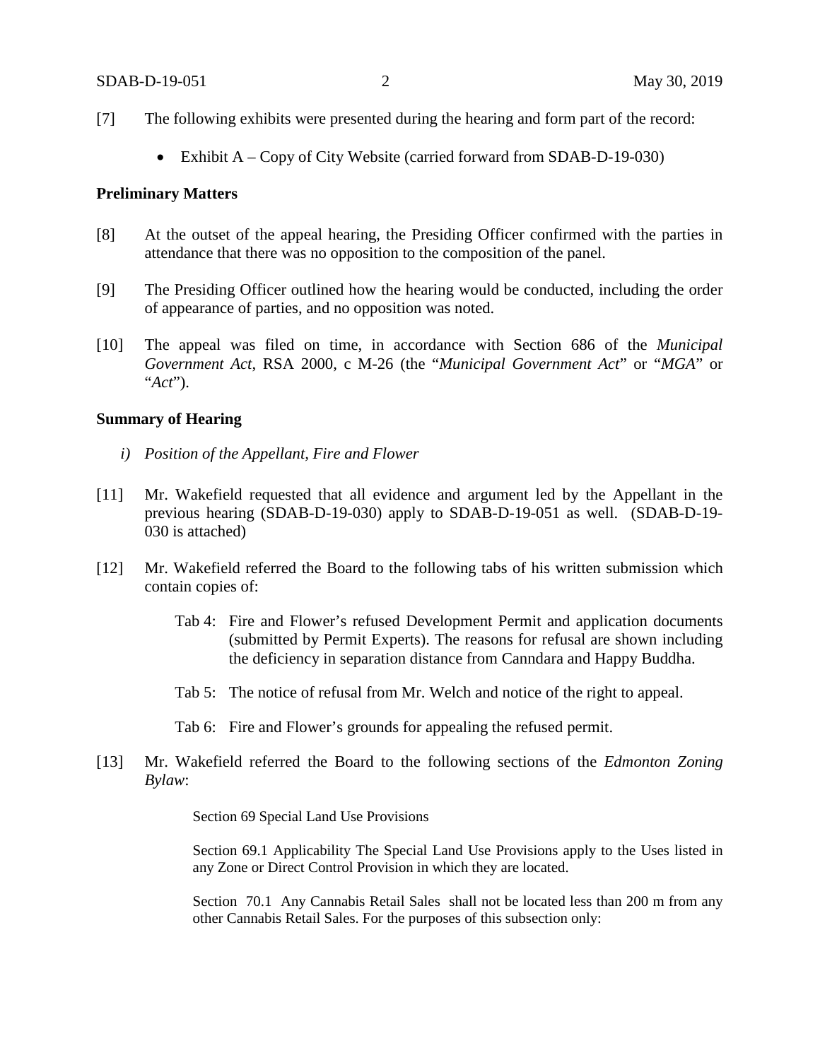[7] The following exhibits were presented during the hearing and form part of the record:

- Exhibit A – Copy of City Website (carried forward from SDAB-D-19-030)

**Preliminary Matters**

[8] At the outset of the appeal hearing, the Presiding Officer confirmed with the parties in attendance that there was no opposition to the composition of the panel.

[9] The Presiding Officer outlined how the hearing would be conducted, including the order of appearance of parties, and no opposition was noted.

[10] The appeal was filed on time, in accordance with Section 686 of the *Municipal Government Act*, RSA 2000, c M-26 (the "*Municipal Government Act*" or "*MGA*" or "*Act*").

**Summary of Hearing**

*i) Position of the Appellant, Fire and Flower*

[11] Mr. Wakefield requested that all evidence and argument led by the Appellant in the previous hearing (SDAB-D-19-030) apply to SDAB-D-19-051 as well. (SDAB-D-19-030 is attached)

[12] Mr. Wakefield referred the Board to the following tabs of his written submission which contain copies of:

Tab 4: Fire and Flower's refused Development Permit and application documents (submitted by Permit Experts). The reasons for refusal are shown including the deficiency in separation distance from Canndara and Happy Buddha.

Tab 5: The notice of refusal from Mr. Welch and notice of the right to appeal.

Tab 6: Fire and Flower's grounds for appealing the refused permit.

[13] Mr. Wakefield referred the Board to the following sections of the *Edmonton Zoning Bylaw*:

> Section 69 Special Land Use Provisions
>
> Section 69.1 Applicability The Special Land Use Provisions apply to the Uses listed in any Zone or Direct Control Provision in which they are located.
>
> Section 70.1 Any Cannabis Retail Sales shall not be located less than 200 m from any other Cannabis Retail Sales. For the purposes of this subsection only: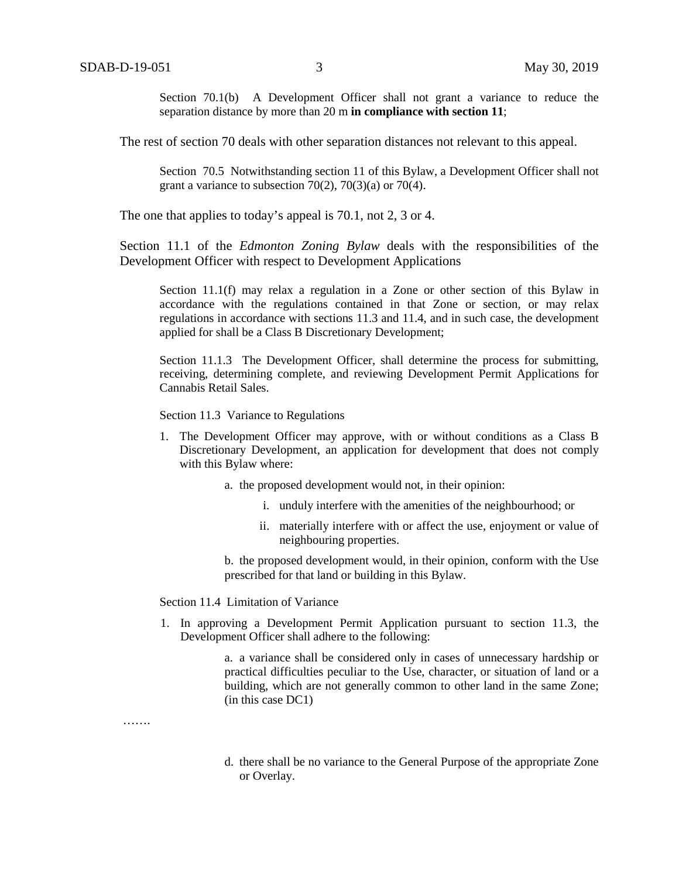> Section 70.1(b) A Development Officer shall not grant a variance to reduce the separation distance by more than 20 m **in compliance with section 11**;

The rest of section 70 deals with other separation distances not relevant to this appeal.

> Section 70.5 Notwithstanding section 11 of this Bylaw, a Development Officer shall not grant a variance to subsection 70(2), 70(3)(a) or 70(4).

The one that applies to today's appeal is 70.1, not 2, 3 or 4.

Section 11.1 of the *Edmonton Zoning Bylaw* deals with the responsibilities of the Development Officer with respect to Development Applications

> Section 11.1(f) may relax a regulation in a Zone or other section of this Bylaw in accordance with the regulations contained in that Zone or section, or may relax regulations in accordance with sections 11.3 and 11.4, and in such case, the development applied for shall be a Class B Discretionary Development;
>
> Section 11.1.3 The Development Officer, shall determine the process for submitting, receiving, determining complete, and reviewing Development Permit Applications for Cannabis Retail Sales.
>
> Section 11.3 Variance to Regulations
>
> 1. The Development Officer may approve, with or without conditions as a Class B Discretionary Development, an application for development that does not comply with this Bylaw where:
>
>    a. the proposed development would not, in their opinion:
>
>       i. unduly interfere with the amenities of the neighbourhood; or
>
>       ii. materially interfere with or affect the use, enjoyment or value of neighbouring properties.
>
>    b. the proposed development would, in their opinion, conform with the Use prescribed for that land or building in this Bylaw.
>
> Section 11.4 Limitation of Variance
>
> 1. In approving a Development Permit Application pursuant to section 11.3, the Development Officer shall adhere to the following:
>
>    a. a variance shall be considered only in cases of unnecessary hardship or practical difficulties peculiar to the Use, character, or situation of land or a building, which are not generally common to other land in the same Zone; (in this case DC1)

…….

> d. there shall be no variance to the General Purpose of the appropriate Zone or Overlay.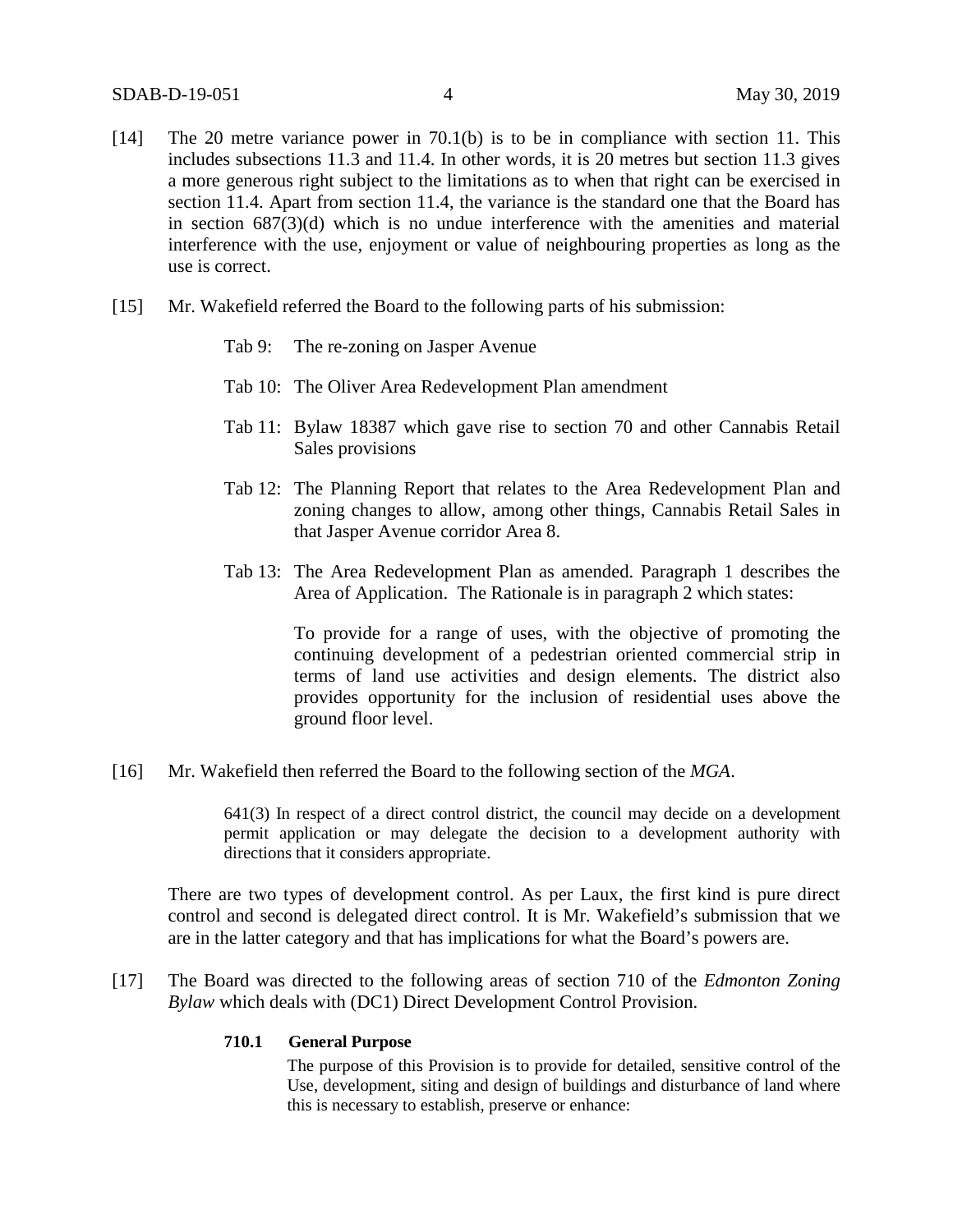[14] The 20 metre variance power in 70.1(b) is to be in compliance with section 11. This includes subsections 11.3 and 11.4. In other words, it is 20 metres but section 11.3 gives a more generous right subject to the limitations as to when that right can be exercised in section 11.4. Apart from section 11.4, the variance is the standard one that the Board has in section 687(3)(d) which is no undue interference with the amenities and material interference with the use, enjoyment or value of neighbouring properties as long as the use is correct.

[15] Mr. Wakefield referred the Board to the following parts of his submission:

Tab 9: The re-zoning on Jasper Avenue

Tab 10: The Oliver Area Redevelopment Plan amendment

Tab 11: Bylaw 18387 which gave rise to section 70 and other Cannabis Retail Sales provisions

Tab 12: The Planning Report that relates to the Area Redevelopment Plan and zoning changes to allow, among other things, Cannabis Retail Sales in that Jasper Avenue corridor Area 8.

Tab 13: The Area Redevelopment Plan as amended. Paragraph 1 describes the Area of Application. The Rationale is in paragraph 2 which states:

> To provide for a range of uses, with the objective of promoting the continuing development of a pedestrian oriented commercial strip in terms of land use activities and design elements. The district also provides opportunity for the inclusion of residential uses above the ground floor level.

[16] Mr. Wakefield then referred the Board to the following section of the *MGA*.

> 641(3) In respect of a direct control district, the council may decide on a development permit application or may delegate the decision to a development authority with directions that it considers appropriate.

There are two types of development control. As per Laux, the first kind is pure direct control and second is delegated direct control. It is Mr. Wakefield's submission that we are in the latter category and that has implications for what the Board's powers are.

[17] The Board was directed to the following areas of section 710 of the *Edmonton Zoning Bylaw* which deals with (DC1) Direct Development Control Provision.

> **710.1 General Purpose**
>
> The purpose of this Provision is to provide for detailed, sensitive control of the Use, development, siting and design of buildings and disturbance of land where this is necessary to establish, preserve or enhance: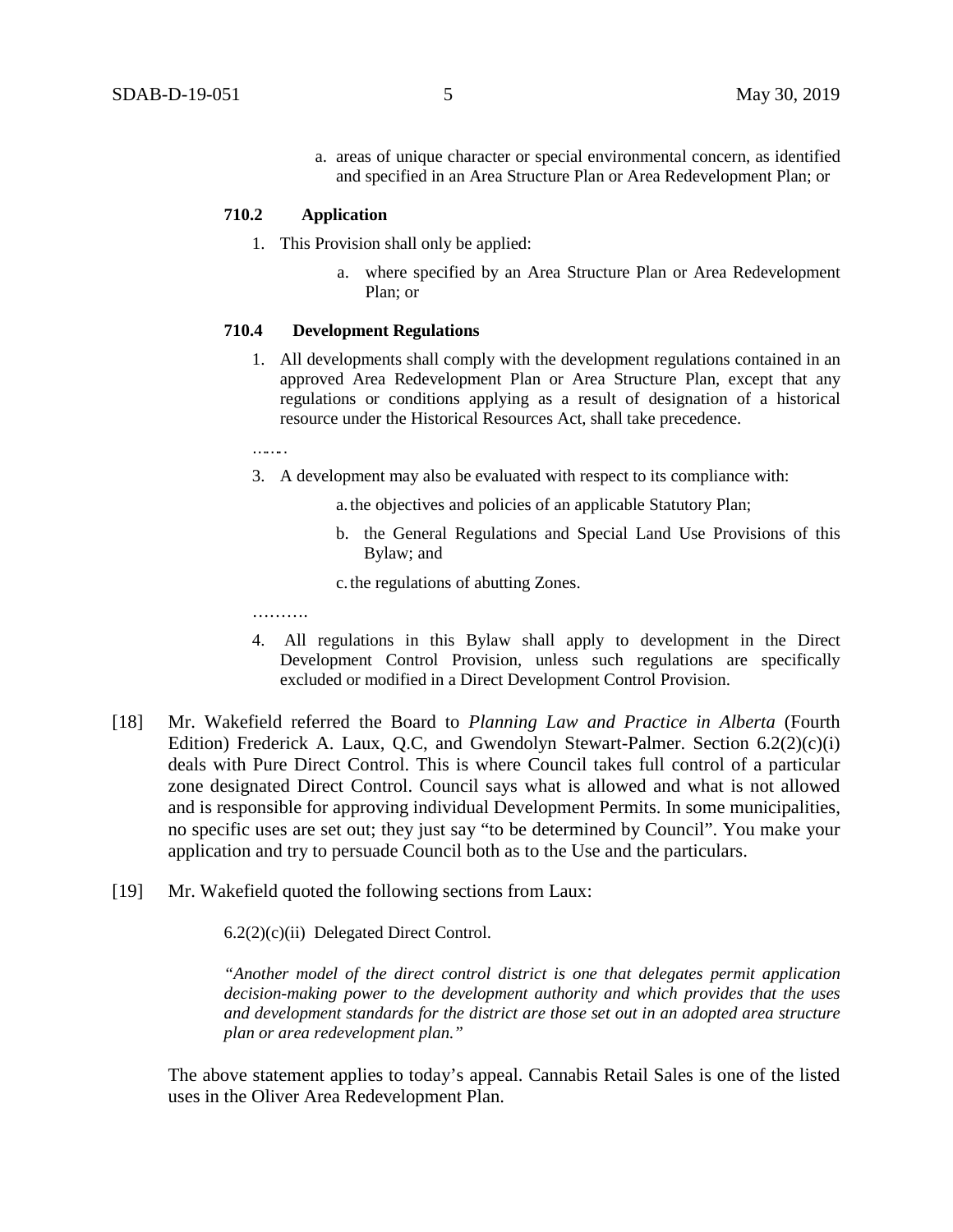a. areas of unique character or special environmental concern, as identified and specified in an Area Structure Plan or Area Redevelopment Plan; or

**710.2 Application**

1. This Provision shall only be applied:

   a. where specified by an Area Structure Plan or Area Redevelopment Plan; or

**710.4 Development Regulations**

1. All developments shall comply with the development regulations contained in an approved Area Redevelopment Plan or Area Structure Plan, except that any regulations or conditions applying as a result of designation of a historical resource under the Historical Resources Act, shall take precedence.

…….

3. A development may also be evaluated with respect to its compliance with:

   a. the objectives and policies of an applicable Statutory Plan;

   b. the General Regulations and Special Land Use Provisions of this Bylaw; and

   c. the regulations of abutting Zones.

……….

4. All regulations in this Bylaw shall apply to development in the Direct Development Control Provision, unless such regulations are specifically excluded or modified in a Direct Development Control Provision.

[18] Mr. Wakefield referred the Board to *Planning Law and Practice in Alberta* (Fourth Edition) Frederick A. Laux, Q.C, and Gwendolyn Stewart-Palmer. Section 6.2(2)(c)(i) deals with Pure Direct Control. This is where Council takes full control of a particular zone designated Direct Control. Council says what is allowed and what is not allowed and is responsible for approving individual Development Permits. In some municipalities, no specific uses are set out; they just say "to be determined by Council". You make your application and try to persuade Council both as to the Use and the particulars.

[19] Mr. Wakefield quoted the following sections from Laux:

6.2(2)(c)(ii) Delegated Direct Control.

*"Another model of the direct control district is one that delegates permit application decision-making power to the development authority and which provides that the uses and development standards for the district are those set out in an adopted area structure plan or area redevelopment plan."*

The above statement applies to today's appeal. Cannabis Retail Sales is one of the listed uses in the Oliver Area Redevelopment Plan.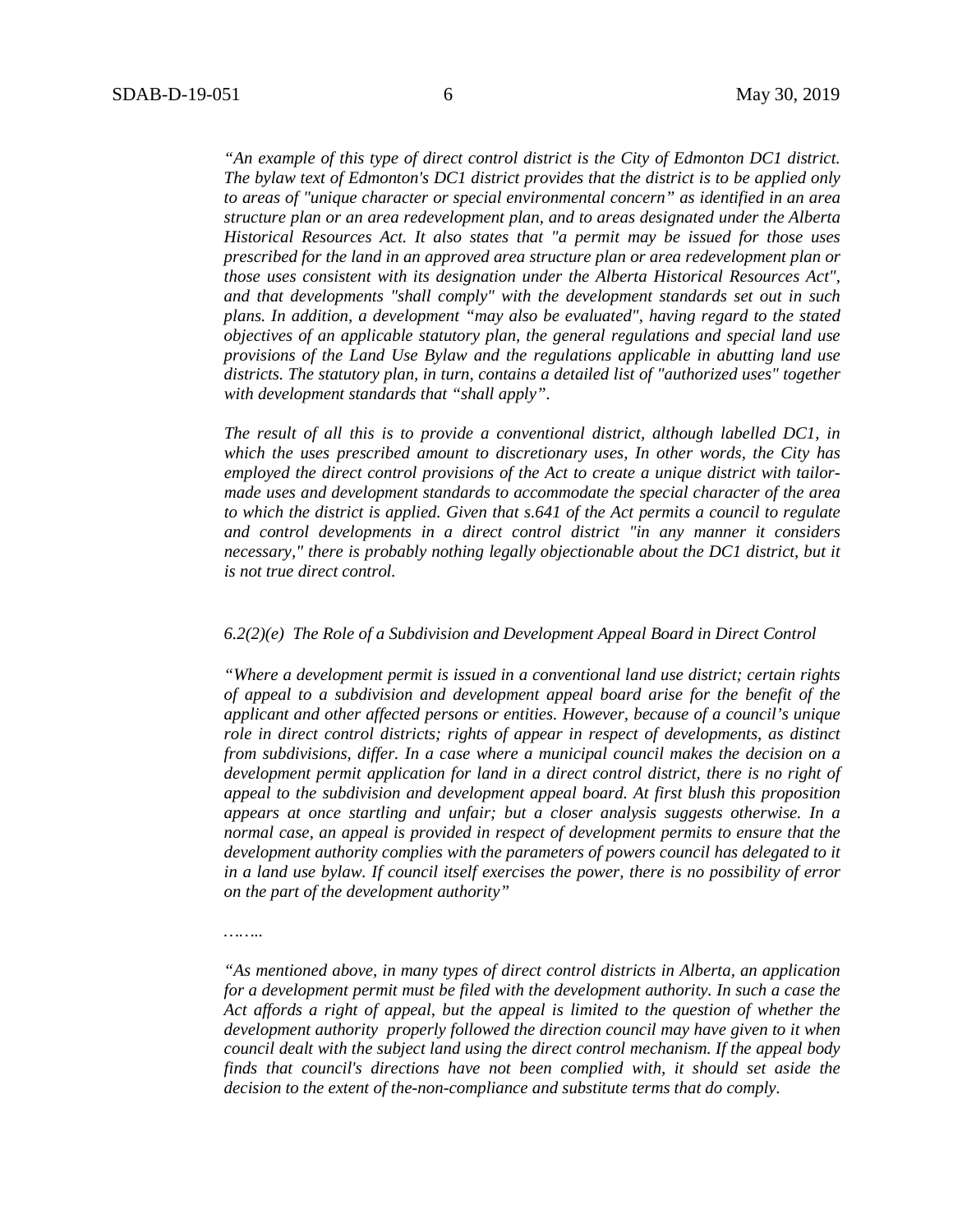*"An example of this type of direct control district is the City of Edmonton DC1 district. The bylaw text of Edmonton's DC1 district provides that the district is to be applied only to areas of "unique character or special environmental concern" as identified in an area structure plan or an area redevelopment plan, and to areas designated under the Alberta Historical Resources Act. It also states that "a permit may be issued for those uses prescribed for the land in an approved area structure plan or area redevelopment plan or those uses consistent with its designation under the Alberta Historical Resources Act", and that developments "shall comply" with the development standards set out in such plans. In addition, a development "may also be evaluated", having regard to the stated objectives of an applicable statutory plan, the general regulations and special land use provisions of the Land Use Bylaw and the regulations applicable in abutting land use districts. The statutory plan, in turn, contains a detailed list of "authorized uses" together with development standards that "shall apply".*

*The result of all this is to provide a conventional district, although labelled DC1, in which the uses prescribed amount to discretionary uses, In other words, the City has employed the direct control provisions of the Act to create a unique district with tailor-made uses and development standards to accommodate the special character of the area to which the district is applied. Given that s.641 of the Act permits a council to regulate and control developments in a direct control district "in any manner it considers necessary," there is probably nothing legally objectionable about the DC1 district, but it is not true direct control.*

*6.2(2)(e) The Role of a Subdivision and Development Appeal Board in Direct Control*

*"Where a development permit is issued in a conventional land use district; certain rights of appeal to a subdivision and development appeal board arise for the benefit of the applicant and other affected persons or entities. However, because of a council's unique role in direct control districts; rights of appear in respect of developments, as distinct from subdivisions, differ. In a case where a municipal council makes the decision on a development permit application for land in a direct control district, there is no right of appeal to the subdivision and development appeal board. At first blush this proposition appears at once startling and unfair; but a closer analysis suggests otherwise. In a normal case, an appeal is provided in respect of development permits to ensure that the development authority complies with the parameters of powers council has delegated to it in a land use bylaw. If council itself exercises the power, there is no possibility of error on the part of the development authority"*

*……..*

*"As mentioned above, in many types of direct control districts in Alberta, an application for a development permit must be filed with the development authority. In such a case the Act affords a right of appeal, but the appeal is limited to the question of whether the development authority properly followed the direction council may have given to it when council dealt with the subject land using the direct control mechanism. If the appeal body finds that council's directions have not been complied with, it should set aside the decision to the extent of the-non-compliance and substitute terms that do comply.*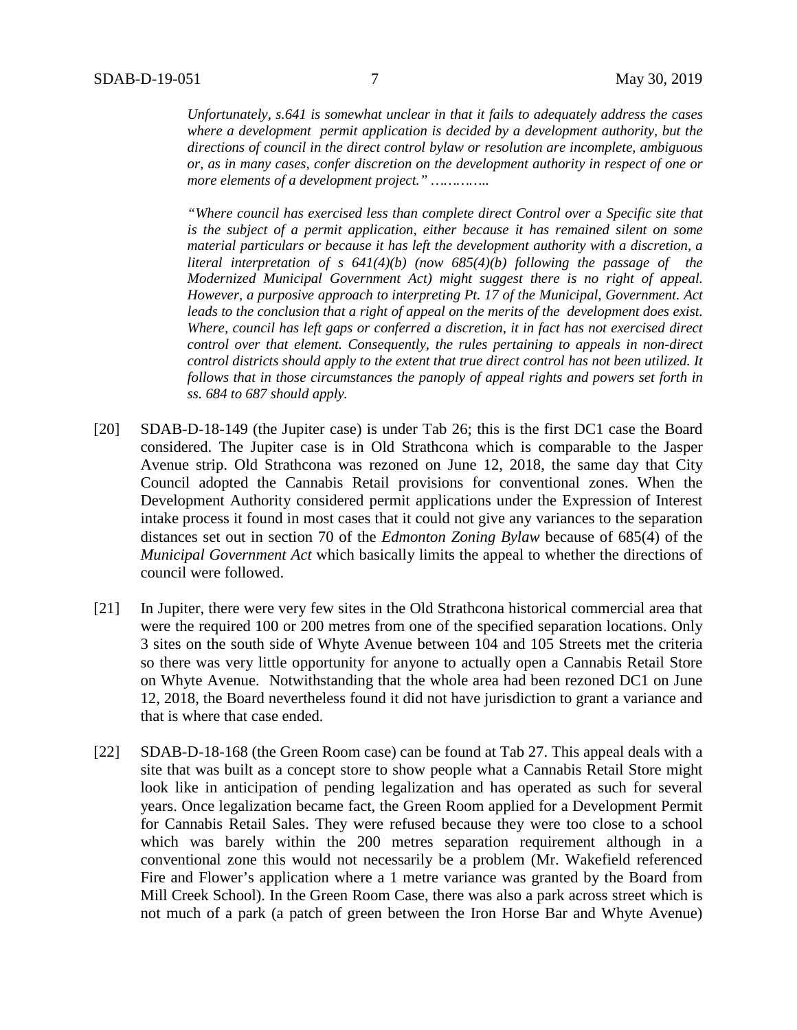*Unfortunately, s.641 is somewhat unclear in that it fails to adequately address the cases where a development permit application is decided by a development authority, but the directions of council in the direct control bylaw or resolution are incomplete, ambiguous or, as in many cases, confer discretion on the development authority in respect of one or more elements of a development project." …………..*

*"Where council has exercised less than complete direct Control over a Specific site that is the subject of a permit application, either because it has remained silent on some material particulars or because it has left the development authority with a discretion, a literal interpretation of s 641(4)(b) (now 685(4)(b) following the passage of the Modernized Municipal Government Act) might suggest there is no right of appeal. However, a purposive approach to interpreting Pt. 17 of the Municipal, Government. Act leads to the conclusion that a right of appeal on the merits of the development does exist. Where, council has left gaps or conferred a discretion, it in fact has not exercised direct control over that element. Consequently, the rules pertaining to appeals in non-direct control districts should apply to the extent that true direct control has not been utilized. It follows that in those circumstances the panoply of appeal rights and powers set forth in ss. 684 to 687 should apply.*

[20] SDAB-D-18-149 (the Jupiter case) is under Tab 26; this is the first DC1 case the Board considered. The Jupiter case is in Old Strathcona which is comparable to the Jasper Avenue strip. Old Strathcona was rezoned on June 12, 2018, the same day that City Council adopted the Cannabis Retail provisions for conventional zones. When the Development Authority considered permit applications under the Expression of Interest intake process it found in most cases that it could not give any variances to the separation distances set out in section 70 of the *Edmonton Zoning Bylaw* because of 685(4) of the *Municipal Government Act* which basically limits the appeal to whether the directions of council were followed.

[21] In Jupiter, there were very few sites in the Old Strathcona historical commercial area that were the required 100 or 200 metres from one of the specified separation locations. Only 3 sites on the south side of Whyte Avenue between 104 and 105 Streets met the criteria so there was very little opportunity for anyone to actually open a Cannabis Retail Store on Whyte Avenue. Notwithstanding that the whole area had been rezoned DC1 on June 12, 2018, the Board nevertheless found it did not have jurisdiction to grant a variance and that is where that case ended.

[22] SDAB-D-18-168 (the Green Room case) can be found at Tab 27. This appeal deals with a site that was built as a concept store to show people what a Cannabis Retail Store might look like in anticipation of pending legalization and has operated as such for several years. Once legalization became fact, the Green Room applied for a Development Permit for Cannabis Retail Sales. They were refused because they were too close to a school which was barely within the 200 metres separation requirement although in a conventional zone this would not necessarily be a problem (Mr. Wakefield referenced Fire and Flower's application where a 1 metre variance was granted by the Board from Mill Creek School). In the Green Room Case, there was also a park across street which is not much of a park (a patch of green between the Iron Horse Bar and Whyte Avenue)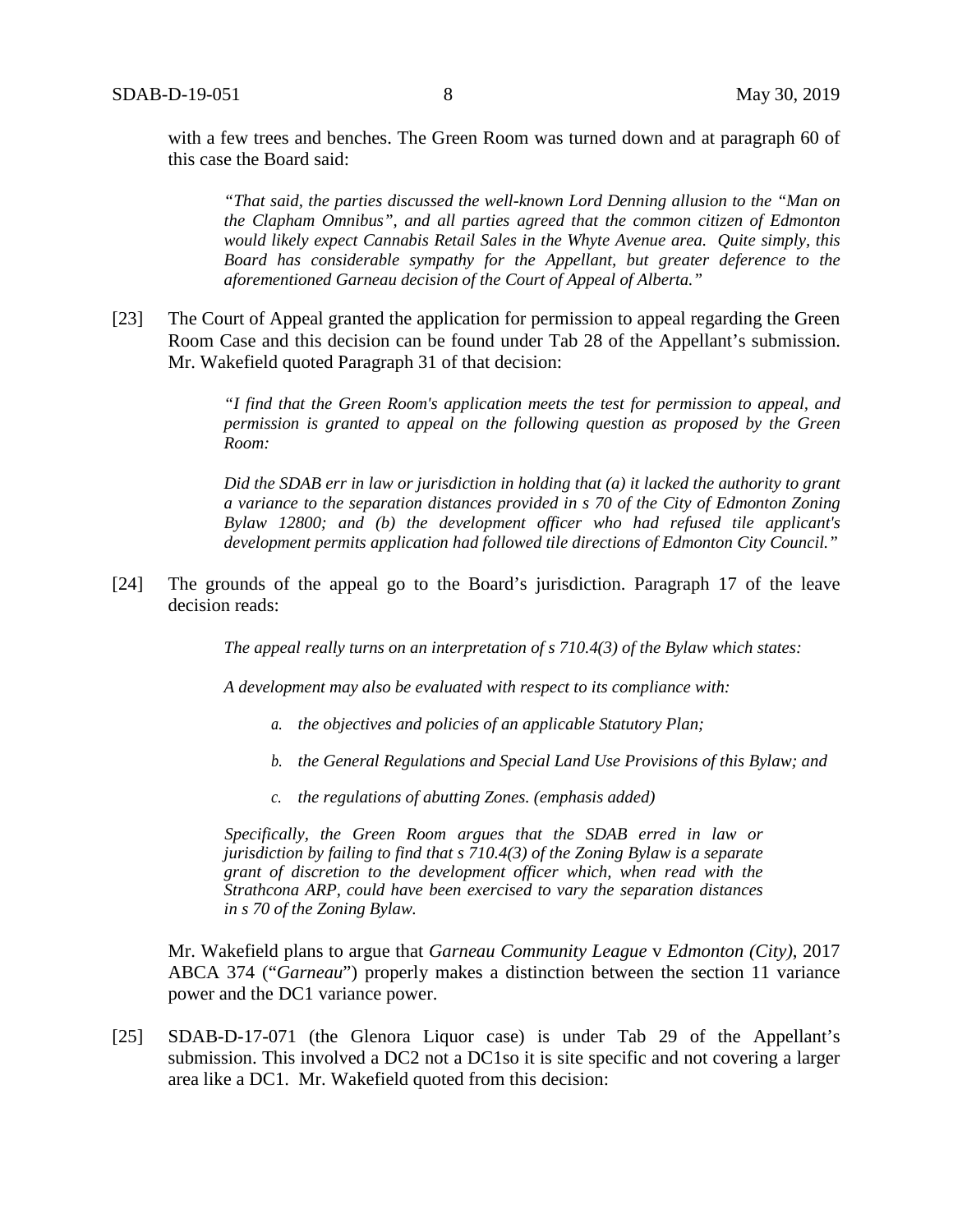with a few trees and benches. The Green Room was turned down and at paragraph 60 of this case the Board said:

> *"That said, the parties discussed the well-known Lord Denning allusion to the "Man on the Clapham Omnibus", and all parties agreed that the common citizen of Edmonton would likely expect Cannabis Retail Sales in the Whyte Avenue area. Quite simply, this Board has considerable sympathy for the Appellant, but greater deference to the aforementioned Garneau decision of the Court of Appeal of Alberta."*

[23] The Court of Appeal granted the application for permission to appeal regarding the Green Room Case and this decision can be found under Tab 28 of the Appellant's submission. Mr. Wakefield quoted Paragraph 31 of that decision:

> *"I find that the Green Room's application meets the test for permission to appeal, and permission is granted to appeal on the following question as proposed by the Green Room:*
>
> *Did the SDAB err in law or jurisdiction in holding that (a) it lacked the authority to grant a variance to the separation distances provided in s 70 of the City of Edmonton Zoning Bylaw 12800; and (b) the development officer who had refused tile applicant's development permits application had followed tile directions of Edmonton City Council."*

[24] The grounds of the appeal go to the Board's jurisdiction. Paragraph 17 of the leave decision reads:

> *The appeal really turns on an interpretation of s 710.4(3) of the Bylaw which states:*
>
> *A development may also be evaluated with respect to its compliance with:*
>
> *a. the objectives and policies of an applicable Statutory Plan;*
>
> *b. the General Regulations and Special Land Use Provisions of this Bylaw; and*
>
> *c. the regulations of abutting Zones. (emphasis added)*
>
> *Specifically, the Green Room argues that the SDAB erred in law or jurisdiction by failing to find that s 710.4(3) of the Zoning Bylaw is a separate grant of discretion to the development officer which, when read with the Strathcona ARP, could have been exercised to vary the separation distances in s 70 of the Zoning Bylaw.*

Mr. Wakefield plans to argue that *Garneau Community League* v *Edmonton (City)*, 2017 ABCA 374 ("*Garneau*") properly makes a distinction between the section 11 variance power and the DC1 variance power.

[25] SDAB-D-17-071 (the Glenora Liquor case) is under Tab 29 of the Appellant's submission. This involved a DC2 not a DC1so it is site specific and not covering a larger area like a DC1. Mr. Wakefield quoted from this decision: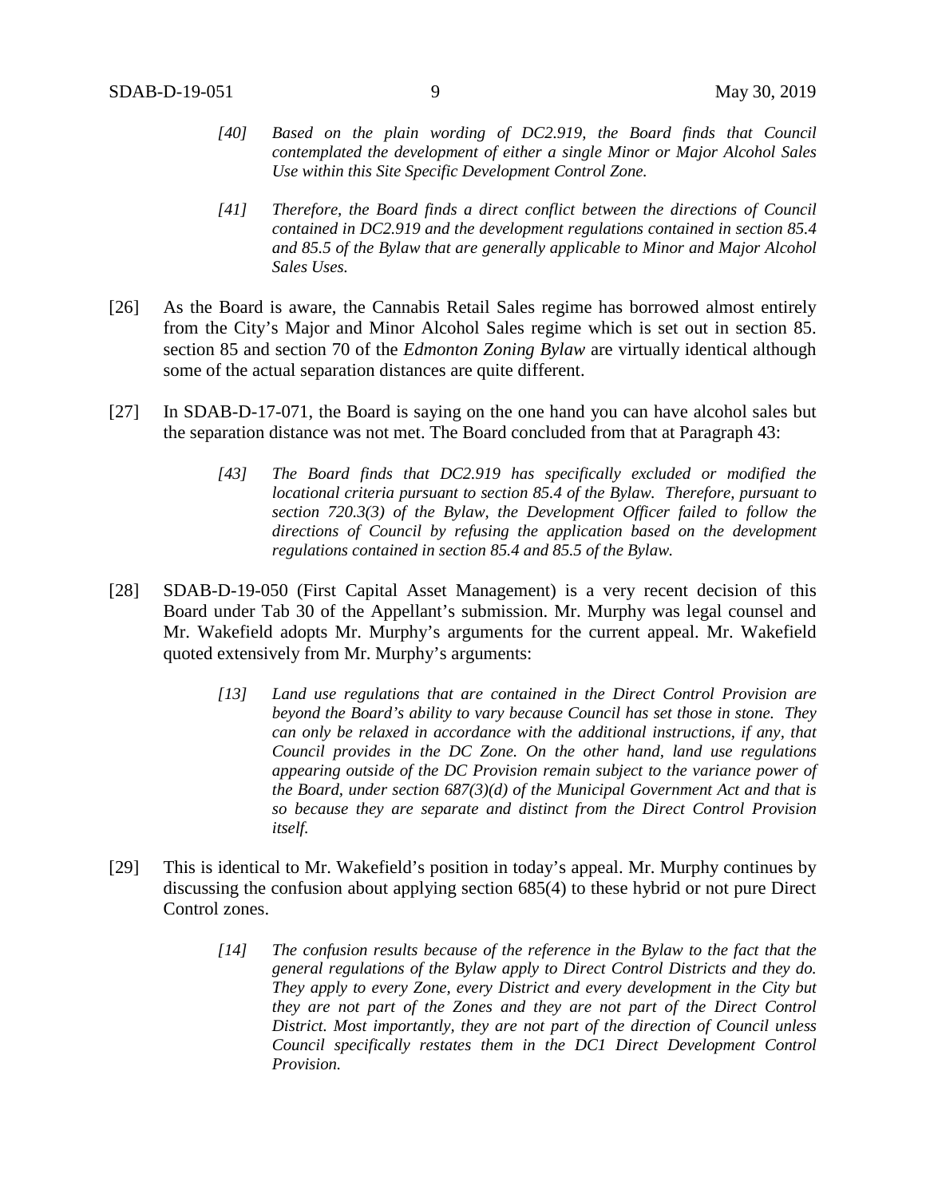> *[40] Based on the plain wording of DC2.919, the Board finds that Council contemplated the development of either a single Minor or Major Alcohol Sales Use within this Site Specific Development Control Zone.*
>
> *[41] Therefore, the Board finds a direct conflict between the directions of Council contained in DC2.919 and the development regulations contained in section 85.4 and 85.5 of the Bylaw that are generally applicable to Minor and Major Alcohol Sales Uses.*

[26] As the Board is aware, the Cannabis Retail Sales regime has borrowed almost entirely from the City's Major and Minor Alcohol Sales regime which is set out in section 85. section 85 and section 70 of the *Edmonton Zoning Bylaw* are virtually identical although some of the actual separation distances are quite different.

[27] In SDAB-D-17-071, the Board is saying on the one hand you can have alcohol sales but the separation distance was not met. The Board concluded from that at Paragraph 43:

> *[43] The Board finds that DC2.919 has specifically excluded or modified the locational criteria pursuant to section 85.4 of the Bylaw. Therefore, pursuant to section 720.3(3) of the Bylaw, the Development Officer failed to follow the directions of Council by refusing the application based on the development regulations contained in section 85.4 and 85.5 of the Bylaw.*

[28] SDAB-D-19-050 (First Capital Asset Management) is a very recent decision of this Board under Tab 30 of the Appellant's submission. Mr. Murphy was legal counsel and Mr. Wakefield adopts Mr. Murphy's arguments for the current appeal. Mr. Wakefield quoted extensively from Mr. Murphy's arguments:

> *[13] Land use regulations that are contained in the Direct Control Provision are beyond the Board's ability to vary because Council has set those in stone. They can only be relaxed in accordance with the additional instructions, if any, that Council provides in the DC Zone. On the other hand, land use regulations appearing outside of the DC Provision remain subject to the variance power of the Board, under section 687(3)(d) of the Municipal Government Act and that is so because they are separate and distinct from the Direct Control Provision itself.*

[29] This is identical to Mr. Wakefield's position in today's appeal. Mr. Murphy continues by discussing the confusion about applying section 685(4) to these hybrid or not pure Direct Control zones.

> *[14] The confusion results because of the reference in the Bylaw to the fact that the general regulations of the Bylaw apply to Direct Control Districts and they do. They apply to every Zone, every District and every development in the City but they are not part of the Zones and they are not part of the Direct Control District. Most importantly, they are not part of the direction of Council unless Council specifically restates them in the DC1 Direct Development Control Provision.*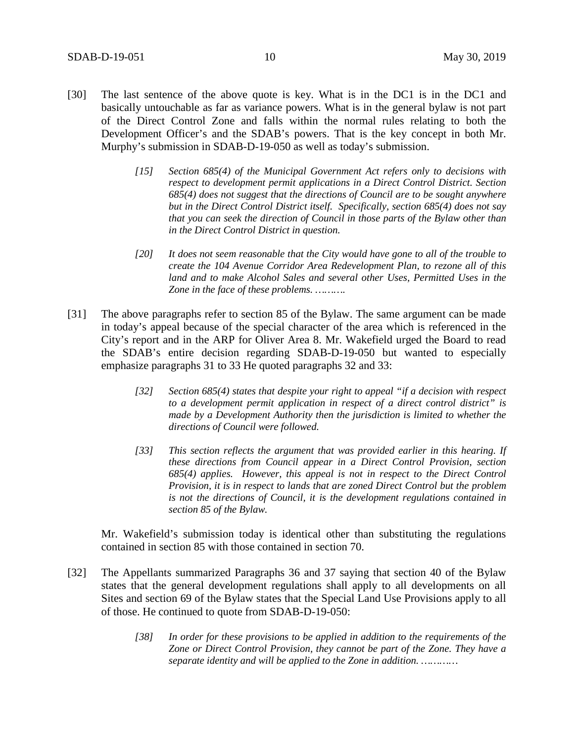[30] The last sentence of the above quote is key. What is in the DC1 is in the DC1 and basically untouchable as far as variance powers. What is in the general bylaw is not part of the Direct Control Zone and falls within the normal rules relating to both the Development Officer's and the SDAB's powers. That is the key concept in both Mr. Murphy's submission in SDAB-D-19-050 as well as today's submission.

> *[15] Section 685(4) of the Municipal Government Act refers only to decisions with respect to development permit applications in a Direct Control District. Section 685(4) does not suggest that the directions of Council are to be sought anywhere but in the Direct Control District itself. Specifically, section 685(4) does not say that you can seek the direction of Council in those parts of the Bylaw other than in the Direct Control District in question.*
>
> *[20] It does not seem reasonable that the City would have gone to all of the trouble to create the 104 Avenue Corridor Area Redevelopment Plan, to rezone all of this land and to make Alcohol Sales and several other Uses, Permitted Uses in the Zone in the face of these problems. ……….*

[31] The above paragraphs refer to section 85 of the Bylaw. The same argument can be made in today's appeal because of the special character of the area which is referenced in the City's report and in the ARP for Oliver Area 8. Mr. Wakefield urged the Board to read the SDAB's entire decision regarding SDAB-D-19-050 but wanted to especially emphasize paragraphs 31 to 33 He quoted paragraphs 32 and 33:

> *[32] Section 685(4) states that despite your right to appeal "if a decision with respect to a development permit application in respect of a direct control district" is made by a Development Authority then the jurisdiction is limited to whether the directions of Council were followed.*
>
> *[33] This section reflects the argument that was provided earlier in this hearing. If these directions from Council appear in a Direct Control Provision, section 685(4) applies. However, this appeal is not in respect to the Direct Control Provision, it is in respect to lands that are zoned Direct Control but the problem is not the directions of Council, it is the development regulations contained in section 85 of the Bylaw.*

Mr. Wakefield's submission today is identical other than substituting the regulations contained in section 85 with those contained in section 70.

[32] The Appellants summarized Paragraphs 36 and 37 saying that section 40 of the Bylaw states that the general development regulations shall apply to all developments on all Sites and section 69 of the Bylaw states that the Special Land Use Provisions apply to all of those. He continued to quote from SDAB-D-19-050:

> *[38] In order for these provisions to be applied in addition to the requirements of the Zone or Direct Control Provision, they cannot be part of the Zone. They have a separate identity and will be applied to the Zone in addition. …………*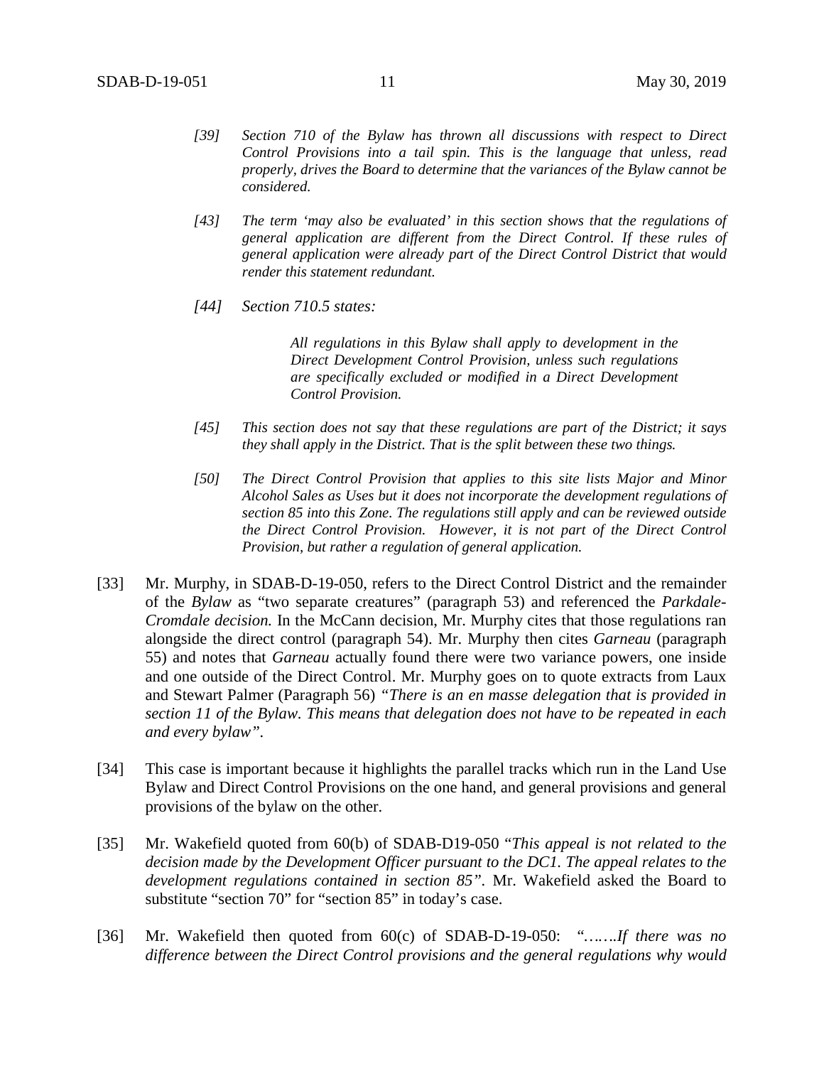> *[39] Section 710 of the Bylaw has thrown all discussions with respect to Direct Control Provisions into a tail spin. This is the language that unless, read properly, drives the Board to determine that the variances of the Bylaw cannot be considered.*
>
> *[43] The term 'may also be evaluated' in this section shows that the regulations of general application are different from the Direct Control. If these rules of general application were already part of the Direct Control District that would render this statement redundant.*
>
> *[44] Section 710.5 states:*
>
> > *All regulations in this Bylaw shall apply to development in the Direct Development Control Provision, unless such regulations are specifically excluded or modified in a Direct Development Control Provision.*
>
> *[45] This section does not say that these regulations are part of the District; it says they shall apply in the District. That is the split between these two things.*
>
> *[50] The Direct Control Provision that applies to this site lists Major and Minor Alcohol Sales as Uses but it does not incorporate the development regulations of section 85 into this Zone. The regulations still apply and can be reviewed outside the Direct Control Provision. However, it is not part of the Direct Control Provision, but rather a regulation of general application.*

[33] Mr. Murphy, in SDAB-D-19-050, refers to the Direct Control District and the remainder of the *Bylaw* as "two separate creatures" (paragraph 53) and referenced the *Parkdale-Cromdale decision.* In the McCann decision, Mr. Murphy cites that those regulations ran alongside the direct control (paragraph 54). Mr. Murphy then cites *Garneau* (paragraph 55) and notes that *Garneau* actually found there were two variance powers, one inside and one outside of the Direct Control. Mr. Murphy goes on to quote extracts from Laux and Stewart Palmer (Paragraph 56) *"There is an en masse delegation that is provided in section 11 of the Bylaw. This means that delegation does not have to be repeated in each and every bylaw".*

[34] This case is important because it highlights the parallel tracks which run in the Land Use Bylaw and Direct Control Provisions on the one hand, and general provisions and general provisions of the bylaw on the other.

[35] Mr. Wakefield quoted from 60(b) of SDAB-D19-050 "*This appeal is not related to the decision made by the Development Officer pursuant to the DC1. The appeal relates to the development regulations contained in section 85".* Mr. Wakefield asked the Board to substitute "section 70" for "section 85" in today's case.

[36] Mr. Wakefield then quoted from 60(c) of SDAB-D-19-050: "*…….If there was no difference between the Direct Control provisions and the general regulations why would*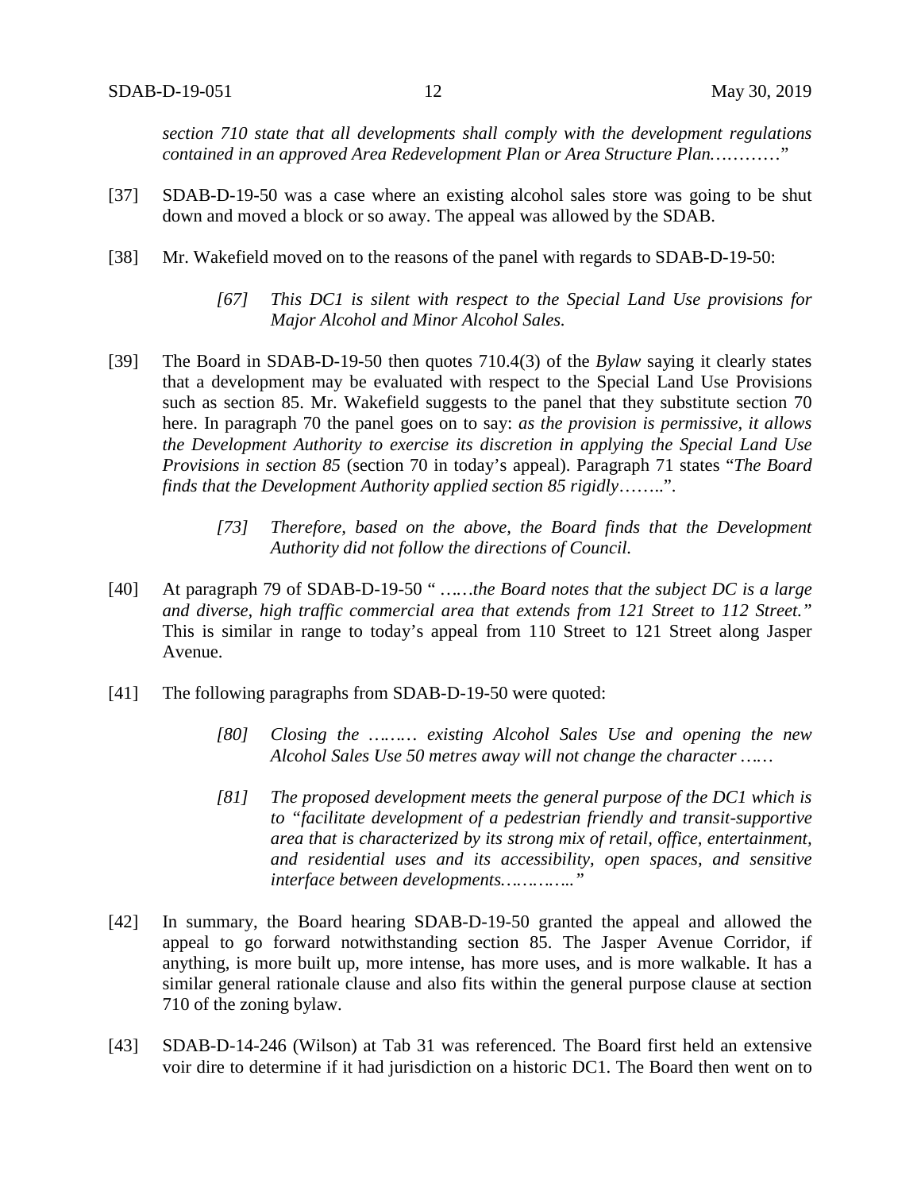*section 710 state that all developments shall comply with the development regulations contained in an approved Area Redevelopment Plan or Area Structure Plan…………*"

[37] SDAB-D-19-50 was a case where an existing alcohol sales store was going to be shut down and moved a block or so away. The appeal was allowed by the SDAB.

[38] Mr. Wakefield moved on to the reasons of the panel with regards to SDAB-D-19-50:

> *[67] This DC1 is silent with respect to the Special Land Use provisions for Major Alcohol and Minor Alcohol Sales.*

[39] The Board in SDAB-D-19-50 then quotes 710.4(3) of the *Bylaw* saying it clearly states that a development may be evaluated with respect to the Special Land Use Provisions such as section 85. Mr. Wakefield suggests to the panel that they substitute section 70 here. In paragraph 70 the panel goes on to say: *as the provision is permissive, it allows the Development Authority to exercise its discretion in applying the Special Land Use Provisions in section 85* (section 70 in today's appeal). Paragraph 71 states "*The Board finds that the Development Authority applied section 85 rigidly*……..".

> *[73] Therefore, based on the above, the Board finds that the Development Authority did not follow the directions of Council.*

[40] At paragraph 79 of SDAB-D-19-50 " ……*the Board notes that the subject DC is a large and diverse, high traffic commercial area that extends from 121 Street to 112 Street."* This is similar in range to today's appeal from 110 Street to 121 Street along Jasper Avenue.

[41] The following paragraphs from SDAB-D-19-50 were quoted:

> *[80] Closing the ……… existing Alcohol Sales Use and opening the new Alcohol Sales Use 50 metres away will not change the character ……*
>
> *[81] The proposed development meets the general purpose of the DC1 which is to "facilitate development of a pedestrian friendly and transit-supportive area that is characterized by its strong mix of retail, office, entertainment, and residential uses and its accessibility, open spaces, and sensitive interface between developments…………."*

[42] In summary, the Board hearing SDAB-D-19-50 granted the appeal and allowed the appeal to go forward notwithstanding section 85. The Jasper Avenue Corridor, if anything, is more built up, more intense, has more uses, and is more walkable. It has a similar general rationale clause and also fits within the general purpose clause at section 710 of the zoning bylaw.

[43] SDAB-D-14-246 (Wilson) at Tab 31 was referenced. The Board first held an extensive voir dire to determine if it had jurisdiction on a historic DC1. The Board then went on to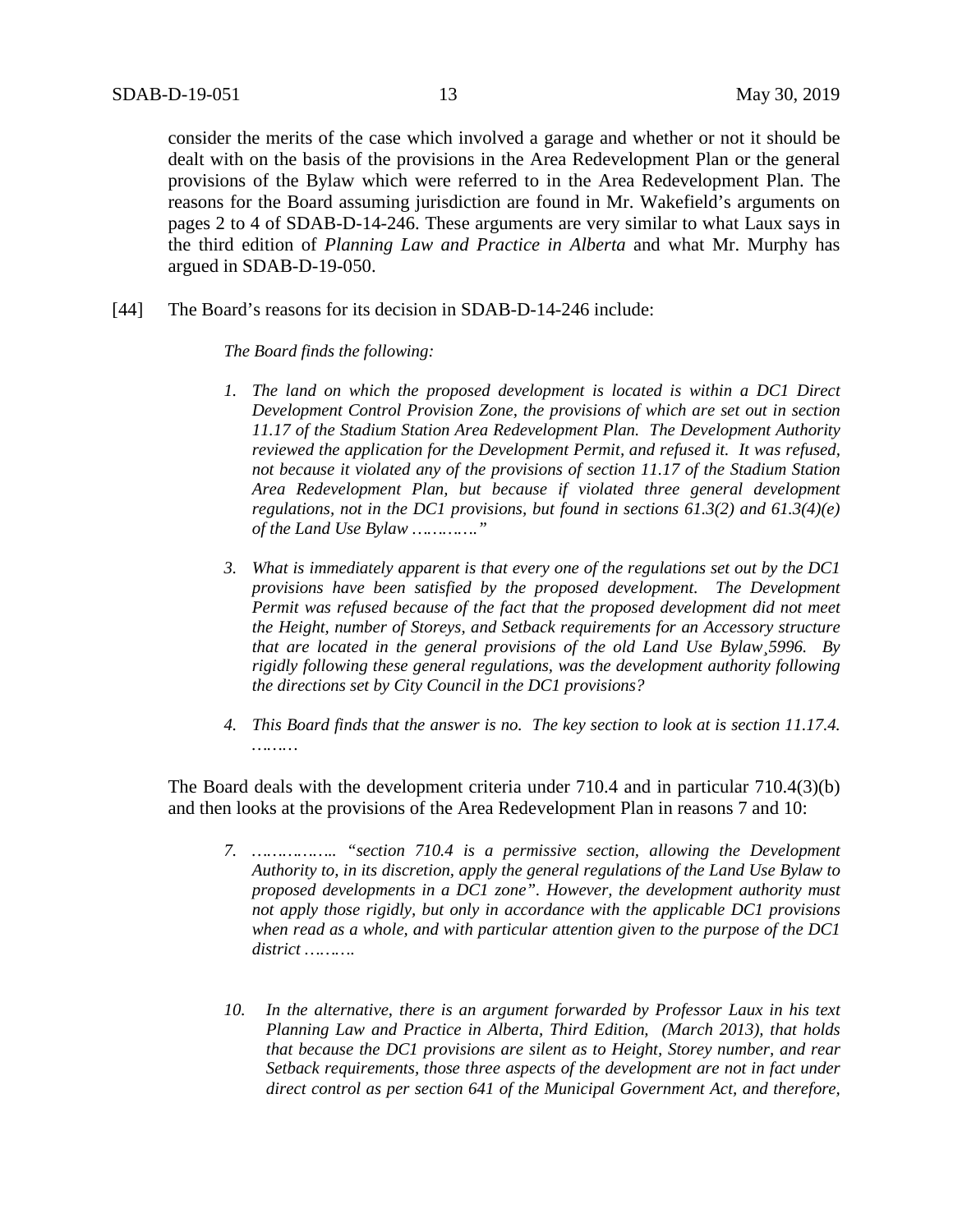consider the merits of the case which involved a garage and whether or not it should be dealt with on the basis of the provisions in the Area Redevelopment Plan or the general provisions of the Bylaw which were referred to in the Area Redevelopment Plan. The reasons for the Board assuming jurisdiction are found in Mr. Wakefield's arguments on pages 2 to 4 of SDAB-D-14-246. These arguments are very similar to what Laux says in the third edition of *Planning Law and Practice in Alberta* and what Mr. Murphy has argued in SDAB-D-19-050.

[44] The Board's reasons for its decision in SDAB-D-14-246 include:

> *The Board finds the following:*
>
> 1. *The land on which the proposed development is located is within a DC1 Direct Development Control Provision Zone, the provisions of which are set out in section 11.17 of the Stadium Station Area Redevelopment Plan. The Development Authority reviewed the application for the Development Permit, and refused it. It was refused, not because it violated any of the provisions of section 11.17 of the Stadium Station Area Redevelopment Plan, but because if violated three general development regulations, not in the DC1 provisions, but found in sections 61.3(2) and 61.3(4)(e) of the Land Use Bylaw …………"*
>
> 3. *What is immediately apparent is that every one of the regulations set out by the DC1 provisions have been satisfied by the proposed development. The Development Permit was refused because of the fact that the proposed development did not meet the Height, number of Storeys, and Setback requirements for an Accessory structure that are located in the general provisions of the old Land Use Bylaw¸5996. By rigidly following these general regulations, was the development authority following the directions set by City Council in the DC1 provisions?*
>
> 4. *This Board finds that the answer is no. The key section to look at is section 11.17.4. ………*

The Board deals with the development criteria under 710.4 and in particular 710.4(3)(b) and then looks at the provisions of the Area Redevelopment Plan in reasons 7 and 10:

> 7. *…………….. "section 710.4 is a permissive section, allowing the Development Authority to, in its discretion, apply the general regulations of the Land Use Bylaw to proposed developments in a DC1 zone". However, the development authority must not apply those rigidly, but only in accordance with the applicable DC1 provisions when read as a whole, and with particular attention given to the purpose of the DC1 district ……….*
>
> 10. *In the alternative, there is an argument forwarded by Professor Laux in his text Planning Law and Practice in Alberta, Third Edition, (March 2013), that holds that because the DC1 provisions are silent as to Height, Storey number, and rear Setback requirements, those three aspects of the development are not in fact under direct control as per section 641 of the Municipal Government Act, and therefore,*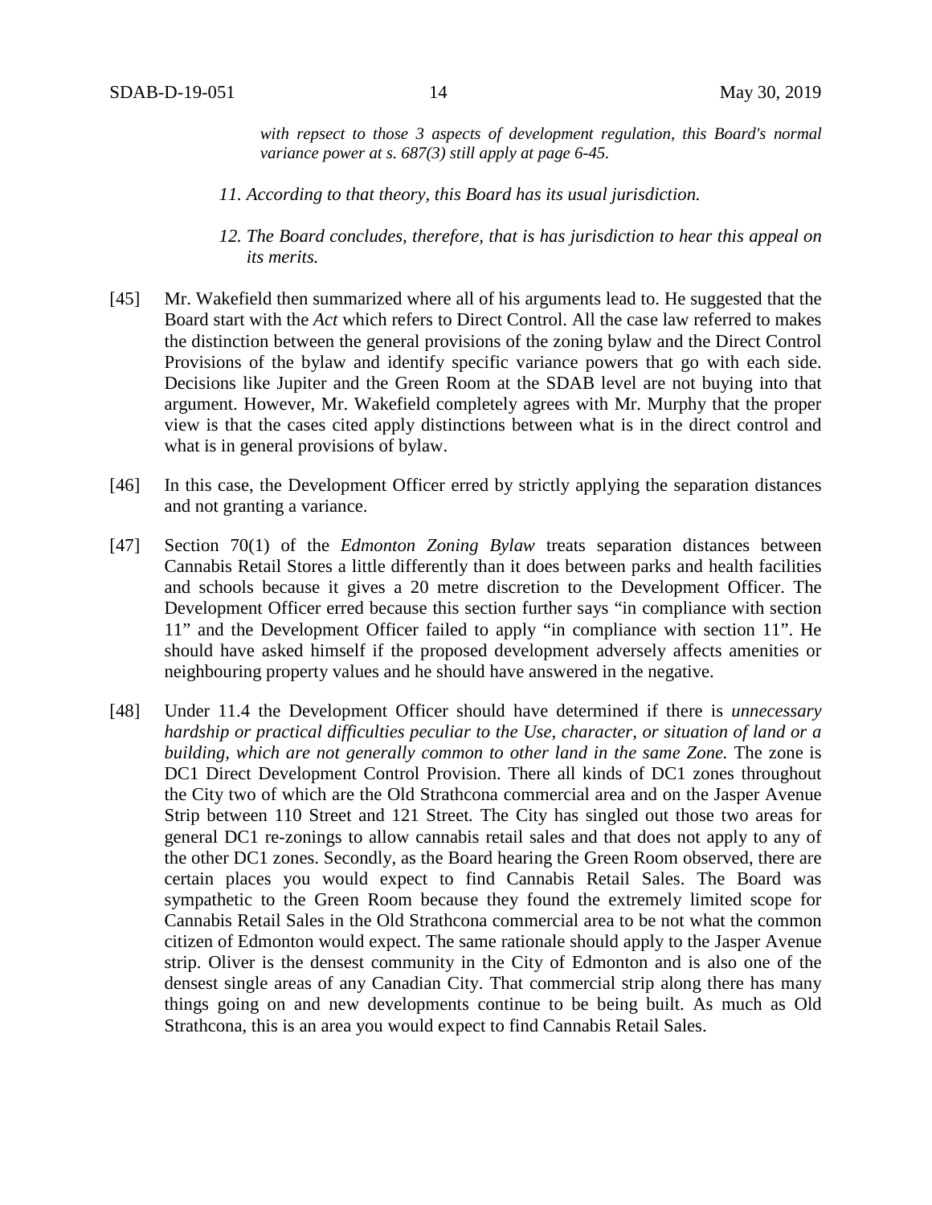*with repsect to those 3 aspects of development regulation, this Board's normal variance power at s. 687(3) still apply at page 6-45.*

*11. According to that theory, this Board has its usual jurisdiction.*

*12. The Board concludes, therefore, that is has jurisdiction to hear this appeal on its merits.*

[45] Mr. Wakefield then summarized where all of his arguments lead to. He suggested that the Board start with the *Act* which refers to Direct Control. All the case law referred to makes the distinction between the general provisions of the zoning bylaw and the Direct Control Provisions of the bylaw and identify specific variance powers that go with each side. Decisions like Jupiter and the Green Room at the SDAB level are not buying into that argument. However, Mr. Wakefield completely agrees with Mr. Murphy that the proper view is that the cases cited apply distinctions between what is in the direct control and what is in general provisions of bylaw.

[46] In this case, the Development Officer erred by strictly applying the separation distances and not granting a variance.

[47] Section 70(1) of the *Edmonton Zoning Bylaw* treats separation distances between Cannabis Retail Stores a little differently than it does between parks and health facilities and schools because it gives a 20 metre discretion to the Development Officer. The Development Officer erred because this section further says "in compliance with section 11" and the Development Officer failed to apply "in compliance with section 11". He should have asked himself if the proposed development adversely affects amenities or neighbouring property values and he should have answered in the negative.

[48] Under 11.4 the Development Officer should have determined if there is *unnecessary hardship or practical difficulties peculiar to the Use, character, or situation of land or a building, which are not generally common to other land in the same Zone.* The zone is DC1 Direct Development Control Provision. There all kinds of DC1 zones throughout the City two of which are the Old Strathcona commercial area and on the Jasper Avenue Strip between 110 Street and 121 Street. The City has singled out those two areas for general DC1 re-zonings to allow cannabis retail sales and that does not apply to any of the other DC1 zones. Secondly, as the Board hearing the Green Room observed, there are certain places you would expect to find Cannabis Retail Sales. The Board was sympathetic to the Green Room because they found the extremely limited scope for Cannabis Retail Sales in the Old Strathcona commercial area to be not what the common citizen of Edmonton would expect. The same rationale should apply to the Jasper Avenue strip. Oliver is the densest community in the City of Edmonton and is also one of the densest single areas of any Canadian City. That commercial strip along there has many things going on and new developments continue to be being built. As much as Old Strathcona, this is an area you would expect to find Cannabis Retail Sales.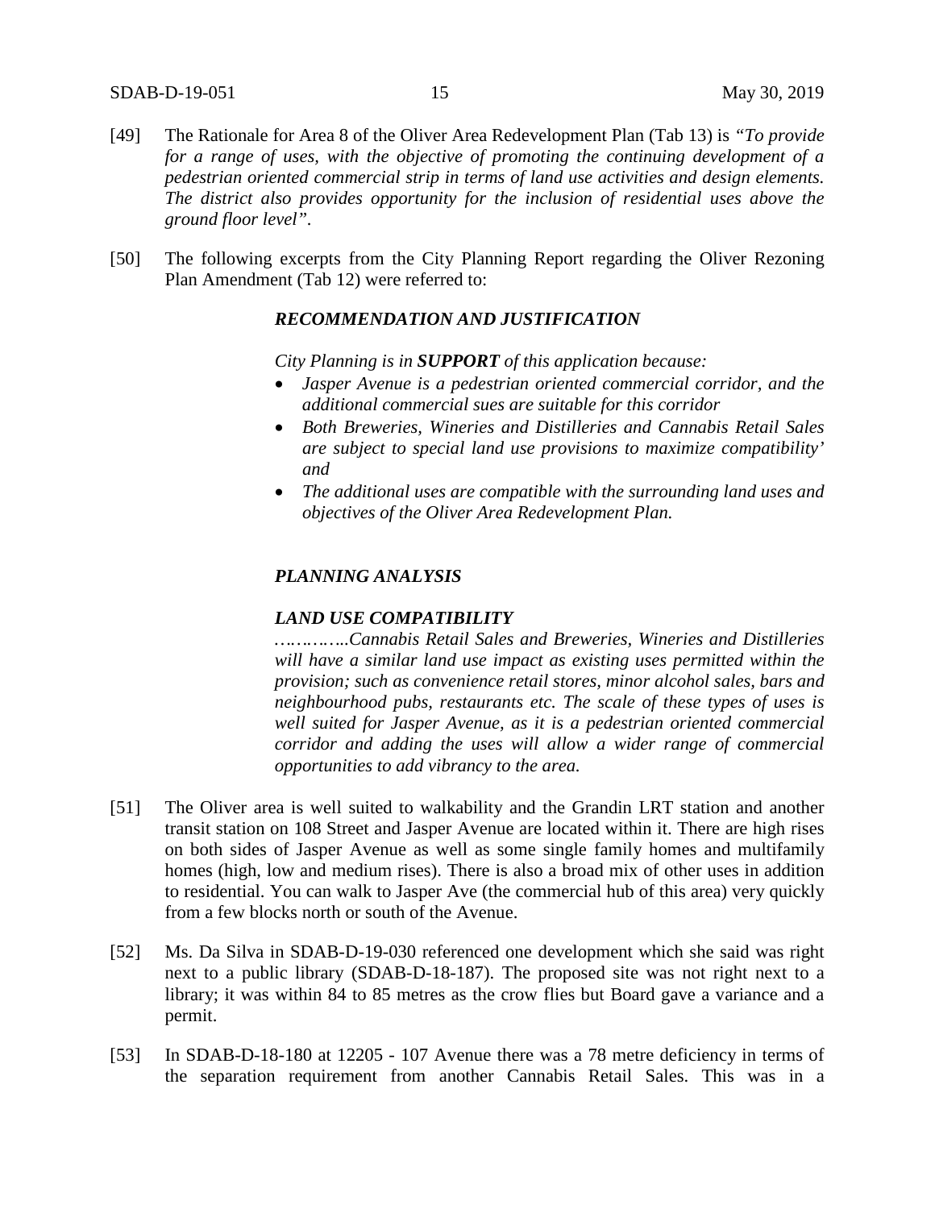[49] The Rationale for Area 8 of the Oliver Area Redevelopment Plan (Tab 13) is *"To provide for a range of uses, with the objective of promoting the continuing development of a pedestrian oriented commercial strip in terms of land use activities and design elements. The district also provides opportunity for the inclusion of residential uses above the ground floor level"*.

[50] The following excerpts from the City Planning Report regarding the Oliver Rezoning Plan Amendment (Tab 12) were referred to:

> ***RECOMMENDATION AND JUSTIFICATION***
>
> *City Planning is in **SUPPORT** of this application because:*
>
> - *Jasper Avenue is a pedestrian oriented commercial corridor, and the additional commercial sues are suitable for this corridor*
> - *Both Breweries, Wineries and Distilleries and Cannabis Retail Sales are subject to special land use provisions to maximize compatibility' and*
> - *The additional uses are compatible with the surrounding land uses and objectives of the Oliver Area Redevelopment Plan.*
>
> ***PLANNING ANALYSIS***
>
> ***LAND USE COMPATIBILITY***
>
> *…………..Cannabis Retail Sales and Breweries, Wineries and Distilleries will have a similar land use impact as existing uses permitted within the provision; such as convenience retail stores, minor alcohol sales, bars and neighbourhood pubs, restaurants etc. The scale of these types of uses is well suited for Jasper Avenue, as it is a pedestrian oriented commercial corridor and adding the uses will allow a wider range of commercial opportunities to add vibrancy to the area.*

[51] The Oliver area is well suited to walkability and the Grandin LRT station and another transit station on 108 Street and Jasper Avenue are located within it. There are high rises on both sides of Jasper Avenue as well as some single family homes and multifamily homes (high, low and medium rises). There is also a broad mix of other uses in addition to residential. You can walk to Jasper Ave (the commercial hub of this area) very quickly from a few blocks north or south of the Avenue.

[52] Ms. Da Silva in SDAB-D-19-030 referenced one development which she said was right next to a public library (SDAB-D-18-187). The proposed site was not right next to a library; it was within 84 to 85 metres as the crow flies but Board gave a variance and a permit.

[53] In SDAB-D-18-180 at 12205 - 107 Avenue there was a 78 metre deficiency in terms of the separation requirement from another Cannabis Retail Sales. This was in a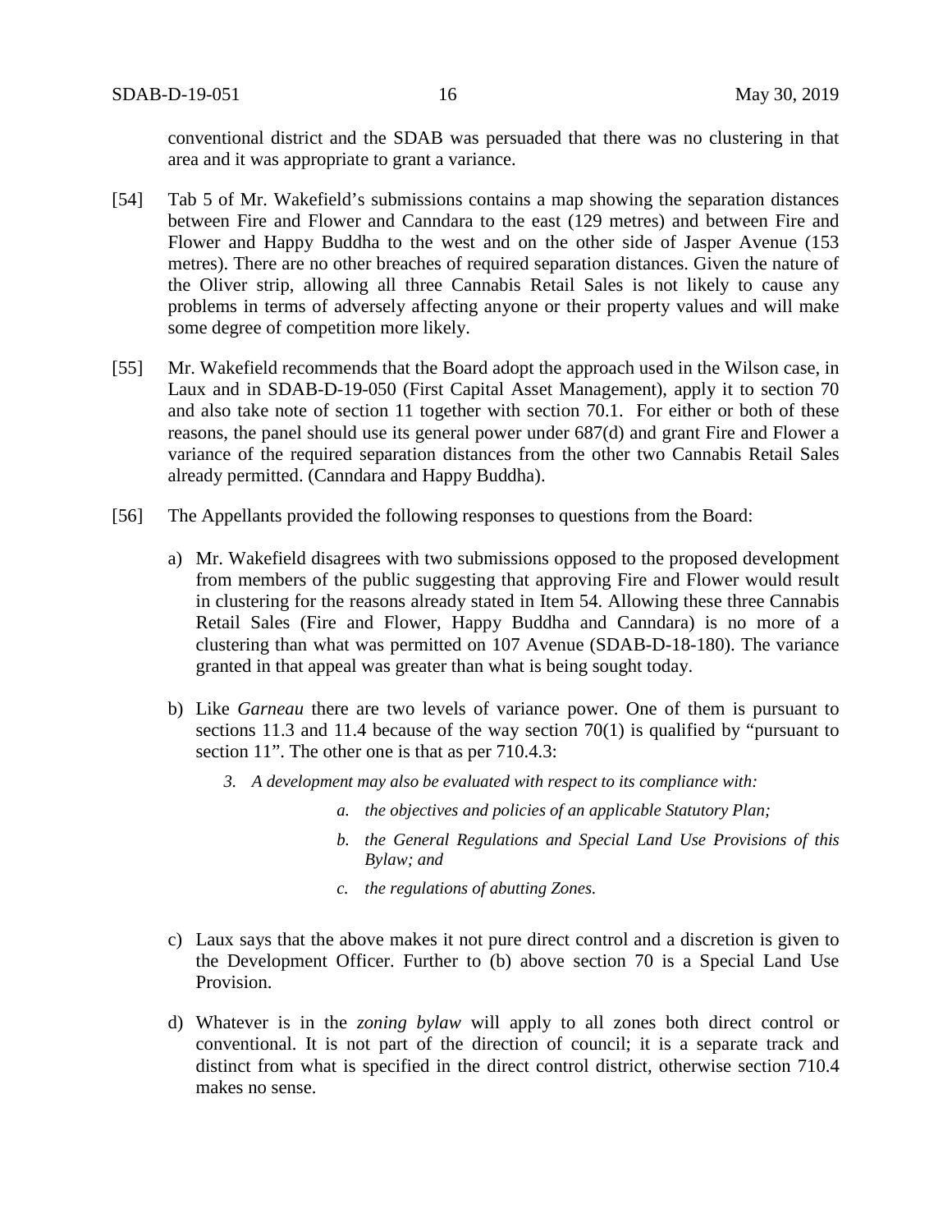conventional district and the SDAB was persuaded that there was no clustering in that area and it was appropriate to grant a variance.

[54] Tab 5 of Mr. Wakefield's submissions contains a map showing the separation distances between Fire and Flower and Canndara to the east (129 metres) and between Fire and Flower and Happy Buddha to the west and on the other side of Jasper Avenue (153 metres). There are no other breaches of required separation distances. Given the nature of the Oliver strip, allowing all three Cannabis Retail Sales is not likely to cause any problems in terms of adversely affecting anyone or their property values and will make some degree of competition more likely.

[55] Mr. Wakefield recommends that the Board adopt the approach used in the Wilson case, in Laux and in SDAB-D-19-050 (First Capital Asset Management), apply it to section 70 and also take note of section 11 together with section 70.1. For either or both of these reasons, the panel should use its general power under 687(d) and grant Fire and Flower a variance of the required separation distances from the other two Cannabis Retail Sales already permitted. (Canndara and Happy Buddha).

[56] The Appellants provided the following responses to questions from the Board:

a) Mr. Wakefield disagrees with two submissions opposed to the proposed development from members of the public suggesting that approving Fire and Flower would result in clustering for the reasons already stated in Item 54. Allowing these three Cannabis Retail Sales (Fire and Flower, Happy Buddha and Canndara) is no more of a clustering than what was permitted on 107 Avenue (SDAB-D-18-180). The variance granted in that appeal was greater than what is being sought today.

b) Like *Garneau* there are two levels of variance power. One of them is pursuant to sections 11.3 and 11.4 because of the way section 70(1) is qualified by "pursuant to section 11". The other one is that as per 710.4.3:

   *3. A development may also be evaluated with respect to its compliance with:*

   *a. the objectives and policies of an applicable Statutory Plan;*

   *b. the General Regulations and Special Land Use Provisions of this Bylaw; and*

   *c. the regulations of abutting Zones.*

c) Laux says that the above makes it not pure direct control and a discretion is given to the Development Officer. Further to (b) above section 70 is a Special Land Use Provision.

d) Whatever is in the *zoning bylaw* will apply to all zones both direct control or conventional. It is not part of the direction of council; it is a separate track and distinct from what is specified in the direct control district, otherwise section 710.4 makes no sense.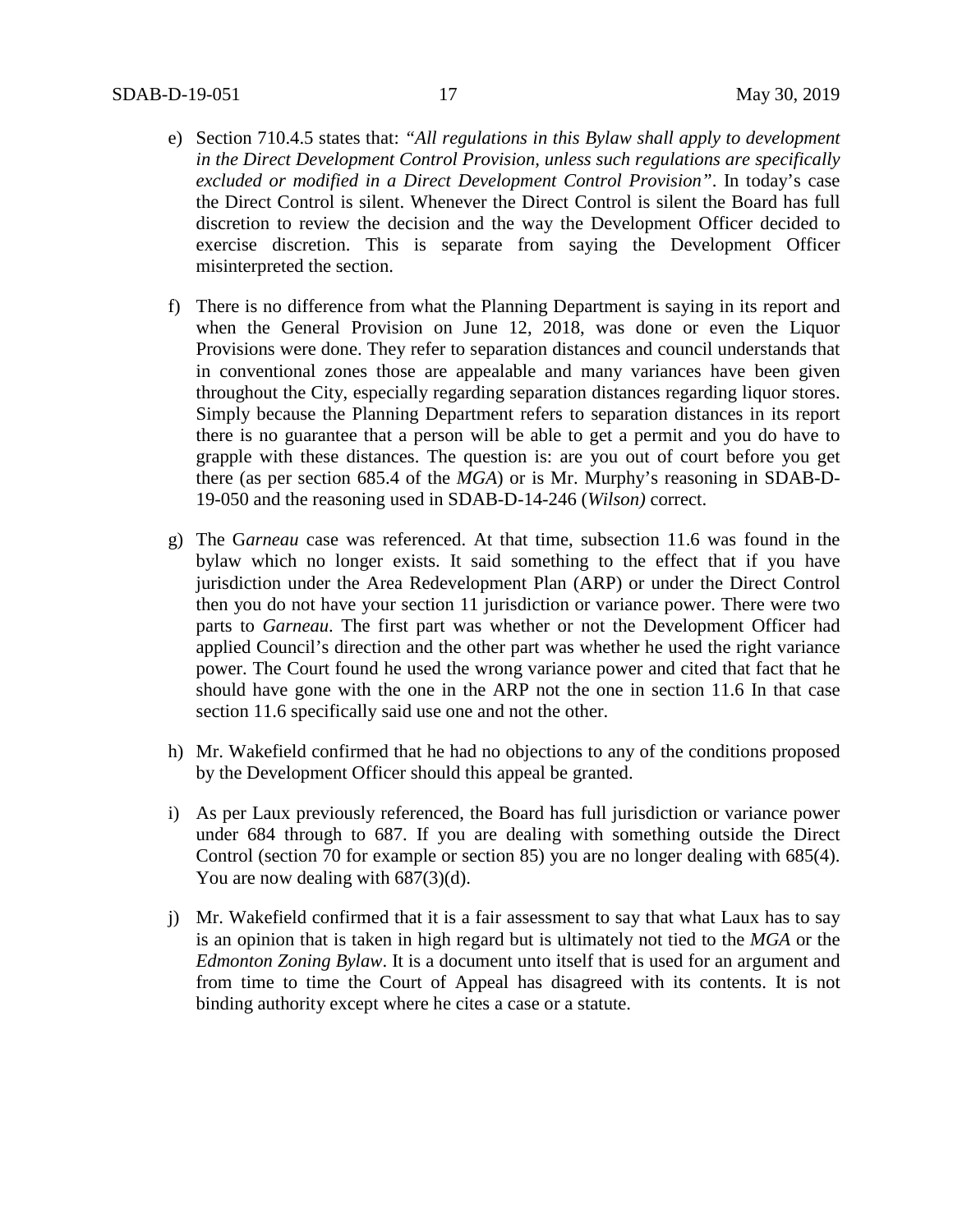e) Section 710.4.5 states that: *"All regulations in this Bylaw shall apply to development in the Direct Development Control Provision, unless such regulations are specifically excluded or modified in a Direct Development Control Provision"*. In today's case the Direct Control is silent. Whenever the Direct Control is silent the Board has full discretion to review the decision and the way the Development Officer decided to exercise discretion. This is separate from saying the Development Officer misinterpreted the section.

f) There is no difference from what the Planning Department is saying in its report and when the General Provision on June 12, 2018, was done or even the Liquor Provisions were done. They refer to separation distances and council understands that in conventional zones those are appealable and many variances have been given throughout the City, especially regarding separation distances regarding liquor stores. Simply because the Planning Department refers to separation distances in its report there is no guarantee that a person will be able to get a permit and you do have to grapple with these distances. The question is: are you out of court before you get there (as per section 685.4 of the *MGA*) or is Mr. Murphy's reasoning in SDAB-D-19-050 and the reasoning used in SDAB-D-14-246 (*Wilson)* correct.

g) The G*arneau* case was referenced. At that time, subsection 11.6 was found in the bylaw which no longer exists. It said something to the effect that if you have jurisdiction under the Area Redevelopment Plan (ARP) or under the Direct Control then you do not have your section 11 jurisdiction or variance power. There were two parts to *Garneau*. The first part was whether or not the Development Officer had applied Council's direction and the other part was whether he used the right variance power. The Court found he used the wrong variance power and cited that fact that he should have gone with the one in the ARP not the one in section 11.6 In that case section 11.6 specifically said use one and not the other.

h) Mr. Wakefield confirmed that he had no objections to any of the conditions proposed by the Development Officer should this appeal be granted.

i) As per Laux previously referenced, the Board has full jurisdiction or variance power under 684 through to 687. If you are dealing with something outside the Direct Control (section 70 for example or section 85) you are no longer dealing with 685(4). You are now dealing with 687(3)(d).

j) Mr. Wakefield confirmed that it is a fair assessment to say that what Laux has to say is an opinion that is taken in high regard but is ultimately not tied to the *MGA* or the *Edmonton Zoning Bylaw*. It is a document unto itself that is used for an argument and from time to time the Court of Appeal has disagreed with its contents. It is not binding authority except where he cites a case or a statute.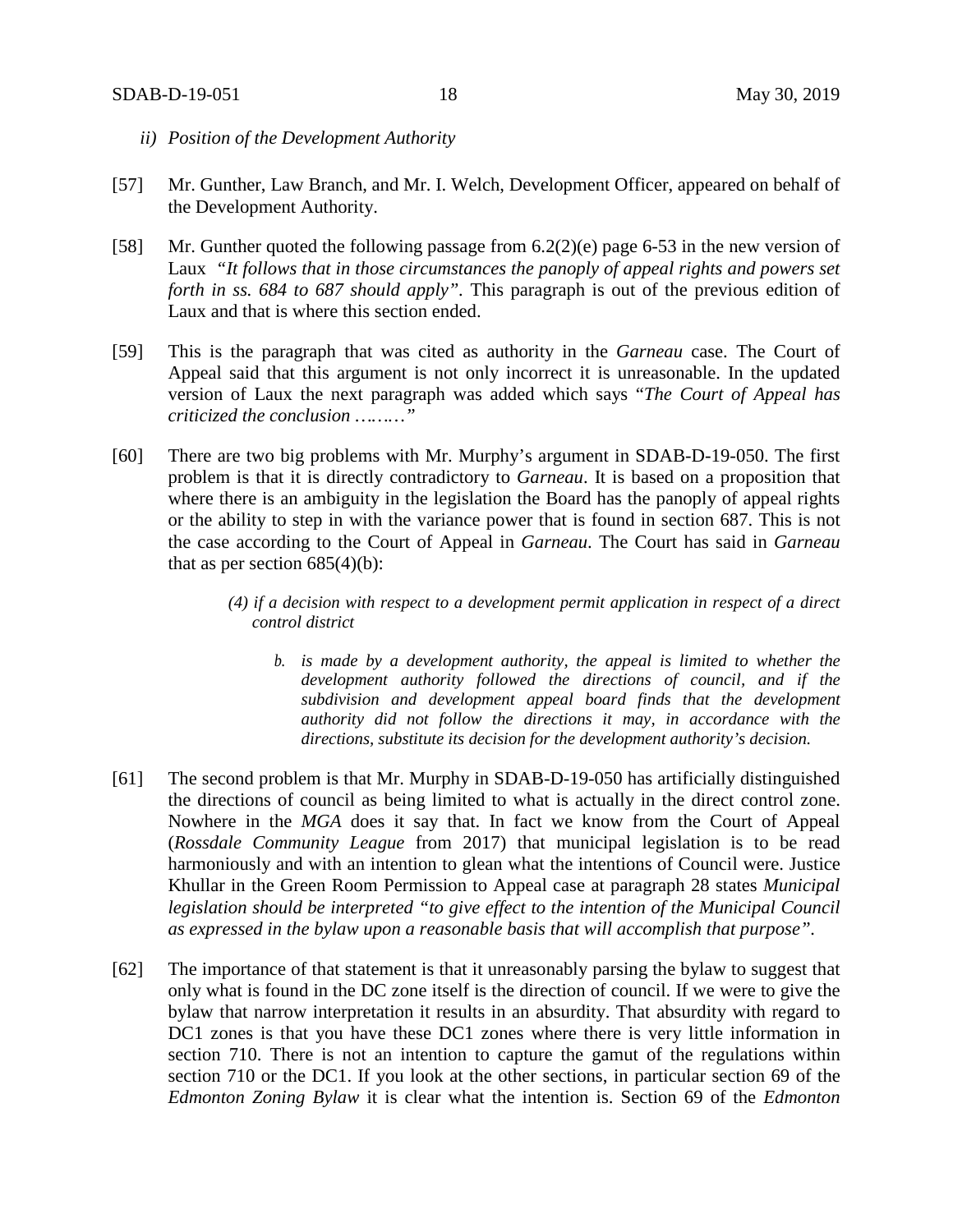*ii) Position of the Development Authority*

[57] Mr. Gunther, Law Branch, and Mr. I. Welch, Development Officer, appeared on behalf of the Development Authority.

[58] Mr. Gunther quoted the following passage from 6.2(2)(e) page 6-53 in the new version of Laux *"It follows that in those circumstances the panoply of appeal rights and powers set forth in ss. 684 to 687 should apply"*. This paragraph is out of the previous edition of Laux and that is where this section ended.

[59] This is the paragraph that was cited as authority in the *Garneau* case. The Court of Appeal said that this argument is not only incorrect it is unreasonable. In the updated version of Laux the next paragraph was added which says "*The Court of Appeal has criticized the conclusion ………"*

[60] There are two big problems with Mr. Murphy's argument in SDAB-D-19-050. The first problem is that it is directly contradictory to *Garneau*. It is based on a proposition that where there is an ambiguity in the legislation the Board has the panoply of appeal rights or the ability to step in with the variance power that is found in section 687. This is not the case according to the Court of Appeal in *Garneau*. The Court has said in *Garneau* that as per section 685(4)(b):

> *(4) if a decision with respect to a development permit application in respect of a direct control district*
>
> *b. is made by a development authority, the appeal is limited to whether the development authority followed the directions of council, and if the subdivision and development appeal board finds that the development authority did not follow the directions it may, in accordance with the directions, substitute its decision for the development authority's decision.*

[61] The second problem is that Mr. Murphy in SDAB-D-19-050 has artificially distinguished the directions of council as being limited to what is actually in the direct control zone. Nowhere in the *MGA* does it say that. In fact we know from the Court of Appeal (*Rossdale Community League* from 2017) that municipal legislation is to be read harmoniously and with an intention to glean what the intentions of Council were. Justice Khullar in the Green Room Permission to Appeal case at paragraph 28 states *Municipal legislation should be interpreted "to give effect to the intention of the Municipal Council as expressed in the bylaw upon a reasonable basis that will accomplish that purpose"*.

[62] The importance of that statement is that it unreasonably parsing the bylaw to suggest that only what is found in the DC zone itself is the direction of council. If we were to give the bylaw that narrow interpretation it results in an absurdity. That absurdity with regard to DC1 zones is that you have these DC1 zones where there is very little information in section 710. There is not an intention to capture the gamut of the regulations within section 710 or the DC1. If you look at the other sections, in particular section 69 of the *Edmonton Zoning Bylaw* it is clear what the intention is. Section 69 of the *Edmonton*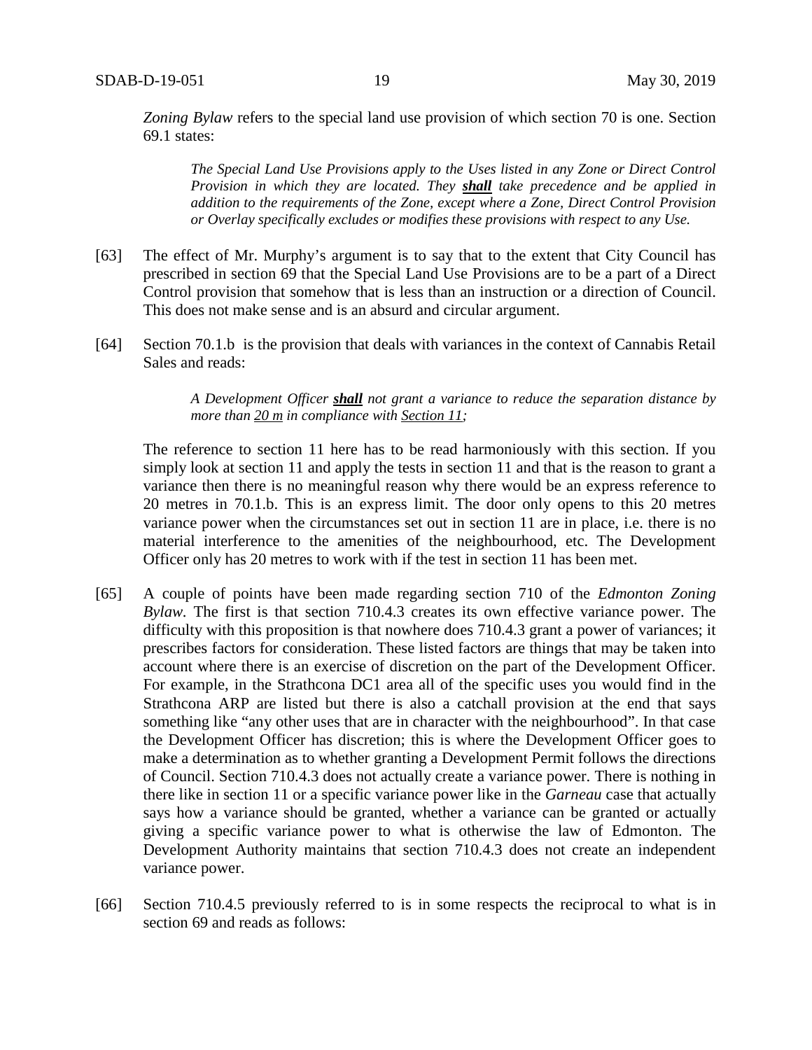*Zoning Bylaw* refers to the special land use provision of which section 70 is one. Section 69.1 states:

> *The Special Land Use Provisions apply to the Uses listed in any Zone or Direct Control Provision in which they are located. They **shall** take precedence and be applied in addition to the requirements of the Zone, except where a Zone, Direct Control Provision or Overlay specifically excludes or modifies these provisions with respect to any Use.*

[63] The effect of Mr. Murphy's argument is to say that to the extent that City Council has prescribed in section 69 that the Special Land Use Provisions are to be a part of a Direct Control provision that somehow that is less than an instruction or a direction of Council. This does not make sense and is an absurd and circular argument.

[64] Section 70.1.b is the provision that deals with variances in the context of Cannabis Retail Sales and reads:

> *A Development Officer **shall** not grant a variance to reduce the separation distance by more than 20 m in compliance with Section 11;*

The reference to section 11 here has to be read harmoniously with this section. If you simply look at section 11 and apply the tests in section 11 and that is the reason to grant a variance then there is no meaningful reason why there would be an express reference to 20 metres in 70.1.b. This is an express limit. The door only opens to this 20 metres variance power when the circumstances set out in section 11 are in place, i.e. there is no material interference to the amenities of the neighbourhood, etc. The Development Officer only has 20 metres to work with if the test in section 11 has been met.

[65] A couple of points have been made regarding section 710 of the *Edmonton Zoning Bylaw*. The first is that section 710.4.3 creates its own effective variance power. The difficulty with this proposition is that nowhere does 710.4.3 grant a power of variances; it prescribes factors for consideration. These listed factors are things that may be taken into account where there is an exercise of discretion on the part of the Development Officer. For example, in the Strathcona DC1 area all of the specific uses you would find in the Strathcona ARP are listed but there is also a catchall provision at the end that says something like "any other uses that are in character with the neighbourhood". In that case the Development Officer has discretion; this is where the Development Officer goes to make a determination as to whether granting a Development Permit follows the directions of Council. Section 710.4.3 does not actually create a variance power. There is nothing in there like in section 11 or a specific variance power like in the *Garneau* case that actually says how a variance should be granted, whether a variance can be granted or actually giving a specific variance power to what is otherwise the law of Edmonton. The Development Authority maintains that section 710.4.3 does not create an independent variance power.

[66] Section 710.4.5 previously referred to is in some respects the reciprocal to what is in section 69 and reads as follows: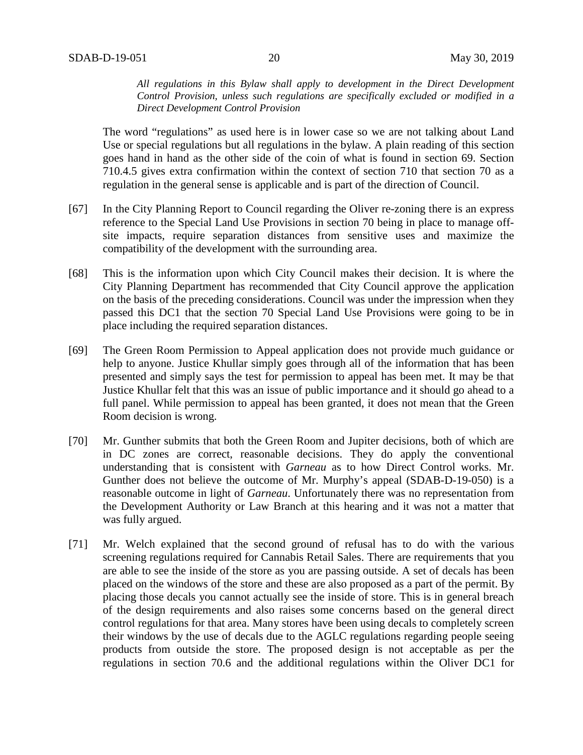*All regulations in this Bylaw shall apply to development in the Direct Development Control Provision, unless such regulations are specifically excluded or modified in a Direct Development Control Provision*

The word "regulations" as used here is in lower case so we are not talking about Land Use or special regulations but all regulations in the bylaw. A plain reading of this section goes hand in hand as the other side of the coin of what is found in section 69. Section 710.4.5 gives extra confirmation within the context of section 710 that section 70 as a regulation in the general sense is applicable and is part of the direction of Council.

[67] In the City Planning Report to Council regarding the Oliver re-zoning there is an express reference to the Special Land Use Provisions in section 70 being in place to manage off-site impacts, require separation distances from sensitive uses and maximize the compatibility of the development with the surrounding area.

[68] This is the information upon which City Council makes their decision. It is where the City Planning Department has recommended that City Council approve the application on the basis of the preceding considerations. Council was under the impression when they passed this DC1 that the section 70 Special Land Use Provisions were going to be in place including the required separation distances.

[69] The Green Room Permission to Appeal application does not provide much guidance or help to anyone. Justice Khullar simply goes through all of the information that has been presented and simply says the test for permission to appeal has been met. It may be that Justice Khullar felt that this was an issue of public importance and it should go ahead to a full panel. While permission to appeal has been granted, it does not mean that the Green Room decision is wrong.

[70] Mr. Gunther submits that both the Green Room and Jupiter decisions, both of which are in DC zones are correct, reasonable decisions. They do apply the conventional understanding that is consistent with *Garneau* as to how Direct Control works. Mr. Gunther does not believe the outcome of Mr. Murphy's appeal (SDAB-D-19-050) is a reasonable outcome in light of *Garneau*. Unfortunately there was no representation from the Development Authority or Law Branch at this hearing and it was not a matter that was fully argued.

[71] Mr. Welch explained that the second ground of refusal has to do with the various screening regulations required for Cannabis Retail Sales. There are requirements that you are able to see the inside of the store as you are passing outside. A set of decals has been placed on the windows of the store and these are also proposed as a part of the permit. By placing those decals you cannot actually see the inside of store. This is in general breach of the design requirements and also raises some concerns based on the general direct control regulations for that area. Many stores have been using decals to completely screen their windows by the use of decals due to the AGLC regulations regarding people seeing products from outside the store. The proposed design is not acceptable as per the regulations in section 70.6 and the additional regulations within the Oliver DC1 for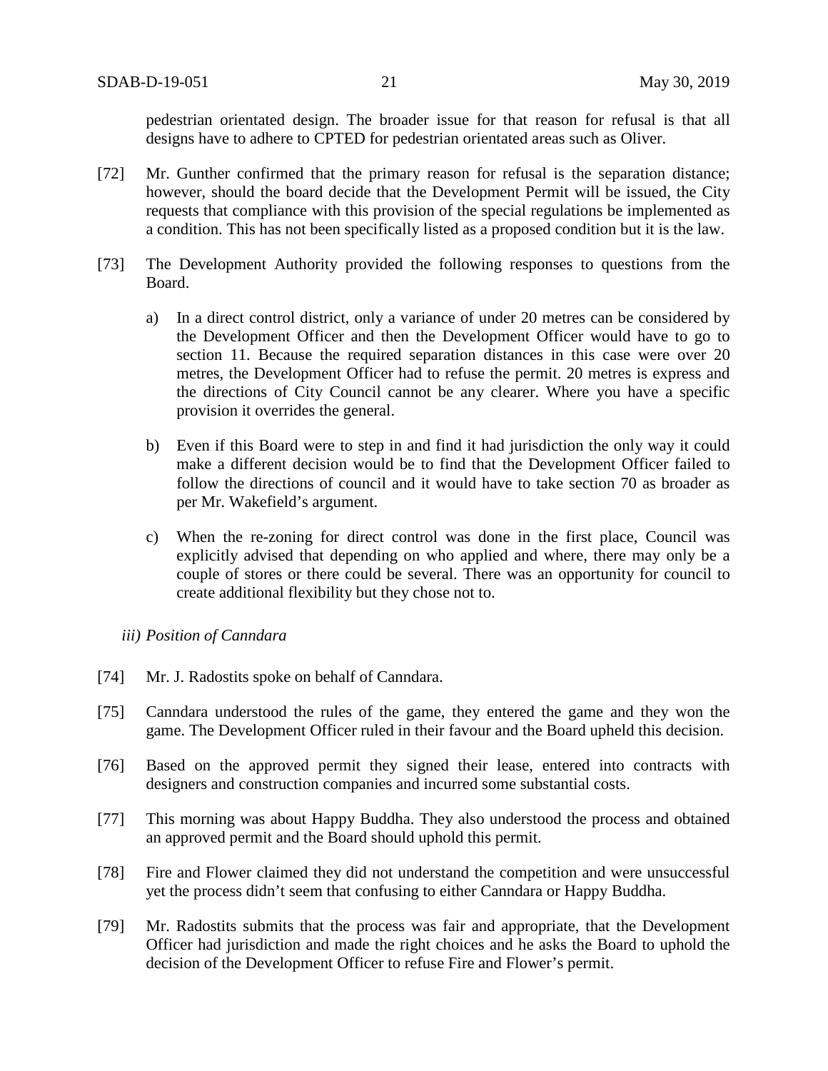pedestrian orientated design. The broader issue for that reason for refusal is that all designs have to adhere to CPTED for pedestrian orientated areas such as Oliver.

[72] Mr. Gunther confirmed that the primary reason for refusal is the separation distance; however, should the board decide that the Development Permit will be issued, the City requests that compliance with this provision of the special regulations be implemented as a condition. This has not been specifically listed as a proposed condition but it is the law.

[73] The Development Authority provided the following responses to questions from the Board.

a) In a direct control district, only a variance of under 20 metres can be considered by the Development Officer and then the Development Officer would have to go to section 11. Because the required separation distances in this case were over 20 metres, the Development Officer had to refuse the permit. 20 metres is express and the directions of City Council cannot be any clearer. Where you have a specific provision it overrides the general.

b) Even if this Board were to step in and find it had jurisdiction the only way it could make a different decision would be to find that the Development Officer failed to follow the directions of council and it would have to take section 70 as broader as per Mr. Wakefield's argument.

c) When the re-zoning for direct control was done in the first place, Council was explicitly advised that depending on who applied and where, there may only be a couple of stores or there could be several. There was an opportunity for council to create additional flexibility but they chose not to.

*iii) Position of Canndara*

[74] Mr. J. Radostits spoke on behalf of Canndara.

[75] Canndara understood the rules of the game, they entered the game and they won the game. The Development Officer ruled in their favour and the Board upheld this decision.

[76] Based on the approved permit they signed their lease, entered into contracts with designers and construction companies and incurred some substantial costs.

[77] This morning was about Happy Buddha. They also understood the process and obtained an approved permit and the Board should uphold this permit.

[78] Fire and Flower claimed they did not understand the competition and were unsuccessful yet the process didn't seem that confusing to either Canndara or Happy Buddha.

[79] Mr. Radostits submits that the process was fair and appropriate, that the Development Officer had jurisdiction and made the right choices and he asks the Board to uphold the decision of the Development Officer to refuse Fire and Flower's permit.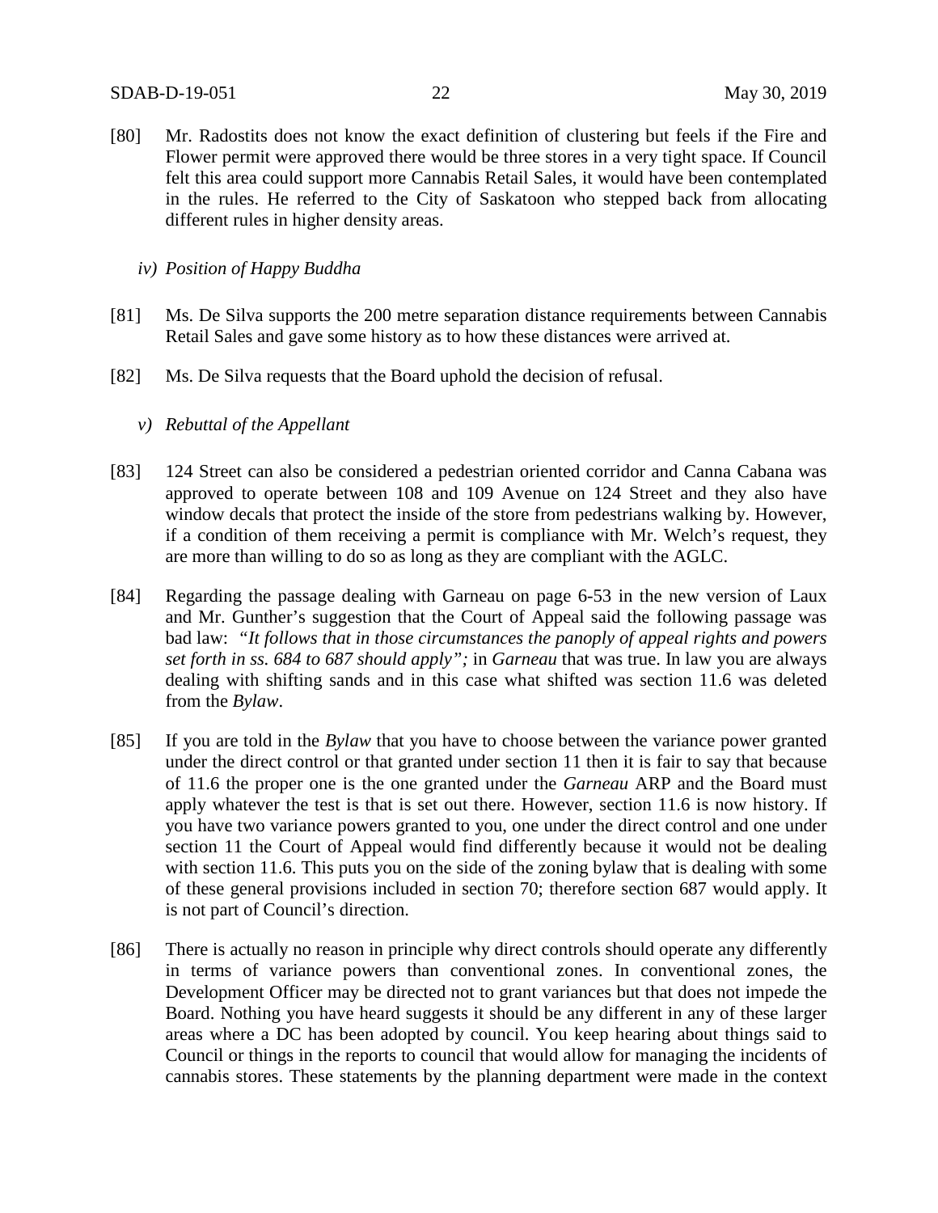[80] Mr. Radostits does not know the exact definition of clustering but feels if the Fire and Flower permit were approved there would be three stores in a very tight space. If Council felt this area could support more Cannabis Retail Sales, it would have been contemplated in the rules. He referred to the City of Saskatoon who stepped back from allocating different rules in higher density areas.

*iv) Position of Happy Buddha*

[81] Ms. De Silva supports the 200 metre separation distance requirements between Cannabis Retail Sales and gave some history as to how these distances were arrived at.

[82] Ms. De Silva requests that the Board uphold the decision of refusal.

*v) Rebuttal of the Appellant*

[83] 124 Street can also be considered a pedestrian oriented corridor and Canna Cabana was approved to operate between 108 and 109 Avenue on 124 Street and they also have window decals that protect the inside of the store from pedestrians walking by. However, if a condition of them receiving a permit is compliance with Mr. Welch's request, they are more than willing to do so as long as they are compliant with the AGLC.

[84] Regarding the passage dealing with Garneau on page 6-53 in the new version of Laux and Mr. Gunther's suggestion that the Court of Appeal said the following passage was bad law: *"It follows that in those circumstances the panoply of appeal rights and powers set forth in ss. 684 to 687 should apply";* in *Garneau* that was true. In law you are always dealing with shifting sands and in this case what shifted was section 11.6 was deleted from the *Bylaw*.

[85] If you are told in the *Bylaw* that you have to choose between the variance power granted under the direct control or that granted under section 11 then it is fair to say that because of 11.6 the proper one is the one granted under the *Garneau* ARP and the Board must apply whatever the test is that is set out there. However, section 11.6 is now history. If you have two variance powers granted to you, one under the direct control and one under section 11 the Court of Appeal would find differently because it would not be dealing with section 11.6. This puts you on the side of the zoning bylaw that is dealing with some of these general provisions included in section 70; therefore section 687 would apply. It is not part of Council's direction.

[86] There is actually no reason in principle why direct controls should operate any differently in terms of variance powers than conventional zones. In conventional zones, the Development Officer may be directed not to grant variances but that does not impede the Board. Nothing you have heard suggests it should be any different in any of these larger areas where a DC has been adopted by council. You keep hearing about things said to Council or things in the reports to council that would allow for managing the incidents of cannabis stores. These statements by the planning department were made in the context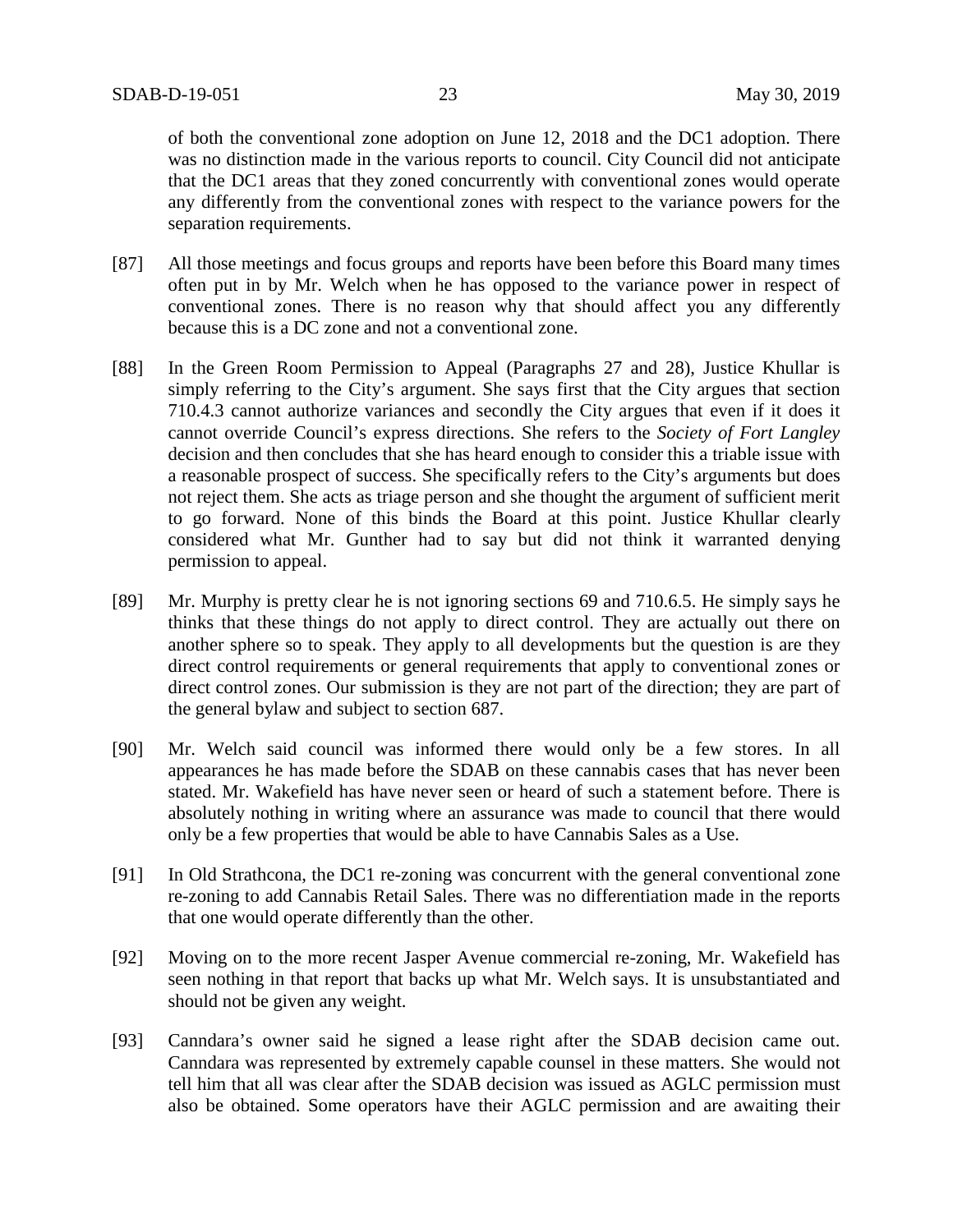of both the conventional zone adoption on June 12, 2018 and the DC1 adoption. There was no distinction made in the various reports to council. City Council did not anticipate that the DC1 areas that they zoned concurrently with conventional zones would operate any differently from the conventional zones with respect to the variance powers for the separation requirements.

[87] All those meetings and focus groups and reports have been before this Board many times often put in by Mr. Welch when he has opposed to the variance power in respect of conventional zones. There is no reason why that should affect you any differently because this is a DC zone and not a conventional zone.

[88] In the Green Room Permission to Appeal (Paragraphs 27 and 28), Justice Khullar is simply referring to the City's argument. She says first that the City argues that section 710.4.3 cannot authorize variances and secondly the City argues that even if it does it cannot override Council's express directions. She refers to the *Society of Fort Langley* decision and then concludes that she has heard enough to consider this a triable issue with a reasonable prospect of success. She specifically refers to the City's arguments but does not reject them. She acts as triage person and she thought the argument of sufficient merit to go forward. None of this binds the Board at this point. Justice Khullar clearly considered what Mr. Gunther had to say but did not think it warranted denying permission to appeal.

[89] Mr. Murphy is pretty clear he is not ignoring sections 69 and 710.6.5. He simply says he thinks that these things do not apply to direct control. They are actually out there on another sphere so to speak. They apply to all developments but the question is are they direct control requirements or general requirements that apply to conventional zones or direct control zones. Our submission is they are not part of the direction; they are part of the general bylaw and subject to section 687.

[90] Mr. Welch said council was informed there would only be a few stores. In all appearances he has made before the SDAB on these cannabis cases that has never been stated. Mr. Wakefield has have never seen or heard of such a statement before. There is absolutely nothing in writing where an assurance was made to council that there would only be a few properties that would be able to have Cannabis Sales as a Use.

[91] In Old Strathcona, the DC1 re-zoning was concurrent with the general conventional zone re-zoning to add Cannabis Retail Sales. There was no differentiation made in the reports that one would operate differently than the other.

[92] Moving on to the more recent Jasper Avenue commercial re-zoning, Mr. Wakefield has seen nothing in that report that backs up what Mr. Welch says. It is unsubstantiated and should not be given any weight.

[93] Canndara's owner said he signed a lease right after the SDAB decision came out. Canndara was represented by extremely capable counsel in these matters. She would not tell him that all was clear after the SDAB decision was issued as AGLC permission must also be obtained. Some operators have their AGLC permission and are awaiting their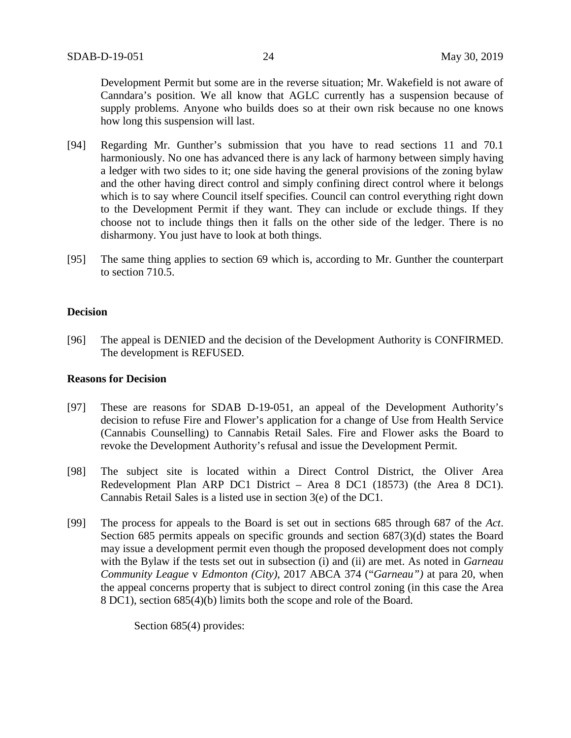Development Permit but some are in the reverse situation; Mr. Wakefield is not aware of Canndara's position. We all know that AGLC currently has a suspension because of supply problems. Anyone who builds does so at their own risk because no one knows how long this suspension will last.

[94] Regarding Mr. Gunther's submission that you have to read sections 11 and 70.1 harmoniously. No one has advanced there is any lack of harmony between simply having a ledger with two sides to it; one side having the general provisions of the zoning bylaw and the other having direct control and simply confining direct control where it belongs which is to say where Council itself specifies. Council can control everything right down to the Development Permit if they want. They can include or exclude things. If they choose not to include things then it falls on the other side of the ledger. There is no disharmony. You just have to look at both things.

[95] The same thing applies to section 69 which is, according to Mr. Gunther the counterpart to section 710.5.

**Decision**

[96] The appeal is DENIED and the decision of the Development Authority is CONFIRMED. The development is REFUSED.

**Reasons for Decision**

[97] These are reasons for SDAB D-19-051, an appeal of the Development Authority's decision to refuse Fire and Flower's application for a change of Use from Health Service (Cannabis Counselling) to Cannabis Retail Sales. Fire and Flower asks the Board to revoke the Development Authority's refusal and issue the Development Permit.

[98] The subject site is located within a Direct Control District, the Oliver Area Redevelopment Plan ARP DC1 District – Area 8 DC1 (18573) (the Area 8 DC1). Cannabis Retail Sales is a listed use in section 3(e) of the DC1.

[99] The process for appeals to the Board is set out in sections 685 through 687 of the *Act*. Section 685 permits appeals on specific grounds and section 687(3)(d) states the Board may issue a development permit even though the proposed development does not comply with the Bylaw if the tests set out in subsection (i) and (ii) are met. As noted in *Garneau Community League* v *Edmonton (City)*, 2017 ABCA 374 ("*Garneau")* at para 20, when the appeal concerns property that is subject to direct control zoning (in this case the Area 8 DC1), section 685(4)(b) limits both the scope and role of the Board.

Section 685(4) provides: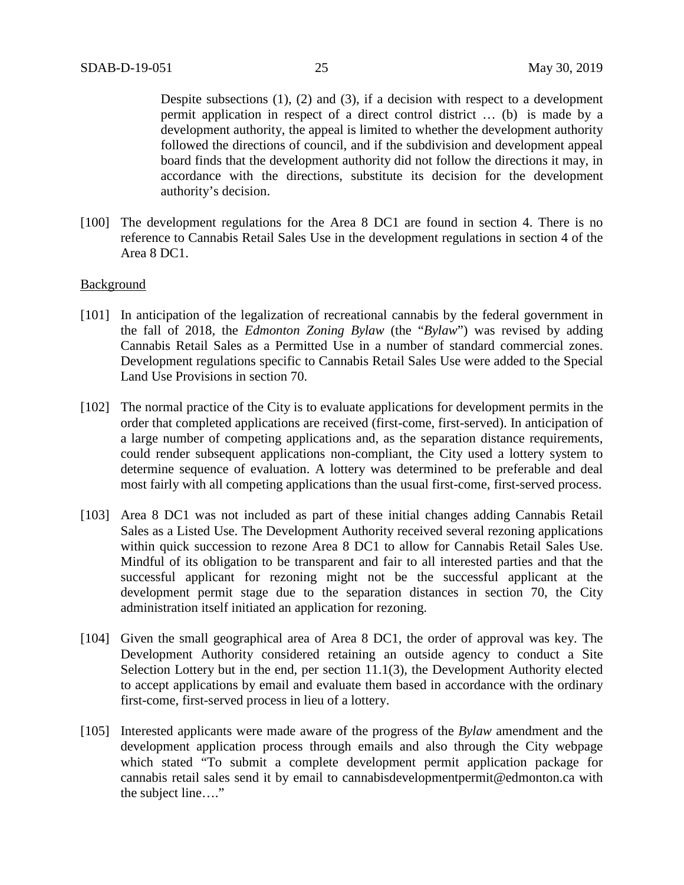> Despite subsections (1), (2) and (3), if a decision with respect to a development permit application in respect of a direct control district … (b) is made by a development authority, the appeal is limited to whether the development authority followed the directions of council, and if the subdivision and development appeal board finds that the development authority did not follow the directions it may, in accordance with the directions, substitute its decision for the development authority's decision.

[100] The development regulations for the Area 8 DC1 are found in section 4. There is no reference to Cannabis Retail Sales Use in the development regulations in section 4 of the Area 8 DC1.

Background

[101] In anticipation of the legalization of recreational cannabis by the federal government in the fall of 2018, the *Edmonton Zoning Bylaw* (the "*Bylaw*") was revised by adding Cannabis Retail Sales as a Permitted Use in a number of standard commercial zones. Development regulations specific to Cannabis Retail Sales Use were added to the Special Land Use Provisions in section 70.

[102] The normal practice of the City is to evaluate applications for development permits in the order that completed applications are received (first-come, first-served). In anticipation of a large number of competing applications and, as the separation distance requirements, could render subsequent applications non-compliant, the City used a lottery system to determine sequence of evaluation. A lottery was determined to be preferable and deal most fairly with all competing applications than the usual first-come, first-served process.

[103] Area 8 DC1 was not included as part of these initial changes adding Cannabis Retail Sales as a Listed Use. The Development Authority received several rezoning applications within quick succession to rezone Area 8 DC1 to allow for Cannabis Retail Sales Use. Mindful of its obligation to be transparent and fair to all interested parties and that the successful applicant for rezoning might not be the successful applicant at the development permit stage due to the separation distances in section 70, the City administration itself initiated an application for rezoning.

[104] Given the small geographical area of Area 8 DC1, the order of approval was key. The Development Authority considered retaining an outside agency to conduct a Site Selection Lottery but in the end, per section 11.1(3), the Development Authority elected to accept applications by email and evaluate them based in accordance with the ordinary first-come, first-served process in lieu of a lottery.

[105] Interested applicants were made aware of the progress of the *Bylaw* amendment and the development application process through emails and also through the City webpage which stated "To submit a complete development permit application package for cannabis retail sales send it by email to cannabisdevelopmentpermit@edmonton.ca with the subject line…."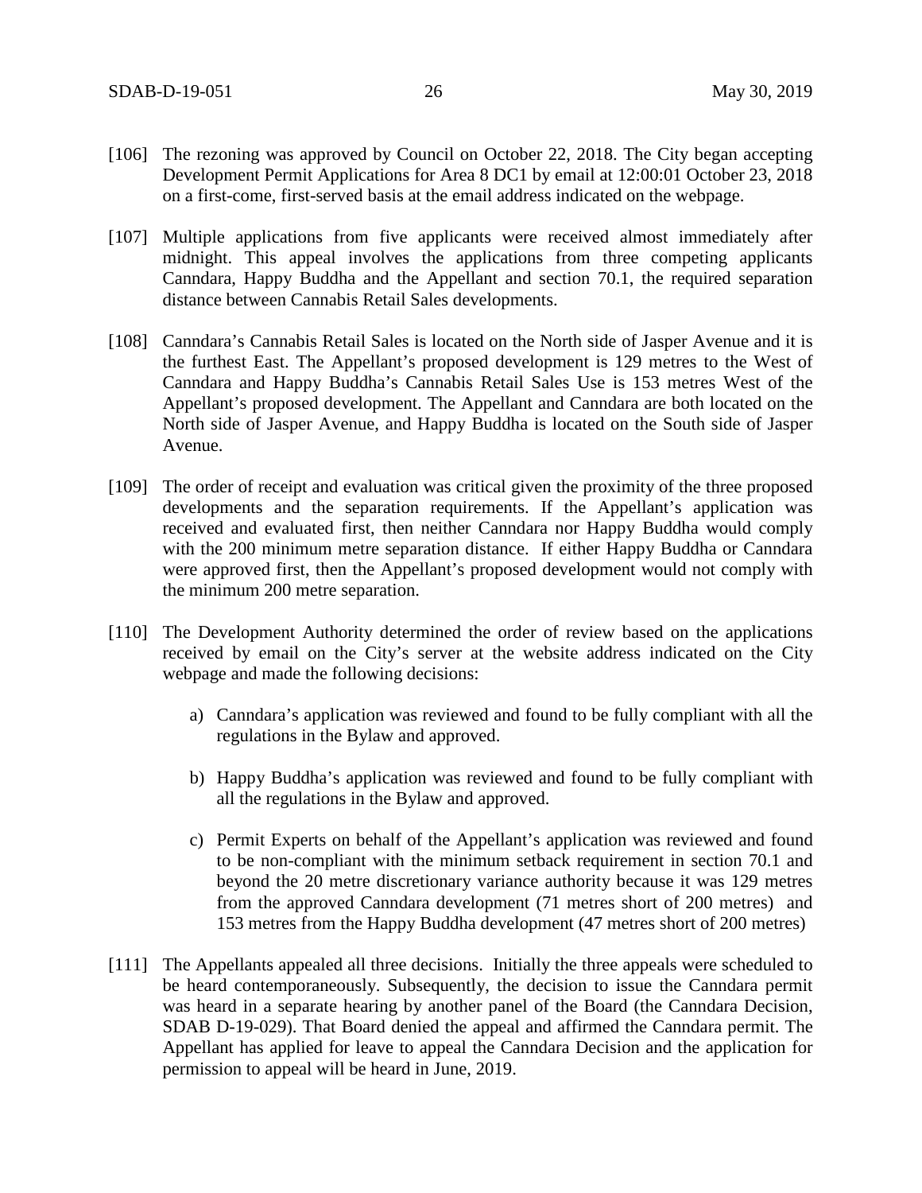[106] The rezoning was approved by Council on October 22, 2018. The City began accepting Development Permit Applications for Area 8 DC1 by email at 12:00:01 October 23, 2018 on a first-come, first-served basis at the email address indicated on the webpage.

[107] Multiple applications from five applicants were received almost immediately after midnight. This appeal involves the applications from three competing applicants Canndara, Happy Buddha and the Appellant and section 70.1, the required separation distance between Cannabis Retail Sales developments.

[108] Canndara's Cannabis Retail Sales is located on the North side of Jasper Avenue and it is the furthest East. The Appellant's proposed development is 129 metres to the West of Canndara and Happy Buddha's Cannabis Retail Sales Use is 153 metres West of the Appellant's proposed development. The Appellant and Canndara are both located on the North side of Jasper Avenue, and Happy Buddha is located on the South side of Jasper Avenue.

[109] The order of receipt and evaluation was critical given the proximity of the three proposed developments and the separation requirements. If the Appellant's application was received and evaluated first, then neither Canndara nor Happy Buddha would comply with the 200 minimum metre separation distance. If either Happy Buddha or Canndara were approved first, then the Appellant's proposed development would not comply with the minimum 200 metre separation.

[110] The Development Authority determined the order of review based on the applications received by email on the City's server at the website address indicated on the City webpage and made the following decisions:

a) Canndara's application was reviewed and found to be fully compliant with all the regulations in the Bylaw and approved.

b) Happy Buddha's application was reviewed and found to be fully compliant with all the regulations in the Bylaw and approved.

c) Permit Experts on behalf of the Appellant's application was reviewed and found to be non-compliant with the minimum setback requirement in section 70.1 and beyond the 20 metre discretionary variance authority because it was 129 metres from the approved Canndara development (71 metres short of 200 metres) and 153 metres from the Happy Buddha development (47 metres short of 200 metres)

[111] The Appellants appealed all three decisions. Initially the three appeals were scheduled to be heard contemporaneously. Subsequently, the decision to issue the Canndara permit was heard in a separate hearing by another panel of the Board (the Canndara Decision, SDAB D-19-029). That Board denied the appeal and affirmed the Canndara permit. The Appellant has applied for leave to appeal the Canndara Decision and the application for permission to appeal will be heard in June, 2019.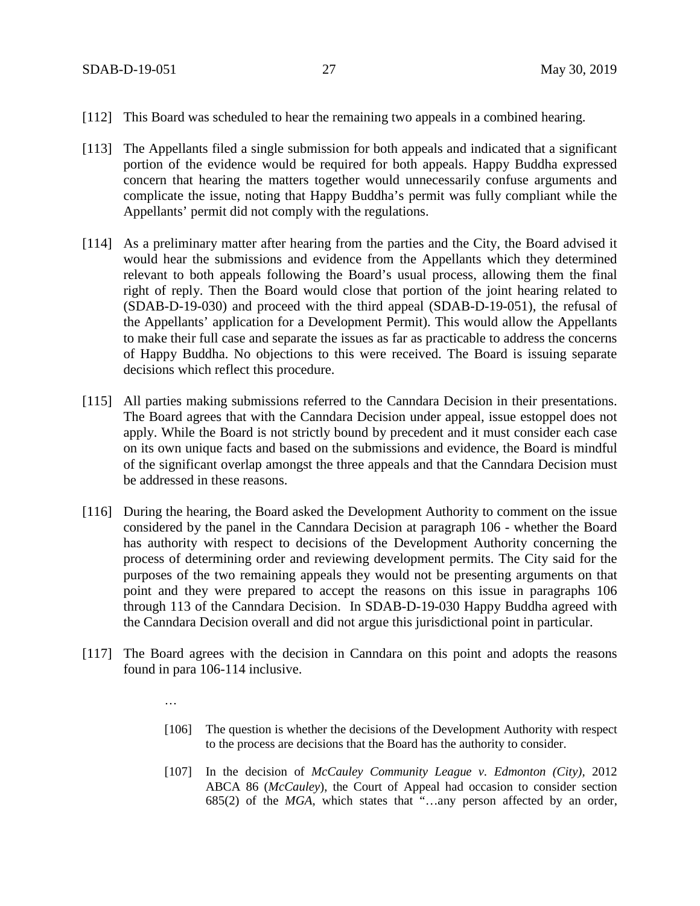[112] This Board was scheduled to hear the remaining two appeals in a combined hearing.

[113] The Appellants filed a single submission for both appeals and indicated that a significant portion of the evidence would be required for both appeals. Happy Buddha expressed concern that hearing the matters together would unnecessarily confuse arguments and complicate the issue, noting that Happy Buddha's permit was fully compliant while the Appellants' permit did not comply with the regulations.

[114] As a preliminary matter after hearing from the parties and the City, the Board advised it would hear the submissions and evidence from the Appellants which they determined relevant to both appeals following the Board's usual process, allowing them the final right of reply. Then the Board would close that portion of the joint hearing related to (SDAB-D-19-030) and proceed with the third appeal (SDAB-D-19-051), the refusal of the Appellants' application for a Development Permit). This would allow the Appellants to make their full case and separate the issues as far as practicable to address the concerns of Happy Buddha. No objections to this were received. The Board is issuing separate decisions which reflect this procedure.

[115] All parties making submissions referred to the Canndara Decision in their presentations. The Board agrees that with the Canndara Decision under appeal, issue estoppel does not apply. While the Board is not strictly bound by precedent and it must consider each case on its own unique facts and based on the submissions and evidence, the Board is mindful of the significant overlap amongst the three appeals and that the Canndara Decision must be addressed in these reasons.

[116] During the hearing, the Board asked the Development Authority to comment on the issue considered by the panel in the Canndara Decision at paragraph 106 - whether the Board has authority with respect to decisions of the Development Authority concerning the process of determining order and reviewing development permits. The City said for the purposes of the two remaining appeals they would not be presenting arguments on that point and they were prepared to accept the reasons on this issue in paragraphs 106 through 113 of the Canndara Decision. In SDAB-D-19-030 Happy Buddha agreed with the Canndara Decision overall and did not argue this jurisdictional point in particular.

[117] The Board agrees with the decision in Canndara on this point and adopts the reasons found in para 106-114 inclusive.

> …
>
> [106] The question is whether the decisions of the Development Authority with respect to the process are decisions that the Board has the authority to consider.
>
> [107] In the decision of *McCauley Community League v. Edmonton (City)*, 2012 ABCA 86 (*McCauley*), the Court of Appeal had occasion to consider section 685(2) of the *MGA*, which states that "…any person affected by an order,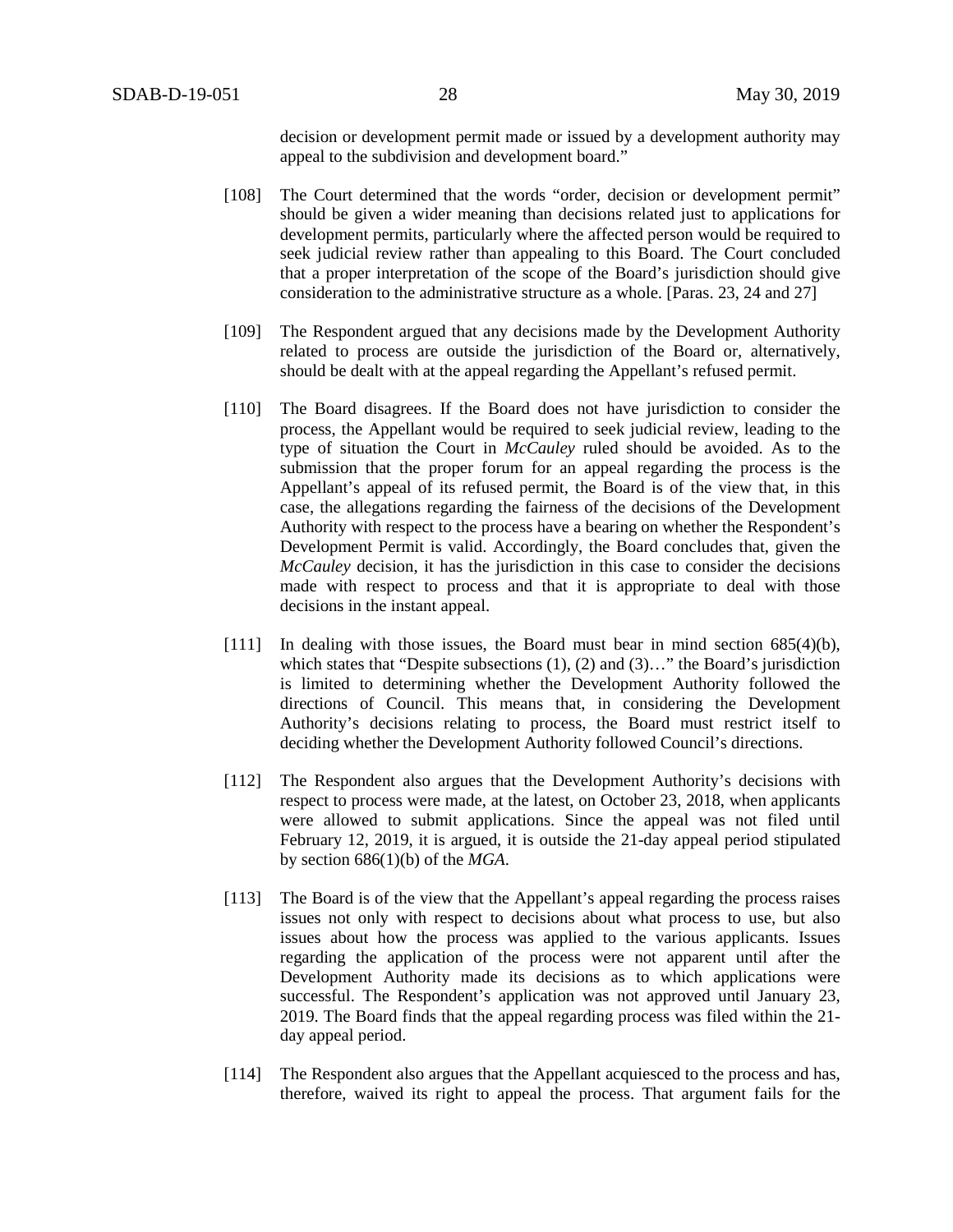decision or development permit made or issued by a development authority may appeal to the subdivision and development board."

[108] The Court determined that the words "order, decision or development permit" should be given a wider meaning than decisions related just to applications for development permits, particularly where the affected person would be required to seek judicial review rather than appealing to this Board. The Court concluded that a proper interpretation of the scope of the Board's jurisdiction should give consideration to the administrative structure as a whole. [Paras. 23, 24 and 27]

[109] The Respondent argued that any decisions made by the Development Authority related to process are outside the jurisdiction of the Board or, alternatively, should be dealt with at the appeal regarding the Appellant's refused permit.

[110] The Board disagrees. If the Board does not have jurisdiction to consider the process, the Appellant would be required to seek judicial review, leading to the type of situation the Court in *McCauley* ruled should be avoided. As to the submission that the proper forum for an appeal regarding the process is the Appellant's appeal of its refused permit, the Board is of the view that, in this case, the allegations regarding the fairness of the decisions of the Development Authority with respect to the process have a bearing on whether the Respondent's Development Permit is valid. Accordingly, the Board concludes that, given the *McCauley* decision, it has the jurisdiction in this case to consider the decisions made with respect to process and that it is appropriate to deal with those decisions in the instant appeal.

[111] In dealing with those issues, the Board must bear in mind section 685(4)(b), which states that "Despite subsections (1), (2) and (3)…" the Board's jurisdiction is limited to determining whether the Development Authority followed the directions of Council. This means that, in considering the Development Authority's decisions relating to process, the Board must restrict itself to deciding whether the Development Authority followed Council's directions.

[112] The Respondent also argues that the Development Authority's decisions with respect to process were made, at the latest, on October 23, 2018, when applicants were allowed to submit applications. Since the appeal was not filed until February 12, 2019, it is argued, it is outside the 21-day appeal period stipulated by section 686(1)(b) of the *MGA*.

[113] The Board is of the view that the Appellant's appeal regarding the process raises issues not only with respect to decisions about what process to use, but also issues about how the process was applied to the various applicants. Issues regarding the application of the process were not apparent until after the Development Authority made its decisions as to which applications were successful. The Respondent's application was not approved until January 23, 2019. The Board finds that the appeal regarding process was filed within the 21-day appeal period.

[114] The Respondent also argues that the Appellant acquiesced to the process and has, therefore, waived its right to appeal the process. That argument fails for the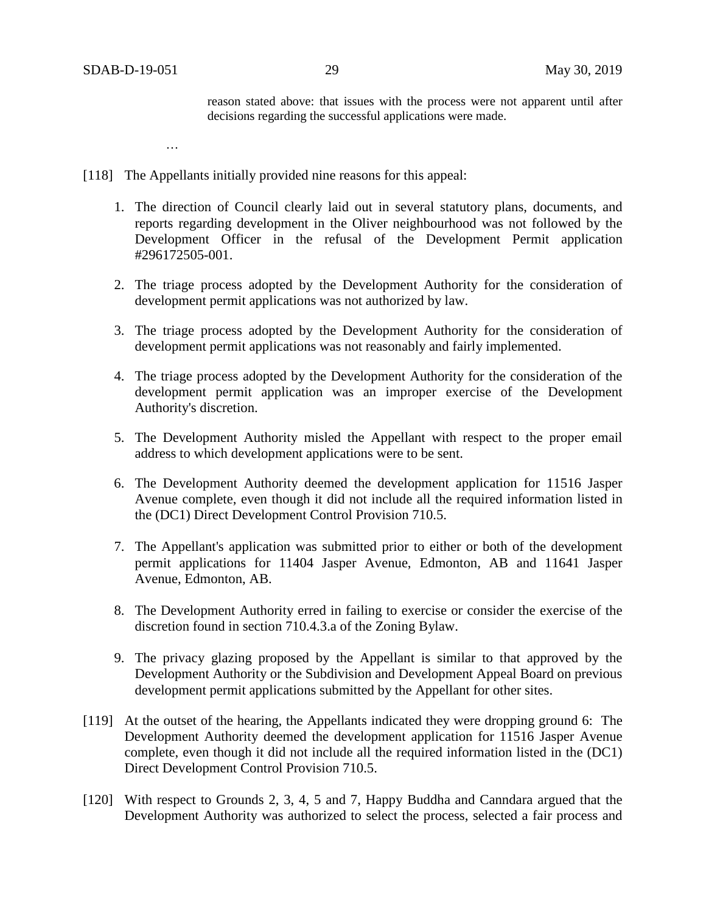> reason stated above: that issues with the process were not apparent until after decisions regarding the successful applications were made.

…

[118] The Appellants initially provided nine reasons for this appeal:

1. The direction of Council clearly laid out in several statutory plans, documents, and reports regarding development in the Oliver neighbourhood was not followed by the Development Officer in the refusal of the Development Permit application #296172505-001.
2. The triage process adopted by the Development Authority for the consideration of development permit applications was not authorized by law.
3. The triage process adopted by the Development Authority for the consideration of development permit applications was not reasonably and fairly implemented.
4. The triage process adopted by the Development Authority for the consideration of the development permit application was an improper exercise of the Development Authority's discretion.
5. The Development Authority misled the Appellant with respect to the proper email address to which development applications were to be sent.
6. The Development Authority deemed the development application for 11516 Jasper Avenue complete, even though it did not include all the required information listed in the (DC1) Direct Development Control Provision 710.5.
7. The Appellant's application was submitted prior to either or both of the development permit applications for 11404 Jasper Avenue, Edmonton, AB and 11641 Jasper Avenue, Edmonton, AB.
8. The Development Authority erred in failing to exercise or consider the exercise of the discretion found in section 710.4.3.a of the Zoning Bylaw.
9. The privacy glazing proposed by the Appellant is similar to that approved by the Development Authority or the Subdivision and Development Appeal Board on previous development permit applications submitted by the Appellant for other sites.

[119] At the outset of the hearing, the Appellants indicated they were dropping ground 6: The Development Authority deemed the development application for 11516 Jasper Avenue complete, even though it did not include all the required information listed in the (DC1) Direct Development Control Provision 710.5.

[120] With respect to Grounds 2, 3, 4, 5 and 7, Happy Buddha and Canndara argued that the Development Authority was authorized to select the process, selected a fair process and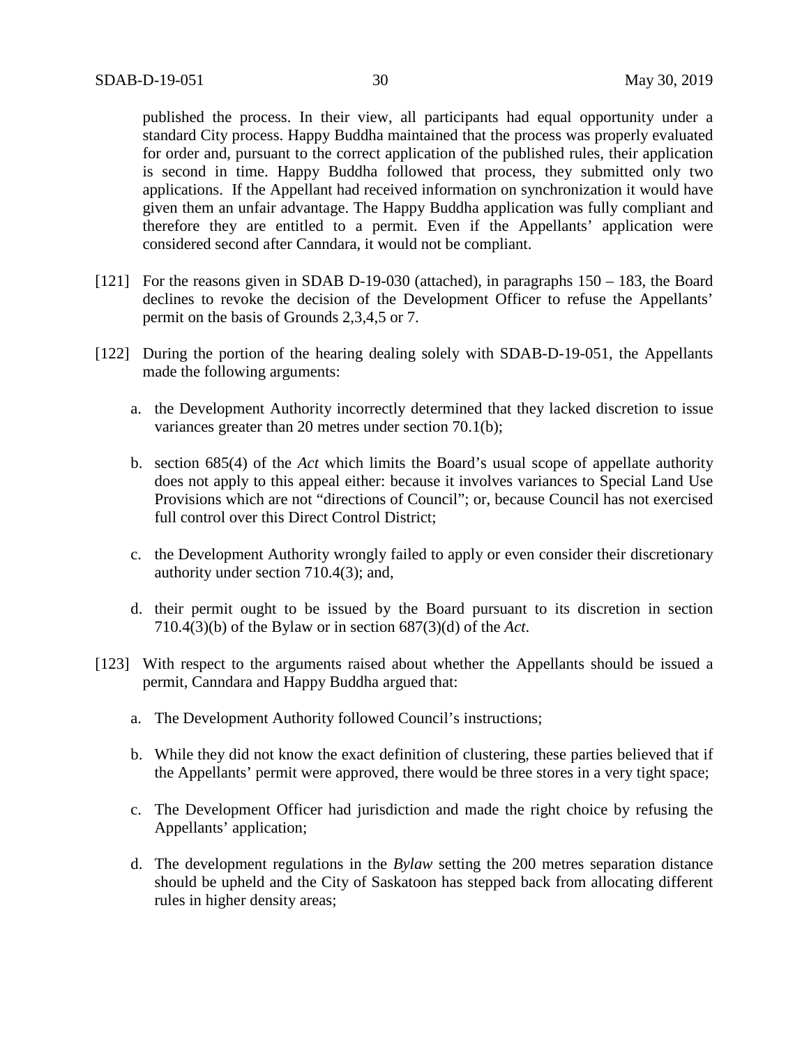published the process. In their view, all participants had equal opportunity under a standard City process. Happy Buddha maintained that the process was properly evaluated for order and, pursuant to the correct application of the published rules, their application is second in time. Happy Buddha followed that process, they submitted only two applications. If the Appellant had received information on synchronization it would have given them an unfair advantage. The Happy Buddha application was fully compliant and therefore they are entitled to a permit. Even if the Appellants' application were considered second after Canndara, it would not be compliant.

[121] For the reasons given in SDAB D-19-030 (attached), in paragraphs 150 – 183, the Board declines to revoke the decision of the Development Officer to refuse the Appellants' permit on the basis of Grounds 2,3,4,5 or 7.

[122] During the portion of the hearing dealing solely with SDAB-D-19-051, the Appellants made the following arguments:

a. the Development Authority incorrectly determined that they lacked discretion to issue variances greater than 20 metres under section 70.1(b);

b. section 685(4) of the *Act* which limits the Board's usual scope of appellate authority does not apply to this appeal either: because it involves variances to Special Land Use Provisions which are not "directions of Council"; or, because Council has not exercised full control over this Direct Control District;

c. the Development Authority wrongly failed to apply or even consider their discretionary authority under section 710.4(3); and,

d. their permit ought to be issued by the Board pursuant to its discretion in section 710.4(3)(b) of the Bylaw or in section 687(3)(d) of the *Act*.

[123] With respect to the arguments raised about whether the Appellants should be issued a permit, Canndara and Happy Buddha argued that:

a. The Development Authority followed Council's instructions;

b. While they did not know the exact definition of clustering, these parties believed that if the Appellants' permit were approved, there would be three stores in a very tight space;

c. The Development Officer had jurisdiction and made the right choice by refusing the Appellants' application;

d. The development regulations in the *Bylaw* setting the 200 metres separation distance should be upheld and the City of Saskatoon has stepped back from allocating different rules in higher density areas;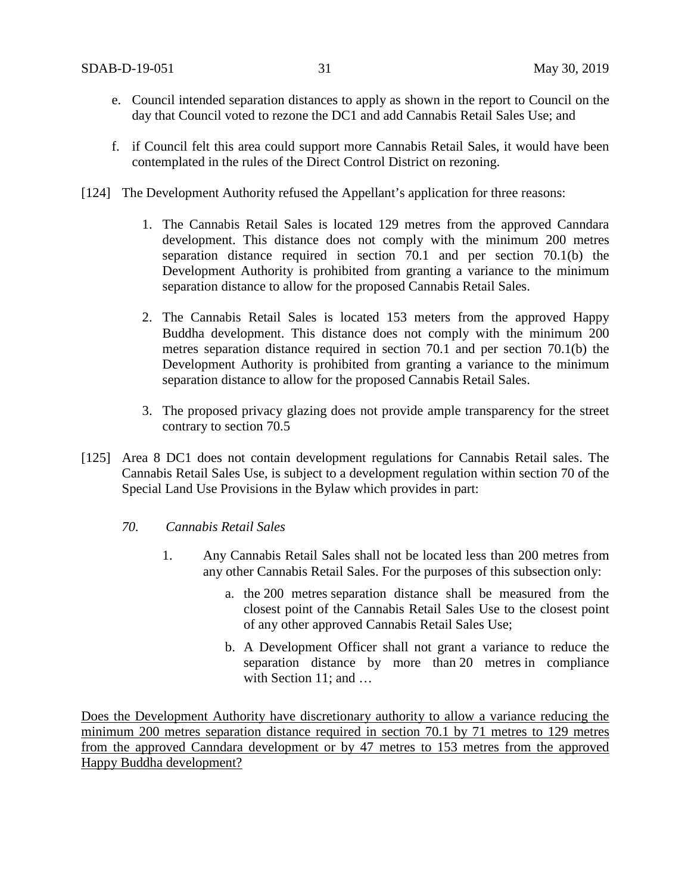e. Council intended separation distances to apply as shown in the report to Council on the day that Council voted to rezone the DC1 and add Cannabis Retail Sales Use; and

f. if Council felt this area could support more Cannabis Retail Sales, it would have been contemplated in the rules of the Direct Control District on rezoning.

[124] The Development Authority refused the Appellant's application for three reasons:

1. The Cannabis Retail Sales is located 129 metres from the approved Canndara development. This distance does not comply with the minimum 200 metres separation distance required in section 70.1 and per section 70.1(b) the Development Authority is prohibited from granting a variance to the minimum separation distance to allow for the proposed Cannabis Retail Sales.

2. The Cannabis Retail Sales is located 153 meters from the approved Happy Buddha development. This distance does not comply with the minimum 200 metres separation distance required in section 70.1 and per section 70.1(b) the Development Authority is prohibited from granting a variance to the minimum separation distance to allow for the proposed Cannabis Retail Sales.

3. The proposed privacy glazing does not provide ample transparency for the street contrary to section 70.5

[125] Area 8 DC1 does not contain development regulations for Cannabis Retail sales. The Cannabis Retail Sales Use, is subject to a development regulation within section 70 of the Special Land Use Provisions in the Bylaw which provides in part:

*70. Cannabis Retail Sales*

1. Any Cannabis Retail Sales shall not be located less than 200 metres from any other Cannabis Retail Sales. For the purposes of this subsection only:

    a. the 200 metres separation distance shall be measured from the closest point of the Cannabis Retail Sales Use to the closest point of any other approved Cannabis Retail Sales Use;

    b. A Development Officer shall not grant a variance to reduce the separation distance by more than 20 metres in compliance with Section 11; and …

<u>Does the Development Authority have discretionary authority to allow a variance reducing the minimum 200 metres separation distance required in section 70.1 by 71 metres to 129 metres from the approved Canndara development or by 47 metres to 153 metres from the approved Happy Buddha development?</u>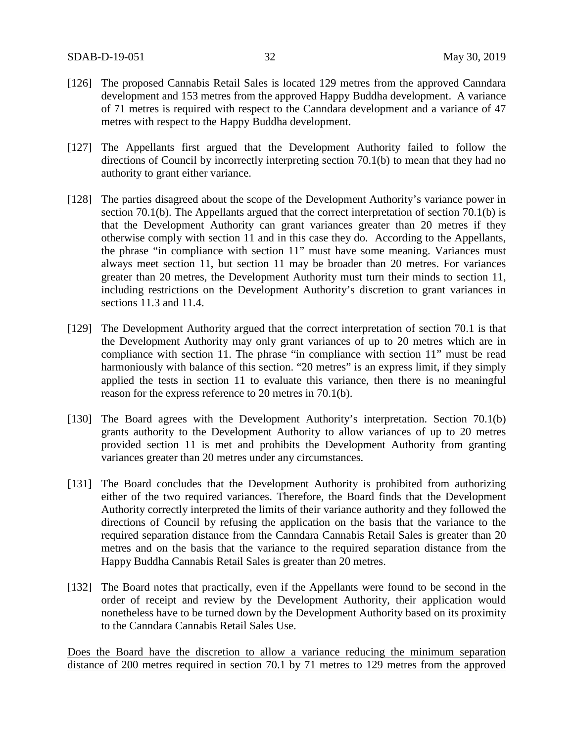[126] The proposed Cannabis Retail Sales is located 129 metres from the approved Canndara development and 153 metres from the approved Happy Buddha development. A variance of 71 metres is required with respect to the Canndara development and a variance of 47 metres with respect to the Happy Buddha development.

[127] The Appellants first argued that the Development Authority failed to follow the directions of Council by incorrectly interpreting section 70.1(b) to mean that they had no authority to grant either variance.

[128] The parties disagreed about the scope of the Development Authority's variance power in section 70.1(b). The Appellants argued that the correct interpretation of section 70.1(b) is that the Development Authority can grant variances greater than 20 metres if they otherwise comply with section 11 and in this case they do. According to the Appellants, the phrase "in compliance with section 11" must have some meaning. Variances must always meet section 11, but section 11 may be broader than 20 metres. For variances greater than 20 metres, the Development Authority must turn their minds to section 11, including restrictions on the Development Authority's discretion to grant variances in sections 11.3 and 11.4.

[129] The Development Authority argued that the correct interpretation of section 70.1 is that the Development Authority may only grant variances of up to 20 metres which are in compliance with section 11. The phrase "in compliance with section 11" must be read harmoniously with balance of this section. "20 metres" is an express limit, if they simply applied the tests in section 11 to evaluate this variance, then there is no meaningful reason for the express reference to 20 metres in 70.1(b).

[130] The Board agrees with the Development Authority's interpretation. Section 70.1(b) grants authority to the Development Authority to allow variances of up to 20 metres provided section 11 is met and prohibits the Development Authority from granting variances greater than 20 metres under any circumstances.

[131] The Board concludes that the Development Authority is prohibited from authorizing either of the two required variances. Therefore, the Board finds that the Development Authority correctly interpreted the limits of their variance authority and they followed the directions of Council by refusing the application on the basis that the variance to the required separation distance from the Canndara Cannabis Retail Sales is greater than 20 metres and on the basis that the variance to the required separation distance from the Happy Buddha Cannabis Retail Sales is greater than 20 metres.

[132] The Board notes that practically, even if the Appellants were found to be second in the order of receipt and review by the Development Authority, their application would nonetheless have to be turned down by the Development Authority based on its proximity to the Canndara Cannabis Retail Sales Use.

<u>Does the Board have the discretion to allow a variance reducing the minimum separation distance of 200 metres required in section 70.1 by 71 metres to 129 metres from the approved</u>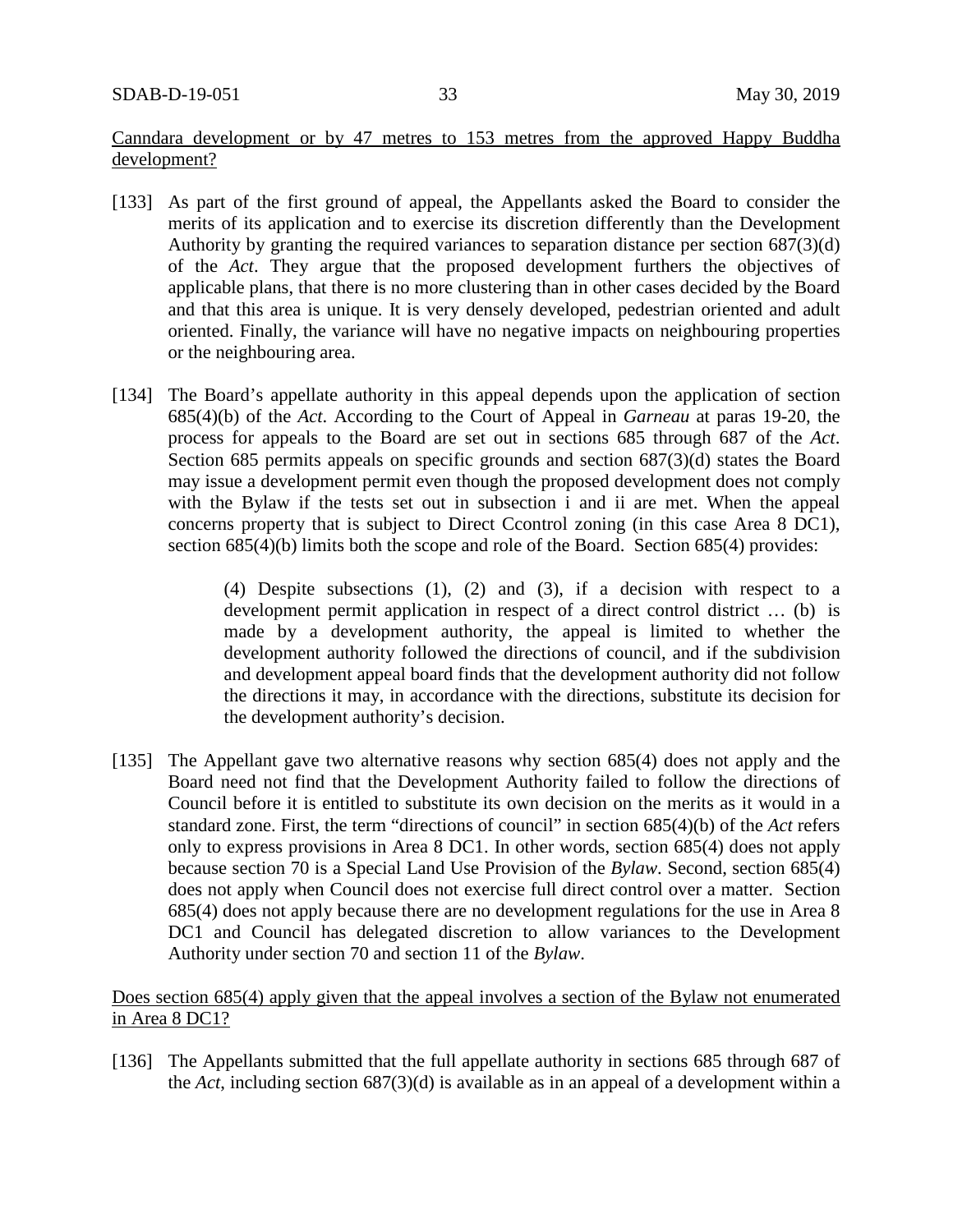Canndara development or by 47 metres to 153 metres from the approved Happy Buddha development?

[133] As part of the first ground of appeal, the Appellants asked the Board to consider the merits of its application and to exercise its discretion differently than the Development Authority by granting the required variances to separation distance per section 687(3)(d) of the *Act*. They argue that the proposed development furthers the objectives of applicable plans, that there is no more clustering than in other cases decided by the Board and that this area is unique. It is very densely developed, pedestrian oriented and adult oriented. Finally, the variance will have no negative impacts on neighbouring properties or the neighbouring area.

[134] The Board's appellate authority in this appeal depends upon the application of section 685(4)(b) of the *Act*. According to the Court of Appeal in *Garneau* at paras 19-20, the process for appeals to the Board are set out in sections 685 through 687 of the *Act*. Section 685 permits appeals on specific grounds and section 687(3)(d) states the Board may issue a development permit even though the proposed development does not comply with the Bylaw if the tests set out in subsection i and ii are met. When the appeal concerns property that is subject to Direct Ccontrol zoning (in this case Area 8 DC1), section 685(4)(b) limits both the scope and role of the Board. Section 685(4) provides:

> (4) Despite subsections (1), (2) and (3), if a decision with respect to a development permit application in respect of a direct control district … (b) is made by a development authority, the appeal is limited to whether the development authority followed the directions of council, and if the subdivision and development appeal board finds that the development authority did not follow the directions it may, in accordance with the directions, substitute its decision for the development authority's decision.

[135] The Appellant gave two alternative reasons why section 685(4) does not apply and the Board need not find that the Development Authority failed to follow the directions of Council before it is entitled to substitute its own decision on the merits as it would in a standard zone. First, the term "directions of council" in section 685(4)(b) of the *Act* refers only to express provisions in Area 8 DC1. In other words, section 685(4) does not apply because section 70 is a Special Land Use Provision of the *Bylaw*. Second, section 685(4) does not apply when Council does not exercise full direct control over a matter. Section 685(4) does not apply because there are no development regulations for the use in Area 8 DC1 and Council has delegated discretion to allow variances to the Development Authority under section 70 and section 11 of the *Bylaw*.

Does section 685(4) apply given that the appeal involves a section of the Bylaw not enumerated in Area 8 DC1?

[136] The Appellants submitted that the full appellate authority in sections 685 through 687 of the *Act*, including section 687(3)(d) is available as in an appeal of a development within a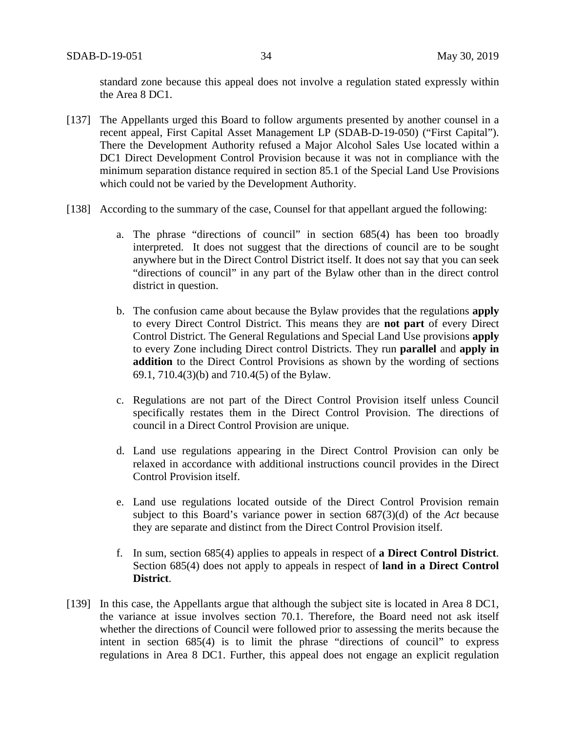standard zone because this appeal does not involve a regulation stated expressly within the Area 8 DC1.

[137] The Appellants urged this Board to follow arguments presented by another counsel in a recent appeal, First Capital Asset Management LP (SDAB-D-19-050) ("First Capital"). There the Development Authority refused a Major Alcohol Sales Use located within a DC1 Direct Development Control Provision because it was not in compliance with the minimum separation distance required in section 85.1 of the Special Land Use Provisions which could not be varied by the Development Authority.

[138] According to the summary of the case, Counsel for that appellant argued the following:

a. The phrase "directions of council" in section 685(4) has been too broadly interpreted. It does not suggest that the directions of council are to be sought anywhere but in the Direct Control District itself. It does not say that you can seek "directions of council" in any part of the Bylaw other than in the direct control district in question.

b. The confusion came about because the Bylaw provides that the regulations **apply** to every Direct Control District. This means they are **not part** of every Direct Control District. The General Regulations and Special Land Use provisions **apply** to every Zone including Direct control Districts. They run **parallel** and **apply in addition** to the Direct Control Provisions as shown by the wording of sections 69.1, 710.4(3)(b) and 710.4(5) of the Bylaw.

c. Regulations are not part of the Direct Control Provision itself unless Council specifically restates them in the Direct Control Provision. The directions of council in a Direct Control Provision are unique.

d. Land use regulations appearing in the Direct Control Provision can only be relaxed in accordance with additional instructions council provides in the Direct Control Provision itself.

e. Land use regulations located outside of the Direct Control Provision remain subject to this Board's variance power in section 687(3)(d) of the *Act* because they are separate and distinct from the Direct Control Provision itself.

f. In sum, section 685(4) applies to appeals in respect of **a Direct Control District**. Section 685(4) does not apply to appeals in respect of **land in a Direct Control District**.

[139] In this case, the Appellants argue that although the subject site is located in Area 8 DC1, the variance at issue involves section 70.1. Therefore, the Board need not ask itself whether the directions of Council were followed prior to assessing the merits because the intent in section 685(4) is to limit the phrase "directions of council" to express regulations in Area 8 DC1. Further, this appeal does not engage an explicit regulation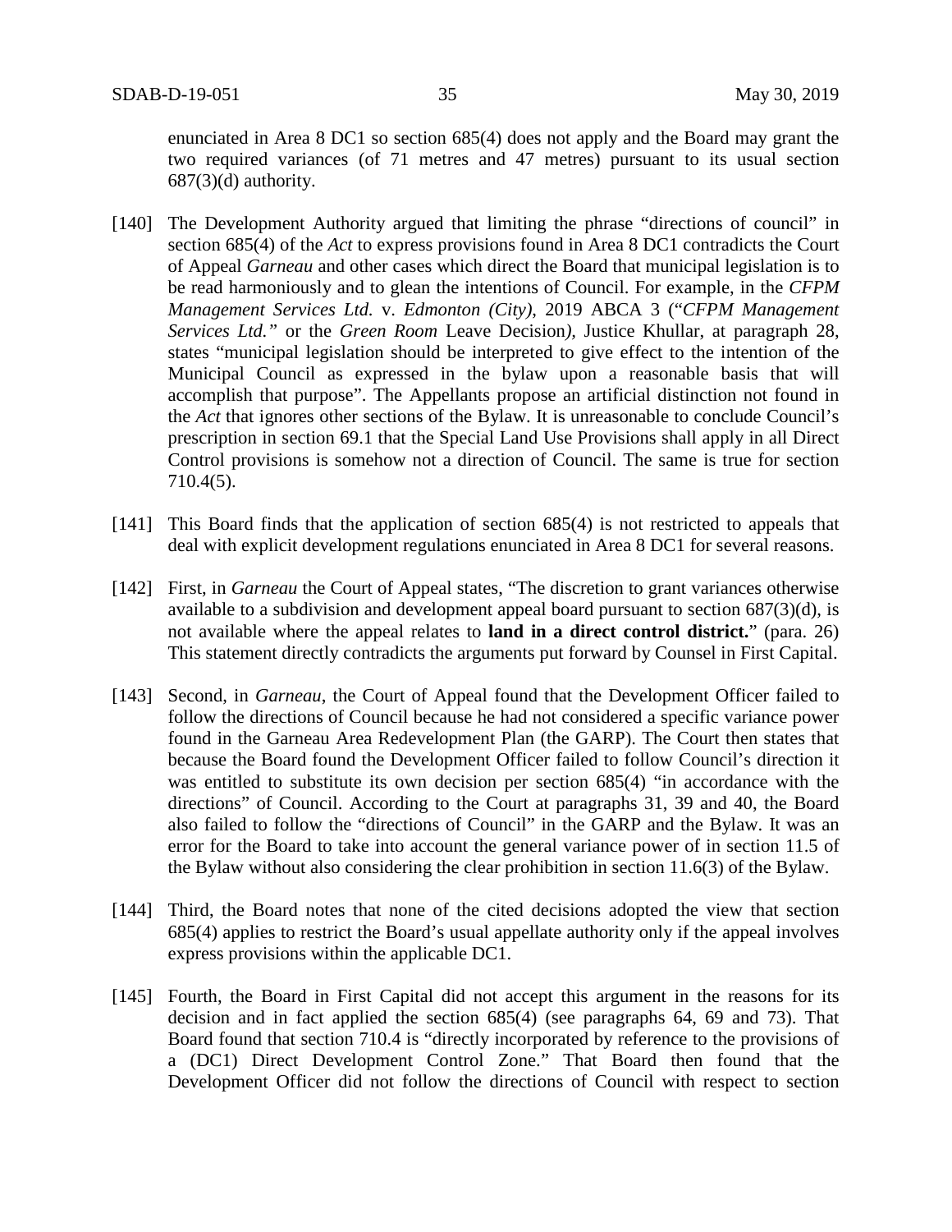enunciated in Area 8 DC1 so section 685(4) does not apply and the Board may grant the two required variances (of 71 metres and 47 metres) pursuant to its usual section 687(3)(d) authority.

[140] The Development Authority argued that limiting the phrase "directions of council" in section 685(4) of the *Act* to express provisions found in Area 8 DC1 contradicts the Court of Appeal *Garneau* and other cases which direct the Board that municipal legislation is to be read harmoniously and to glean the intentions of Council. For example, in the *CFPM Management Services Ltd.* v. *Edmonton (City),* 2019 ABCA 3 ("*CFPM Management Services Ltd.*" or the *Green Room* Leave Decision*),* Justice Khullar, at paragraph 28, states "municipal legislation should be interpreted to give effect to the intention of the Municipal Council as expressed in the bylaw upon a reasonable basis that will accomplish that purpose". The Appellants propose an artificial distinction not found in the *Act* that ignores other sections of the Bylaw. It is unreasonable to conclude Council's prescription in section 69.1 that the Special Land Use Provisions shall apply in all Direct Control provisions is somehow not a direction of Council. The same is true for section 710.4(5).

[141] This Board finds that the application of section 685(4) is not restricted to appeals that deal with explicit development regulations enunciated in Area 8 DC1 for several reasons.

[142] First, in *Garneau* the Court of Appeal states, "The discretion to grant variances otherwise available to a subdivision and development appeal board pursuant to section 687(3)(d), is not available where the appeal relates to **land in a direct control district.**" (para. 26) This statement directly contradicts the arguments put forward by Counsel in First Capital.

[143] Second, in *Garneau*, the Court of Appeal found that the Development Officer failed to follow the directions of Council because he had not considered a specific variance power found in the Garneau Area Redevelopment Plan (the GARP). The Court then states that because the Board found the Development Officer failed to follow Council's direction it was entitled to substitute its own decision per section 685(4) "in accordance with the directions" of Council. According to the Court at paragraphs 31, 39 and 40, the Board also failed to follow the "directions of Council" in the GARP and the Bylaw. It was an error for the Board to take into account the general variance power of in section 11.5 of the Bylaw without also considering the clear prohibition in section 11.6(3) of the Bylaw.

[144] Third, the Board notes that none of the cited decisions adopted the view that section 685(4) applies to restrict the Board's usual appellate authority only if the appeal involves express provisions within the applicable DC1.

[145] Fourth, the Board in First Capital did not accept this argument in the reasons for its decision and in fact applied the section 685(4) (see paragraphs 64, 69 and 73). That Board found that section 710.4 is "directly incorporated by reference to the provisions of a (DC1) Direct Development Control Zone." That Board then found that the Development Officer did not follow the directions of Council with respect to section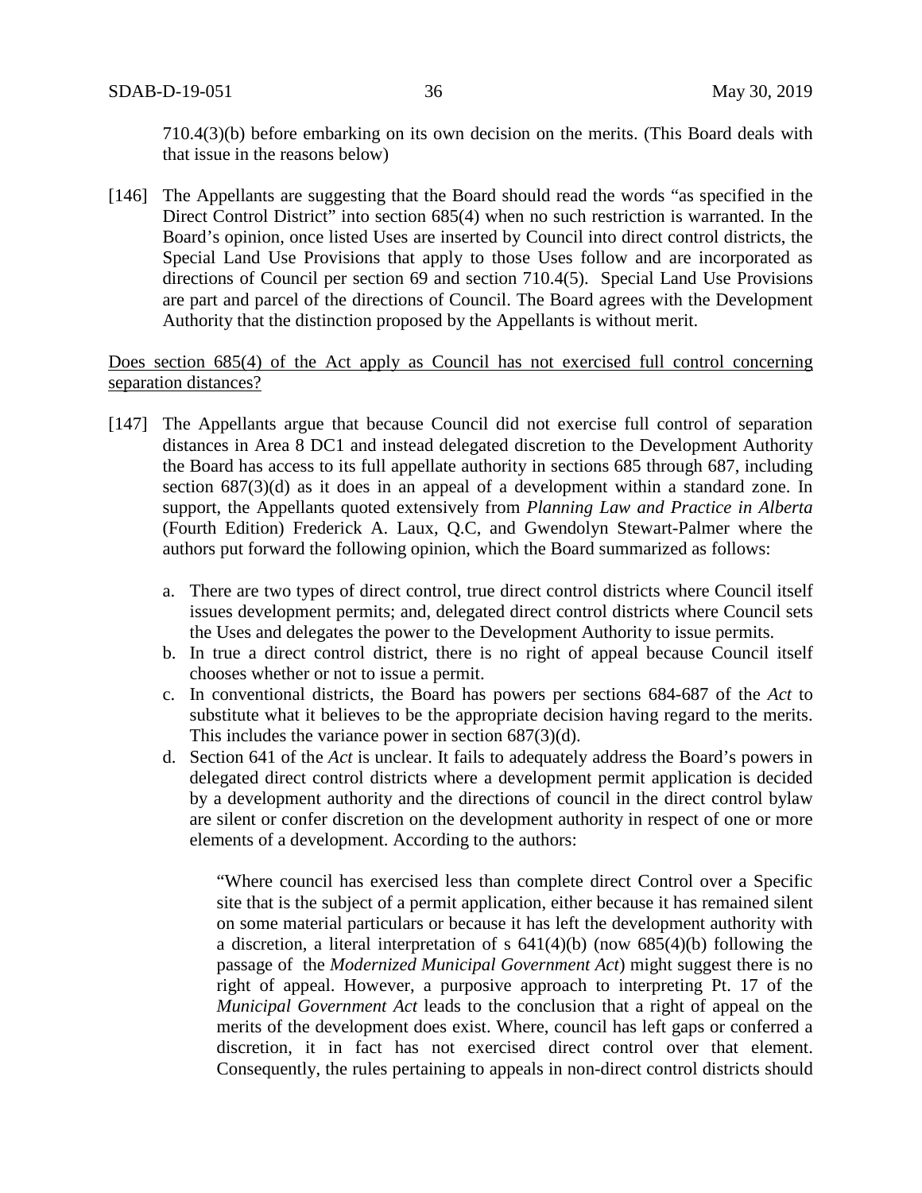710.4(3)(b) before embarking on its own decision on the merits. (This Board deals with that issue in the reasons below)

[146] The Appellants are suggesting that the Board should read the words "as specified in the Direct Control District" into section 685(4) when no such restriction is warranted. In the Board's opinion, once listed Uses are inserted by Council into direct control districts, the Special Land Use Provisions that apply to those Uses follow and are incorporated as directions of Council per section 69 and section 710.4(5). Special Land Use Provisions are part and parcel of the directions of Council. The Board agrees with the Development Authority that the distinction proposed by the Appellants is without merit.

<u>Does section 685(4) of the Act apply as Council has not exercised full control concerning separation distances?</u>

[147] The Appellants argue that because Council did not exercise full control of separation distances in Area 8 DC1 and instead delegated discretion to the Development Authority the Board has access to its full appellate authority in sections 685 through 687, including section 687(3)(d) as it does in an appeal of a development within a standard zone. In support, the Appellants quoted extensively from *Planning Law and Practice in Alberta* (Fourth Edition) Frederick A. Laux, Q.C, and Gwendolyn Stewart-Palmer where the authors put forward the following opinion, which the Board summarized as follows:

a. There are two types of direct control, true direct control districts where Council itself issues development permits; and, delegated direct control districts where Council sets the Uses and delegates the power to the Development Authority to issue permits.
b. In true a direct control district, there is no right of appeal because Council itself chooses whether or not to issue a permit.
c. In conventional districts, the Board has powers per sections 684-687 of the *Act* to substitute what it believes to be the appropriate decision having regard to the merits. This includes the variance power in section 687(3)(d).
d. Section 641 of the *Act* is unclear. It fails to adequately address the Board's powers in delegated direct control districts where a development permit application is decided by a development authority and the directions of council in the direct control bylaw are silent or confer discretion on the development authority in respect of one or more elements of a development. According to the authors:

> "Where council has exercised less than complete direct Control over a Specific site that is the subject of a permit application, either because it has remained silent on some material particulars or because it has left the development authority with a discretion, a literal interpretation of s 641(4)(b) (now 685(4)(b) following the passage of the *Modernized Municipal Government Act*) might suggest there is no right of appeal. However, a purposive approach to interpreting Pt. 17 of the *Municipal Government Act* leads to the conclusion that a right of appeal on the merits of the development does exist. Where, council has left gaps or conferred a discretion, it in fact has not exercised direct control over that element. Consequently, the rules pertaining to appeals in non-direct control districts should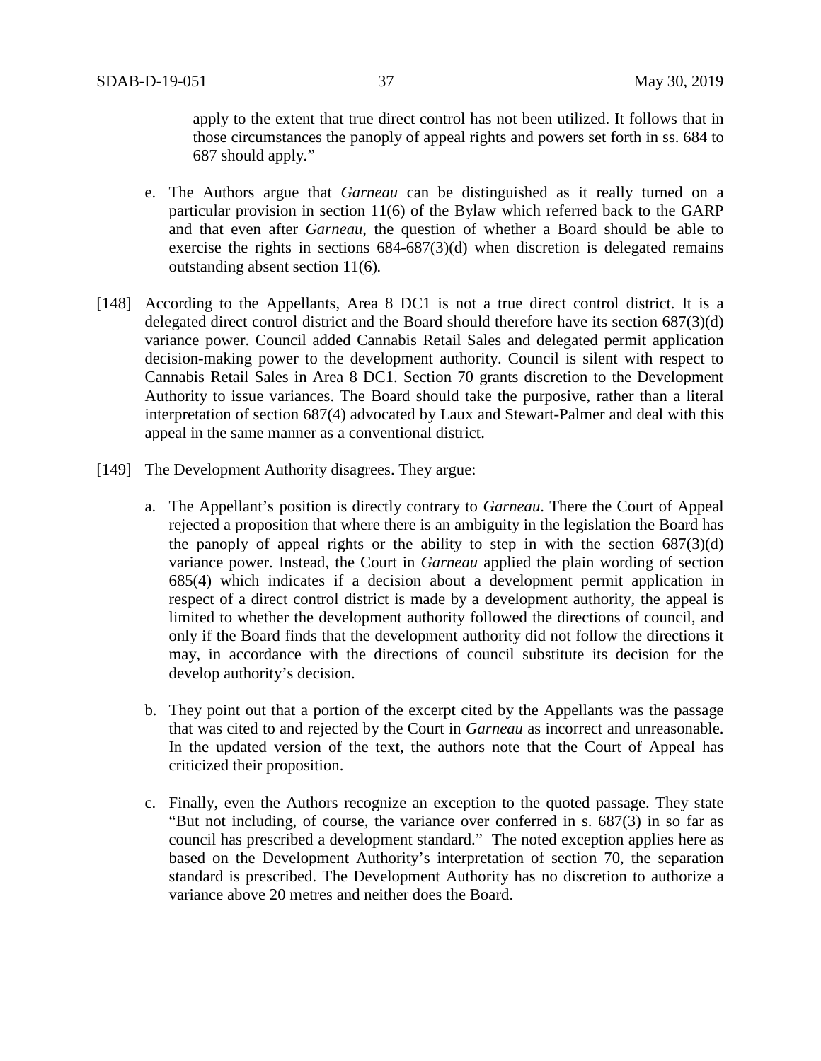apply to the extent that true direct control has not been utilized. It follows that in those circumstances the panoply of appeal rights and powers set forth in ss. 684 to 687 should apply."

e. The Authors argue that *Garneau* can be distinguished as it really turned on a particular provision in section 11(6) of the Bylaw which referred back to the GARP and that even after *Garneau*, the question of whether a Board should be able to exercise the rights in sections 684-687(3)(d) when discretion is delegated remains outstanding absent section 11(6).

[148] According to the Appellants, Area 8 DC1 is not a true direct control district. It is a delegated direct control district and the Board should therefore have its section 687(3)(d) variance power. Council added Cannabis Retail Sales and delegated permit application decision-making power to the development authority. Council is silent with respect to Cannabis Retail Sales in Area 8 DC1. Section 70 grants discretion to the Development Authority to issue variances. The Board should take the purposive, rather than a literal interpretation of section 687(4) advocated by Laux and Stewart-Palmer and deal with this appeal in the same manner as a conventional district.

[149] The Development Authority disagrees. They argue:

a. The Appellant's position is directly contrary to *Garneau*. There the Court of Appeal rejected a proposition that where there is an ambiguity in the legislation the Board has the panoply of appeal rights or the ability to step in with the section 687(3)(d) variance power. Instead, the Court in *Garneau* applied the plain wording of section 685(4) which indicates if a decision about a development permit application in respect of a direct control district is made by a development authority, the appeal is limited to whether the development authority followed the directions of council, and only if the Board finds that the development authority did not follow the directions it may, in accordance with the directions of council substitute its decision for the develop authority's decision.

b. They point out that a portion of the excerpt cited by the Appellants was the passage that was cited to and rejected by the Court in *Garneau* as incorrect and unreasonable. In the updated version of the text, the authors note that the Court of Appeal has criticized their proposition.

c. Finally, even the Authors recognize an exception to the quoted passage. They state "But not including, of course, the variance over conferred in s. 687(3) in so far as council has prescribed a development standard." The noted exception applies here as based on the Development Authority's interpretation of section 70, the separation standard is prescribed. The Development Authority has no discretion to authorize a variance above 20 metres and neither does the Board.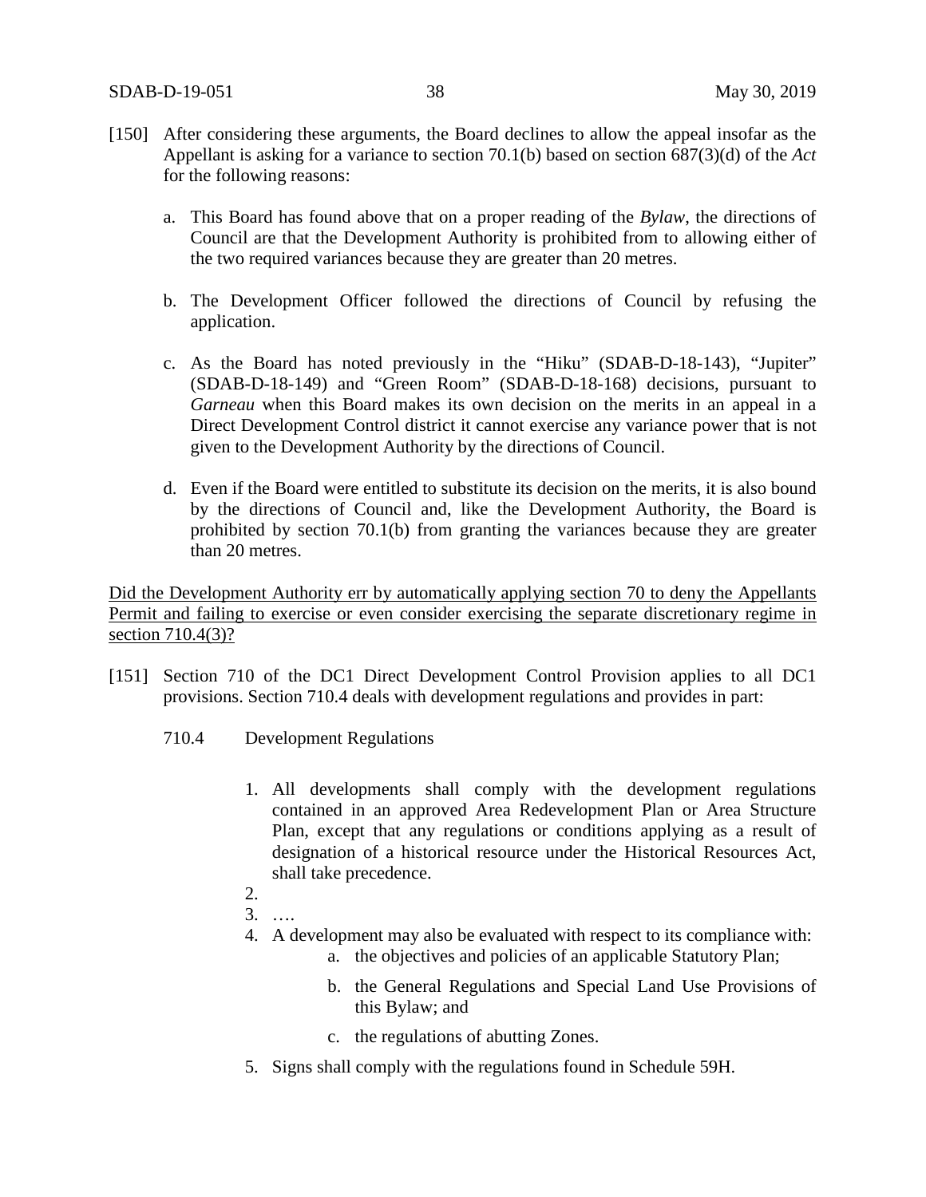[150] After considering these arguments, the Board declines to allow the appeal insofar as the Appellant is asking for a variance to section 70.1(b) based on section 687(3)(d) of the *Act* for the following reasons:

a. This Board has found above that on a proper reading of the *Bylaw*, the directions of Council are that the Development Authority is prohibited from to allowing either of the two required variances because they are greater than 20 metres.

b. The Development Officer followed the directions of Council by refusing the application.

c. As the Board has noted previously in the "Hiku" (SDAB-D-18-143), "Jupiter" (SDAB-D-18-149) and "Green Room" (SDAB-D-18-168) decisions, pursuant to *Garneau* when this Board makes its own decision on the merits in an appeal in a Direct Development Control district it cannot exercise any variance power that is not given to the Development Authority by the directions of Council.

d. Even if the Board were entitled to substitute its decision on the merits, it is also bound by the directions of Council and, like the Development Authority, the Board is prohibited by section 70.1(b) from granting the variances because they are greater than 20 metres.

<u>Did the Development Authority err by automatically applying section 70 to deny the Appellants Permit and failing to exercise or even consider exercising the separate discretionary regime in section 710.4(3)?</u>

[151] Section 710 of the DC1 Direct Development Control Provision applies to all DC1 provisions. Section 710.4 deals with development regulations and provides in part:

710.4 Development Regulations

1. All developments shall comply with the development regulations contained in an approved Area Redevelopment Plan or Area Structure Plan, except that any regulations or conditions applying as a result of designation of a historical resource under the Historical Resources Act, shall take precedence.
2. 
3. ….
4. A development may also be evaluated with respect to its compliance with:
   a. the objectives and policies of an applicable Statutory Plan;
   b. the General Regulations and Special Land Use Provisions of this Bylaw; and
   c. the regulations of abutting Zones.
5. Signs shall comply with the regulations found in Schedule 59H.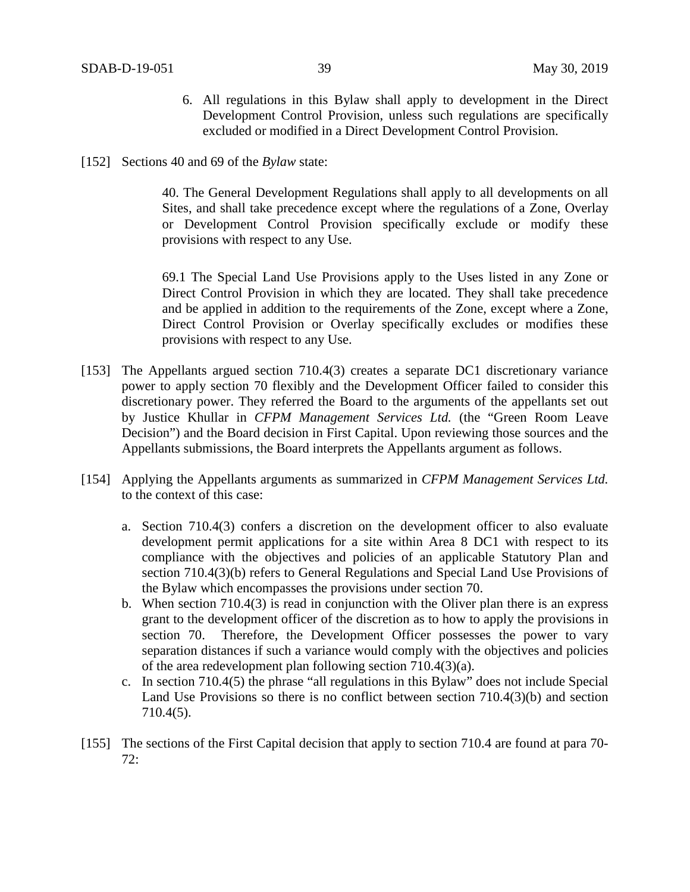6. All regulations in this Bylaw shall apply to development in the Direct Development Control Provision, unless such regulations are specifically excluded or modified in a Direct Development Control Provision.

[152] Sections 40 and 69 of the *Bylaw* state:

> 40. The General Development Regulations shall apply to all developments on all Sites, and shall take precedence except where the regulations of a Zone, Overlay or Development Control Provision specifically exclude or modify these provisions with respect to any Use.
>
> 69.1 The Special Land Use Provisions apply to the Uses listed in any Zone or Direct Control Provision in which they are located. They shall take precedence and be applied in addition to the requirements of the Zone, except where a Zone, Direct Control Provision or Overlay specifically excludes or modifies these provisions with respect to any Use.

[153] The Appellants argued section 710.4(3) creates a separate DC1 discretionary variance power to apply section 70 flexibly and the Development Officer failed to consider this discretionary power. They referred the Board to the arguments of the appellants set out by Justice Khullar in *CFPM Management Services Ltd.* (the "Green Room Leave Decision") and the Board decision in First Capital. Upon reviewing those sources and the Appellants submissions, the Board interprets the Appellants argument as follows.

[154] Applying the Appellants arguments as summarized in *CFPM Management Services Ltd.* to the context of this case:

a. Section 710.4(3) confers a discretion on the development officer to also evaluate development permit applications for a site within Area 8 DC1 with respect to its compliance with the objectives and policies of an applicable Statutory Plan and section 710.4(3)(b) refers to General Regulations and Special Land Use Provisions of the Bylaw which encompasses the provisions under section 70.
b. When section 710.4(3) is read in conjunction with the Oliver plan there is an express grant to the development officer of the discretion as to how to apply the provisions in section 70. Therefore, the Development Officer possesses the power to vary separation distances if such a variance would comply with the objectives and policies of the area redevelopment plan following section 710.4(3)(a).
c. In section 710.4(5) the phrase "all regulations in this Bylaw" does not include Special Land Use Provisions so there is no conflict between section 710.4(3)(b) and section 710.4(5).

[155] The sections of the First Capital decision that apply to section 710.4 are found at para 70-72: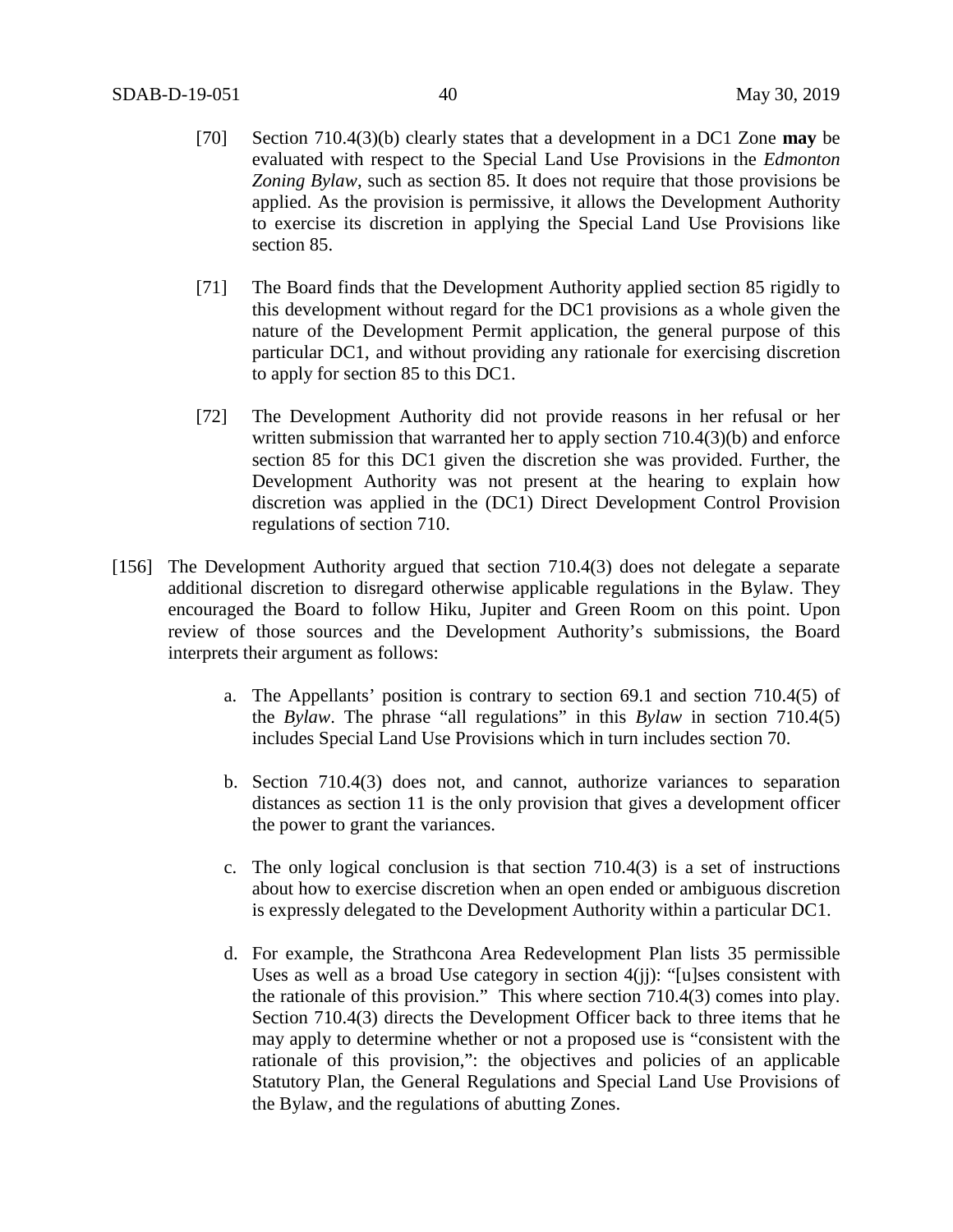[70] Section 710.4(3)(b) clearly states that a development in a DC1 Zone **may** be evaluated with respect to the Special Land Use Provisions in the *Edmonton Zoning Bylaw*, such as section 85. It does not require that those provisions be applied. As the provision is permissive, it allows the Development Authority to exercise its discretion in applying the Special Land Use Provisions like section 85.

[71] The Board finds that the Development Authority applied section 85 rigidly to this development without regard for the DC1 provisions as a whole given the nature of the Development Permit application, the general purpose of this particular DC1, and without providing any rationale for exercising discretion to apply for section 85 to this DC1.

[72] The Development Authority did not provide reasons in her refusal or her written submission that warranted her to apply section 710.4(3)(b) and enforce section 85 for this DC1 given the discretion she was provided. Further, the Development Authority was not present at the hearing to explain how discretion was applied in the (DC1) Direct Development Control Provision regulations of section 710.

[156] The Development Authority argued that section 710.4(3) does not delegate a separate additional discretion to disregard otherwise applicable regulations in the Bylaw. They encouraged the Board to follow Hiku, Jupiter and Green Room on this point. Upon review of those sources and the Development Authority's submissions, the Board interprets their argument as follows:

a. The Appellants' position is contrary to section 69.1 and section 710.4(5) of the *Bylaw*. The phrase "all regulations" in this *Bylaw* in section 710.4(5) includes Special Land Use Provisions which in turn includes section 70.

b. Section 710.4(3) does not, and cannot, authorize variances to separation distances as section 11 is the only provision that gives a development officer the power to grant the variances.

c. The only logical conclusion is that section 710.4(3) is a set of instructions about how to exercise discretion when an open ended or ambiguous discretion is expressly delegated to the Development Authority within a particular DC1.

d. For example, the Strathcona Area Redevelopment Plan lists 35 permissible Uses as well as a broad Use category in section 4(jj): "[u]ses consistent with the rationale of this provision." This where section 710.4(3) comes into play. Section 710.4(3) directs the Development Officer back to three items that he may apply to determine whether or not a proposed use is "consistent with the rationale of this provision,": the objectives and policies of an applicable Statutory Plan, the General Regulations and Special Land Use Provisions of the Bylaw, and the regulations of abutting Zones.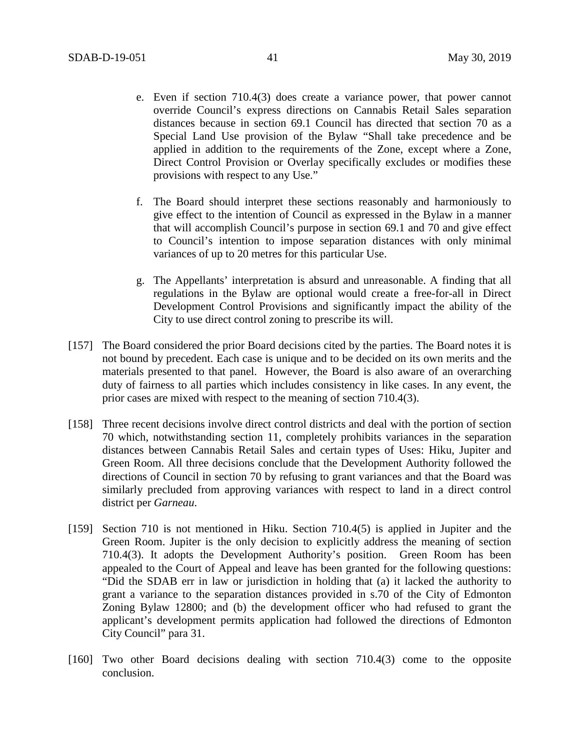e. Even if section 710.4(3) does create a variance power, that power cannot override Council's express directions on Cannabis Retail Sales separation distances because in section 69.1 Council has directed that section 70 as a Special Land Use provision of the Bylaw "Shall take precedence and be applied in addition to the requirements of the Zone, except where a Zone, Direct Control Provision or Overlay specifically excludes or modifies these provisions with respect to any Use."

f. The Board should interpret these sections reasonably and harmoniously to give effect to the intention of Council as expressed in the Bylaw in a manner that will accomplish Council's purpose in section 69.1 and 70 and give effect to Council's intention to impose separation distances with only minimal variances of up to 20 metres for this particular Use.

g. The Appellants' interpretation is absurd and unreasonable. A finding that all regulations in the Bylaw are optional would create a free-for-all in Direct Development Control Provisions and significantly impact the ability of the City to use direct control zoning to prescribe its will.

[157] The Board considered the prior Board decisions cited by the parties. The Board notes it is not bound by precedent. Each case is unique and to be decided on its own merits and the materials presented to that panel. However, the Board is also aware of an overarching duty of fairness to all parties which includes consistency in like cases. In any event, the prior cases are mixed with respect to the meaning of section 710.4(3).

[158] Three recent decisions involve direct control districts and deal with the portion of section 70 which, notwithstanding section 11, completely prohibits variances in the separation distances between Cannabis Retail Sales and certain types of Uses: Hiku, Jupiter and Green Room. All three decisions conclude that the Development Authority followed the directions of Council in section 70 by refusing to grant variances and that the Board was similarly precluded from approving variances with respect to land in a direct control district per *Garneau*.

[159] Section 710 is not mentioned in Hiku. Section 710.4(5) is applied in Jupiter and the Green Room. Jupiter is the only decision to explicitly address the meaning of section 710.4(3). It adopts the Development Authority's position. Green Room has been appealed to the Court of Appeal and leave has been granted for the following questions: "Did the SDAB err in law or jurisdiction in holding that (a) it lacked the authority to grant a variance to the separation distances provided in s.70 of the City of Edmonton Zoning Bylaw 12800; and (b) the development officer who had refused to grant the applicant's development permits application had followed the directions of Edmonton City Council" para 31.

[160] Two other Board decisions dealing with section 710.4(3) come to the opposite conclusion.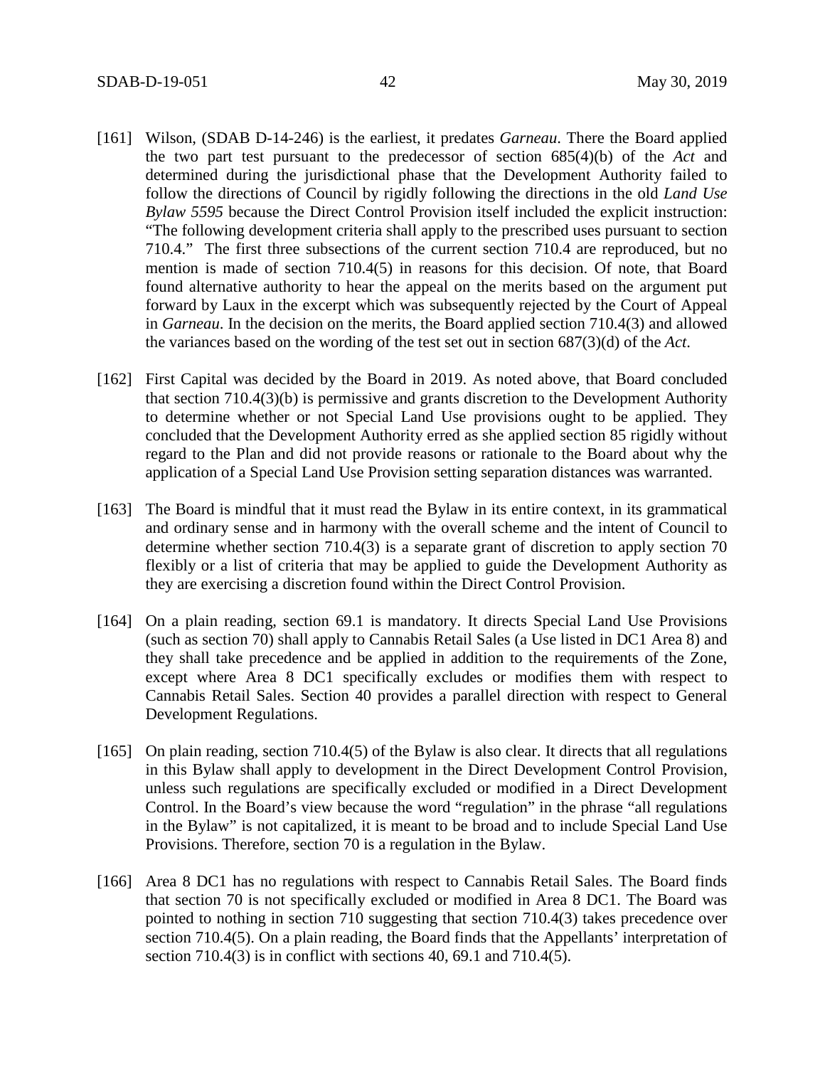[161] Wilson, (SDAB D-14-246) is the earliest, it predates *Garneau*. There the Board applied the two part test pursuant to the predecessor of section 685(4)(b) of the *Act* and determined during the jurisdictional phase that the Development Authority failed to follow the directions of Council by rigidly following the directions in the old *Land Use Bylaw 5595* because the Direct Control Provision itself included the explicit instruction: "The following development criteria shall apply to the prescribed uses pursuant to section 710.4." The first three subsections of the current section 710.4 are reproduced, but no mention is made of section 710.4(5) in reasons for this decision. Of note, that Board found alternative authority to hear the appeal on the merits based on the argument put forward by Laux in the excerpt which was subsequently rejected by the Court of Appeal in *Garneau*. In the decision on the merits, the Board applied section 710.4(3) and allowed the variances based on the wording of the test set out in section 687(3)(d) of the *Act*.

[162] First Capital was decided by the Board in 2019. As noted above, that Board concluded that section 710.4(3)(b) is permissive and grants discretion to the Development Authority to determine whether or not Special Land Use provisions ought to be applied. They concluded that the Development Authority erred as she applied section 85 rigidly without regard to the Plan and did not provide reasons or rationale to the Board about why the application of a Special Land Use Provision setting separation distances was warranted.

[163] The Board is mindful that it must read the Bylaw in its entire context, in its grammatical and ordinary sense and in harmony with the overall scheme and the intent of Council to determine whether section 710.4(3) is a separate grant of discretion to apply section 70 flexibly or a list of criteria that may be applied to guide the Development Authority as they are exercising a discretion found within the Direct Control Provision.

[164] On a plain reading, section 69.1 is mandatory. It directs Special Land Use Provisions (such as section 70) shall apply to Cannabis Retail Sales (a Use listed in DC1 Area 8) and they shall take precedence and be applied in addition to the requirements of the Zone, except where Area 8 DC1 specifically excludes or modifies them with respect to Cannabis Retail Sales. Section 40 provides a parallel direction with respect to General Development Regulations.

[165] On plain reading, section 710.4(5) of the Bylaw is also clear. It directs that all regulations in this Bylaw shall apply to development in the Direct Development Control Provision, unless such regulations are specifically excluded or modified in a Direct Development Control. In the Board's view because the word "regulation" in the phrase "all regulations in the Bylaw" is not capitalized, it is meant to be broad and to include Special Land Use Provisions. Therefore, section 70 is a regulation in the Bylaw.

[166] Area 8 DC1 has no regulations with respect to Cannabis Retail Sales. The Board finds that section 70 is not specifically excluded or modified in Area 8 DC1. The Board was pointed to nothing in section 710 suggesting that section 710.4(3) takes precedence over section 710.4(5). On a plain reading, the Board finds that the Appellants' interpretation of section 710.4(3) is in conflict with sections 40, 69.1 and 710.4(5).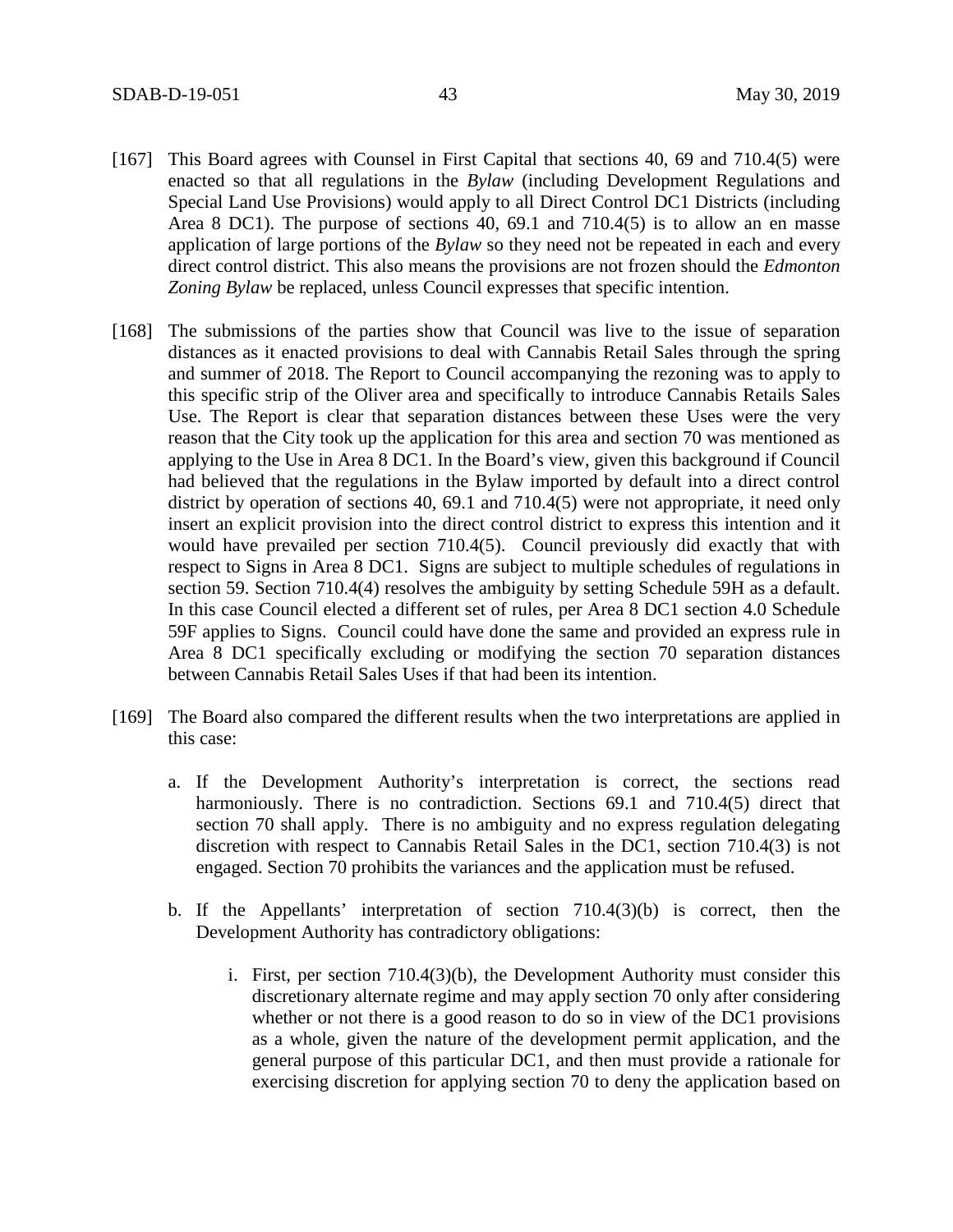[167] This Board agrees with Counsel in First Capital that sections 40, 69 and 710.4(5) were enacted so that all regulations in the *Bylaw* (including Development Regulations and Special Land Use Provisions) would apply to all Direct Control DC1 Districts (including Area 8 DC1). The purpose of sections 40, 69.1 and 710.4(5) is to allow an en masse application of large portions of the *Bylaw* so they need not be repeated in each and every direct control district. This also means the provisions are not frozen should the *Edmonton Zoning Bylaw* be replaced, unless Council expresses that specific intention.

[168] The submissions of the parties show that Council was live to the issue of separation distances as it enacted provisions to deal with Cannabis Retail Sales through the spring and summer of 2018. The Report to Council accompanying the rezoning was to apply to this specific strip of the Oliver area and specifically to introduce Cannabis Retails Sales Use. The Report is clear that separation distances between these Uses were the very reason that the City took up the application for this area and section 70 was mentioned as applying to the Use in Area 8 DC1. In the Board's view, given this background if Council had believed that the regulations in the Bylaw imported by default into a direct control district by operation of sections 40, 69.1 and 710.4(5) were not appropriate, it need only insert an explicit provision into the direct control district to express this intention and it would have prevailed per section 710.4(5). Council previously did exactly that with respect to Signs in Area 8 DC1. Signs are subject to multiple schedules of regulations in section 59. Section 710.4(4) resolves the ambiguity by setting Schedule 59H as a default. In this case Council elected a different set of rules, per Area 8 DC1 section 4.0 Schedule 59F applies to Signs. Council could have done the same and provided an express rule in Area 8 DC1 specifically excluding or modifying the section 70 separation distances between Cannabis Retail Sales Uses if that had been its intention.

[169] The Board also compared the different results when the two interpretations are applied in this case:

a. If the Development Authority's interpretation is correct, the sections read harmoniously. There is no contradiction. Sections 69.1 and 710.4(5) direct that section 70 shall apply. There is no ambiguity and no express regulation delegating discretion with respect to Cannabis Retail Sales in the DC1, section 710.4(3) is not engaged. Section 70 prohibits the variances and the application must be refused.

b. If the Appellants' interpretation of section 710.4(3)(b) is correct, then the Development Authority has contradictory obligations:

   i. First, per section 710.4(3)(b), the Development Authority must consider this discretionary alternate regime and may apply section 70 only after considering whether or not there is a good reason to do so in view of the DC1 provisions as a whole, given the nature of the development permit application, and the general purpose of this particular DC1, and then must provide a rationale for exercising discretion for applying section 70 to deny the application based on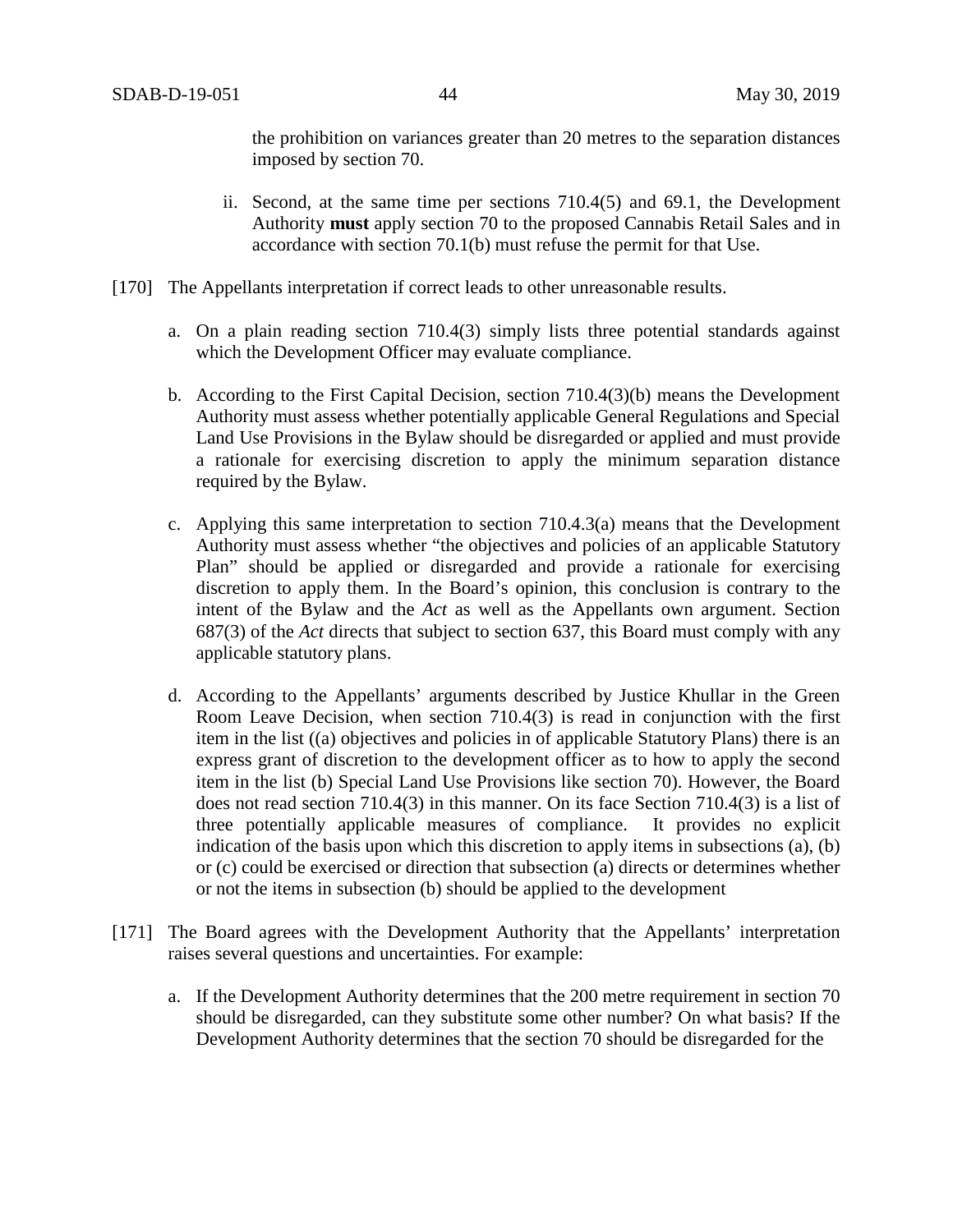the prohibition on variances greater than 20 metres to the separation distances imposed by section 70.

ii. Second, at the same time per sections 710.4(5) and 69.1, the Development Authority **must** apply section 70 to the proposed Cannabis Retail Sales and in accordance with section 70.1(b) must refuse the permit for that Use.

[170] The Appellants interpretation if correct leads to other unreasonable results.

a. On a plain reading section 710.4(3) simply lists three potential standards against which the Development Officer may evaluate compliance.

b. According to the First Capital Decision, section 710.4(3)(b) means the Development Authority must assess whether potentially applicable General Regulations and Special Land Use Provisions in the Bylaw should be disregarded or applied and must provide a rationale for exercising discretion to apply the minimum separation distance required by the Bylaw.

c. Applying this same interpretation to section 710.4.3(a) means that the Development Authority must assess whether "the objectives and policies of an applicable Statutory Plan" should be applied or disregarded and provide a rationale for exercising discretion to apply them. In the Board's opinion, this conclusion is contrary to the intent of the Bylaw and the *Act* as well as the Appellants own argument. Section 687(3) of the *Act* directs that subject to section 637, this Board must comply with any applicable statutory plans.

d. According to the Appellants' arguments described by Justice Khullar in the Green Room Leave Decision, when section 710.4(3) is read in conjunction with the first item in the list ((a) objectives and policies in of applicable Statutory Plans) there is an express grant of discretion to the development officer as to how to apply the second item in the list (b) Special Land Use Provisions like section 70). However, the Board does not read section 710.4(3) in this manner. On its face Section 710.4(3) is a list of three potentially applicable measures of compliance. It provides no explicit indication of the basis upon which this discretion to apply items in subsections (a), (b) or (c) could be exercised or direction that subsection (a) directs or determines whether or not the items in subsection (b) should be applied to the development

[171] The Board agrees with the Development Authority that the Appellants' interpretation raises several questions and uncertainties. For example:

a. If the Development Authority determines that the 200 metre requirement in section 70 should be disregarded, can they substitute some other number? On what basis? If the Development Authority determines that the section 70 should be disregarded for the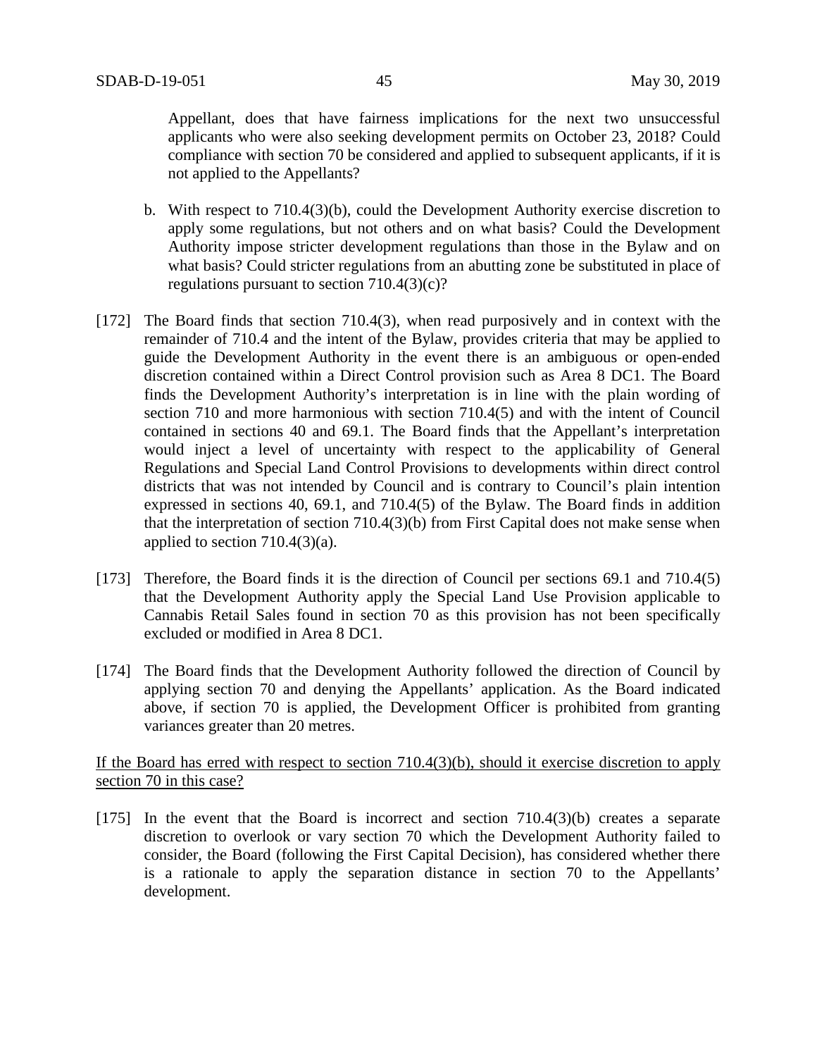Appellant, does that have fairness implications for the next two unsuccessful applicants who were also seeking development permits on October 23, 2018? Could compliance with section 70 be considered and applied to subsequent applicants, if it is not applied to the Appellants?

b. With respect to 710.4(3)(b), could the Development Authority exercise discretion to apply some regulations, but not others and on what basis? Could the Development Authority impose stricter development regulations than those in the Bylaw and on what basis? Could stricter regulations from an abutting zone be substituted in place of regulations pursuant to section 710.4(3)(c)?

[172] The Board finds that section 710.4(3), when read purposively and in context with the remainder of 710.4 and the intent of the Bylaw, provides criteria that may be applied to guide the Development Authority in the event there is an ambiguous or open-ended discretion contained within a Direct Control provision such as Area 8 DC1. The Board finds the Development Authority's interpretation is in line with the plain wording of section 710 and more harmonious with section 710.4(5) and with the intent of Council contained in sections 40 and 69.1. The Board finds that the Appellant's interpretation would inject a level of uncertainty with respect to the applicability of General Regulations and Special Land Control Provisions to developments within direct control districts that was not intended by Council and is contrary to Council's plain intention expressed in sections 40, 69.1, and 710.4(5) of the Bylaw. The Board finds in addition that the interpretation of section 710.4(3)(b) from First Capital does not make sense when applied to section 710.4(3)(a).

[173] Therefore, the Board finds it is the direction of Council per sections 69.1 and 710.4(5) that the Development Authority apply the Special Land Use Provision applicable to Cannabis Retail Sales found in section 70 as this provision has not been specifically excluded or modified in Area 8 DC1.

[174] The Board finds that the Development Authority followed the direction of Council by applying section 70 and denying the Appellants' application. As the Board indicated above, if section 70 is applied, the Development Officer is prohibited from granting variances greater than 20 metres.

<u>If the Board has erred with respect to section 710.4(3)(b), should it exercise discretion to apply section 70 in this case?</u>

[175] In the event that the Board is incorrect and section 710.4(3)(b) creates a separate discretion to overlook or vary section 70 which the Development Authority failed to consider, the Board (following the First Capital Decision), has considered whether there is a rationale to apply the separation distance in section 70 to the Appellants' development.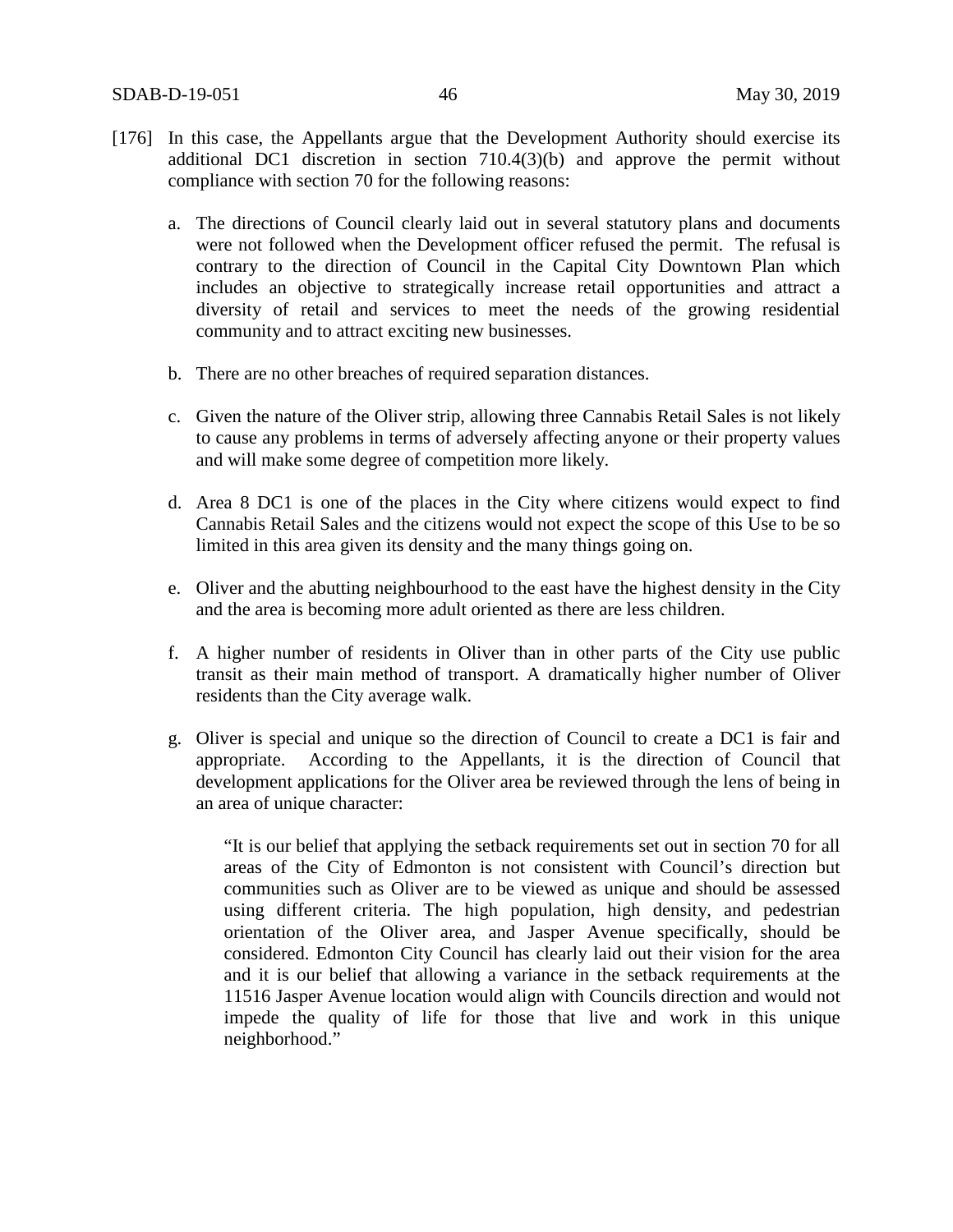[176] In this case, the Appellants argue that the Development Authority should exercise its additional DC1 discretion in section 710.4(3)(b) and approve the permit without compliance with section 70 for the following reasons:

a. The directions of Council clearly laid out in several statutory plans and documents were not followed when the Development officer refused the permit. The refusal is contrary to the direction of Council in the Capital City Downtown Plan which includes an objective to strategically increase retail opportunities and attract a diversity of retail and services to meet the needs of the growing residential community and to attract exciting new businesses.

b. There are no other breaches of required separation distances.

c. Given the nature of the Oliver strip, allowing three Cannabis Retail Sales is not likely to cause any problems in terms of adversely affecting anyone or their property values and will make some degree of competition more likely.

d. Area 8 DC1 is one of the places in the City where citizens would expect to find Cannabis Retail Sales and the citizens would not expect the scope of this Use to be so limited in this area given its density and the many things going on.

e. Oliver and the abutting neighbourhood to the east have the highest density in the City and the area is becoming more adult oriented as there are less children.

f. A higher number of residents in Oliver than in other parts of the City use public transit as their main method of transport. A dramatically higher number of Oliver residents than the City average walk.

g. Oliver is special and unique so the direction of Council to create a DC1 is fair and appropriate. According to the Appellants, it is the direction of Council that development applications for the Oliver area be reviewed through the lens of being in an area of unique character:

> "It is our belief that applying the setback requirements set out in section 70 for all areas of the City of Edmonton is not consistent with Council's direction but communities such as Oliver are to be viewed as unique and should be assessed using different criteria. The high population, high density, and pedestrian orientation of the Oliver area, and Jasper Avenue specifically, should be considered. Edmonton City Council has clearly laid out their vision for the area and it is our belief that allowing a variance in the setback requirements at the 11516 Jasper Avenue location would align with Councils direction and would not impede the quality of life for those that live and work in this unique neighborhood."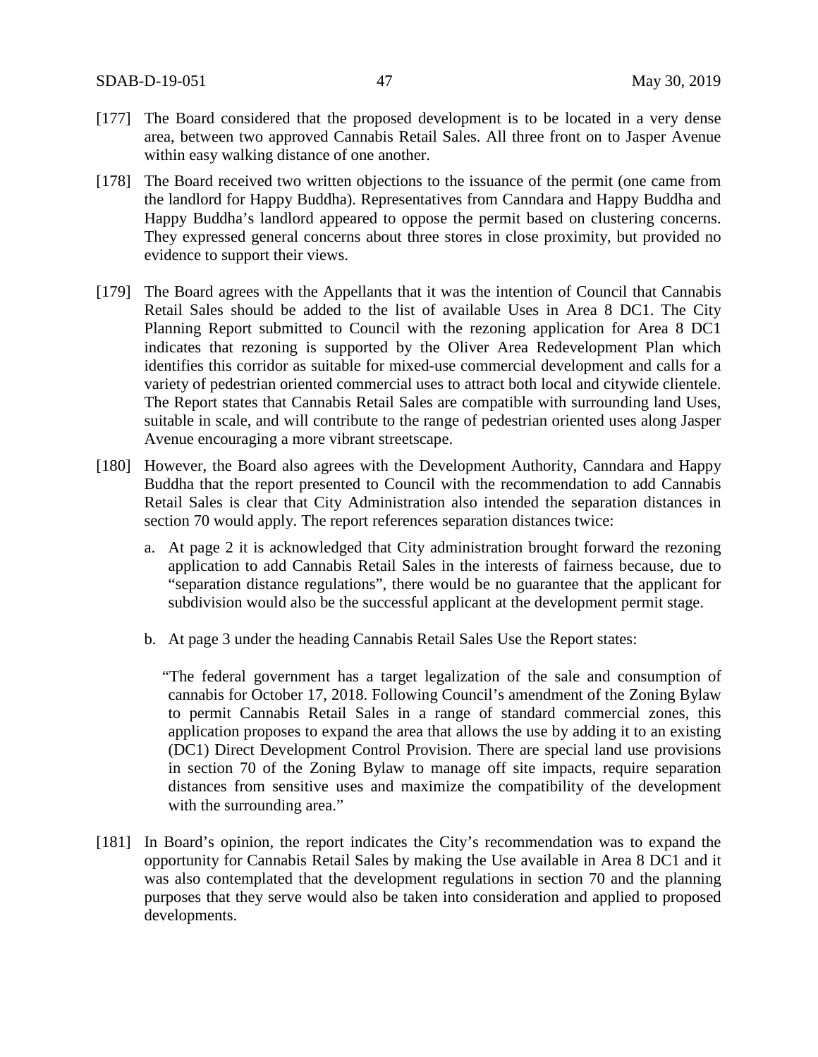[177] The Board considered that the proposed development is to be located in a very dense area, between two approved Cannabis Retail Sales. All three front on to Jasper Avenue within easy walking distance of one another.

[178] The Board received two written objections to the issuance of the permit (one came from the landlord for Happy Buddha). Representatives from Canndara and Happy Buddha and Happy Buddha's landlord appeared to oppose the permit based on clustering concerns. They expressed general concerns about three stores in close proximity, but provided no evidence to support their views.

[179] The Board agrees with the Appellants that it was the intention of Council that Cannabis Retail Sales should be added to the list of available Uses in Area 8 DC1. The City Planning Report submitted to Council with the rezoning application for Area 8 DC1 indicates that rezoning is supported by the Oliver Area Redevelopment Plan which identifies this corridor as suitable for mixed-use commercial development and calls for a variety of pedestrian oriented commercial uses to attract both local and citywide clientele. The Report states that Cannabis Retail Sales are compatible with surrounding land Uses, suitable in scale, and will contribute to the range of pedestrian oriented uses along Jasper Avenue encouraging a more vibrant streetscape.

[180] However, the Board also agrees with the Development Authority, Canndara and Happy Buddha that the report presented to Council with the recommendation to add Cannabis Retail Sales is clear that City Administration also intended the separation distances in section 70 would apply. The report references separation distances twice:

a. At page 2 it is acknowledged that City administration brought forward the rezoning application to add Cannabis Retail Sales in the interests of fairness because, due to "separation distance regulations", there would be no guarantee that the applicant for subdivision would also be the successful applicant at the development permit stage.

b. At page 3 under the heading Cannabis Retail Sales Use the Report states:

"The federal government has a target legalization of the sale and consumption of cannabis for October 17, 2018. Following Council's amendment of the Zoning Bylaw to permit Cannabis Retail Sales in a range of standard commercial zones, this application proposes to expand the area that allows the use by adding it to an existing (DC1) Direct Development Control Provision. There are special land use provisions in section 70 of the Zoning Bylaw to manage off site impacts, require separation distances from sensitive uses and maximize the compatibility of the development with the surrounding area."

[181] In Board's opinion, the report indicates the City's recommendation was to expand the opportunity for Cannabis Retail Sales by making the Use available in Area 8 DC1 and it was also contemplated that the development regulations in section 70 and the planning purposes that they serve would also be taken into consideration and applied to proposed developments.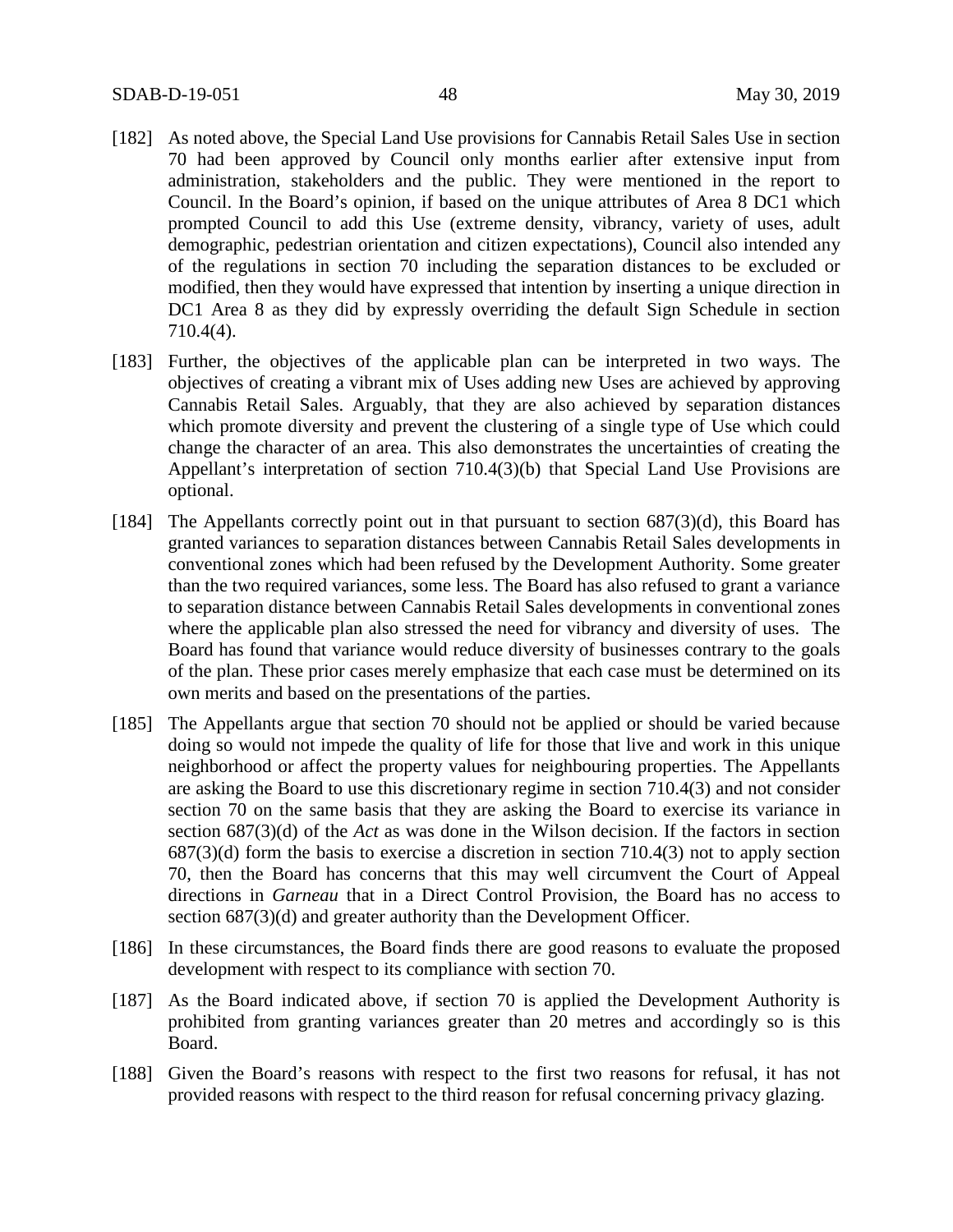[182] As noted above, the Special Land Use provisions for Cannabis Retail Sales Use in section 70 had been approved by Council only months earlier after extensive input from administration, stakeholders and the public. They were mentioned in the report to Council. In the Board's opinion, if based on the unique attributes of Area 8 DC1 which prompted Council to add this Use (extreme density, vibrancy, variety of uses, adult demographic, pedestrian orientation and citizen expectations), Council also intended any of the regulations in section 70 including the separation distances to be excluded or modified, then they would have expressed that intention by inserting a unique direction in DC1 Area 8 as they did by expressly overriding the default Sign Schedule in section 710.4(4).

[183] Further, the objectives of the applicable plan can be interpreted in two ways. The objectives of creating a vibrant mix of Uses adding new Uses are achieved by approving Cannabis Retail Sales. Arguably, that they are also achieved by separation distances which promote diversity and prevent the clustering of a single type of Use which could change the character of an area. This also demonstrates the uncertainties of creating the Appellant's interpretation of section 710.4(3)(b) that Special Land Use Provisions are optional.

[184] The Appellants correctly point out in that pursuant to section 687(3)(d), this Board has granted variances to separation distances between Cannabis Retail Sales developments in conventional zones which had been refused by the Development Authority. Some greater than the two required variances, some less. The Board has also refused to grant a variance to separation distance between Cannabis Retail Sales developments in conventional zones where the applicable plan also stressed the need for vibrancy and diversity of uses. The Board has found that variance would reduce diversity of businesses contrary to the goals of the plan. These prior cases merely emphasize that each case must be determined on its own merits and based on the presentations of the parties.

[185] The Appellants argue that section 70 should not be applied or should be varied because doing so would not impede the quality of life for those that live and work in this unique neighborhood or affect the property values for neighbouring properties. The Appellants are asking the Board to use this discretionary regime in section 710.4(3) and not consider section 70 on the same basis that they are asking the Board to exercise its variance in section 687(3)(d) of the *Act* as was done in the Wilson decision. If the factors in section 687(3)(d) form the basis to exercise a discretion in section 710.4(3) not to apply section 70, then the Board has concerns that this may well circumvent the Court of Appeal directions in *Garneau* that in a Direct Control Provision, the Board has no access to section 687(3)(d) and greater authority than the Development Officer.

[186] In these circumstances, the Board finds there are good reasons to evaluate the proposed development with respect to its compliance with section 70.

[187] As the Board indicated above, if section 70 is applied the Development Authority is prohibited from granting variances greater than 20 metres and accordingly so is this Board.

[188] Given the Board's reasons with respect to the first two reasons for refusal, it has not provided reasons with respect to the third reason for refusal concerning privacy glazing.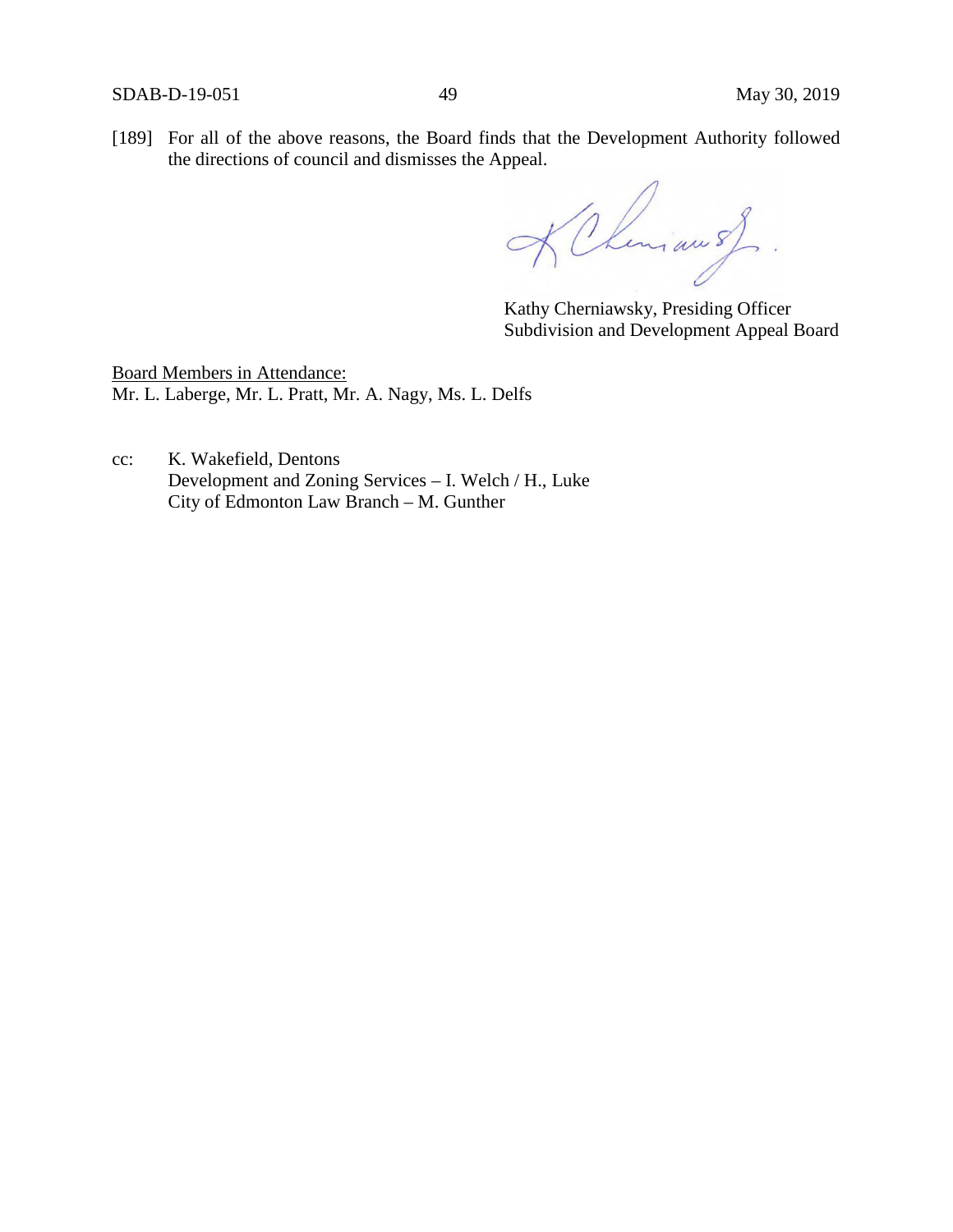[189] For all of the above reasons, the Board finds that the Development Authority followed the directions of council and dismisses the Appeal.

Kathy Cherniawsky, Presiding Officer
Subdivision and Development Appeal Board

Board Members in Attendance:
Mr. L. Laberge, Mr. L. Pratt, Mr. A. Nagy, Ms. L. Delfs

cc: K. Wakefield, Dentons
Development and Zoning Services – I. Welch / H., Luke
City of Edmonton Law Branch – M. Gunther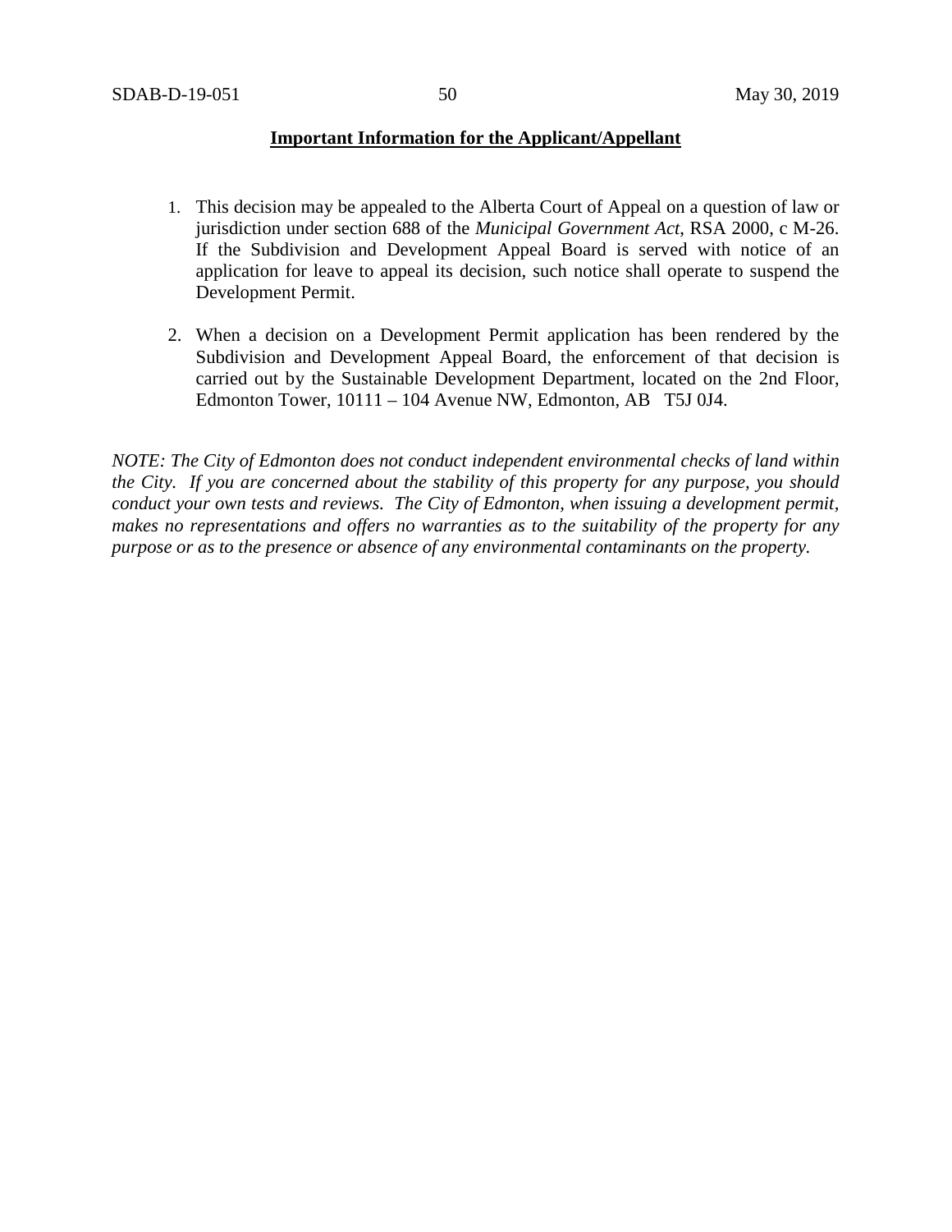**Important Information for the Applicant/Appellant**

1. This decision may be appealed to the Alberta Court of Appeal on a question of law or jurisdiction under section 688 of the *Municipal Government Act*, RSA 2000, c M-26. If the Subdivision and Development Appeal Board is served with notice of an application for leave to appeal its decision, such notice shall operate to suspend the Development Permit.

2. When a decision on a Development Permit application has been rendered by the Subdivision and Development Appeal Board, the enforcement of that decision is carried out by the Sustainable Development Department, located on the 2nd Floor, Edmonton Tower, 10111 – 104 Avenue NW, Edmonton, AB T5J 0J4.

*NOTE: The City of Edmonton does not conduct independent environmental checks of land within the City. If you are concerned about the stability of this property for any purpose, you should conduct your own tests and reviews. The City of Edmonton, when issuing a development permit, makes no representations and offers no warranties as to the suitability of the property for any purpose or as to the presence or absence of any environmental contaminants on the property.*